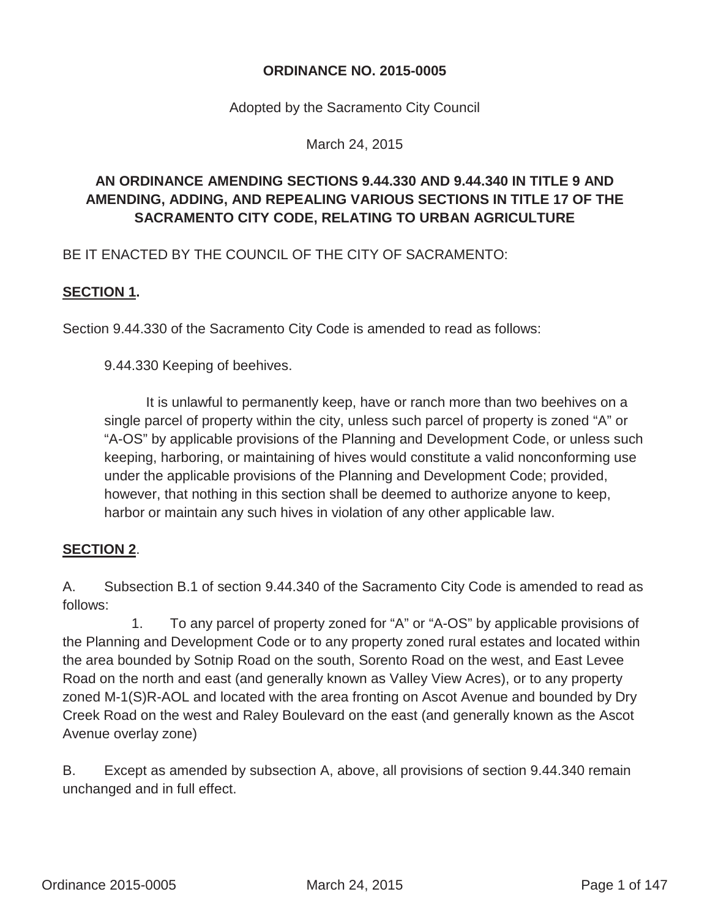**ORDINANCE NO. 2015-0005**

Adopted by the Sacramento City Council

March 24, 2015

## AN ORDINANCE AMENDING SECTIONS 9.44.330 AND 9.44.340 IN TITLE 9 AND AMENDING, ADDING, AND REPEALING VARIOUS SECTIONS IN TITLE 17 OF THE SACRAMENTO CITY CODE, RELATING TO URBAN AGRICULTURE

BE IT ENACTED BY THE COUNCIL OF THE CITY OF SACRAMENTO:

**SECTION 1.**

Section 9.44.330 of the Sacramento City Code is amended to read as follows:

> 9.44.330 Keeping of beehives.
>
> It is unlawful to permanently keep, have or ranch more than two beehives on a single parcel of property within the city, unless such parcel of property is zoned "A" or "A-OS" by applicable provisions of the Planning and Development Code, or unless such keeping, harboring, or maintaining of hives would constitute a valid nonconforming use under the applicable provisions of the Planning and Development Code; provided, however, that nothing in this section shall be deemed to authorize anyone to keep, harbor or maintain any such hives in violation of any other applicable law.

**SECTION 2.**

A. Subsection B.1 of section 9.44.340 of the Sacramento City Code is amended to read as follows:

1. To any parcel of property zoned for "A" or "A-OS" by applicable provisions of the Planning and Development Code or to any property zoned rural estates and located within the area bounded by Sotnip Road on the south, Sorento Road on the west, and East Levee Road on the north and east (and generally known as Valley View Acres), or to any property zoned M-1(S)R-AOL and located with the area fronting on Ascot Avenue and bounded by Dry Creek Road on the west and Raley Boulevard on the east (and generally known as the Ascot Avenue overlay zone)

B. Except as amended by subsection A, above, all provisions of section 9.44.340 remain unchanged and in full effect.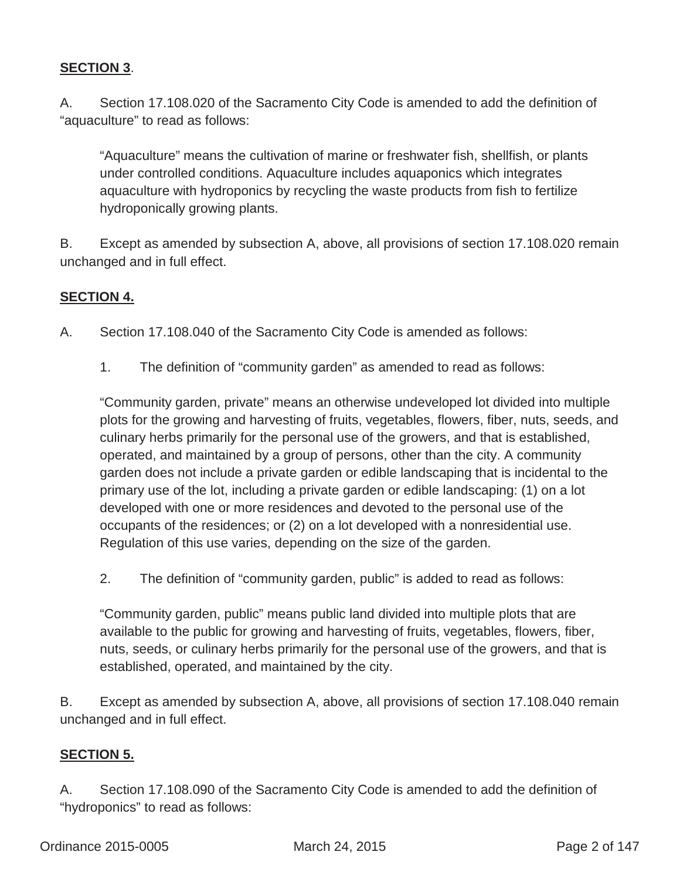**SECTION 3**.

A. Section 17.108.020 of the Sacramento City Code is amended to add the definition of "aquaculture" to read as follows:

> "Aquaculture" means the cultivation of marine or freshwater fish, shellfish, or plants under controlled conditions. Aquaculture includes aquaponics which integrates aquaculture with hydroponics by recycling the waste products from fish to fertilize hydroponically growing plants.

B. Except as amended by subsection A, above, all provisions of section 17.108.020 remain unchanged and in full effect.

**SECTION 4.**

A. Section 17.108.040 of the Sacramento City Code is amended as follows:

1. The definition of "community garden" as amended to read as follows:

> "Community garden, private" means an otherwise undeveloped lot divided into multiple plots for the growing and harvesting of fruits, vegetables, flowers, fiber, nuts, seeds, and culinary herbs primarily for the personal use of the growers, and that is established, operated, and maintained by a group of persons, other than the city. A community garden does not include a private garden or edible landscaping that is incidental to the primary use of the lot, including a private garden or edible landscaping: (1) on a lot developed with one or more residences and devoted to the personal use of the occupants of the residences; or (2) on a lot developed with a nonresidential use. Regulation of this use varies, depending on the size of the garden.

2. The definition of "community garden, public" is added to read as follows:

> "Community garden, public" means public land divided into multiple plots that are available to the public for growing and harvesting of fruits, vegetables, flowers, fiber, nuts, seeds, or culinary herbs primarily for the personal use of the growers, and that is established, operated, and maintained by the city.

B. Except as amended by subsection A, above, all provisions of section 17.108.040 remain unchanged and in full effect.

**SECTION 5.**

A. Section 17.108.090 of the Sacramento City Code is amended to add the definition of "hydroponics" to read as follows: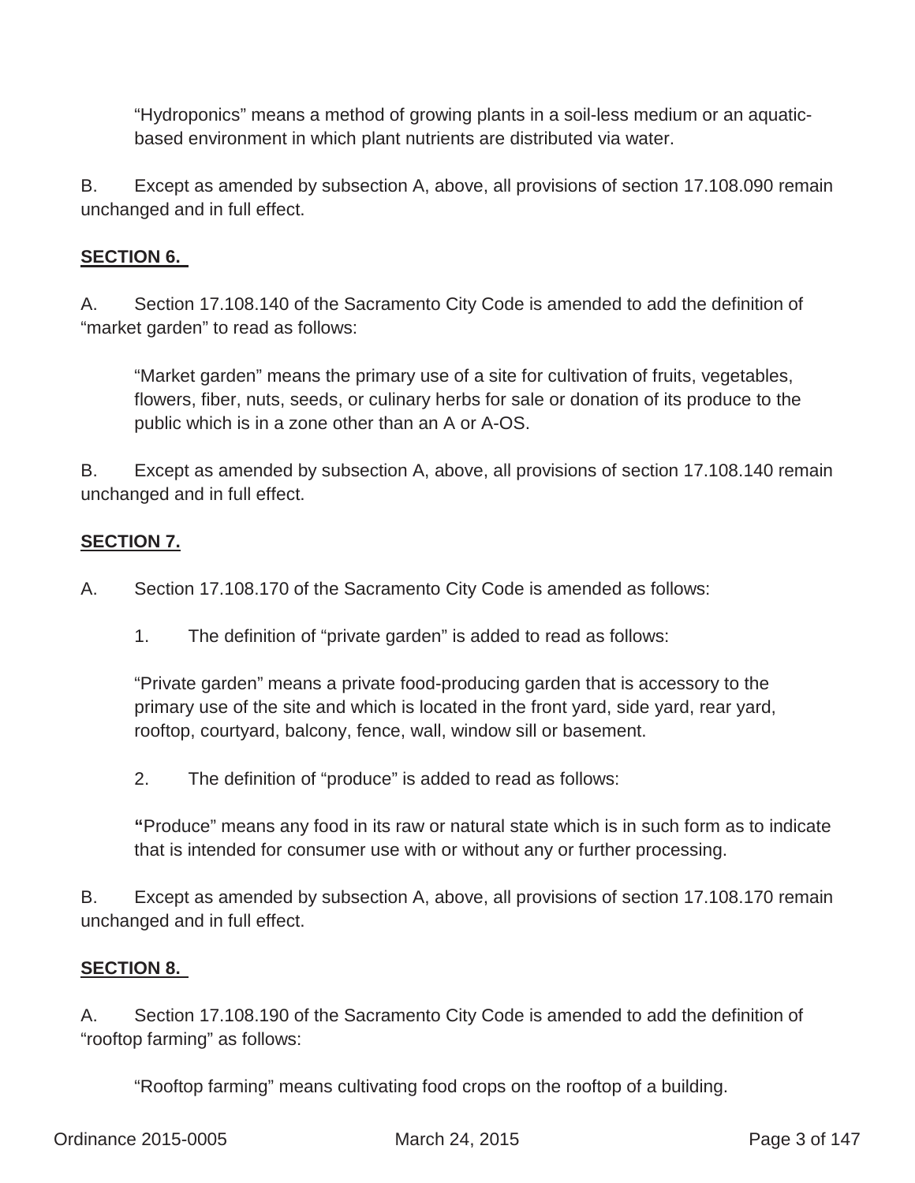"Hydroponics" means a method of growing plants in a soil-less medium or an aquatic-based environment in which plant nutrients are distributed via water.

B. Except as amended by subsection A, above, all provisions of section 17.108.090 remain unchanged and in full effect.

**SECTION 6.**

A. Section 17.108.140 of the Sacramento City Code is amended to add the definition of "market garden" to read as follows:

"Market garden" means the primary use of a site for cultivation of fruits, vegetables, flowers, fiber, nuts, seeds, or culinary herbs for sale or donation of its produce to the public which is in a zone other than an A or A-OS.

B. Except as amended by subsection A, above, all provisions of section 17.108.140 remain unchanged and in full effect.

**SECTION 7.**

A. Section 17.108.170 of the Sacramento City Code is amended as follows:

1. The definition of "private garden" is added to read as follows:

"Private garden" means a private food-producing garden that is accessory to the primary use of the site and which is located in the front yard, side yard, rear yard, rooftop, courtyard, balcony, fence, wall, window sill or basement.

2. The definition of "produce" is added to read as follows:

"Produce" means any food in its raw or natural state which is in such form as to indicate that is intended for consumer use with or without any or further processing.

B. Except as amended by subsection A, above, all provisions of section 17.108.170 remain unchanged and in full effect.

**SECTION 8.**

A. Section 17.108.190 of the Sacramento City Code is amended to add the definition of "rooftop farming" as follows:

"Rooftop farming" means cultivating food crops on the rooftop of a building.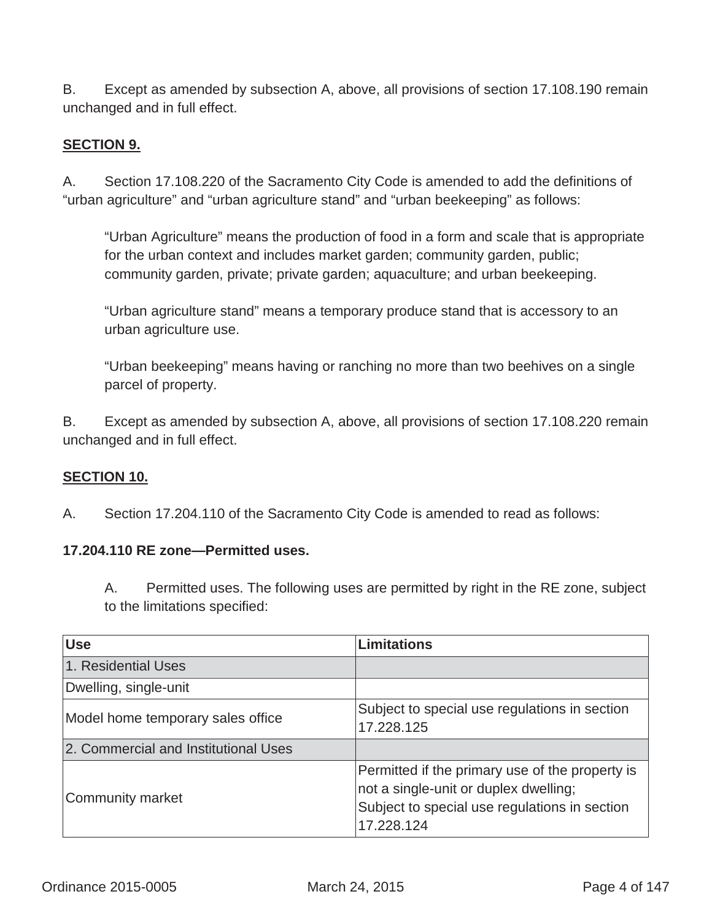B. Except as amended by subsection A, above, all provisions of section 17.108.190 remain unchanged and in full effect.

**SECTION 9.**

A. Section 17.108.220 of the Sacramento City Code is amended to add the definitions of "urban agriculture" and "urban agriculture stand" and "urban beekeeping" as follows:

> "Urban Agriculture" means the production of food in a form and scale that is appropriate for the urban context and includes market garden; community garden, public; community garden, private; private garden; aquaculture; and urban beekeeping.
>
> "Urban agriculture stand" means a temporary produce stand that is accessory to an urban agriculture use.
>
> "Urban beekeeping" means having or ranching no more than two beehives on a single parcel of property.

B. Except as amended by subsection A, above, all provisions of section 17.108.220 remain unchanged and in full effect.

**SECTION 10.**

A. Section 17.204.110 of the Sacramento City Code is amended to read as follows:

**17.204.110 RE zone—Permitted uses.**

> A. Permitted uses. The following uses are permitted by right in the RE zone, subject to the limitations specified:

| Use | Limitations |
|---|---|
| 1. Residential Uses | |
| Dwelling, single-unit | |
| Model home temporary sales office | Subject to special use regulations in section 17.228.125 |
| 2. Commercial and Institutional Uses | |
| Community market | Permitted if the primary use of the property is not a single-unit or duplex dwelling; Subject to special use regulations in section 17.228.124 |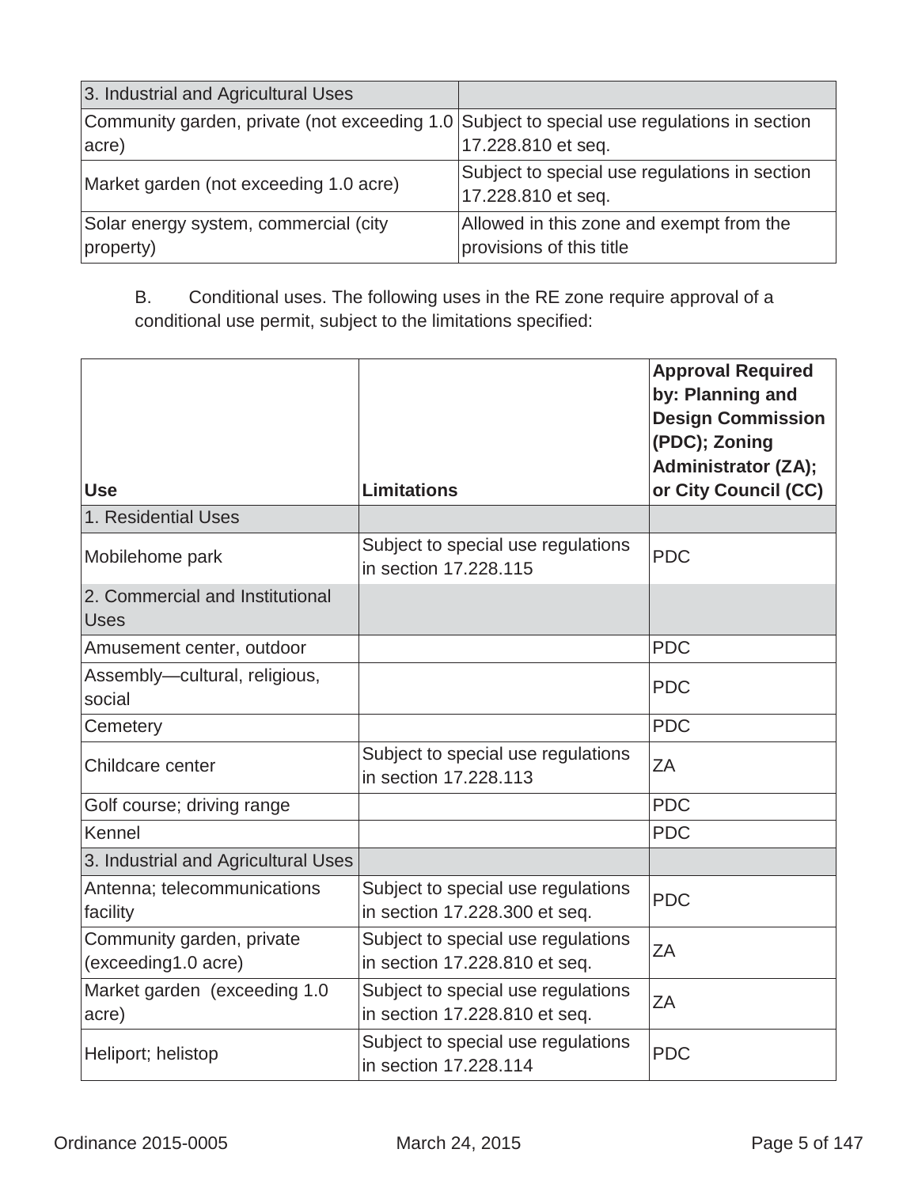| 3. Industrial and Agricultural Uses | |
|---|---|
| Community garden, private (not exceeding 1.0 acre) | Subject to special use regulations in section 17.228.810 et seq. |
| Market garden (not exceeding 1.0 acre) | Subject to special use regulations in section 17.228.810 et seq. |
| Solar energy system, commercial (city property) | Allowed in this zone and exempt from the provisions of this title |

B. Conditional uses. The following uses in the RE zone require approval of a conditional use permit, subject to the limitations specified:

| Use | Limitations | Approval Required by: Planning and Design Commission (PDC); Zoning Administrator (ZA); or City Council (CC) |
|---|---|---|
| 1. Residential Uses | | |
| Mobilehome park | Subject to special use regulations in section 17.228.115 | PDC |
| 2. Commercial and Institutional Uses | | |
| Amusement center, outdoor | | PDC |
| Assembly—cultural, religious, social | | PDC |
| Cemetery | | PDC |
| Childcare center | Subject to special use regulations in section 17.228.113 | ZA |
| Golf course; driving range | | PDC |
| Kennel | | PDC |
| 3. Industrial and Agricultural Uses | | |
| Antenna; telecommunications facility | Subject to special use regulations in section 17.228.300 et seq. | PDC |
| Community garden, private (exceeding1.0 acre) | Subject to special use regulations in section 17.228.810 et seq. | ZA |
| Market garden (exceeding 1.0 acre) | Subject to special use regulations in section 17.228.810 et seq. | ZA |
| Heliport; helistop | Subject to special use regulations in section 17.228.114 | PDC |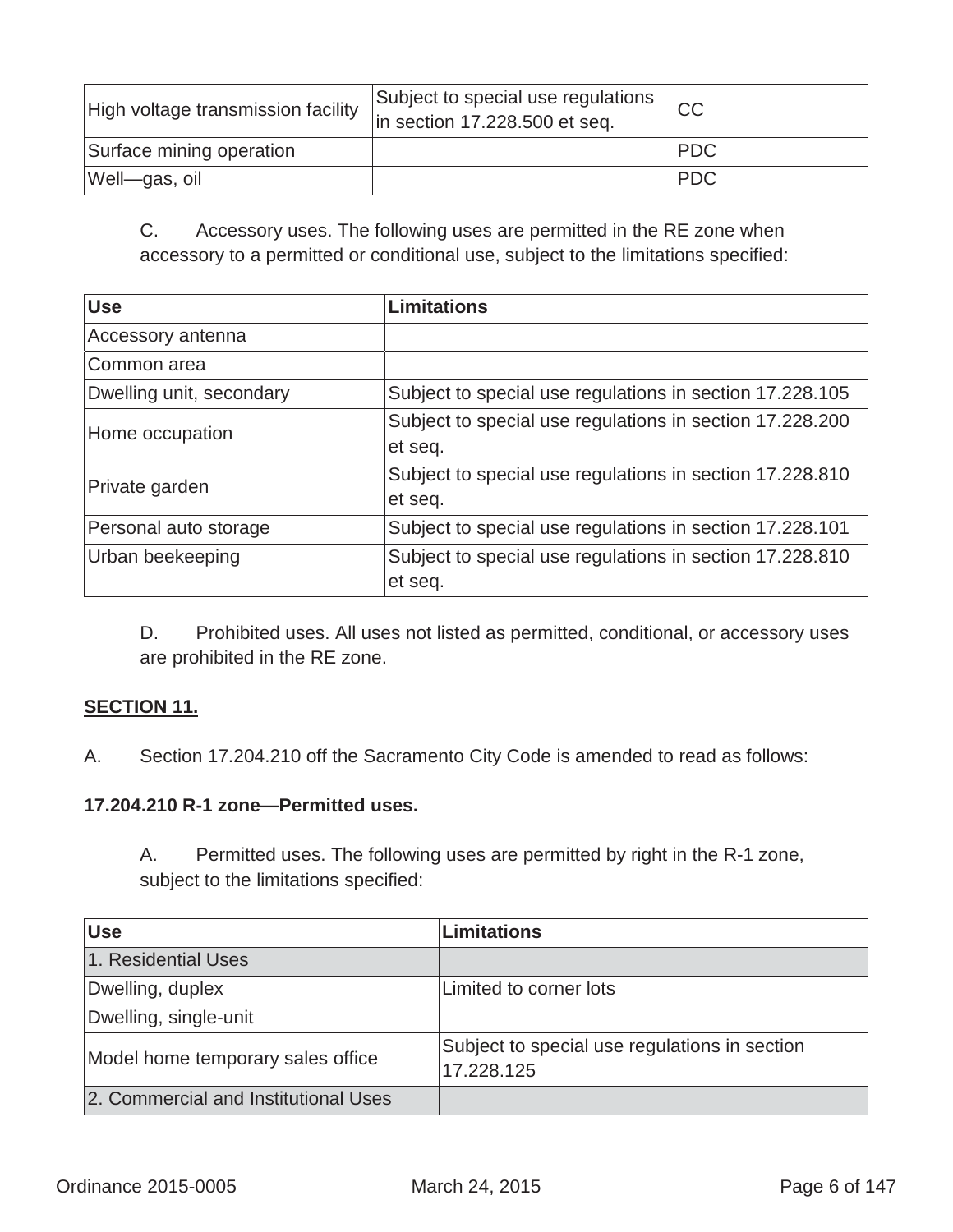| | | |
|---|---|---|
| High voltage transmission facility | Subject to special use regulations in section 17.228.500 et seq. | CC |
| Surface mining operation | | PDC |
| Well—gas, oil | | PDC |

C. Accessory uses. The following uses are permitted in the RE zone when accessory to a permitted or conditional use, subject to the limitations specified:

| Use | Limitations |
|---|---|
| Accessory antenna | |
| Common area | |
| Dwelling unit, secondary | Subject to special use regulations in section 17.228.105 |
| Home occupation | Subject to special use regulations in section 17.228.200 et seq. |
| Private garden | Subject to special use regulations in section 17.228.810 et seq. |
| Personal auto storage | Subject to special use regulations in section 17.228.101 |
| Urban beekeeping | Subject to special use regulations in section 17.228.810 et seq. |

D. Prohibited uses. All uses not listed as permitted, conditional, or accessory uses are prohibited in the RE zone.

**SECTION 11.**

A. Section 17.204.210 off the Sacramento City Code is amended to read as follows:

**17.204.210 R-1 zone—Permitted uses.**

A. Permitted uses. The following uses are permitted by right in the R-1 zone, subject to the limitations specified:

| Use | Limitations |
|---|---|
| 1. Residential Uses | |
| Dwelling, duplex | Limited to corner lots |
| Dwelling, single-unit | |
| Model home temporary sales office | Subject to special use regulations in section 17.228.125 |
| 2. Commercial and Institutional Uses | |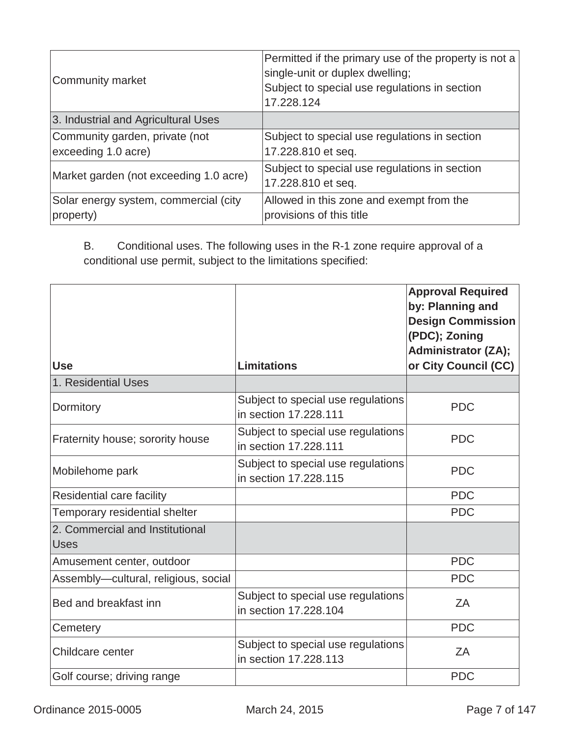| | |
|---|---|
| Community market | Permitted if the primary use of the property is not a single-unit or duplex dwelling;<br>Subject to special use regulations in section 17.228.124 |
| 3. Industrial and Agricultural Uses | |
| Community garden, private (not exceeding 1.0 acre) | Subject to special use regulations in section 17.228.810 et seq. |
| Market garden (not exceeding 1.0 acre) | Subject to special use regulations in section 17.228.810 et seq. |
| Solar energy system, commercial (city property) | Allowed in this zone and exempt from the provisions of this title |

B. Conditional uses. The following uses in the R-1 zone require approval of a conditional use permit, subject to the limitations specified:

| Use | Limitations | Approval Required by: Planning and Design Commission (PDC); Zoning Administrator (ZA); or City Council (CC) |
|---|---|---|
| 1. Residential Uses | | |
| Dormitory | Subject to special use regulations in section 17.228.111 | PDC |
| Fraternity house; sorority house | Subject to special use regulations in section 17.228.111 | PDC |
| Mobilehome park | Subject to special use regulations in section 17.228.115 | PDC |
| Residential care facility | | PDC |
| Temporary residential shelter | | PDC |
| 2. Commercial and Institutional Uses | | |
| Amusement center, outdoor | | PDC |
| Assembly—cultural, religious, social | | PDC |
| Bed and breakfast inn | Subject to special use regulations in section 17.228.104 | ZA |
| Cemetery | | PDC |
| Childcare center | Subject to special use regulations in section 17.228.113 | ZA |
| Golf course; driving range | | PDC |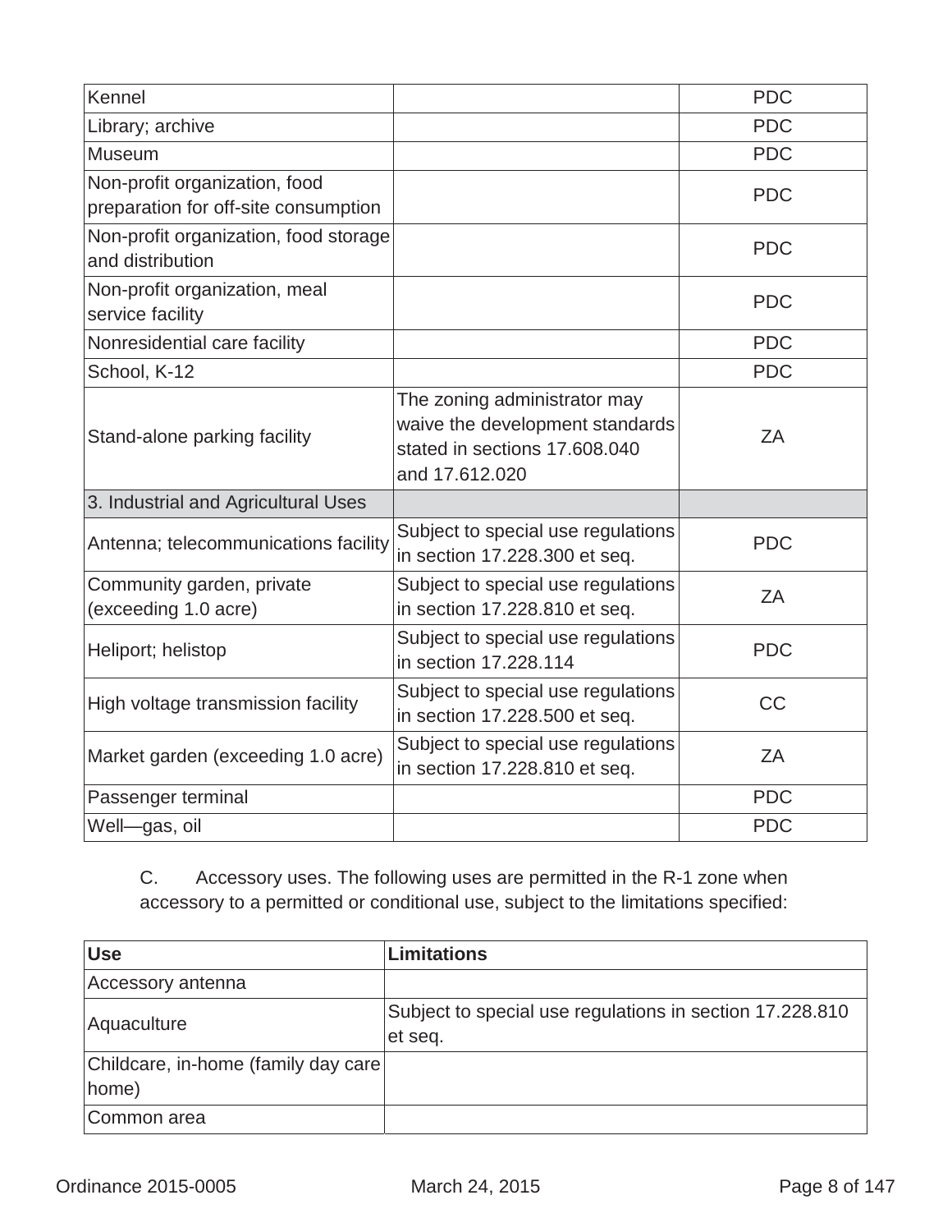| | | |
|---|---|---|
| Kennel | | PDC |
| Library; archive | | PDC |
| Museum | | PDC |
| Non-profit organization, food preparation for off-site consumption | | PDC |
| Non-profit organization, food storage and distribution | | PDC |
| Non-profit organization, meal service facility | | PDC |
| Nonresidential care facility | | PDC |
| School, K-12 | | PDC |
| Stand-alone parking facility | The zoning administrator may waive the development standards stated in sections 17.608.040 and 17.612.020 | ZA |
| 3. Industrial and Agricultural Uses | | |
| Antenna; telecommunications facility | Subject to special use regulations in section 17.228.300 et seq. | PDC |
| Community garden, private (exceeding 1.0 acre) | Subject to special use regulations in section 17.228.810 et seq. | ZA |
| Heliport; helistop | Subject to special use regulations in section 17.228.114 | PDC |
| High voltage transmission facility | Subject to special use regulations in section 17.228.500 et seq. | CC |
| Market garden (exceeding 1.0 acre) | Subject to special use regulations in section 17.228.810 et seq. | ZA |
| Passenger terminal | | PDC |
| Well—gas, oil | | PDC |

C. Accessory uses. The following uses are permitted in the R-1 zone when accessory to a permitted or conditional use, subject to the limitations specified:

| **Use** | **Limitations** |
|---|---|
| Accessory antenna | |
| Aquaculture | Subject to special use regulations in section 17.228.810 et seq. |
| Childcare, in-home (family day care home) | |
| Common area | |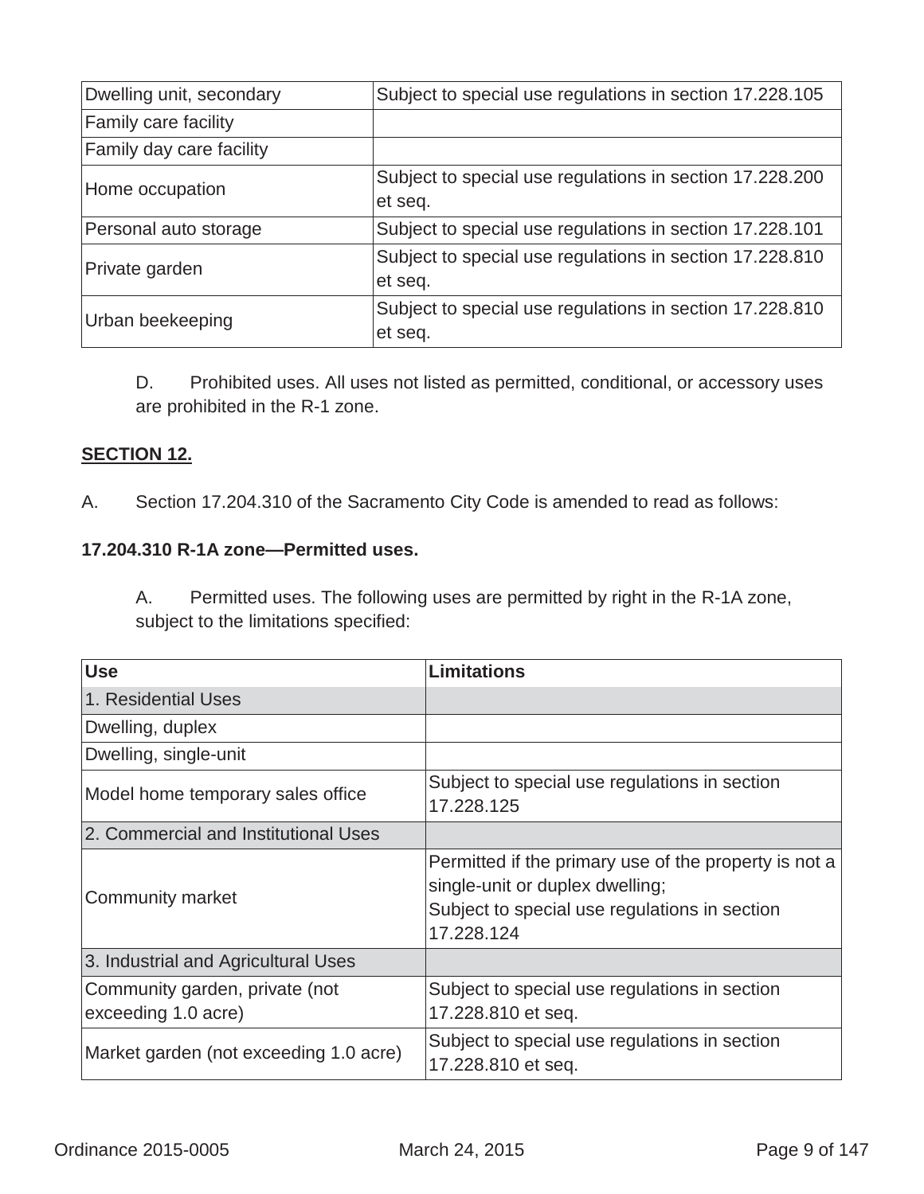| Dwelling unit, secondary | Subject to special use regulations in section 17.228.105 |
|---|---|
| Family care facility | |
| Family day care facility | |
| Home occupation | Subject to special use regulations in section 17.228.200 et seq. |
| Personal auto storage | Subject to special use regulations in section 17.228.101 |
| Private garden | Subject to special use regulations in section 17.228.810 et seq. |
| Urban beekeeping | Subject to special use regulations in section 17.228.810 et seq. |

D. Prohibited uses. All uses not listed as permitted, conditional, or accessory uses are prohibited in the R-1 zone.

**SECTION 12.**

A. Section 17.204.310 of the Sacramento City Code is amended to read as follows:

**17.204.310 R-1A zone—Permitted uses.**

A. Permitted uses. The following uses are permitted by right in the R-1A zone, subject to the limitations specified:

| Use | Limitations |
|---|---|
| 1. Residential Uses | |
| Dwelling, duplex | |
| Dwelling, single-unit | |
| Model home temporary sales office | Subject to special use regulations in section 17.228.125 |
| 2. Commercial and Institutional Uses | |
| Community market | Permitted if the primary use of the property is not a single-unit or duplex dwelling;<br>Subject to special use regulations in section 17.228.124 |
| 3. Industrial and Agricultural Uses | |
| Community garden, private (not exceeding 1.0 acre) | Subject to special use regulations in section 17.228.810 et seq. |
| Market garden (not exceeding 1.0 acre) | Subject to special use regulations in section 17.228.810 et seq. |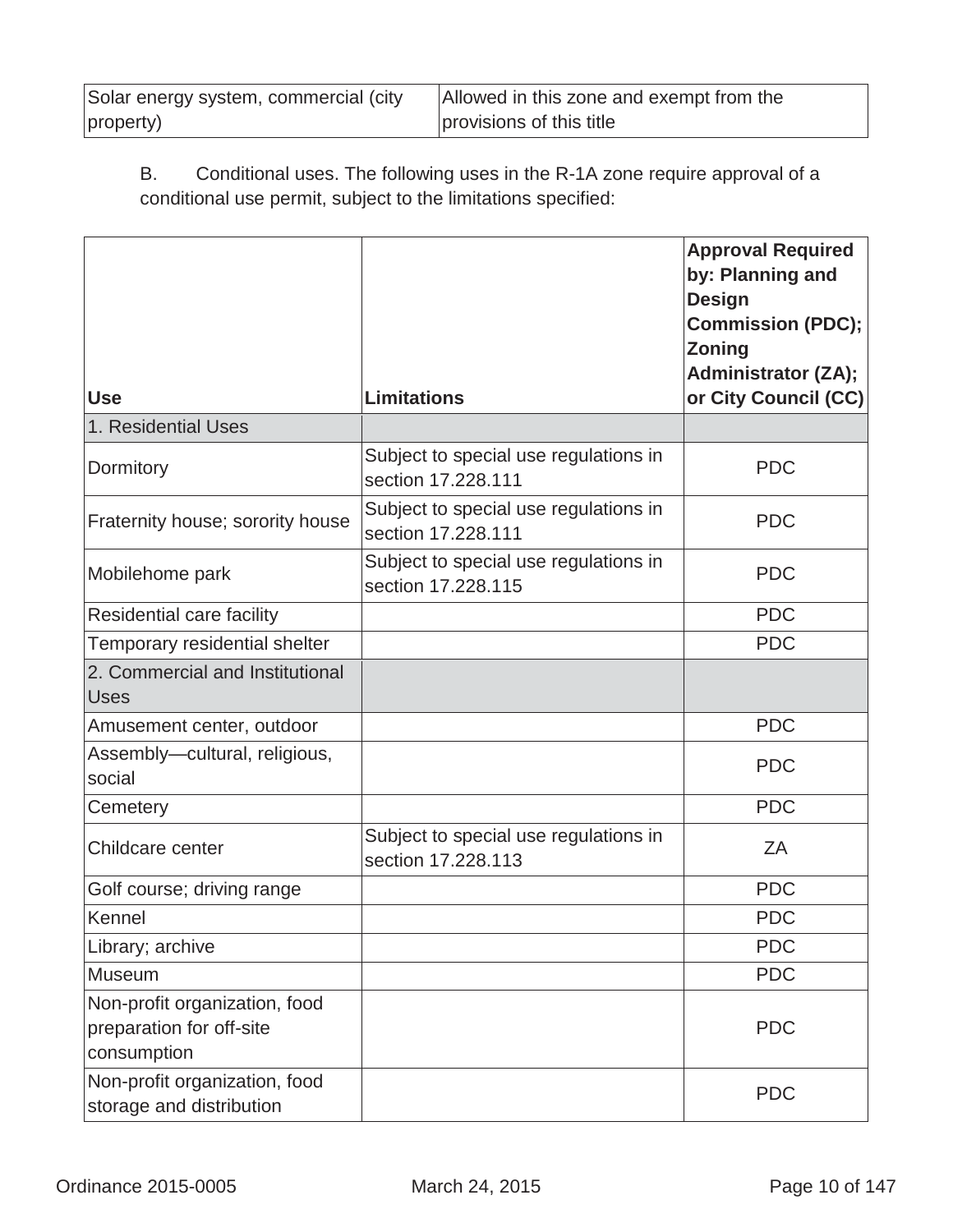| Solar energy system, commercial (city property) | Allowed in this zone and exempt from the provisions of this title |
|---|---|

B. Conditional uses. The following uses in the R-1A zone require approval of a conditional use permit, subject to the limitations specified:

| Use | Limitations | Approval Required by: Planning and Design Commission (PDC); Zoning Administrator (ZA); or City Council (CC) |
|---|---|---|
| 1. Residential Uses | | |
| Dormitory | Subject to special use regulations in section 17.228.111 | PDC |
| Fraternity house; sorority house | Subject to special use regulations in section 17.228.111 | PDC |
| Mobilehome park | Subject to special use regulations in section 17.228.115 | PDC |
| Residential care facility | | PDC |
| Temporary residential shelter | | PDC |
| 2. Commercial and Institutional Uses | | |
| Amusement center, outdoor | | PDC |
| Assembly—cultural, religious, social | | PDC |
| Cemetery | | PDC |
| Childcare center | Subject to special use regulations in section 17.228.113 | ZA |
| Golf course; driving range | | PDC |
| Kennel | | PDC |
| Library; archive | | PDC |
| Museum | | PDC |
| Non-profit organization, food preparation for off-site consumption | | PDC |
| Non-profit organization, food storage and distribution | | PDC |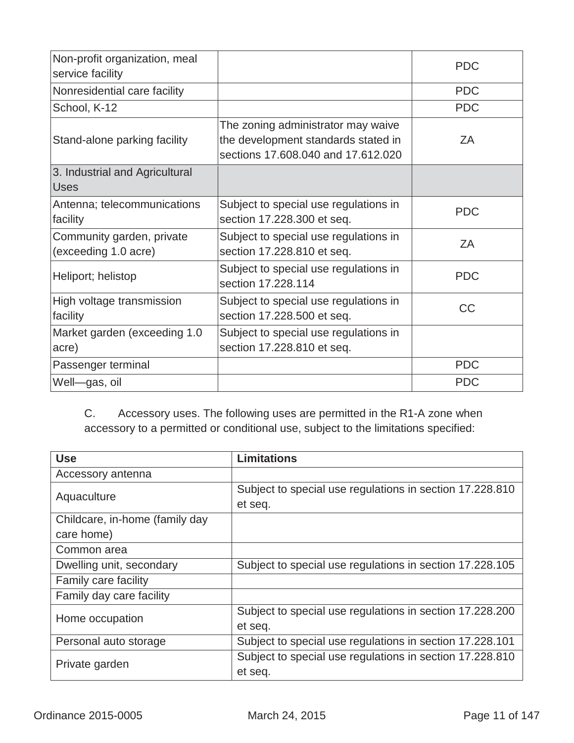| | | |
|---|---|---|
| Non-profit organization, meal service facility | | PDC |
| Nonresidential care facility | | PDC |
| School, K-12 | | PDC |
| Stand-alone parking facility | The zoning administrator may waive the development standards stated in sections 17.608.040 and 17.612.020 | ZA |
| 3. Industrial and Agricultural Uses | | |
| Antenna; telecommunications facility | Subject to special use regulations in section 17.228.300 et seq. | PDC |
| Community garden, private (exceeding 1.0 acre) | Subject to special use regulations in section 17.228.810 et seq. | ZA |
| Heliport; helistop | Subject to special use regulations in section 17.228.114 | PDC |
| High voltage transmission facility | Subject to special use regulations in section 17.228.500 et seq. | CC |
| Market garden (exceeding 1.0 acre) | Subject to special use regulations in section 17.228.810 et seq. | |
| Passenger terminal | | PDC |
| Well—gas, oil | | PDC |

C. Accessory uses. The following uses are permitted in the R1-A zone when accessory to a permitted or conditional use, subject to the limitations specified:

| Use | Limitations |
|---|---|
| Accessory antenna | |
| Aquaculture | Subject to special use regulations in section 17.228.810 et seq. |
| Childcare, in-home (family day care home) | |
| Common area | |
| Dwelling unit, secondary | Subject to special use regulations in section 17.228.105 |
| Family care facility | |
| Family day care facility | |
| Home occupation | Subject to special use regulations in section 17.228.200 et seq. |
| Personal auto storage | Subject to special use regulations in section 17.228.101 |
| Private garden | Subject to special use regulations in section 17.228.810 et seq. |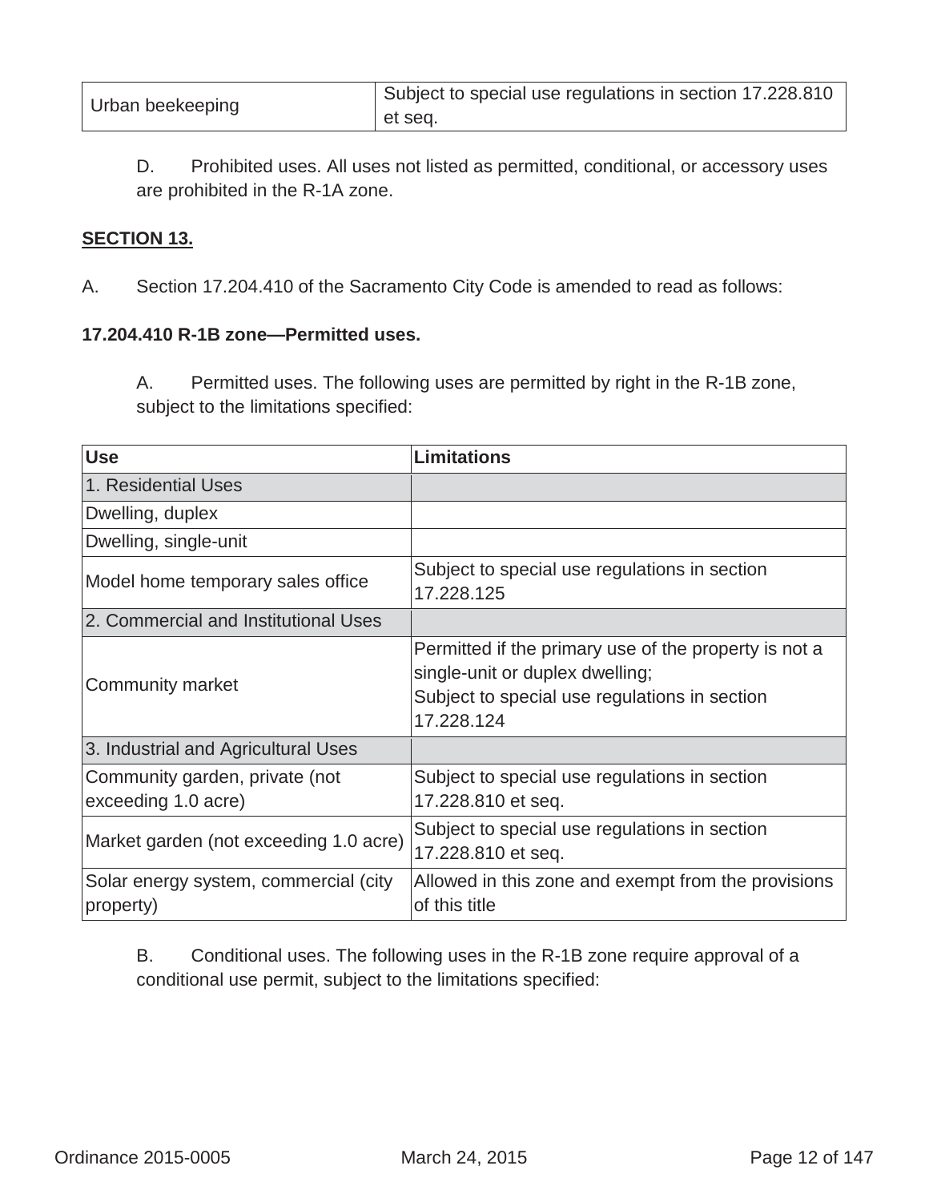| Urban beekeeping | Subject to special use regulations in section 17.228.810 et seq. |
|---|---|

D. Prohibited uses. All uses not listed as permitted, conditional, or accessory uses are prohibited in the R-1A zone.

**SECTION 13.**

A. Section 17.204.410 of the Sacramento City Code is amended to read as follows:

**17.204.410 R-1B zone—Permitted uses.**

A. Permitted uses. The following uses are permitted by right in the R-1B zone, subject to the limitations specified:

| Use | Limitations |
|---|---|
| 1. Residential Uses | |
| Dwelling, duplex | |
| Dwelling, single-unit | |
| Model home temporary sales office | Subject to special use regulations in section 17.228.125 |
| 2. Commercial and Institutional Uses | |
| Community market | Permitted if the primary use of the property is not a single-unit or duplex dwelling;<br>Subject to special use regulations in section 17.228.124 |
| 3. Industrial and Agricultural Uses | |
| Community garden, private (not exceeding 1.0 acre) | Subject to special use regulations in section 17.228.810 et seq. |
| Market garden (not exceeding 1.0 acre) | Subject to special use regulations in section 17.228.810 et seq. |
| Solar energy system, commercial (city property) | Allowed in this zone and exempt from the provisions of this title |

B. Conditional uses. The following uses in the R-1B zone require approval of a conditional use permit, subject to the limitations specified: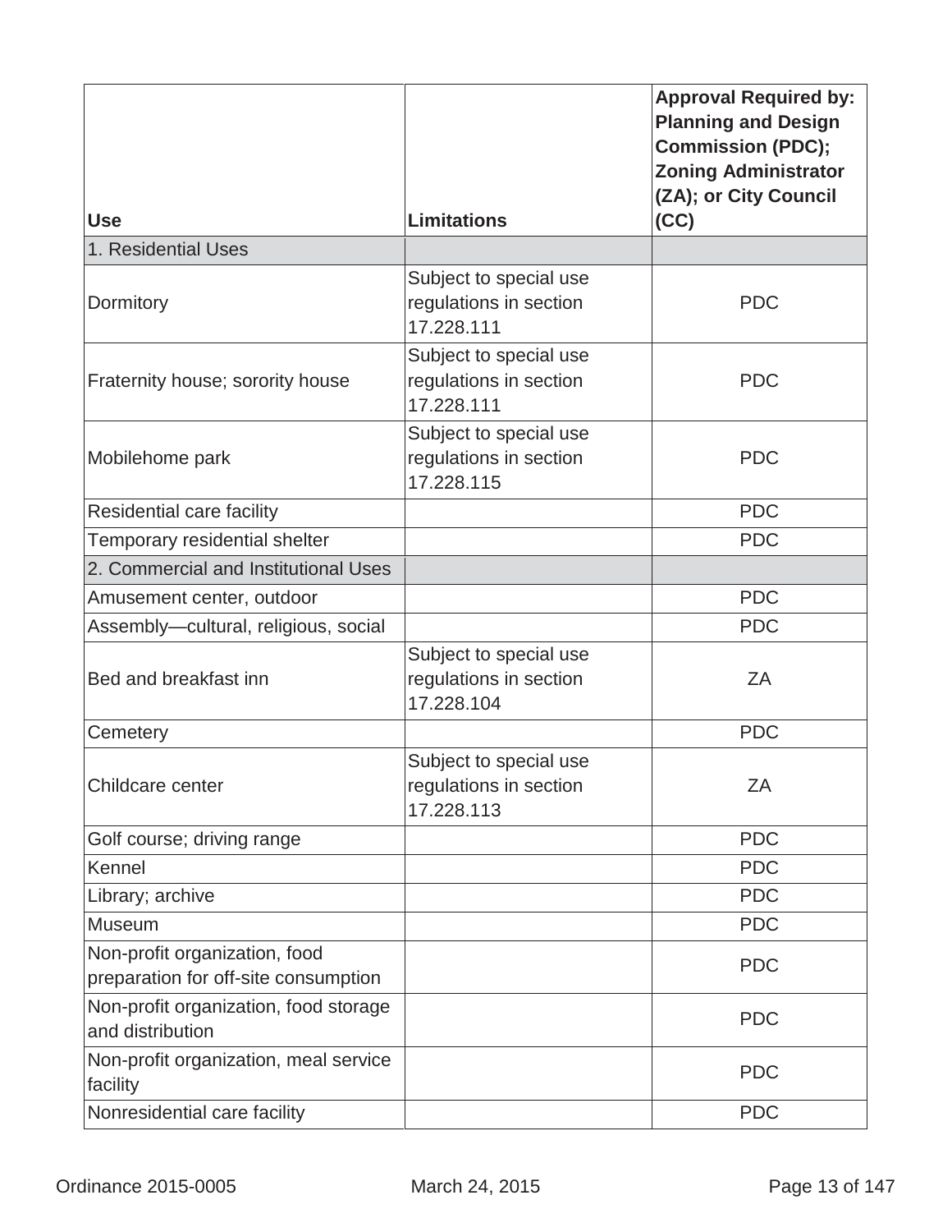| Use | Limitations | Approval Required by: Planning and Design Commission (PDC); Zoning Administrator (ZA); or City Council (CC) |
|---|---|---|
| 1. Residential Uses | | |
| Dormitory | Subject to special use regulations in section 17.228.111 | PDC |
| Fraternity house; sorority house | Subject to special use regulations in section 17.228.111 | PDC |
| Mobilehome park | Subject to special use regulations in section 17.228.115 | PDC |
| Residential care facility | | PDC |
| Temporary residential shelter | | PDC |
| 2. Commercial and Institutional Uses | | |
| Amusement center, outdoor | | PDC |
| Assembly—cultural, religious, social | | PDC |
| Bed and breakfast inn | Subject to special use regulations in section 17.228.104 | ZA |
| Cemetery | | PDC |
| Childcare center | Subject to special use regulations in section 17.228.113 | ZA |
| Golf course; driving range | | PDC |
| Kennel | | PDC |
| Library; archive | | PDC |
| Museum | | PDC |
| Non-profit organization, food preparation for off-site consumption | | PDC |
| Non-profit organization, food storage and distribution | | PDC |
| Non-profit organization, meal service facility | | PDC |
| Nonresidential care facility | | PDC |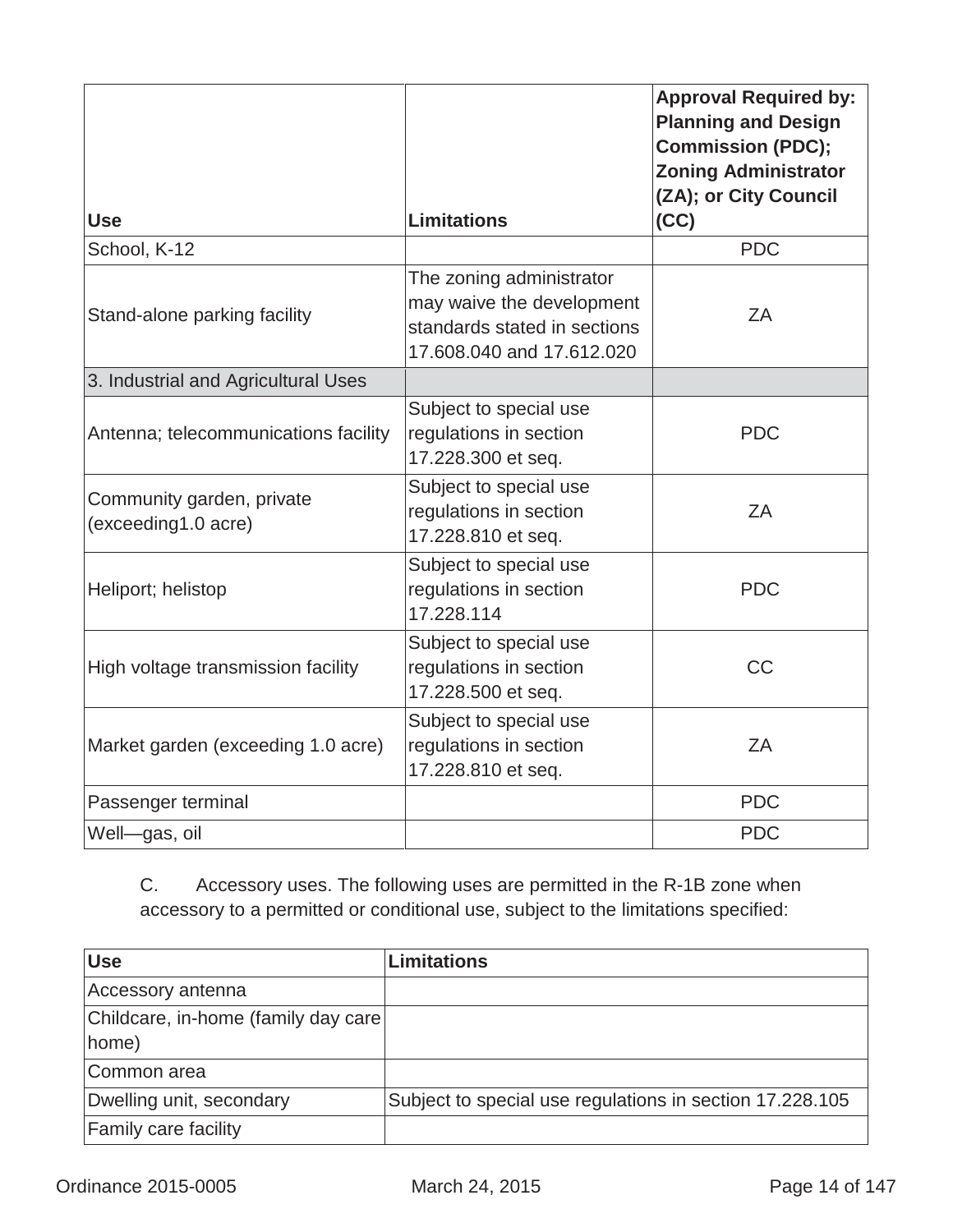| Use | Limitations | Approval Required by: Planning and Design Commission (PDC); Zoning Administrator (ZA); or City Council (CC) |
|---|---|---|
| School, K-12 | | PDC |
| Stand-alone parking facility | The zoning administrator may waive the development standards stated in sections 17.608.040 and 17.612.020 | ZA |
| 3. Industrial and Agricultural Uses | | |
| Antenna; telecommunications facility | Subject to special use regulations in section 17.228.300 et seq. | PDC |
| Community garden, private (exceeding1.0 acre) | Subject to special use regulations in section 17.228.810 et seq. | ZA |
| Heliport; helistop | Subject to special use regulations in section 17.228.114 | PDC |
| High voltage transmission facility | Subject to special use regulations in section 17.228.500 et seq. | CC |
| Market garden (exceeding 1.0 acre) | Subject to special use regulations in section 17.228.810 et seq. | ZA |
| Passenger terminal | | PDC |
| Well—gas, oil | | PDC |

C. Accessory uses. The following uses are permitted in the R-1B zone when accessory to a permitted or conditional use, subject to the limitations specified:

| Use | Limitations |
|---|---|
| Accessory antenna | |
| Childcare, in-home (family day care home) | |
| Common area | |
| Dwelling unit, secondary | Subject to special use regulations in section 17.228.105 |
| Family care facility | |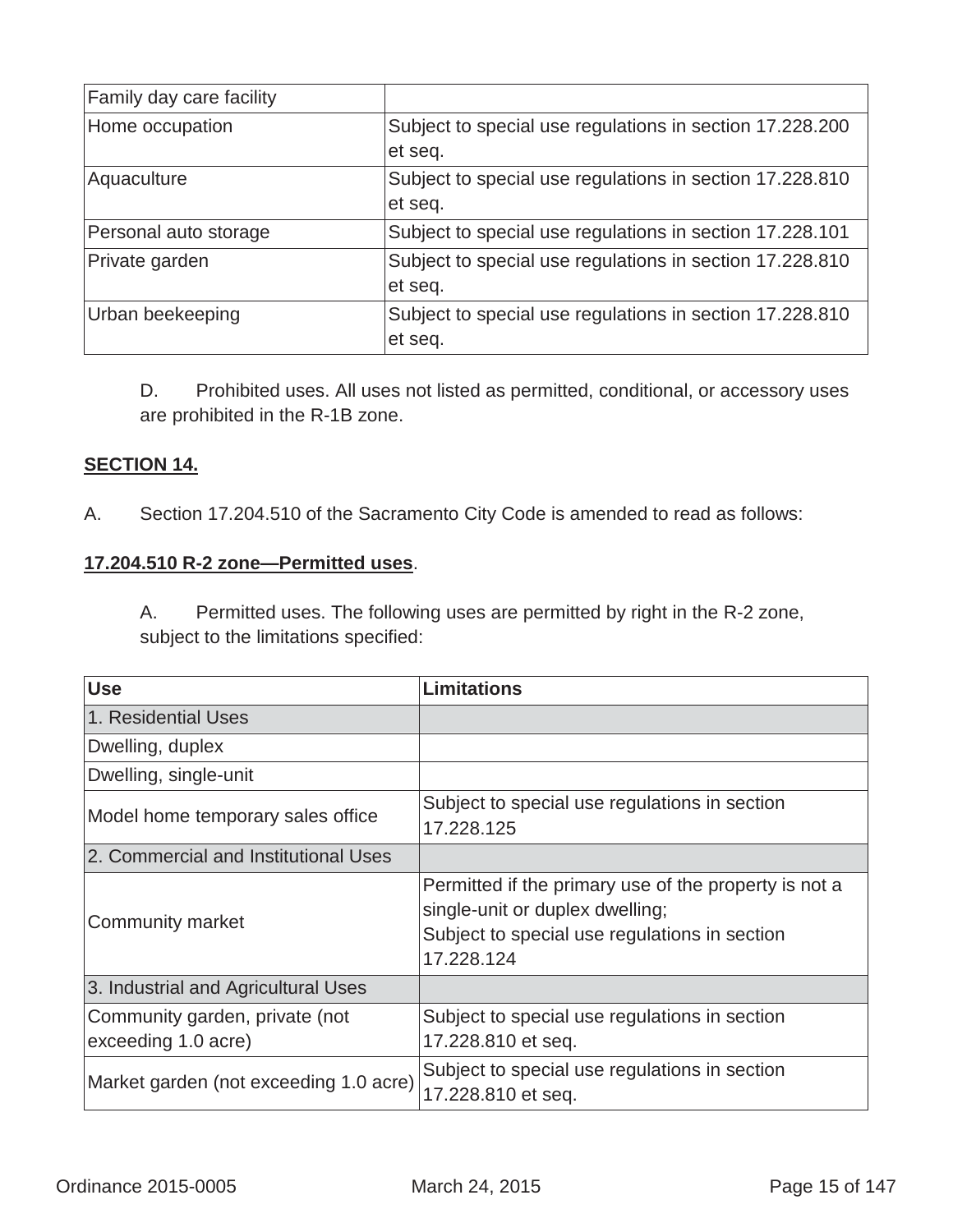| | |
|---|---|
| Family day care facility | |
| Home occupation | Subject to special use regulations in section 17.228.200 et seq. |
| Aquaculture | Subject to special use regulations in section 17.228.810 et seq. |
| Personal auto storage | Subject to special use regulations in section 17.228.101 |
| Private garden | Subject to special use regulations in section 17.228.810 et seq. |
| Urban beekeeping | Subject to special use regulations in section 17.228.810 et seq. |

D. Prohibited uses. All uses not listed as permitted, conditional, or accessory uses are prohibited in the R-1B zone.

**SECTION 14.**

A. Section 17.204.510 of the Sacramento City Code is amended to read as follows:

**17.204.510 R-2 zone—Permitted uses**.

A. Permitted uses. The following uses are permitted by right in the R-2 zone, subject to the limitations specified:

| Use | Limitations |
|---|---|
| 1. Residential Uses | |
| Dwelling, duplex | |
| Dwelling, single-unit | |
| Model home temporary sales office | Subject to special use regulations in section 17.228.125 |
| 2. Commercial and Institutional Uses | |
| Community market | Permitted if the primary use of the property is not a single-unit or duplex dwelling; Subject to special use regulations in section 17.228.124 |
| 3. Industrial and Agricultural Uses | |
| Community garden, private (not exceeding 1.0 acre) | Subject to special use regulations in section 17.228.810 et seq. |
| Market garden (not exceeding 1.0 acre) | Subject to special use regulations in section 17.228.810 et seq. |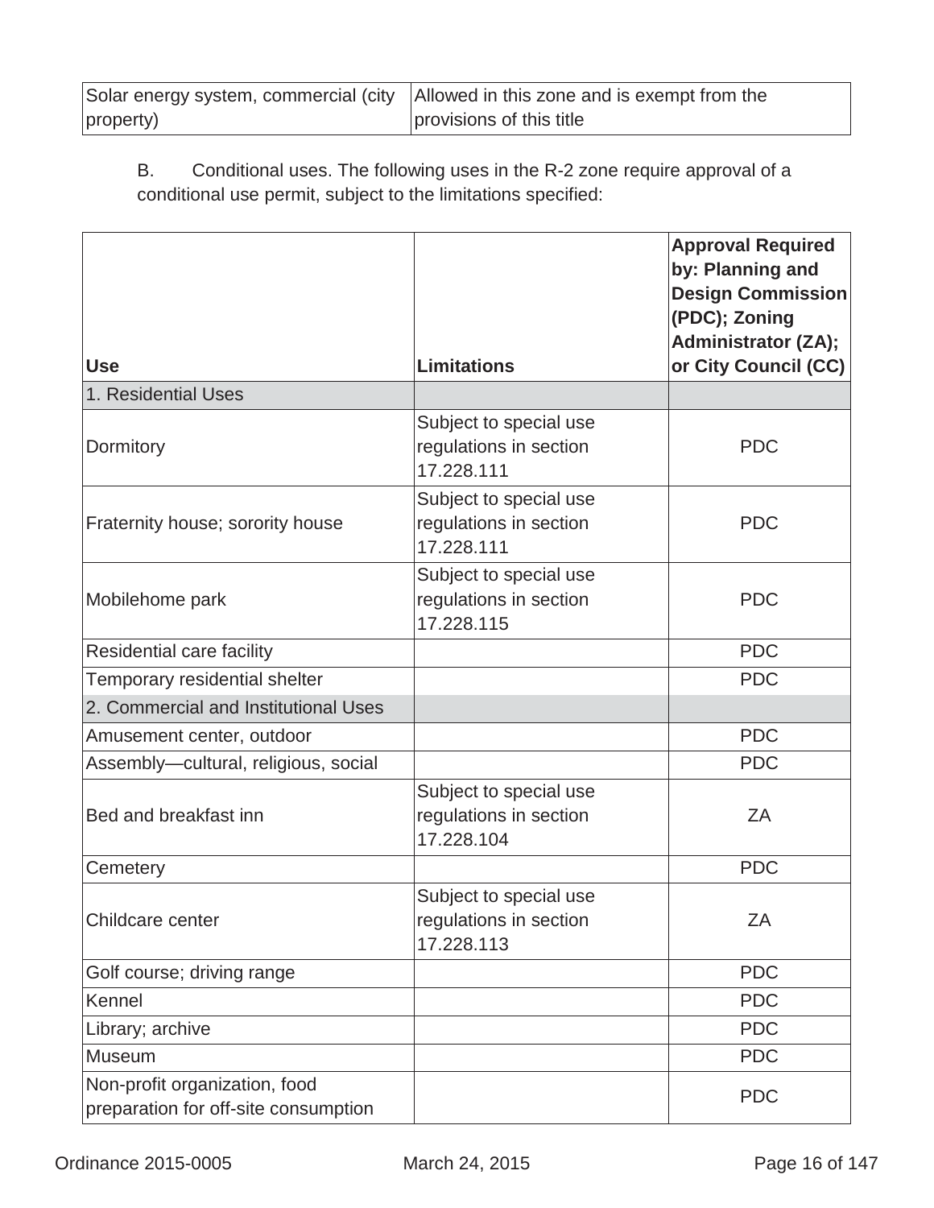| Solar energy system, commercial (city property) | Allowed in this zone and is exempt from the provisions of this title |
|---|---|

B. Conditional uses. The following uses in the R-2 zone require approval of a conditional use permit, subject to the limitations specified:

| Use | Limitations | Approval Required by: Planning and Design Commission (PDC); Zoning Administrator (ZA); or City Council (CC) |
|---|---|---|
| 1. Residential Uses | | |
| Dormitory | Subject to special use regulations in section 17.228.111 | PDC |
| Fraternity house; sorority house | Subject to special use regulations in section 17.228.111 | PDC |
| Mobilehome park | Subject to special use regulations in section 17.228.115 | PDC |
| Residential care facility | | PDC |
| Temporary residential shelter | | PDC |
| 2. Commercial and Institutional Uses | | |
| Amusement center, outdoor | | PDC |
| Assembly—cultural, religious, social | | PDC |
| Bed and breakfast inn | Subject to special use regulations in section 17.228.104 | ZA |
| Cemetery | | PDC |
| Childcare center | Subject to special use regulations in section 17.228.113 | ZA |
| Golf course; driving range | | PDC |
| Kennel | | PDC |
| Library; archive | | PDC |
| Museum | | PDC |
| Non-profit organization, food preparation for off-site consumption | | PDC |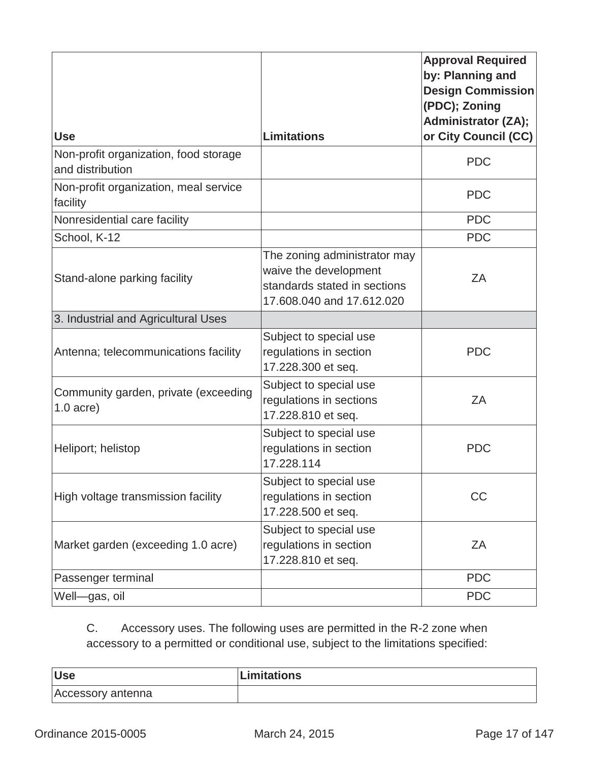| Use | Limitations | Approval Required by: Planning and Design Commission (PDC); Zoning Administrator (ZA); or City Council (CC) |
|---|---|---|
| Non-profit organization, food storage and distribution | | PDC |
| Non-profit organization, meal service facility | | PDC |
| Nonresidential care facility | | PDC |
| School, K-12 | | PDC |
| Stand-alone parking facility | The zoning administrator may waive the development standards stated in sections 17.608.040 and 17.612.020 | ZA |
| 3. Industrial and Agricultural Uses | | |
| Antenna; telecommunications facility | Subject to special use regulations in section 17.228.300 et seq. | PDC |
| Community garden, private (exceeding 1.0 acre) | Subject to special use regulations in sections 17.228.810 et seq. | ZA |
| Heliport; helistop | Subject to special use regulations in section 17.228.114 | PDC |
| High voltage transmission facility | Subject to special use regulations in section 17.228.500 et seq. | CC |
| Market garden (exceeding 1.0 acre) | Subject to special use regulations in section 17.228.810 et seq. | ZA |
| Passenger terminal | | PDC |
| Well—gas, oil | | PDC |

C. Accessory uses. The following uses are permitted in the R-2 zone when accessory to a permitted or conditional use, subject to the limitations specified:

| Use | Limitations |
|---|---|
| Accessory antenna | |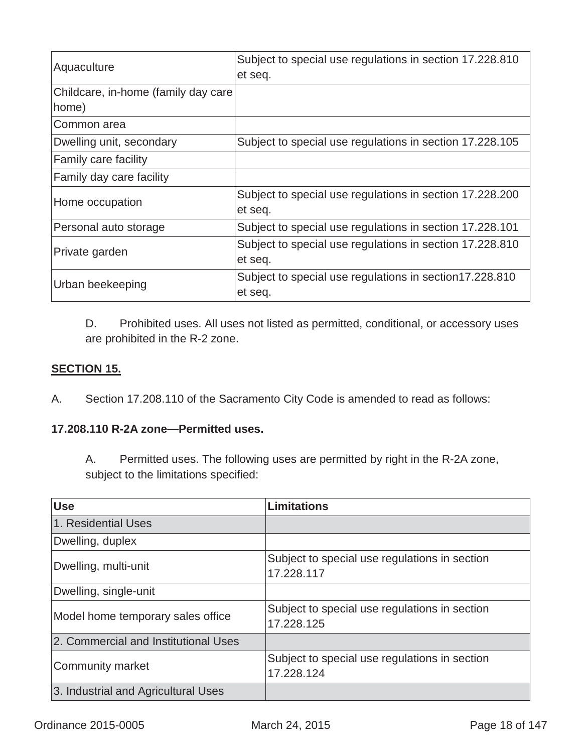| | |
|---|---|
| Aquaculture | Subject to special use regulations in section 17.228.810 et seq. |
| Childcare, in-home (family day care home) | |
| Common area | |
| Dwelling unit, secondary | Subject to special use regulations in section 17.228.105 |
| Family care facility | |
| Family day care facility | |
| Home occupation | Subject to special use regulations in section 17.228.200 et seq. |
| Personal auto storage | Subject to special use regulations in section 17.228.101 |
| Private garden | Subject to special use regulations in section 17.228.810 et seq. |
| Urban beekeeping | Subject to special use regulations in section17.228.810 et seq. |

D. Prohibited uses. All uses not listed as permitted, conditional, or accessory uses are prohibited in the R-2 zone.

**SECTION 15.**

A. Section 17.208.110 of the Sacramento City Code is amended to read as follows:

**17.208.110 R-2A zone—Permitted uses.**

A. Permitted uses. The following uses are permitted by right in the R-2A zone, subject to the limitations specified:

| Use | Limitations |
|---|---|
| 1. Residential Uses | |
| Dwelling, duplex | |
| Dwelling, multi-unit | Subject to special use regulations in section 17.228.117 |
| Dwelling, single-unit | |
| Model home temporary sales office | Subject to special use regulations in section 17.228.125 |
| 2. Commercial and Institutional Uses | |
| Community market | Subject to special use regulations in section 17.228.124 |
| 3. Industrial and Agricultural Uses | |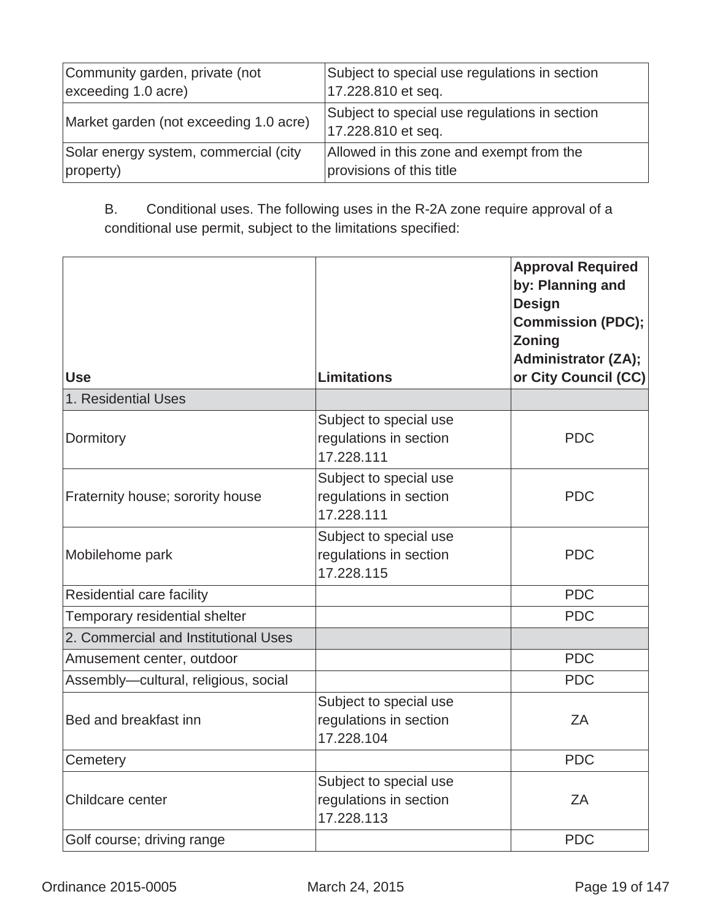| | |
|---|---|
| Community garden, private (not exceeding 1.0 acre) | Subject to special use regulations in section 17.228.810 et seq. |
| Market garden (not exceeding 1.0 acre) | Subject to special use regulations in section 17.228.810 et seq. |
| Solar energy system, commercial (city property) | Allowed in this zone and exempt from the provisions of this title |

B. Conditional uses. The following uses in the R-2A zone require approval of a conditional use permit, subject to the limitations specified:

| Use | Limitations | Approval Required by: Planning and Design Commission (PDC); Zoning Administrator (ZA); or City Council (CC) |
|---|---|---|
| 1. Residential Uses | | |
| Dormitory | Subject to special use regulations in section 17.228.111 | PDC |
| Fraternity house; sorority house | Subject to special use regulations in section 17.228.111 | PDC |
| Mobilehome park | Subject to special use regulations in section 17.228.115 | PDC |
| Residential care facility | | PDC |
| Temporary residential shelter | | PDC |
| 2. Commercial and Institutional Uses | | |
| Amusement center, outdoor | | PDC |
| Assembly—cultural, religious, social | | PDC |
| Bed and breakfast inn | Subject to special use regulations in section 17.228.104 | ZA |
| Cemetery | | PDC |
| Childcare center | Subject to special use regulations in section 17.228.113 | ZA |
| Golf course; driving range | | PDC |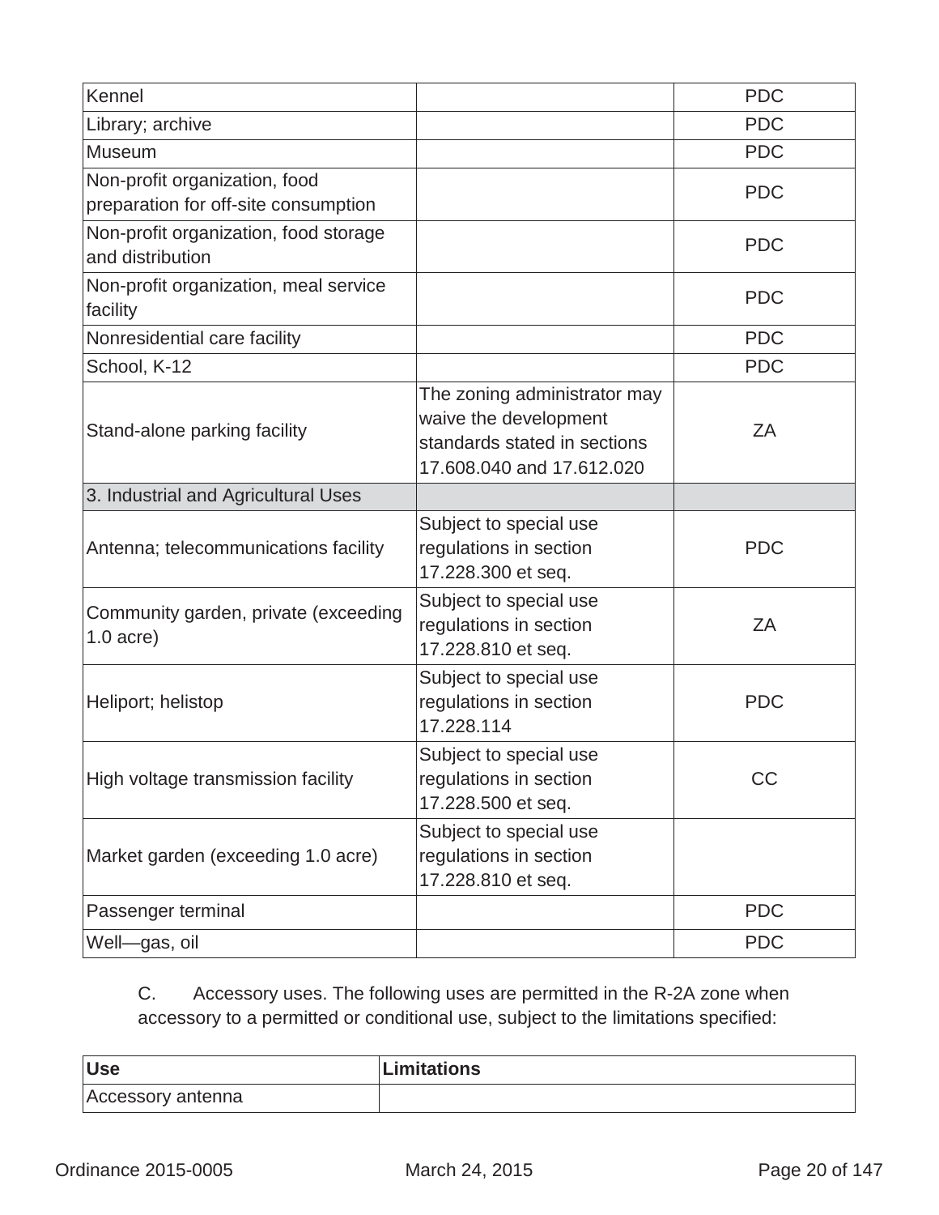| | | |
|---|---|---|
| Kennel | | PDC |
| Library; archive | | PDC |
| Museum | | PDC |
| Non-profit organization, food preparation for off-site consumption | | PDC |
| Non-profit organization, food storage and distribution | | PDC |
| Non-profit organization, meal service facility | | PDC |
| Nonresidential care facility | | PDC |
| School, K-12 | | PDC |
| Stand-alone parking facility | The zoning administrator may waive the development standards stated in sections 17.608.040 and 17.612.020 | ZA |
| 3. Industrial and Agricultural Uses | | |
| Antenna; telecommunications facility | Subject to special use regulations in section 17.228.300 et seq. | PDC |
| Community garden, private (exceeding 1.0 acre) | Subject to special use regulations in section 17.228.810 et seq. | ZA |
| Heliport; helistop | Subject to special use regulations in section 17.228.114 | PDC |
| High voltage transmission facility | Subject to special use regulations in section 17.228.500 et seq. | CC |
| Market garden (exceeding 1.0 acre) | Subject to special use regulations in section 17.228.810 et seq. | |
| Passenger terminal | | PDC |
| Well—gas, oil | | PDC |

C. Accessory uses. The following uses are permitted in the R-2A zone when accessory to a permitted or conditional use, subject to the limitations specified:

| **Use** | **Limitations** |
|---|---|
| Accessory antenna | |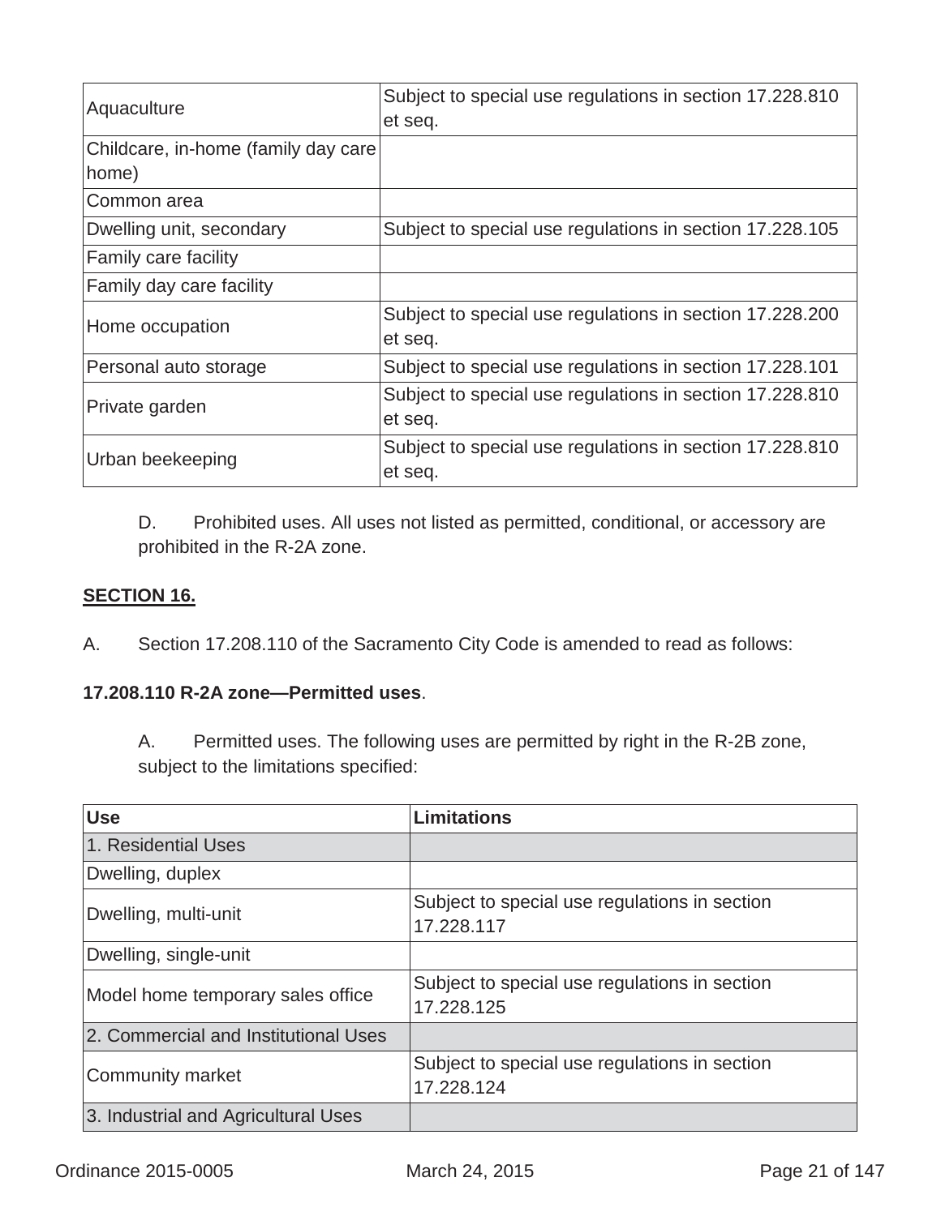| | |
|---|---|
| Aquaculture | Subject to special use regulations in section 17.228.810 et seq. |
| Childcare, in-home (family day care home) | |
| Common area | |
| Dwelling unit, secondary | Subject to special use regulations in section 17.228.105 |
| Family care facility | |
| Family day care facility | |
| Home occupation | Subject to special use regulations in section 17.228.200 et seq. |
| Personal auto storage | Subject to special use regulations in section 17.228.101 |
| Private garden | Subject to special use regulations in section 17.228.810 et seq. |
| Urban beekeeping | Subject to special use regulations in section 17.228.810 et seq. |

D. Prohibited uses. All uses not listed as permitted, conditional, or accessory are prohibited in the R-2A zone.

**SECTION 16.**

A. Section 17.208.110 of the Sacramento City Code is amended to read as follows:

**17.208.110 R-2A zone—Permitted uses**.

A. Permitted uses. The following uses are permitted by right in the R-2B zone, subject to the limitations specified:

| Use | Limitations |
|---|---|
| 1. Residential Uses | |
| Dwelling, duplex | |
| Dwelling, multi-unit | Subject to special use regulations in section 17.228.117 |
| Dwelling, single-unit | |
| Model home temporary sales office | Subject to special use regulations in section 17.228.125 |
| 2. Commercial and Institutional Uses | |
| Community market | Subject to special use regulations in section 17.228.124 |
| 3. Industrial and Agricultural Uses | |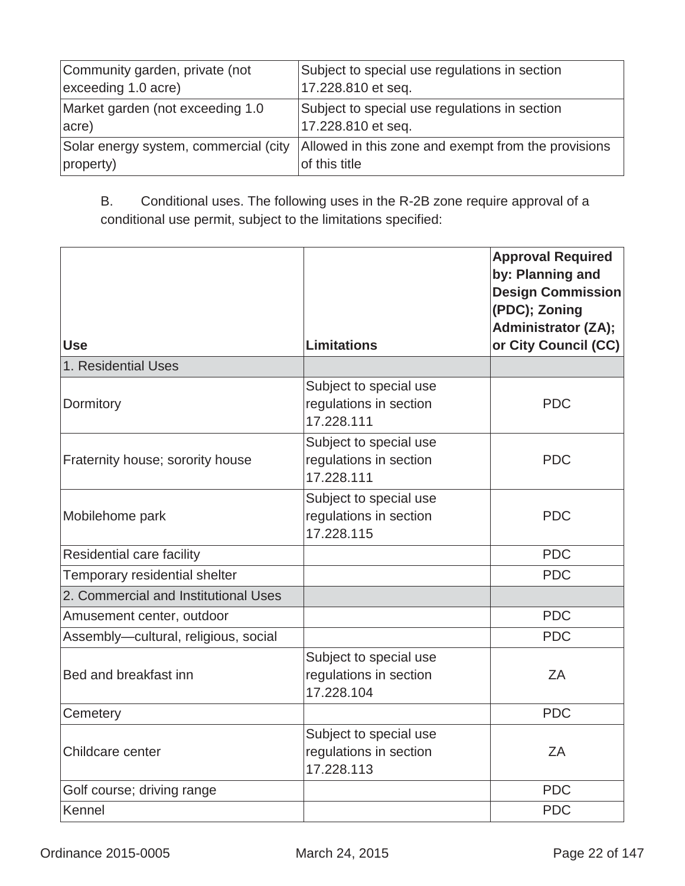| | |
|---|---|
| Community garden, private (not exceeding 1.0 acre) | Subject to special use regulations in section 17.228.810 et seq. |
| Market garden (not exceeding 1.0 acre) | Subject to special use regulations in section 17.228.810 et seq. |
| Solar energy system, commercial (city property) | Allowed in this zone and exempt from the provisions of this title |

B. Conditional uses. The following uses in the R-2B zone require approval of a conditional use permit, subject to the limitations specified:

| Use | Limitations | Approval Required by: Planning and Design Commission (PDC); Zoning Administrator (ZA); or City Council (CC) |
|---|---|---|
| 1. Residential Uses | | |
| Dormitory | Subject to special use regulations in section 17.228.111 | PDC |
| Fraternity house; sorority house | Subject to special use regulations in section 17.228.111 | PDC |
| Mobilehome park | Subject to special use regulations in section 17.228.115 | PDC |
| Residential care facility | | PDC |
| Temporary residential shelter | | PDC |
| 2. Commercial and Institutional Uses | | |
| Amusement center, outdoor | | PDC |
| Assembly—cultural, religious, social | | PDC |
| Bed and breakfast inn | Subject to special use regulations in section 17.228.104 | ZA |
| Cemetery | | PDC |
| Childcare center | Subject to special use regulations in section 17.228.113 | ZA |
| Golf course; driving range | | PDC |
| Kennel | | PDC |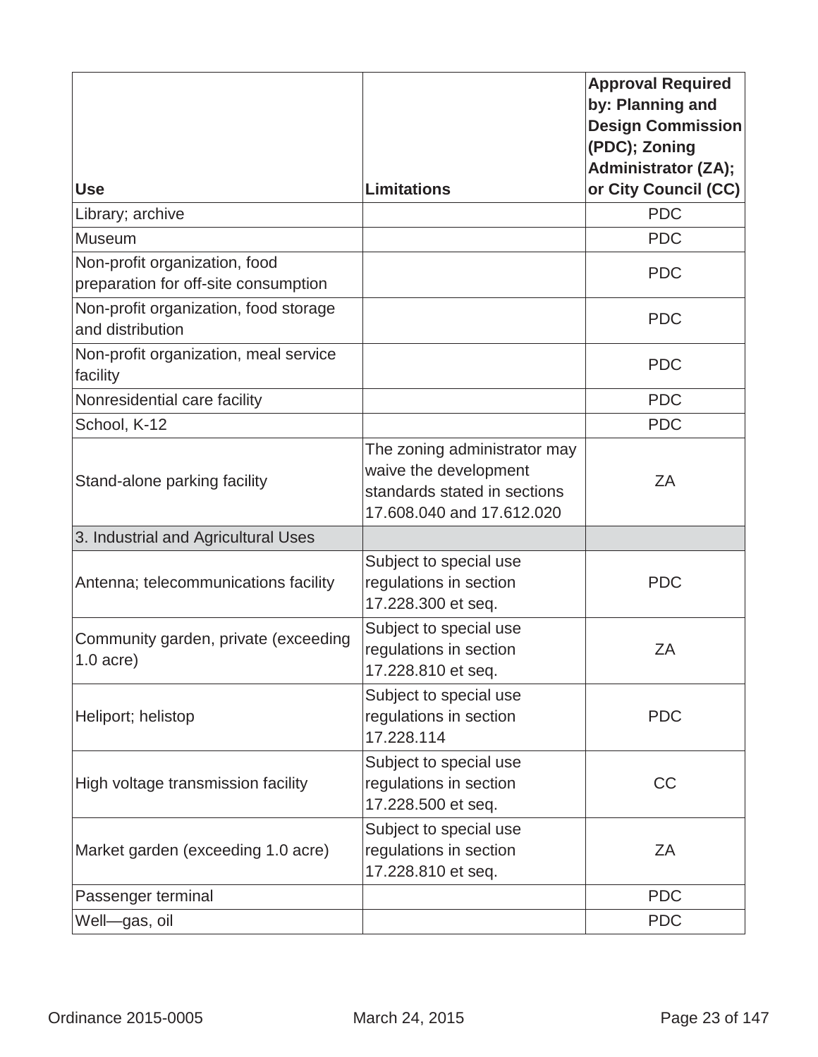| Use | Limitations | Approval Required by: Planning and Design Commission (PDC); Zoning Administrator (ZA); or City Council (CC) |
| --- | --- | --- |
| Library; archive | | PDC |
| Museum | | PDC |
| Non-profit organization, food preparation for off-site consumption | | PDC |
| Non-profit organization, food storage and distribution | | PDC |
| Non-profit organization, meal service facility | | PDC |
| Nonresidential care facility | | PDC |
| School, K-12 | | PDC |
| Stand-alone parking facility | The zoning administrator may waive the development standards stated in sections 17.608.040 and 17.612.020 | ZA |
| 3. Industrial and Agricultural Uses | | |
| Antenna; telecommunications facility | Subject to special use regulations in section 17.228.300 et seq. | PDC |
| Community garden, private (exceeding 1.0 acre) | Subject to special use regulations in section 17.228.810 et seq. | ZA |
| Heliport; helistop | Subject to special use regulations in section 17.228.114 | PDC |
| High voltage transmission facility | Subject to special use regulations in section 17.228.500 et seq. | CC |
| Market garden (exceeding 1.0 acre) | Subject to special use regulations in section 17.228.810 et seq. | ZA |
| Passenger terminal | | PDC |
| Well—gas, oil | | PDC |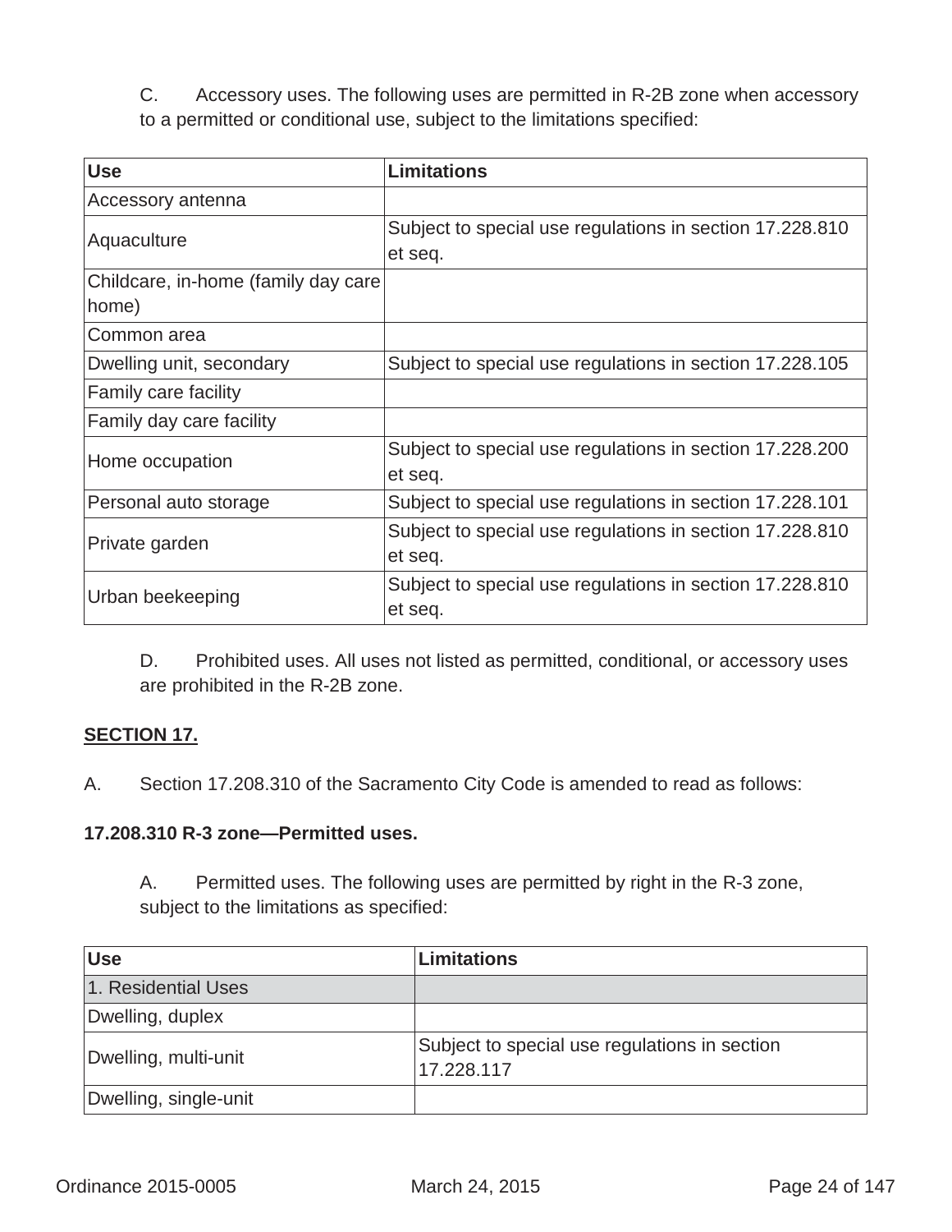C. Accessory uses. The following uses are permitted in R-2B zone when accessory to a permitted or conditional use, subject to the limitations specified:

| Use | Limitations |
|---|---|
| Accessory antenna | |
| Aquaculture | Subject to special use regulations in section 17.228.810 et seq. |
| Childcare, in-home (family day care home) | |
| Common area | |
| Dwelling unit, secondary | Subject to special use regulations in section 17.228.105 |
| Family care facility | |
| Family day care facility | |
| Home occupation | Subject to special use regulations in section 17.228.200 et seq. |
| Personal auto storage | Subject to special use regulations in section 17.228.101 |
| Private garden | Subject to special use regulations in section 17.228.810 et seq. |
| Urban beekeeping | Subject to special use regulations in section 17.228.810 et seq. |

D. Prohibited uses. All uses not listed as permitted, conditional, or accessory uses are prohibited in the R-2B zone.

**SECTION 17.**

A. Section 17.208.310 of the Sacramento City Code is amended to read as follows:

**17.208.310 R-3 zone—Permitted uses.**

A. Permitted uses. The following uses are permitted by right in the R-3 zone, subject to the limitations as specified:

| Use | Limitations |
|---|---|
| 1. Residential Uses | |
| Dwelling, duplex | |
| Dwelling, multi-unit | Subject to special use regulations in section 17.228.117 |
| Dwelling, single-unit | |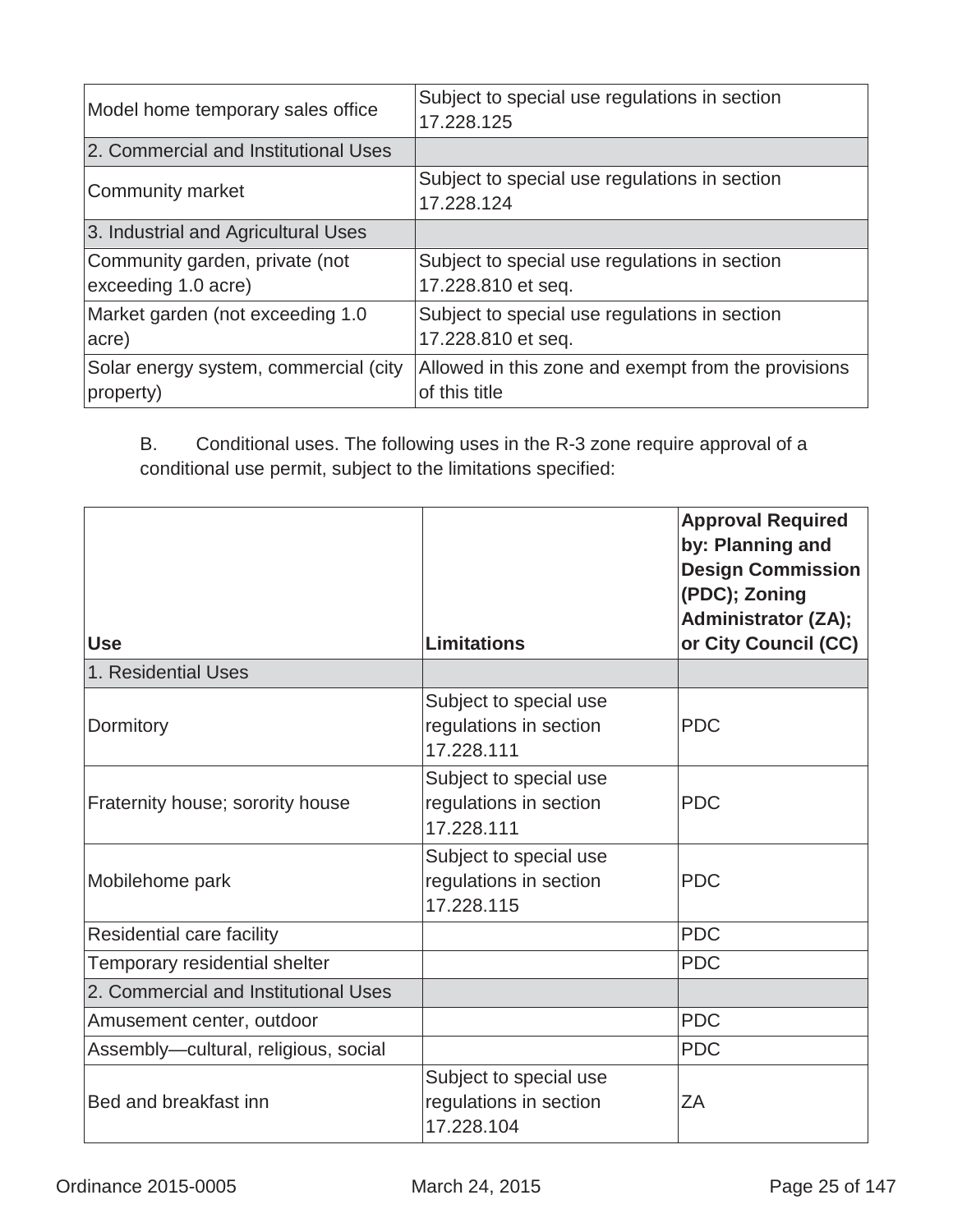| Model home temporary sales office | Subject to special use regulations in section 17.228.125 |
|---|---|
| 2. Commercial and Institutional Uses | |
| Community market | Subject to special use regulations in section 17.228.124 |
| 3. Industrial and Agricultural Uses | |
| Community garden, private (not exceeding 1.0 acre) | Subject to special use regulations in section 17.228.810 et seq. |
| Market garden (not exceeding 1.0 acre) | Subject to special use regulations in section 17.228.810 et seq. |
| Solar energy system, commercial (city property) | Allowed in this zone and exempt from the provisions of this title |

B. Conditional uses. The following uses in the R-3 zone require approval of a conditional use permit, subject to the limitations specified:

| **Use** | **Limitations** | **Approval Required by: Planning and Design Commission (PDC); Zoning Administrator (ZA); or City Council (CC)** |
|---|---|---|
| 1. Residential Uses | | |
| Dormitory | Subject to special use regulations in section 17.228.111 | PDC |
| Fraternity house; sorority house | Subject to special use regulations in section 17.228.111 | PDC |
| Mobilehome park | Subject to special use regulations in section 17.228.115 | PDC |
| Residential care facility | | PDC |
| Temporary residential shelter | | PDC |
| 2. Commercial and Institutional Uses | | |
| Amusement center, outdoor | | PDC |
| Assembly—cultural, religious, social | | PDC |
| Bed and breakfast inn | Subject to special use regulations in section 17.228.104 | ZA |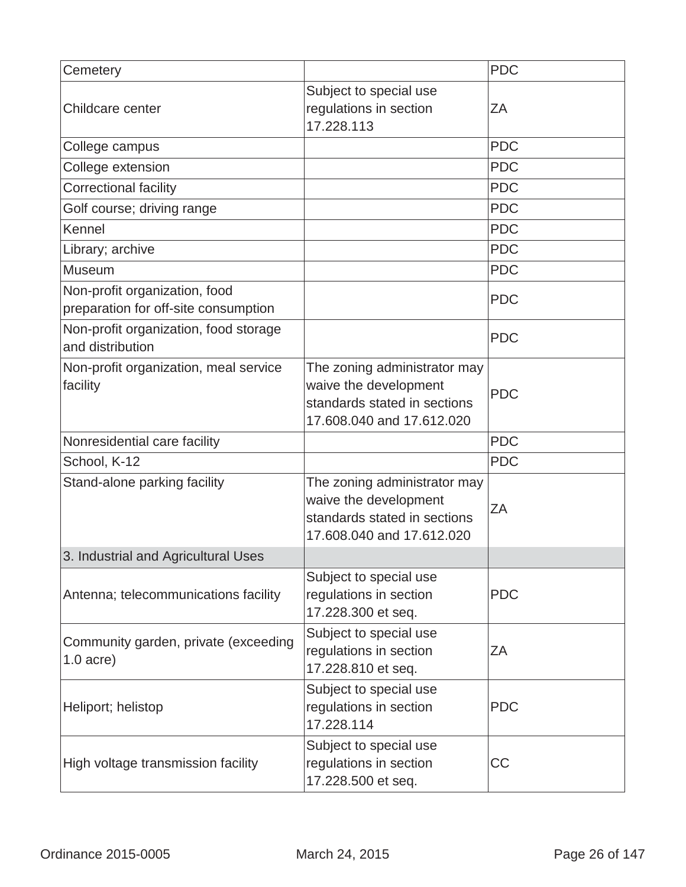| Cemetery | | PDC |
|---|---|---|
| Childcare center | Subject to special use regulations in section 17.228.113 | ZA |
| College campus | | PDC |
| College extension | | PDC |
| Correctional facility | | PDC |
| Golf course; driving range | | PDC |
| Kennel | | PDC |
| Library; archive | | PDC |
| Museum | | PDC |
| Non-profit organization, food preparation for off-site consumption | | PDC |
| Non-profit organization, food storage and distribution | | PDC |
| Non-profit organization, meal service facility | The zoning administrator may waive the development standards stated in sections 17.608.040 and 17.612.020 | PDC |
| Nonresidential care facility | | PDC |
| School, K-12 | | PDC |
| Stand-alone parking facility | The zoning administrator may waive the development standards stated in sections 17.608.040 and 17.612.020 | ZA |
| 3. Industrial and Agricultural Uses | | |
| Antenna; telecommunications facility | Subject to special use regulations in section 17.228.300 et seq. | PDC |
| Community garden, private (exceeding 1.0 acre) | Subject to special use regulations in section 17.228.810 et seq. | ZA |
| Heliport; helistop | Subject to special use regulations in section 17.228.114 | PDC |
| High voltage transmission facility | Subject to special use regulations in section 17.228.500 et seq. | CC |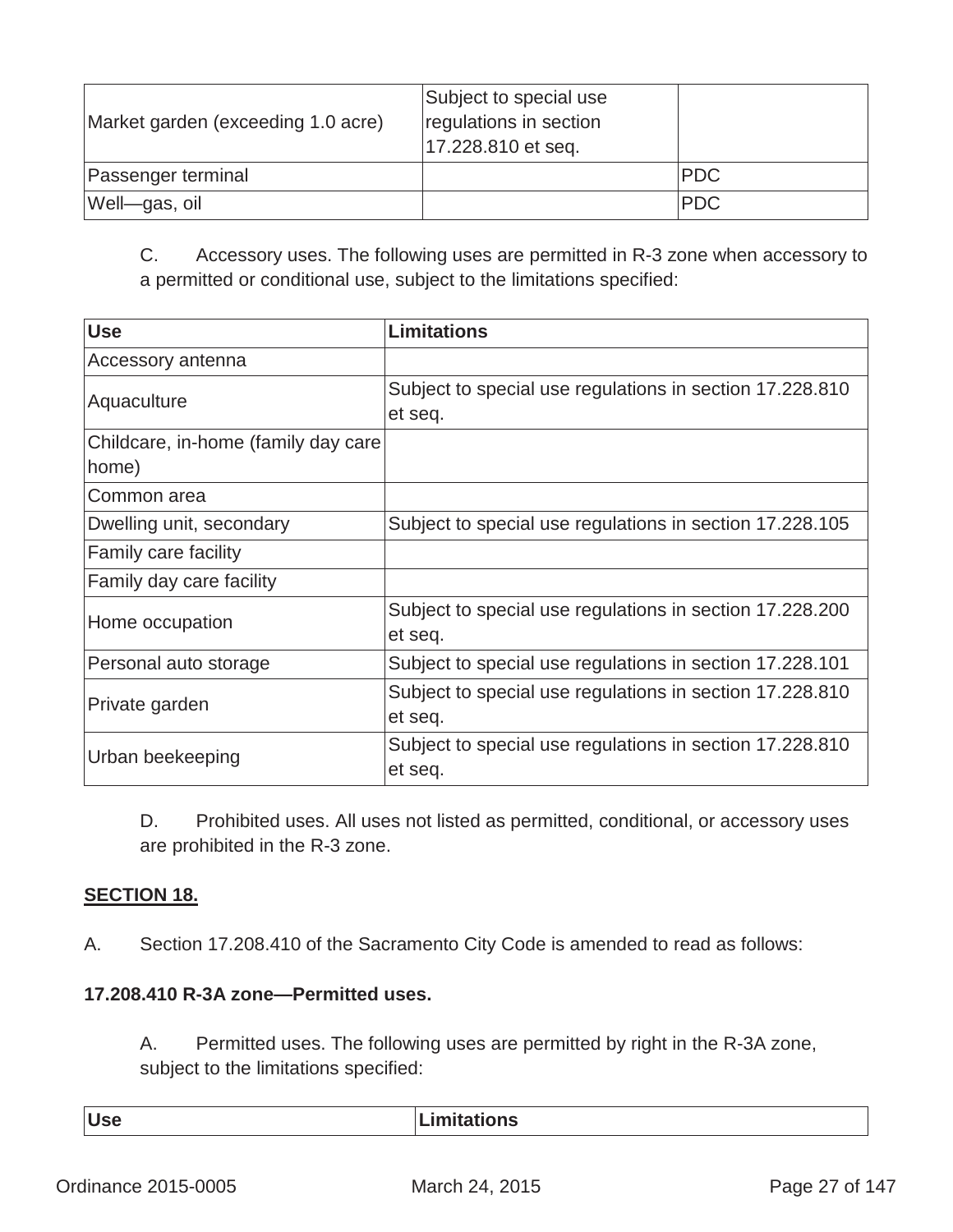| Market garden (exceeding 1.0 acre) | Subject to special use regulations in section 17.228.810 et seq. | |
|---|---|---|
| Passenger terminal | | PDC |
| Well—gas, oil | | PDC |

C. Accessory uses. The following uses are permitted in R-3 zone when accessory to a permitted or conditional use, subject to the limitations specified:

| Use | Limitations |
|---|---|
| Accessory antenna | |
| Aquaculture | Subject to special use regulations in section 17.228.810 et seq. |
| Childcare, in-home (family day care home) | |
| Common area | |
| Dwelling unit, secondary | Subject to special use regulations in section 17.228.105 |
| Family care facility | |
| Family day care facility | |
| Home occupation | Subject to special use regulations in section 17.228.200 et seq. |
| Personal auto storage | Subject to special use regulations in section 17.228.101 |
| Private garden | Subject to special use regulations in section 17.228.810 et seq. |
| Urban beekeeping | Subject to special use regulations in section 17.228.810 et seq. |

D. Prohibited uses. All uses not listed as permitted, conditional, or accessory uses are prohibited in the R-3 zone.

**SECTION 18.**

A. Section 17.208.410 of the Sacramento City Code is amended to read as follows:

**17.208.410 R-3A zone—Permitted uses.**

A. Permitted uses. The following uses are permitted by right in the R-3A zone, subject to the limitations specified:

| Use | Limitations |
|---|---|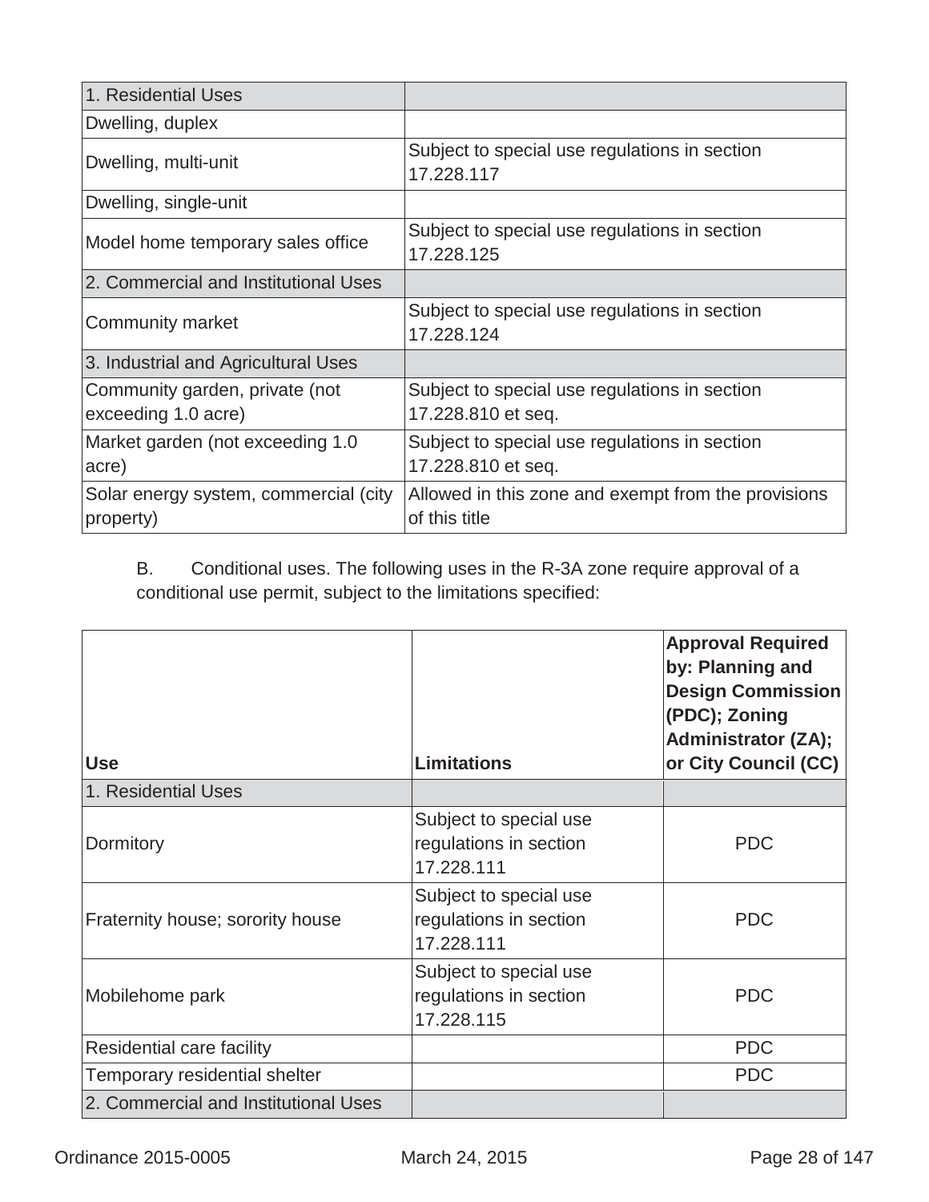| 1. Residential Uses | |
|---|---|
| Dwelling, duplex | |
| Dwelling, multi-unit | Subject to special use regulations in section 17.228.117 |
| Dwelling, single-unit | |
| Model home temporary sales office | Subject to special use regulations in section 17.228.125 |
| 2. Commercial and Institutional Uses | |
| Community market | Subject to special use regulations in section 17.228.124 |
| 3. Industrial and Agricultural Uses | |
| Community garden, private (not exceeding 1.0 acre) | Subject to special use regulations in section 17.228.810 et seq. |
| Market garden (not exceeding 1.0 acre) | Subject to special use regulations in section 17.228.810 et seq. |
| Solar energy system, commercial (city property) | Allowed in this zone and exempt from the provisions of this title |

B. Conditional uses. The following uses in the R-3A zone require approval of a conditional use permit, subject to the limitations specified:

| Use | Limitations | Approval Required by: Planning and Design Commission (PDC); Zoning Administrator (ZA); or City Council (CC) |
|---|---|---|
| 1. Residential Uses | | |
| Dormitory | Subject to special use regulations in section 17.228.111 | PDC |
| Fraternity house; sorority house | Subject to special use regulations in section 17.228.111 | PDC |
| Mobilehome park | Subject to special use regulations in section 17.228.115 | PDC |
| Residential care facility | | PDC |
| Temporary residential shelter | | PDC |
| 2. Commercial and Institutional Uses | | |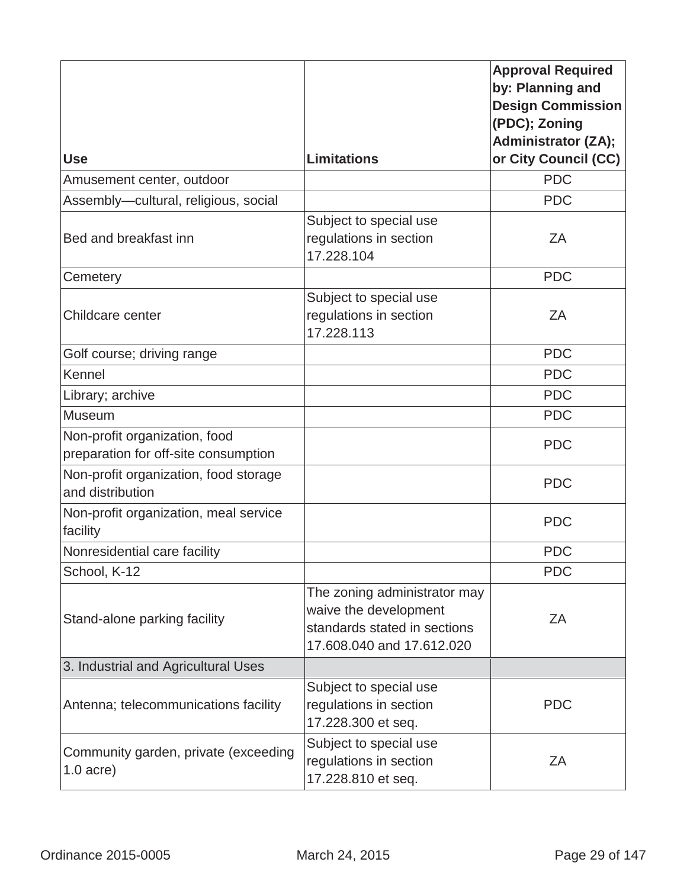| Use | Limitations | Approval Required by: Planning and Design Commission (PDC); Zoning Administrator (ZA); or City Council (CC) |
| --- | --- | --- |
| Amusement center, outdoor | | PDC |
| Assembly—cultural, religious, social | | PDC |
| Bed and breakfast inn | Subject to special use regulations in section 17.228.104 | ZA |
| Cemetery | | PDC |
| Childcare center | Subject to special use regulations in section 17.228.113 | ZA |
| Golf course; driving range | | PDC |
| Kennel | | PDC |
| Library; archive | | PDC |
| Museum | | PDC |
| Non-profit organization, food preparation for off-site consumption | | PDC |
| Non-profit organization, food storage and distribution | | PDC |
| Non-profit organization, meal service facility | | PDC |
| Nonresidential care facility | | PDC |
| School, K-12 | | PDC |
| Stand-alone parking facility | The zoning administrator may waive the development standards stated in sections 17.608.040 and 17.612.020 | ZA |
| 3. Industrial and Agricultural Uses | | |
| Antenna; telecommunications facility | Subject to special use regulations in section 17.228.300 et seq. | PDC |
| Community garden, private (exceeding 1.0 acre) | Subject to special use regulations in section 17.228.810 et seq. | ZA |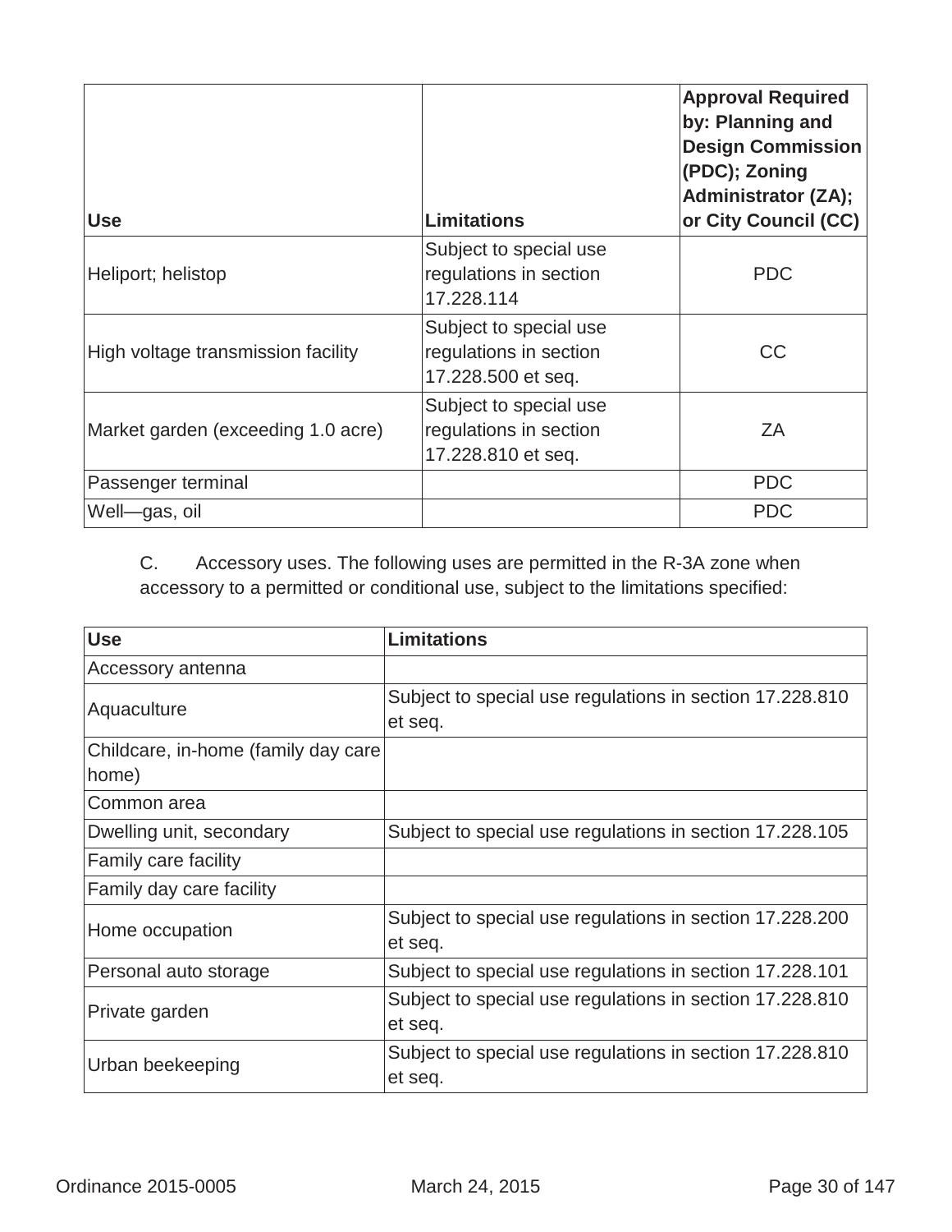| Use | Limitations | Approval Required by: Planning and Design Commission (PDC); Zoning Administrator (ZA); or City Council (CC) |
|---|---|---|
| Heliport; helistop | Subject to special use regulations in section 17.228.114 | PDC |
| High voltage transmission facility | Subject to special use regulations in section 17.228.500 et seq. | CC |
| Market garden (exceeding 1.0 acre) | Subject to special use regulations in section 17.228.810 et seq. | ZA |
| Passenger terminal | | PDC |
| Well—gas, oil | | PDC |

C. Accessory uses. The following uses are permitted in the R-3A zone when accessory to a permitted or conditional use, subject to the limitations specified:

| Use | Limitations |
|---|---|
| Accessory antenna | |
| Aquaculture | Subject to special use regulations in section 17.228.810 et seq. |
| Childcare, in-home (family day care home) | |
| Common area | |
| Dwelling unit, secondary | Subject to special use regulations in section 17.228.105 |
| Family care facility | |
| Family day care facility | |
| Home occupation | Subject to special use regulations in section 17.228.200 et seq. |
| Personal auto storage | Subject to special use regulations in section 17.228.101 |
| Private garden | Subject to special use regulations in section 17.228.810 et seq. |
| Urban beekeeping | Subject to special use regulations in section 17.228.810 et seq. |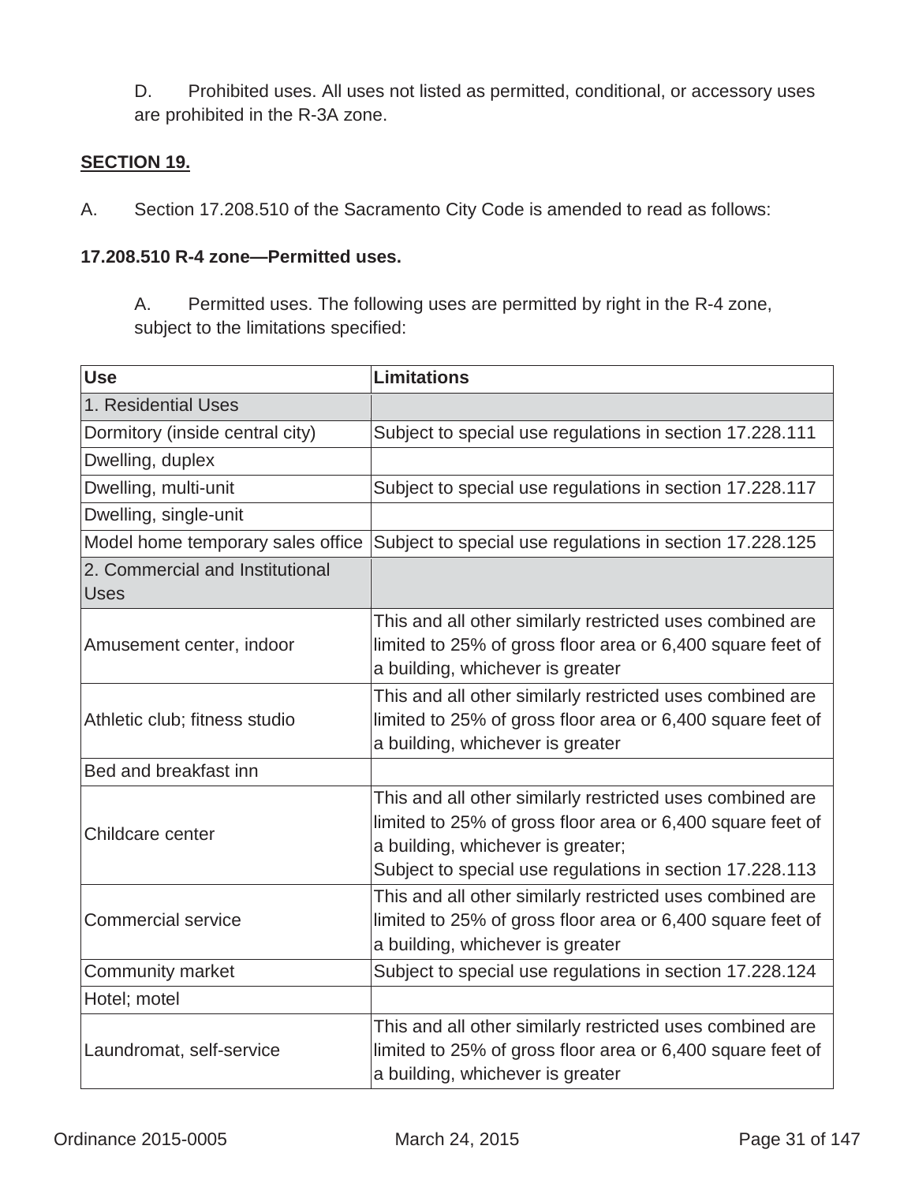D. Prohibited uses. All uses not listed as permitted, conditional, or accessory uses are prohibited in the R-3A zone.

**SECTION 19.**

A. Section 17.208.510 of the Sacramento City Code is amended to read as follows:

**17.208.510 R-4 zone—Permitted uses.**

A. Permitted uses. The following uses are permitted by right in the R-4 zone, subject to the limitations specified:

| Use | Limitations |
|---|---|
| 1. Residential Uses | |
| Dormitory (inside central city) | Subject to special use regulations in section 17.228.111 |
| Dwelling, duplex | |
| Dwelling, multi-unit | Subject to special use regulations in section 17.228.117 |
| Dwelling, single-unit | |
| Model home temporary sales office | Subject to special use regulations in section 17.228.125 |
| 2. Commercial and Institutional Uses | |
| Amusement center, indoor | This and all other similarly restricted uses combined are limited to 25% of gross floor area or 6,400 square feet of a building, whichever is greater |
| Athletic club; fitness studio | This and all other similarly restricted uses combined are limited to 25% of gross floor area or 6,400 square feet of a building, whichever is greater |
| Bed and breakfast inn | |
| Childcare center | This and all other similarly restricted uses combined are limited to 25% of gross floor area or 6,400 square feet of a building, whichever is greater; Subject to special use regulations in section 17.228.113 |
| Commercial service | This and all other similarly restricted uses combined are limited to 25% of gross floor area or 6,400 square feet of a building, whichever is greater |
| Community market | Subject to special use regulations in section 17.228.124 |
| Hotel; motel | |
| Laundromat, self-service | This and all other similarly restricted uses combined are limited to 25% of gross floor area or 6,400 square feet of a building, whichever is greater |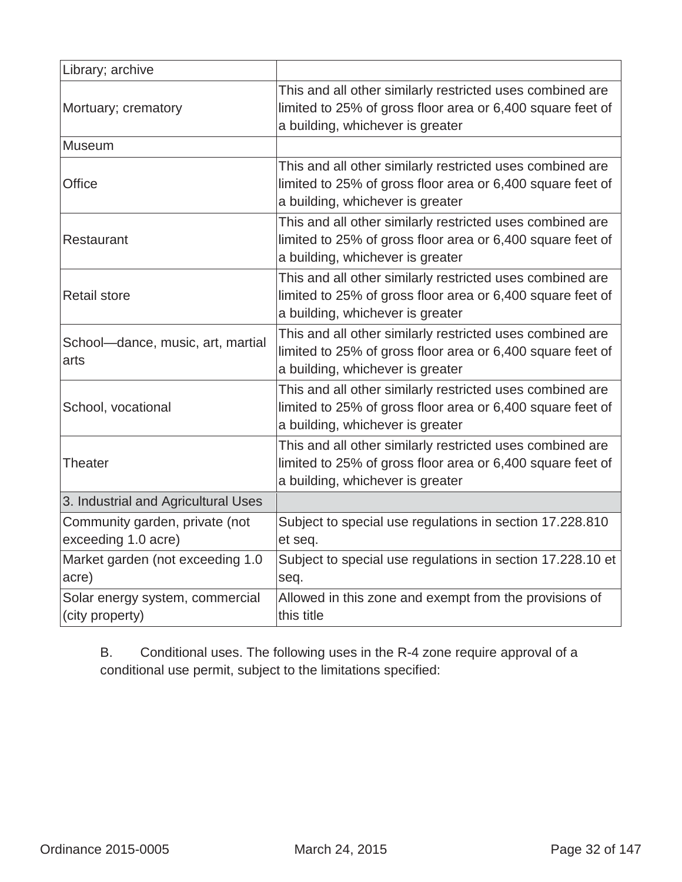| Library; archive | |
|---|---|
| Mortuary; crematory | This and all other similarly restricted uses combined are limited to 25% of gross floor area or 6,400 square feet of a building, whichever is greater |
| Museum | |
| Office | This and all other similarly restricted uses combined are limited to 25% of gross floor area or 6,400 square feet of a building, whichever is greater |
| Restaurant | This and all other similarly restricted uses combined are limited to 25% of gross floor area or 6,400 square feet of a building, whichever is greater |
| Retail store | This and all other similarly restricted uses combined are limited to 25% of gross floor area or 6,400 square feet of a building, whichever is greater |
| School—dance, music, art, martial arts | This and all other similarly restricted uses combined are limited to 25% of gross floor area or 6,400 square feet of a building, whichever is greater |
| School, vocational | This and all other similarly restricted uses combined are limited to 25% of gross floor area or 6,400 square feet of a building, whichever is greater |
| Theater | This and all other similarly restricted uses combined are limited to 25% of gross floor area or 6,400 square feet of a building, whichever is greater |
| 3. Industrial and Agricultural Uses | |
| Community garden, private (not exceeding 1.0 acre) | Subject to special use regulations in section 17.228.810 et seq. |
| Market garden (not exceeding 1.0 acre) | Subject to special use regulations in section 17.228.10 et seq. |
| Solar energy system, commercial (city property) | Allowed in this zone and exempt from the provisions of this title |

B. Conditional uses. The following uses in the R-4 zone require approval of a conditional use permit, subject to the limitations specified: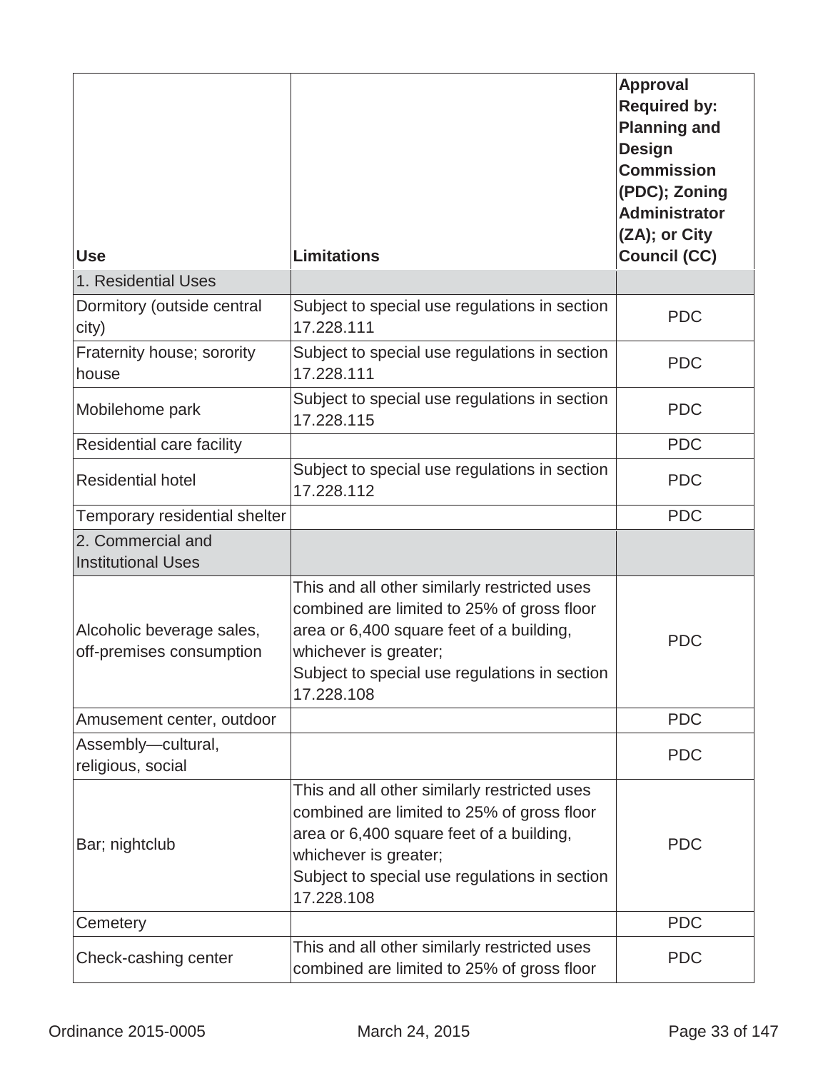| Use | Limitations | Approval Required by: Planning and Design Commission (PDC); Zoning Administrator (ZA); or City Council (CC) |
|---|---|---|
| 1. Residential Uses | | |
| Dormitory (outside central city) | Subject to special use regulations in section 17.228.111 | PDC |
| Fraternity house; sorority house | Subject to special use regulations in section 17.228.111 | PDC |
| Mobilehome park | Subject to special use regulations in section 17.228.115 | PDC |
| Residential care facility | | PDC |
| Residential hotel | Subject to special use regulations in section 17.228.112 | PDC |
| Temporary residential shelter | | PDC |
| 2. Commercial and Institutional Uses | | |
| Alcoholic beverage sales, off-premises consumption | This and all other similarly restricted uses combined are limited to 25% of gross floor area or 6,400 square feet of a building, whichever is greater;<br>Subject to special use regulations in section 17.228.108 | PDC |
| Amusement center, outdoor | | PDC |
| Assembly—cultural, religious, social | | PDC |
| Bar; nightclub | This and all other similarly restricted uses combined are limited to 25% of gross floor area or 6,400 square feet of a building, whichever is greater;<br>Subject to special use regulations in section 17.228.108 | PDC |
| Cemetery | | PDC |
| Check-cashing center | This and all other similarly restricted uses combined are limited to 25% of gross floor | PDC |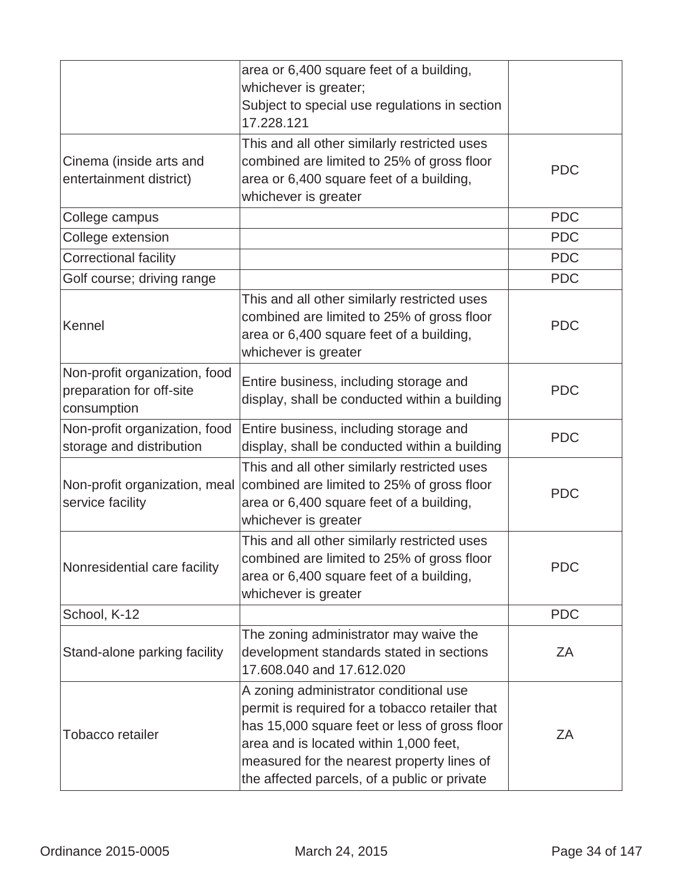| | | |
|---|---|---|
| | area or 6,400 square feet of a building, whichever is greater; Subject to special use regulations in section 17.228.121 | |
| Cinema (inside arts and entertainment district) | This and all other similarly restricted uses combined are limited to 25% of gross floor area or 6,400 square feet of a building, whichever is greater | PDC |
| College campus | | PDC |
| College extension | | PDC |
| Correctional facility | | PDC |
| Golf course; driving range | | PDC |
| Kennel | This and all other similarly restricted uses combined are limited to 25% of gross floor area or 6,400 square feet of a building, whichever is greater | PDC |
| Non-profit organization, food preparation for off-site consumption | Entire business, including storage and display, shall be conducted within a building | PDC |
| Non-profit organization, food storage and distribution | Entire business, including storage and display, shall be conducted within a building | PDC |
| Non-profit organization, meal service facility | This and all other similarly restricted uses combined are limited to 25% of gross floor area or 6,400 square feet of a building, whichever is greater | PDC |
| Nonresidential care facility | This and all other similarly restricted uses combined are limited to 25% of gross floor area or 6,400 square feet of a building, whichever is greater | PDC |
| School, K-12 | | PDC |
| Stand-alone parking facility | The zoning administrator may waive the development standards stated in sections 17.608.040 and 17.612.020 | ZA |
| Tobacco retailer | A zoning administrator conditional use permit is required for a tobacco retailer that has 15,000 square feet or less of gross floor area and is located within 1,000 feet, measured for the nearest property lines of the affected parcels, of a public or private | ZA |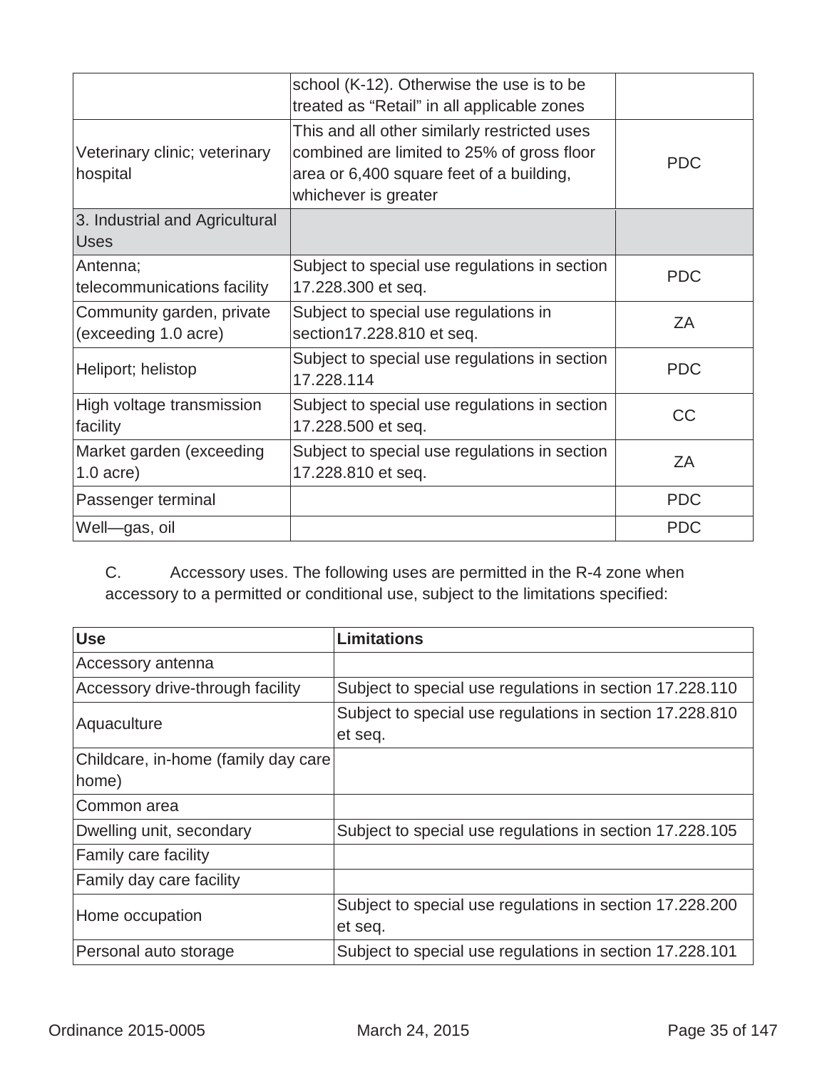| | | |
|---|---|---|
| | school (K-12). Otherwise the use is to be treated as “Retail” in all applicable zones | |
| Veterinary clinic; veterinary hospital | This and all other similarly restricted uses combined are limited to 25% of gross floor area or 6,400 square feet of a building, whichever is greater | PDC |
| 3. Industrial and Agricultural Uses | | |
| Antenna; telecommunications facility | Subject to special use regulations in section 17.228.300 et seq. | PDC |
| Community garden, private (exceeding 1.0 acre) | Subject to special use regulations in section17.228.810 et seq. | ZA |
| Heliport; helistop | Subject to special use regulations in section 17.228.114 | PDC |
| High voltage transmission facility | Subject to special use regulations in section 17.228.500 et seq. | CC |
| Market garden (exceeding 1.0 acre) | Subject to special use regulations in section 17.228.810 et seq. | ZA |
| Passenger terminal | | PDC |
| Well—gas, oil | | PDC |

C. Accessory uses. The following uses are permitted in the R-4 zone when accessory to a permitted or conditional use, subject to the limitations specified:

| Use | Limitations |
|---|---|
| Accessory antenna | |
| Accessory drive-through facility | Subject to special use regulations in section 17.228.110 |
| Aquaculture | Subject to special use regulations in section 17.228.810 et seq. |
| Childcare, in-home (family day care home) | |
| Common area | |
| Dwelling unit, secondary | Subject to special use regulations in section 17.228.105 |
| Family care facility | |
| Family day care facility | |
| Home occupation | Subject to special use regulations in section 17.228.200 et seq. |
| Personal auto storage | Subject to special use regulations in section 17.228.101 |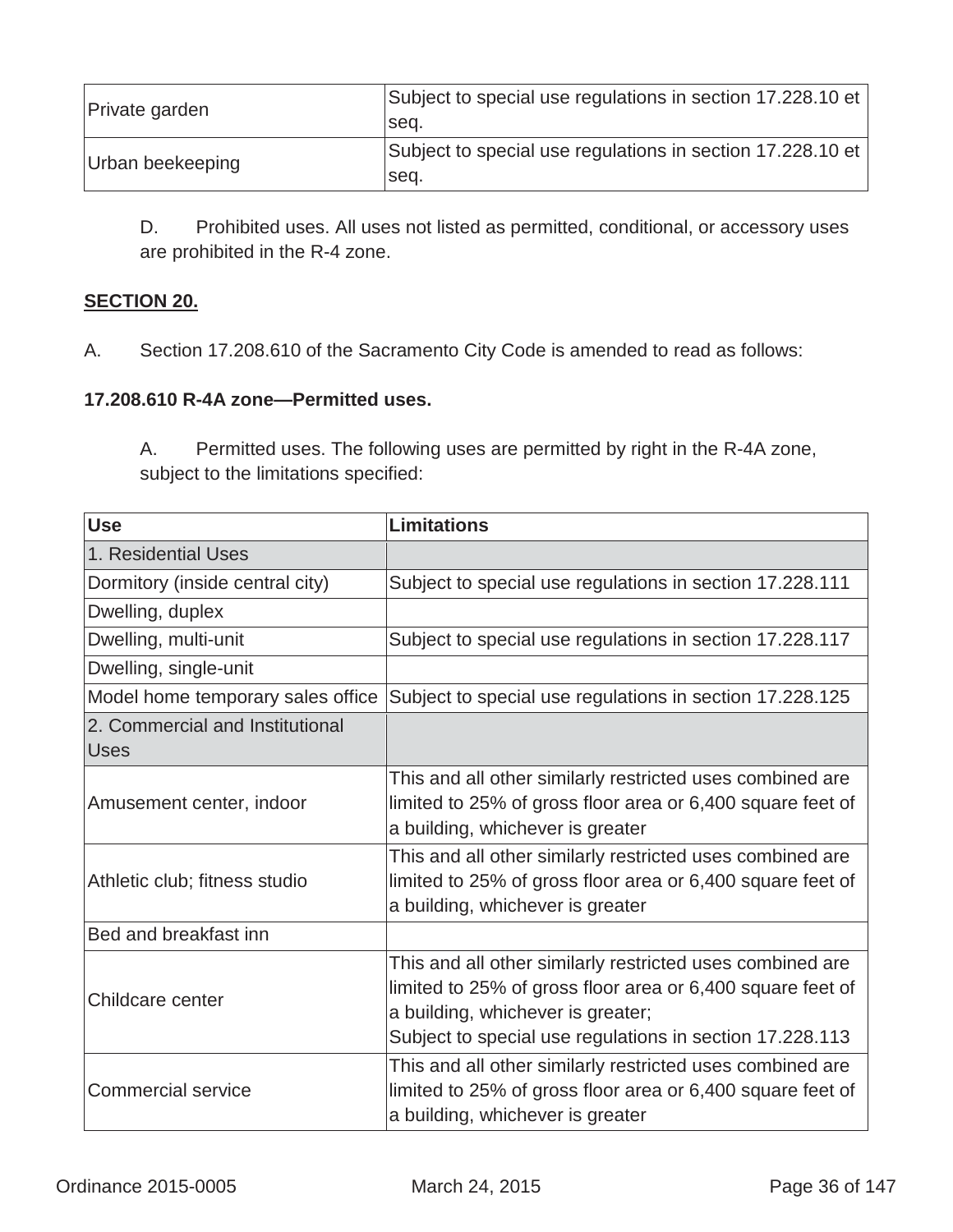| | |
|---|---|
| Private garden | Subject to special use regulations in section 17.228.10 et seq. |
| Urban beekeeping | Subject to special use regulations in section 17.228.10 et seq. |

D. Prohibited uses. All uses not listed as permitted, conditional, or accessory uses are prohibited in the R-4 zone.

**SECTION 20.**

A. Section 17.208.610 of the Sacramento City Code is amended to read as follows:

**17.208.610 R-4A zone—Permitted uses.**

A. Permitted uses. The following uses are permitted by right in the R-4A zone, subject to the limitations specified:

| Use | Limitations |
|---|---|
| 1. Residential Uses | |
| Dormitory (inside central city) | Subject to special use regulations in section 17.228.111 |
| Dwelling, duplex | |
| Dwelling, multi-unit | Subject to special use regulations in section 17.228.117 |
| Dwelling, single-unit | |
| Model home temporary sales office | Subject to special use regulations in section 17.228.125 |
| 2. Commercial and Institutional Uses | |
| Amusement center, indoor | This and all other similarly restricted uses combined are limited to 25% of gross floor area or 6,400 square feet of a building, whichever is greater |
| Athletic club; fitness studio | This and all other similarly restricted uses combined are limited to 25% of gross floor area or 6,400 square feet of a building, whichever is greater |
| Bed and breakfast inn | |
| Childcare center | This and all other similarly restricted uses combined are limited to 25% of gross floor area or 6,400 square feet of a building, whichever is greater;<br>Subject to special use regulations in section 17.228.113 |
| Commercial service | This and all other similarly restricted uses combined are limited to 25% of gross floor area or 6,400 square feet of a building, whichever is greater |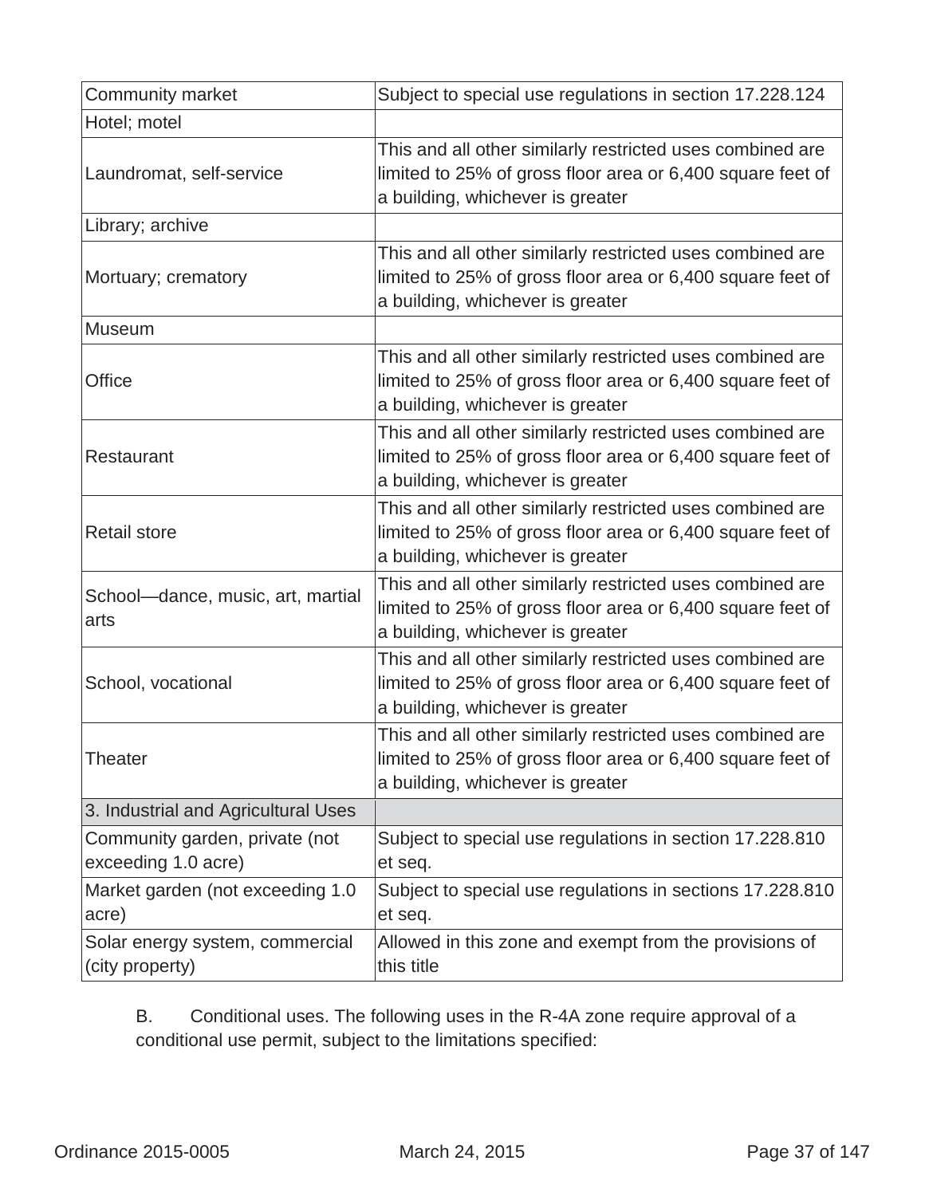| Community market | Subject to special use regulations in section 17.228.124 |
|---|---|
| Hotel; motel | |
| Laundromat, self-service | This and all other similarly restricted uses combined are limited to 25% of gross floor area or 6,400 square feet of a building, whichever is greater |
| Library; archive | |
| Mortuary; crematory | This and all other similarly restricted uses combined are limited to 25% of gross floor area or 6,400 square feet of a building, whichever is greater |
| Museum | |
| Office | This and all other similarly restricted uses combined are limited to 25% of gross floor area or 6,400 square feet of a building, whichever is greater |
| Restaurant | This and all other similarly restricted uses combined are limited to 25% of gross floor area or 6,400 square feet of a building, whichever is greater |
| Retail store | This and all other similarly restricted uses combined are limited to 25% of gross floor area or 6,400 square feet of a building, whichever is greater |
| School—dance, music, art, martial arts | This and all other similarly restricted uses combined are limited to 25% of gross floor area or 6,400 square feet of a building, whichever is greater |
| School, vocational | This and all other similarly restricted uses combined are limited to 25% of gross floor area or 6,400 square feet of a building, whichever is greater |
| Theater | This and all other similarly restricted uses combined are limited to 25% of gross floor area or 6,400 square feet of a building, whichever is greater |
| 3. Industrial and Agricultural Uses | |
| Community garden, private (not exceeding 1.0 acre) | Subject to special use regulations in section 17.228.810 et seq. |
| Market garden (not exceeding 1.0 acre) | Subject to special use regulations in sections 17.228.810 et seq. |
| Solar energy system, commercial (city property) | Allowed in this zone and exempt from the provisions of this title |

B. Conditional uses. The following uses in the R-4A zone require approval of a conditional use permit, subject to the limitations specified: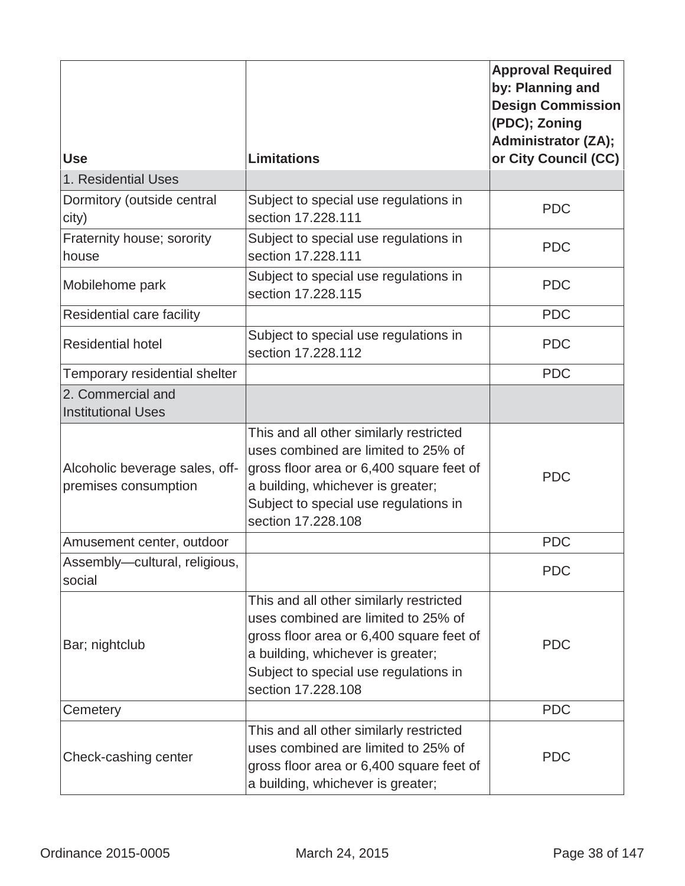| Use | Limitations | Approval Required by: Planning and Design Commission (PDC); Zoning Administrator (ZA); or City Council (CC) |
| --- | --- | --- |
| 1. Residential Uses | | |
| Dormitory (outside central city) | Subject to special use regulations in section 17.228.111 | PDC |
| Fraternity house; sorority house | Subject to special use regulations in section 17.228.111 | PDC |
| Mobilehome park | Subject to special use regulations in section 17.228.115 | PDC |
| Residential care facility | | PDC |
| Residential hotel | Subject to special use regulations in section 17.228.112 | PDC |
| Temporary residential shelter | | PDC |
| 2. Commercial and Institutional Uses | | |
| Alcoholic beverage sales, off-premises consumption | This and all other similarly restricted uses combined are limited to 25% of gross floor area or 6,400 square feet of a building, whichever is greater; Subject to special use regulations in section 17.228.108 | PDC |
| Amusement center, outdoor | | PDC |
| Assembly—cultural, religious, social | | PDC |
| Bar; nightclub | This and all other similarly restricted uses combined are limited to 25% of gross floor area or 6,400 square feet of a building, whichever is greater; Subject to special use regulations in section 17.228.108 | PDC |
| Cemetery | | PDC |
| Check-cashing center | This and all other similarly restricted uses combined are limited to 25% of gross floor area or 6,400 square feet of a building, whichever is greater; | PDC |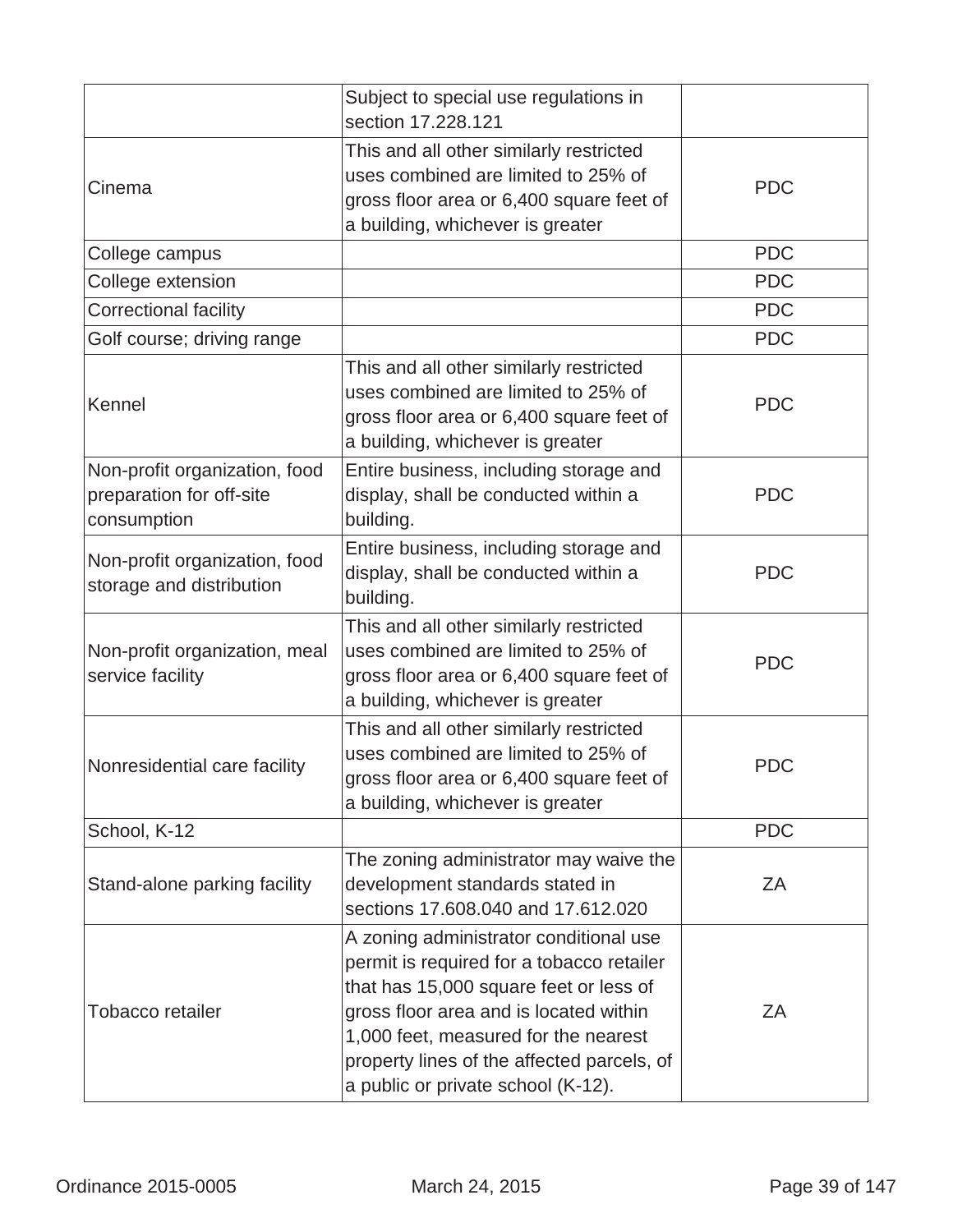| | | |
|---|---|---|
| | Subject to special use regulations in section 17.228.121 | |
| Cinema | This and all other similarly restricted uses combined are limited to 25% of gross floor area or 6,400 square feet of a building, whichever is greater | PDC |
| College campus | | PDC |
| College extension | | PDC |
| Correctional facility | | PDC |
| Golf course; driving range | | PDC |
| Kennel | This and all other similarly restricted uses combined are limited to 25% of gross floor area or 6,400 square feet of a building, whichever is greater | PDC |
| Non-profit organization, food preparation for off-site consumption | Entire business, including storage and display, shall be conducted within a building. | PDC |
| Non-profit organization, food storage and distribution | Entire business, including storage and display, shall be conducted within a building. | PDC |
| Non-profit organization, meal service facility | This and all other similarly restricted uses combined are limited to 25% of gross floor area or 6,400 square feet of a building, whichever is greater | PDC |
| Nonresidential care facility | This and all other similarly restricted uses combined are limited to 25% of gross floor area or 6,400 square feet of a building, whichever is greater | PDC |
| School, K-12 | | PDC |
| Stand-alone parking facility | The zoning administrator may waive the development standards stated in sections 17.608.040 and 17.612.020 | ZA |
| Tobacco retailer | A zoning administrator conditional use permit is required for a tobacco retailer that has 15,000 square feet or less of gross floor area and is located within 1,000 feet, measured for the nearest property lines of the affected parcels, of a public or private school (K-12). | ZA |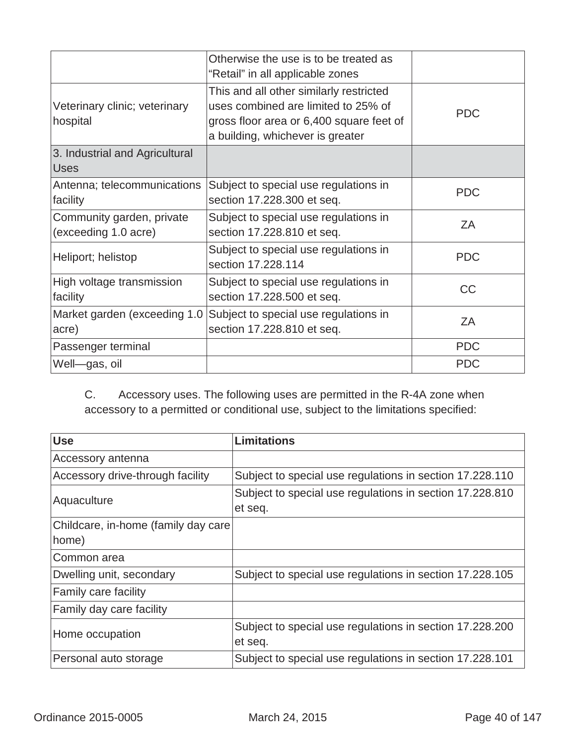| | | |
|---|---|---|
| | Otherwise the use is to be treated as "Retail" in all applicable zones | |
| Veterinary clinic; veterinary hospital | This and all other similarly restricted uses combined are limited to 25% of gross floor area or 6,400 square feet of a building, whichever is greater | PDC |
| 3. Industrial and Agricultural Uses | | |
| Antenna; telecommunications facility | Subject to special use regulations in section 17.228.300 et seq. | PDC |
| Community garden, private (exceeding 1.0 acre) | Subject to special use regulations in section 17.228.810 et seq. | ZA |
| Heliport; helistop | Subject to special use regulations in section 17.228.114 | PDC |
| High voltage transmission facility | Subject to special use regulations in section 17.228.500 et seq. | CC |
| Market garden (exceeding 1.0 acre) | Subject to special use regulations in section 17.228.810 et seq. | ZA |
| Passenger terminal | | PDC |
| Well—gas, oil | | PDC |

C. Accessory uses. The following uses are permitted in the R-4A zone when accessory to a permitted or conditional use, subject to the limitations specified:

| Use | Limitations |
|---|---|
| Accessory antenna | |
| Accessory drive-through facility | Subject to special use regulations in section 17.228.110 |
| Aquaculture | Subject to special use regulations in section 17.228.810 et seq. |
| Childcare, in-home (family day care home) | |
| Common area | |
| Dwelling unit, secondary | Subject to special use regulations in section 17.228.105 |
| Family care facility | |
| Family day care facility | |
| Home occupation | Subject to special use regulations in section 17.228.200 et seq. |
| Personal auto storage | Subject to special use regulations in section 17.228.101 |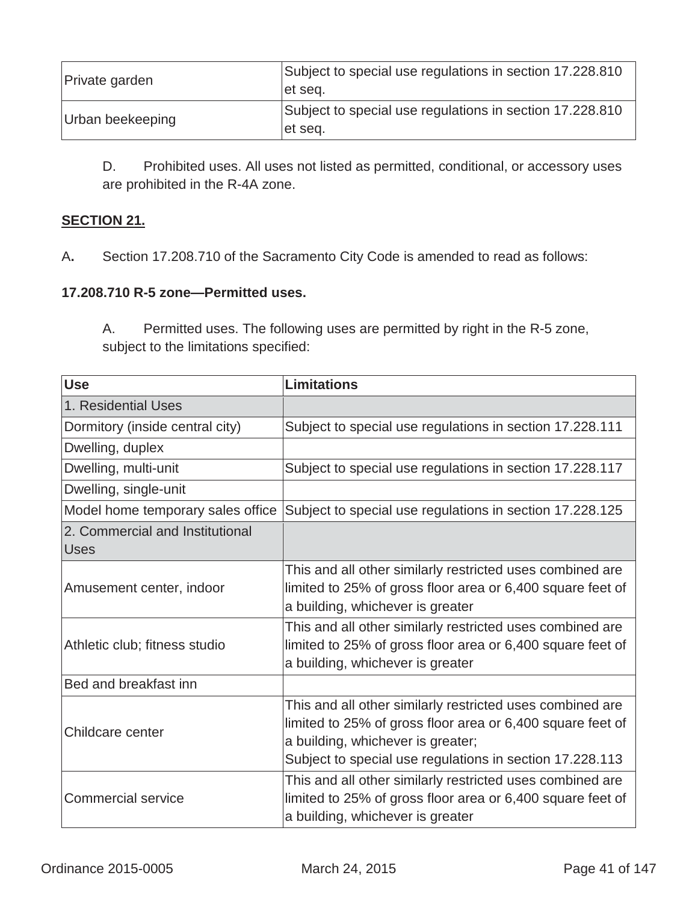| Private garden | Subject to special use regulations in section 17.228.810 et seq. |
|---|---|
| Urban beekeeping | Subject to special use regulations in section 17.228.810 et seq. |

D. Prohibited uses. All uses not listed as permitted, conditional, or accessory uses are prohibited in the R-4A zone.

**SECTION 21.**

A**.** Section 17.208.710 of the Sacramento City Code is amended to read as follows:

**17.208.710 R-5 zone—Permitted uses.**

A. Permitted uses. The following uses are permitted by right in the R-5 zone, subject to the limitations specified:

| **Use** | **Limitations** |
|---|---|
| 1. Residential Uses | |
| Dormitory (inside central city) | Subject to special use regulations in section 17.228.111 |
| Dwelling, duplex | |
| Dwelling, multi-unit | Subject to special use regulations in section 17.228.117 |
| Dwelling, single-unit | |
| Model home temporary sales office | Subject to special use regulations in section 17.228.125 |
| 2. Commercial and Institutional Uses | |
| Amusement center, indoor | This and all other similarly restricted uses combined are limited to 25% of gross floor area or 6,400 square feet of a building, whichever is greater |
| Athletic club; fitness studio | This and all other similarly restricted uses combined are limited to 25% of gross floor area or 6,400 square feet of a building, whichever is greater |
| Bed and breakfast inn | |
| Childcare center | This and all other similarly restricted uses combined are limited to 25% of gross floor area or 6,400 square feet of a building, whichever is greater;<br>Subject to special use regulations in section 17.228.113 |
| Commercial service | This and all other similarly restricted uses combined are limited to 25% of gross floor area or 6,400 square feet of a building, whichever is greater |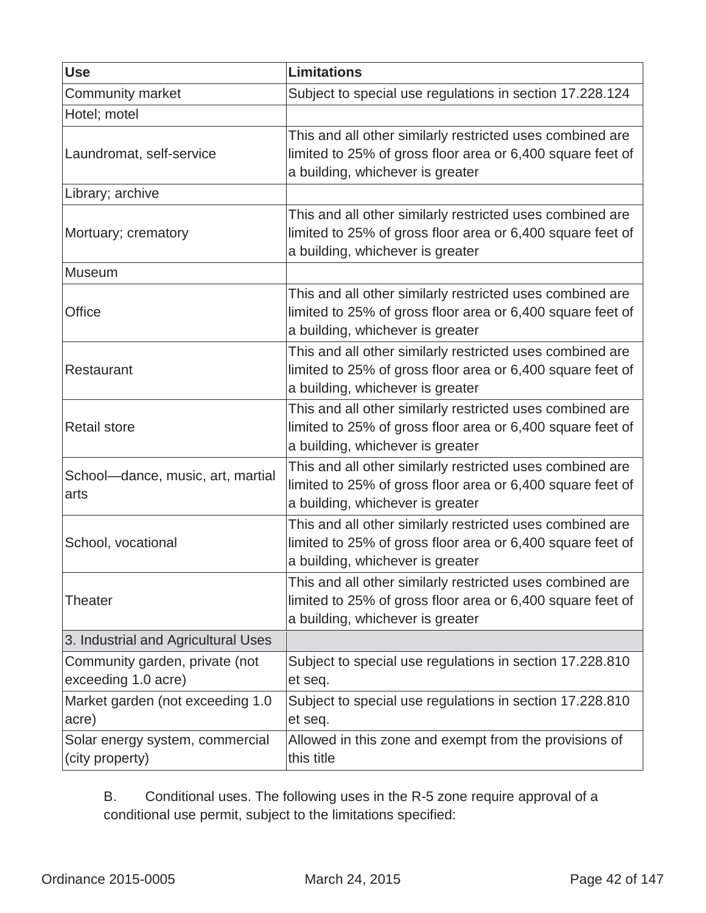| Use | Limitations |
| --- | --- |
| Community market | Subject to special use regulations in section 17.228.124 |
| Hotel; motel | |
| Laundromat, self-service | This and all other similarly restricted uses combined are limited to 25% of gross floor area or 6,400 square feet of a building, whichever is greater |
| Library; archive | |
| Mortuary; crematory | This and all other similarly restricted uses combined are limited to 25% of gross floor area or 6,400 square feet of a building, whichever is greater |
| Museum | |
| Office | This and all other similarly restricted uses combined are limited to 25% of gross floor area or 6,400 square feet of a building, whichever is greater |
| Restaurant | This and all other similarly restricted uses combined are limited to 25% of gross floor area or 6,400 square feet of a building, whichever is greater |
| Retail store | This and all other similarly restricted uses combined are limited to 25% of gross floor area or 6,400 square feet of a building, whichever is greater |
| School—dance, music, art, martial arts | This and all other similarly restricted uses combined are limited to 25% of gross floor area or 6,400 square feet of a building, whichever is greater |
| School, vocational | This and all other similarly restricted uses combined are limited to 25% of gross floor area or 6,400 square feet of a building, whichever is greater |
| Theater | This and all other similarly restricted uses combined are limited to 25% of gross floor area or 6,400 square feet of a building, whichever is greater |
| 3. Industrial and Agricultural Uses | |
| Community garden, private (not exceeding 1.0 acre) | Subject to special use regulations in section 17.228.810 et seq. |
| Market garden (not exceeding 1.0 acre) | Subject to special use regulations in section 17.228.810 et seq. |
| Solar energy system, commercial (city property) | Allowed in this zone and exempt from the provisions of this title |

B. Conditional uses. The following uses in the R-5 zone require approval of a conditional use permit, subject to the limitations specified: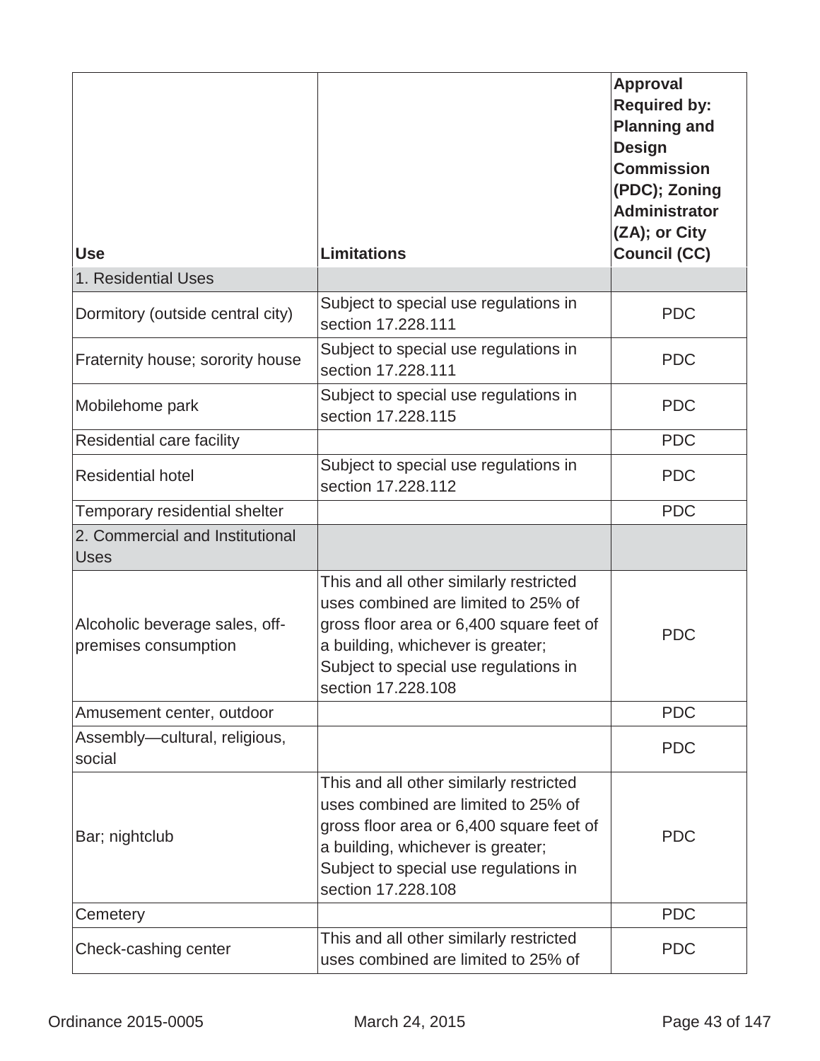| Use | Limitations | Approval Required by: Planning and Design Commission (PDC); Zoning Administrator (ZA); or City Council (CC) |
|---|---|---|
| 1. Residential Uses | | |
| Dormitory (outside central city) | Subject to special use regulations in section 17.228.111 | PDC |
| Fraternity house; sorority house | Subject to special use regulations in section 17.228.111 | PDC |
| Mobilehome park | Subject to special use regulations in section 17.228.115 | PDC |
| Residential care facility | | PDC |
| Residential hotel | Subject to special use regulations in section 17.228.112 | PDC |
| Temporary residential shelter | | PDC |
| 2. Commercial and Institutional Uses | | |
| Alcoholic beverage sales, off-premises consumption | This and all other similarly restricted uses combined are limited to 25% of gross floor area or 6,400 square feet of a building, whichever is greater; Subject to special use regulations in section 17.228.108 | PDC |
| Amusement center, outdoor | | PDC |
| Assembly—cultural, religious, social | | PDC |
| Bar; nightclub | This and all other similarly restricted uses combined are limited to 25% of gross floor area or 6,400 square feet of a building, whichever is greater; Subject to special use regulations in section 17.228.108 | PDC |
| Cemetery | | PDC |
| Check-cashing center | This and all other similarly restricted uses combined are limited to 25% of | PDC |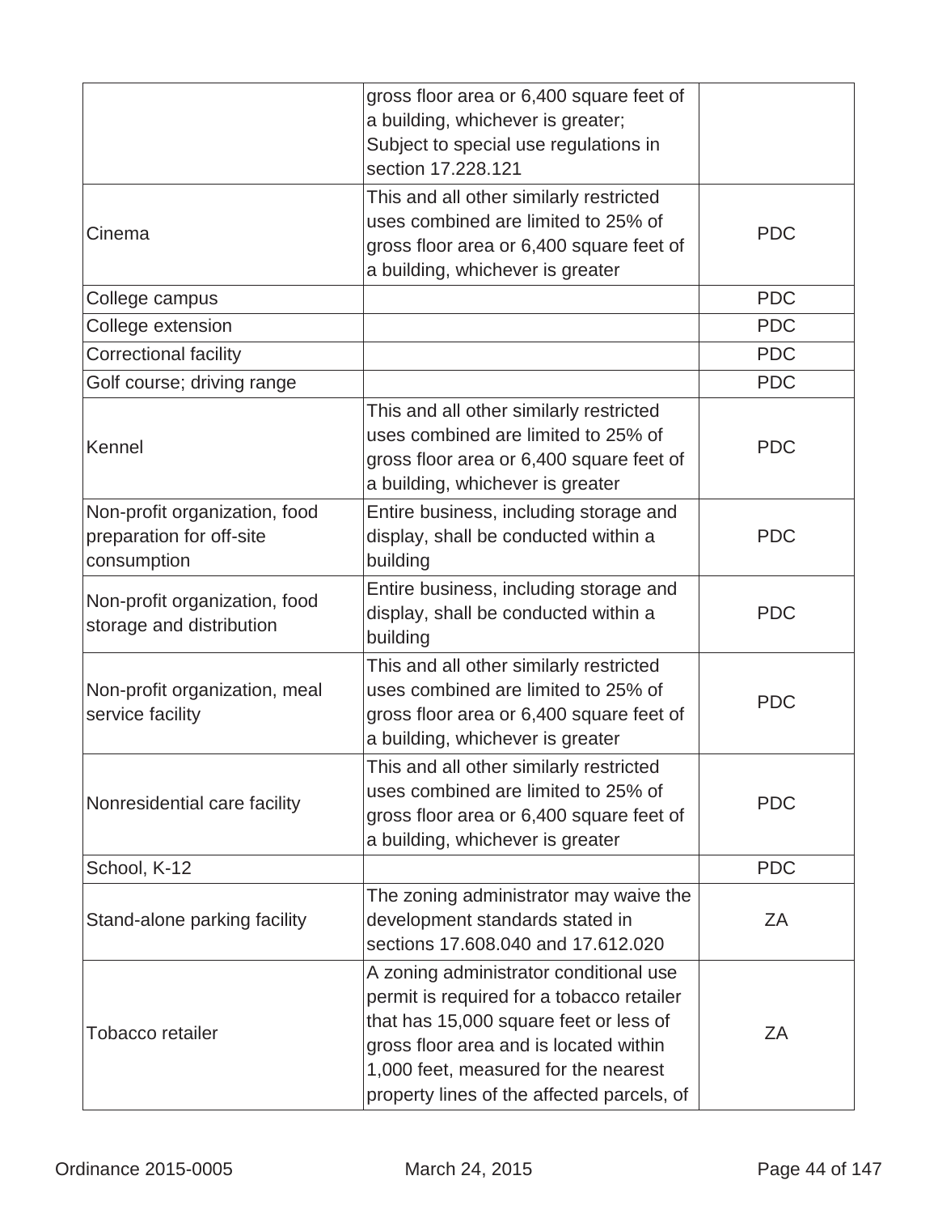| | | |
|---|---|---|
| | gross floor area or 6,400 square feet of a building, whichever is greater; Subject to special use regulations in section 17.228.121 | |
| Cinema | This and all other similarly restricted uses combined are limited to 25% of gross floor area or 6,400 square feet of a building, whichever is greater | PDC |
| College campus | | PDC |
| College extension | | PDC |
| Correctional facility | | PDC |
| Golf course; driving range | | PDC |
| Kennel | This and all other similarly restricted uses combined are limited to 25% of gross floor area or 6,400 square feet of a building, whichever is greater | PDC |
| Non-profit organization, food preparation for off-site consumption | Entire business, including storage and display, shall be conducted within a building | PDC |
| Non-profit organization, food storage and distribution | Entire business, including storage and display, shall be conducted within a building | PDC |
| Non-profit organization, meal service facility | This and all other similarly restricted uses combined are limited to 25% of gross floor area or 6,400 square feet of a building, whichever is greater | PDC |
| Nonresidential care facility | This and all other similarly restricted uses combined are limited to 25% of gross floor area or 6,400 square feet of a building, whichever is greater | PDC |
| School, K-12 | | PDC |
| Stand-alone parking facility | The zoning administrator may waive the development standards stated in sections 17.608.040 and 17.612.020 | ZA |
| Tobacco retailer | A zoning administrator conditional use permit is required for a tobacco retailer that has 15,000 square feet or less of gross floor area and is located within 1,000 feet, measured for the nearest property lines of the affected parcels, of | ZA |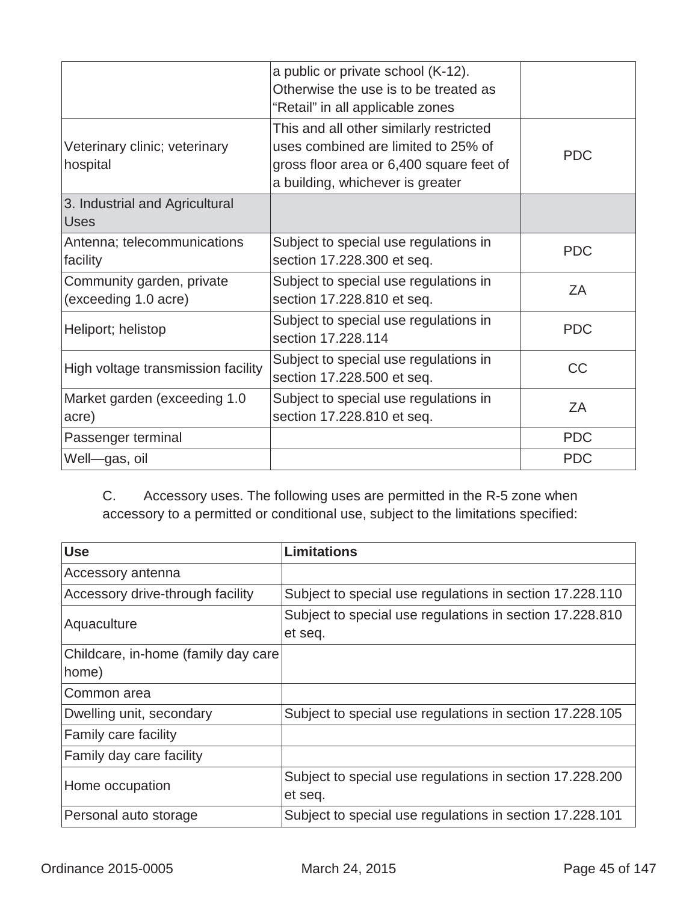| | | |
|---|---|---|
| | a public or private school (K-12). Otherwise the use is to be treated as "Retail" in all applicable zones | |
| Veterinary clinic; veterinary hospital | This and all other similarly restricted uses combined are limited to 25% of gross floor area or 6,400 square feet of a building, whichever is greater | PDC |
| 3. Industrial and Agricultural Uses | | |
| Antenna; telecommunications facility | Subject to special use regulations in section 17.228.300 et seq. | PDC |
| Community garden, private (exceeding 1.0 acre) | Subject to special use regulations in section 17.228.810 et seq. | ZA |
| Heliport; helistop | Subject to special use regulations in section 17.228.114 | PDC |
| High voltage transmission facility | Subject to special use regulations in section 17.228.500 et seq. | CC |
| Market garden (exceeding 1.0 acre) | Subject to special use regulations in section 17.228.810 et seq. | ZA |
| Passenger terminal | | PDC |
| Well—gas, oil | | PDC |

C. Accessory uses. The following uses are permitted in the R-5 zone when accessory to a permitted or conditional use, subject to the limitations specified:

| Use | Limitations |
|---|---|
| Accessory antenna | |
| Accessory drive-through facility | Subject to special use regulations in section 17.228.110 |
| Aquaculture | Subject to special use regulations in section 17.228.810 et seq. |
| Childcare, in-home (family day care home) | |
| Common area | |
| Dwelling unit, secondary | Subject to special use regulations in section 17.228.105 |
| Family care facility | |
| Family day care facility | |
| Home occupation | Subject to special use regulations in section 17.228.200 et seq. |
| Personal auto storage | Subject to special use regulations in section 17.228.101 |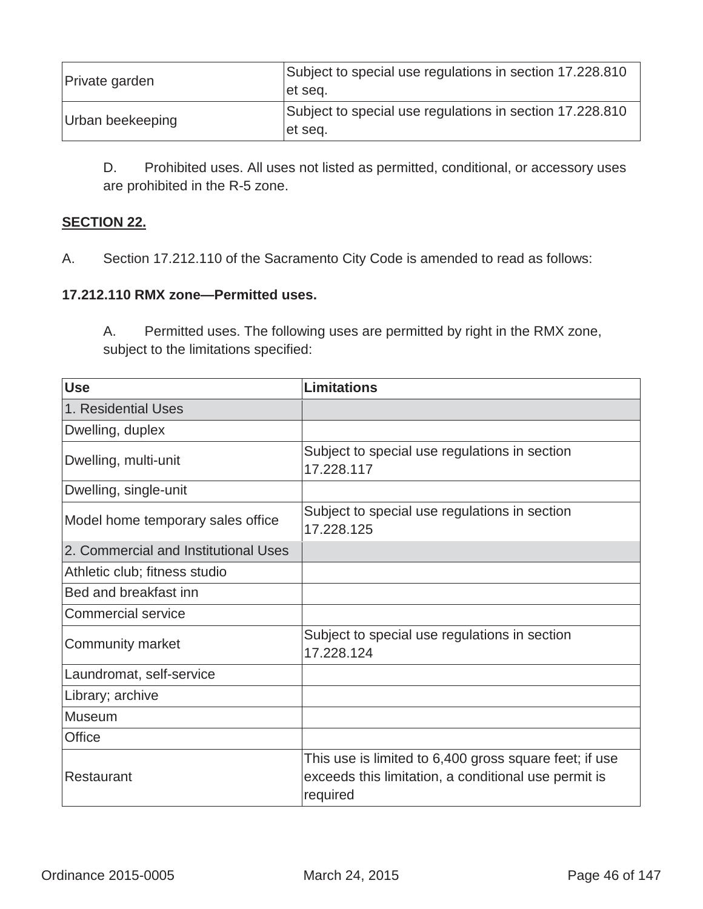| | |
|---|---|
| Private garden | Subject to special use regulations in section 17.228.810 et seq. |
| Urban beekeeping | Subject to special use regulations in section 17.228.810 et seq. |

D. Prohibited uses. All uses not listed as permitted, conditional, or accessory uses are prohibited in the R-5 zone.

**SECTION 22.**

A. Section 17.212.110 of the Sacramento City Code is amended to read as follows:

**17.212.110 RMX zone—Permitted uses.**

A. Permitted uses. The following uses are permitted by right in the RMX zone, subject to the limitations specified:

| Use | Limitations |
|---|---|
| 1. Residential Uses | |
| Dwelling, duplex | |
| Dwelling, multi-unit | Subject to special use regulations in section 17.228.117 |
| Dwelling, single-unit | |
| Model home temporary sales office | Subject to special use regulations in section 17.228.125 |
| 2. Commercial and Institutional Uses | |
| Athletic club; fitness studio | |
| Bed and breakfast inn | |
| Commercial service | |
| Community market | Subject to special use regulations in section 17.228.124 |
| Laundromat, self-service | |
| Library; archive | |
| Museum | |
| Office | |
| Restaurant | This use is limited to 6,400 gross square feet; if use exceeds this limitation, a conditional use permit is required |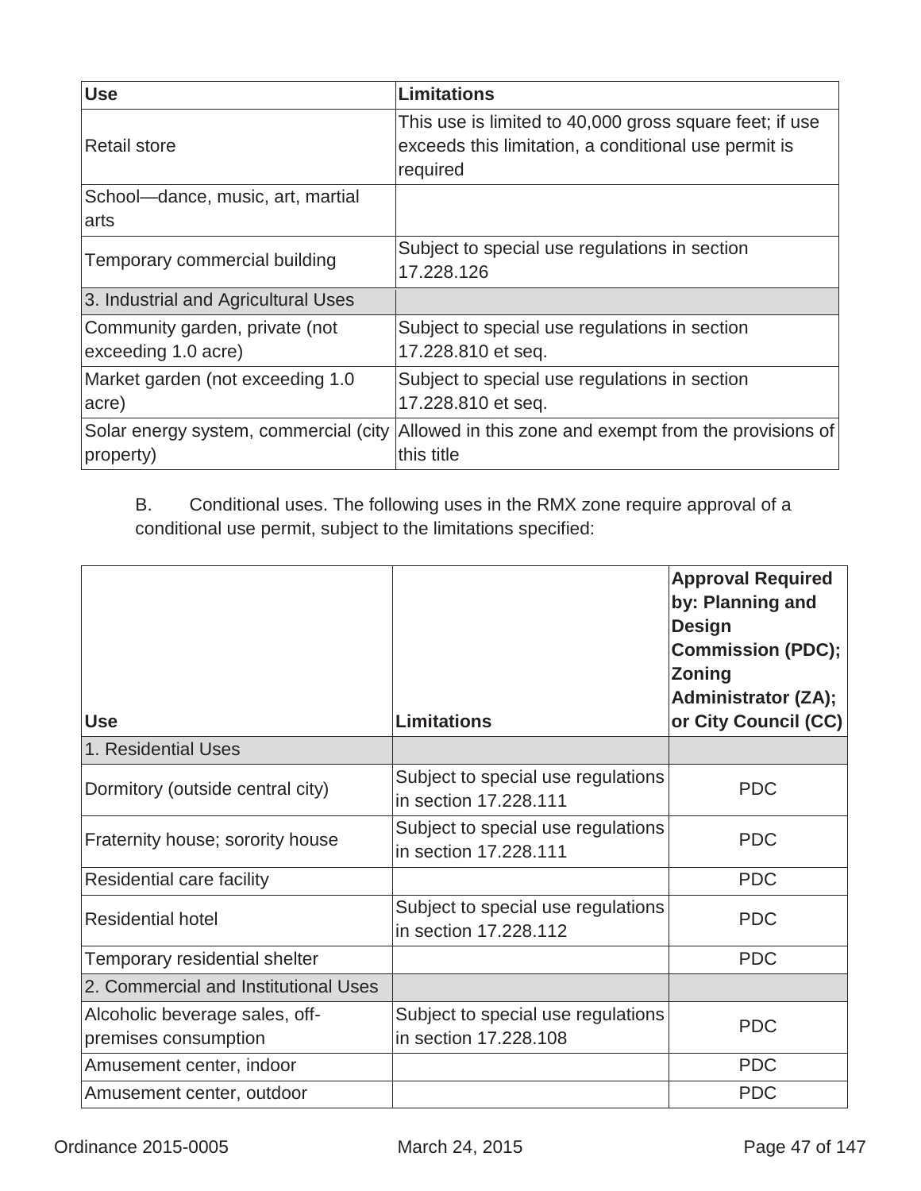| Use | Limitations |
|---|---|
| Retail store | This use is limited to 40,000 gross square feet; if use exceeds this limitation, a conditional use permit is required |
| School—dance, music, art, martial arts | |
| Temporary commercial building | Subject to special use regulations in section 17.228.126 |
| 3. Industrial and Agricultural Uses | |
| Community garden, private (not exceeding 1.0 acre) | Subject to special use regulations in section 17.228.810 et seq. |
| Market garden (not exceeding 1.0 acre) | Subject to special use regulations in section 17.228.810 et seq. |
| Solar energy system, commercial (city property) | Allowed in this zone and exempt from the provisions of this title |

B. Conditional uses. The following uses in the RMX zone require approval of a conditional use permit, subject to the limitations specified:

| Use | Limitations | Approval Required by: Planning and Design Commission (PDC); Zoning Administrator (ZA); or City Council (CC) |
|---|---|---|
| 1. Residential Uses | | |
| Dormitory (outside central city) | Subject to special use regulations in section 17.228.111 | PDC |
| Fraternity house; sorority house | Subject to special use regulations in section 17.228.111 | PDC |
| Residential care facility | | PDC |
| Residential hotel | Subject to special use regulations in section 17.228.112 | PDC |
| Temporary residential shelter | | PDC |
| 2. Commercial and Institutional Uses | | |
| Alcoholic beverage sales, off-premises consumption | Subject to special use regulations in section 17.228.108 | PDC |
| Amusement center, indoor | | PDC |
| Amusement center, outdoor | | PDC |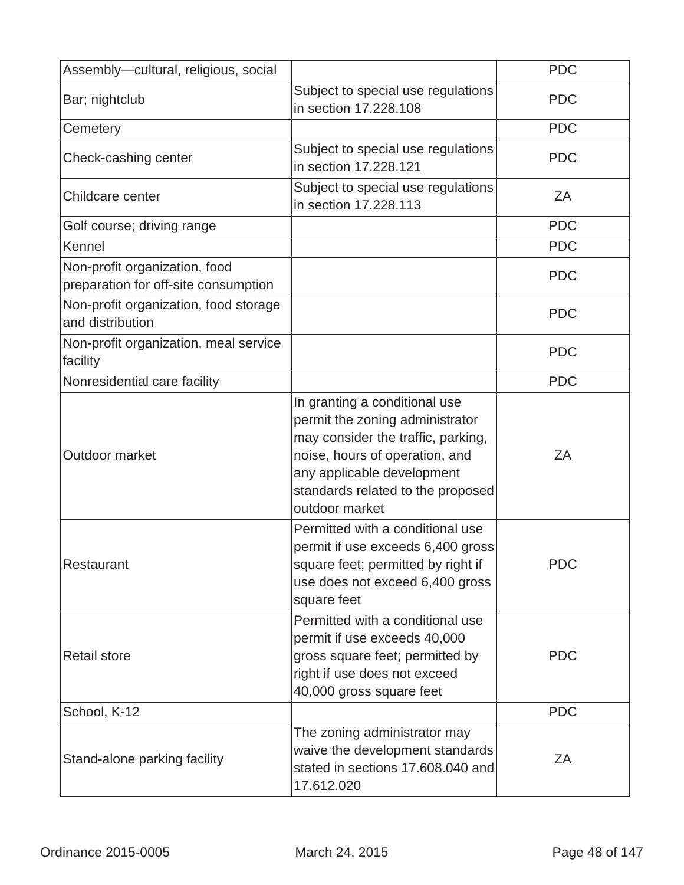| | | |
|---|---|---|
| Assembly—cultural, religious, social | | PDC |
| Bar; nightclub | Subject to special use regulations in section 17.228.108 | PDC |
| Cemetery | | PDC |
| Check-cashing center | Subject to special use regulations in section 17.228.121 | PDC |
| Childcare center | Subject to special use regulations in section 17.228.113 | ZA |
| Golf course; driving range | | PDC |
| Kennel | | PDC |
| Non-profit organization, food preparation for off-site consumption | | PDC |
| Non-profit organization, food storage and distribution | | PDC |
| Non-profit organization, meal service facility | | PDC |
| Nonresidential care facility | | PDC |
| Outdoor market | In granting a conditional use permit the zoning administrator may consider the traffic, parking, noise, hours of operation, and any applicable development standards related to the proposed outdoor market | ZA |
| Restaurant | Permitted with a conditional use permit if use exceeds 6,400 gross square feet; permitted by right if use does not exceed 6,400 gross square feet | PDC |
| Retail store | Permitted with a conditional use permit if use exceeds 40,000 gross square feet; permitted by right if use does not exceed 40,000 gross square feet | PDC |
| School, K-12 | | PDC |
| Stand-alone parking facility | The zoning administrator may waive the development standards stated in sections 17.608.040 and 17.612.020 | ZA |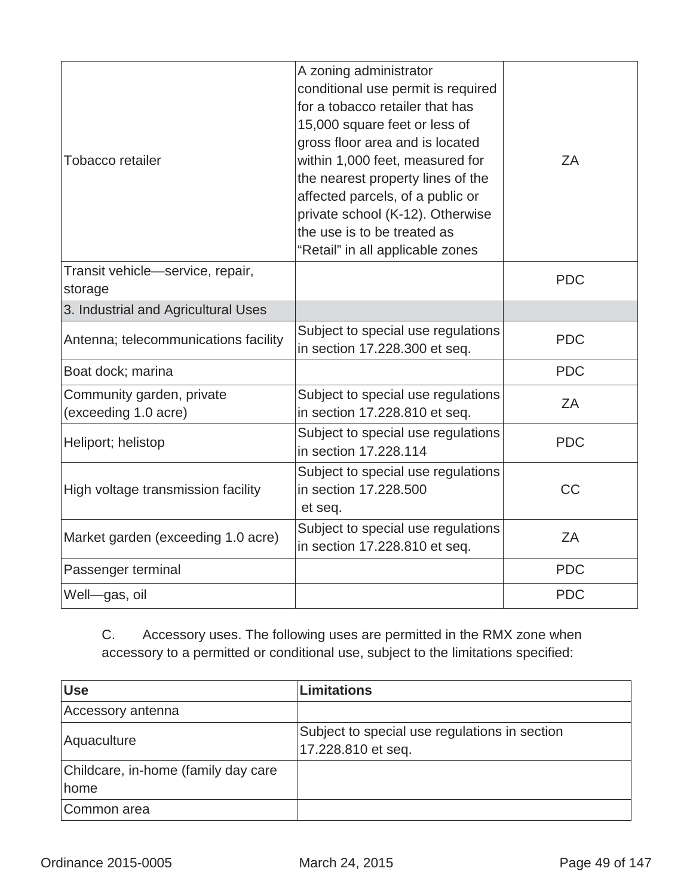| | | |
|---|---|---|
| Tobacco retailer | A zoning administrator conditional use permit is required for a tobacco retailer that has 15,000 square feet or less of gross floor area and is located within 1,000 feet, measured for the nearest property lines of the affected parcels, of a public or private school (K-12). Otherwise the use is to be treated as "Retail" in all applicable zones | ZA |
| Transit vehicle—service, repair, storage | | PDC |
| 3. Industrial and Agricultural Uses | | |
| Antenna; telecommunications facility | Subject to special use regulations in section 17.228.300 et seq. | PDC |
| Boat dock; marina | | PDC |
| Community garden, private (exceeding 1.0 acre) | Subject to special use regulations in section 17.228.810 et seq. | ZA |
| Heliport; helistop | Subject to special use regulations in section 17.228.114 | PDC |
| High voltage transmission facility | Subject to special use regulations in section 17.228.500 et seq. | CC |
| Market garden (exceeding 1.0 acre) | Subject to special use regulations in section 17.228.810 et seq. | ZA |
| Passenger terminal | | PDC |
| Well—gas, oil | | PDC |

C. Accessory uses. The following uses are permitted in the RMX zone when accessory to a permitted or conditional use, subject to the limitations specified:

| Use | Limitations |
|---|---|
| Accessory antenna | |
| Aquaculture | Subject to special use regulations in section 17.228.810 et seq. |
| Childcare, in-home (family day care home | |
| Common area | |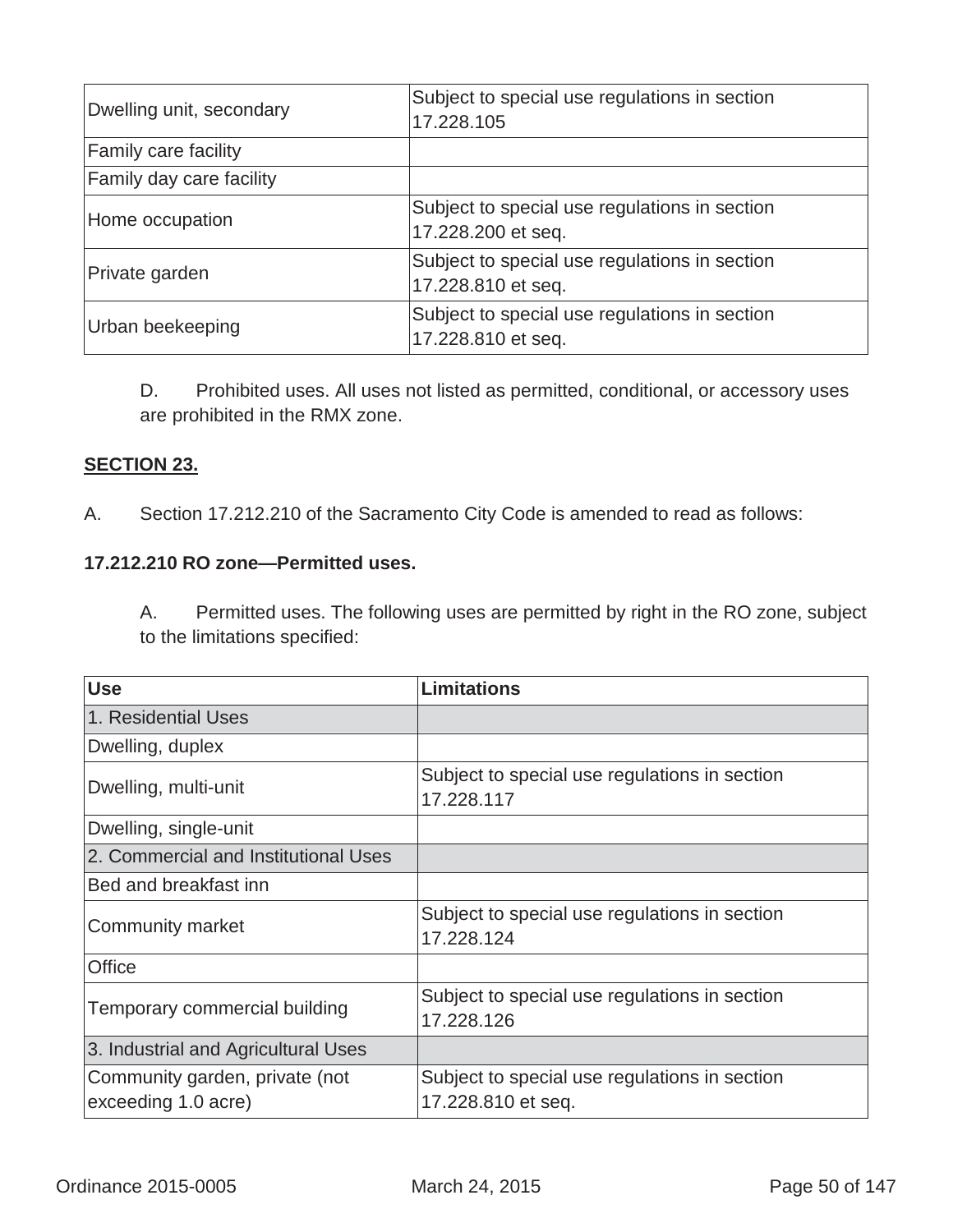| | |
|---|---|
| Dwelling unit, secondary | Subject to special use regulations in section 17.228.105 |
| Family care facility | |
| Family day care facility | |
| Home occupation | Subject to special use regulations in section 17.228.200 et seq. |
| Private garden | Subject to special use regulations in section 17.228.810 et seq. |
| Urban beekeeping | Subject to special use regulations in section 17.228.810 et seq. |

D. Prohibited uses. All uses not listed as permitted, conditional, or accessory uses are prohibited in the RMX zone.

**SECTION 23.**

A. Section 17.212.210 of the Sacramento City Code is amended to read as follows:

**17.212.210 RO zone—Permitted uses.**

A. Permitted uses. The following uses are permitted by right in the RO zone, subject to the limitations specified:

| Use | Limitations |
|---|---|
| 1. Residential Uses | |
| Dwelling, duplex | |
| Dwelling, multi-unit | Subject to special use regulations in section 17.228.117 |
| Dwelling, single-unit | |
| 2. Commercial and Institutional Uses | |
| Bed and breakfast inn | |
| Community market | Subject to special use regulations in section 17.228.124 |
| Office | |
| Temporary commercial building | Subject to special use regulations in section 17.228.126 |
| 3. Industrial and Agricultural Uses | |
| Community garden, private (not exceeding 1.0 acre) | Subject to special use regulations in section 17.228.810 et seq. |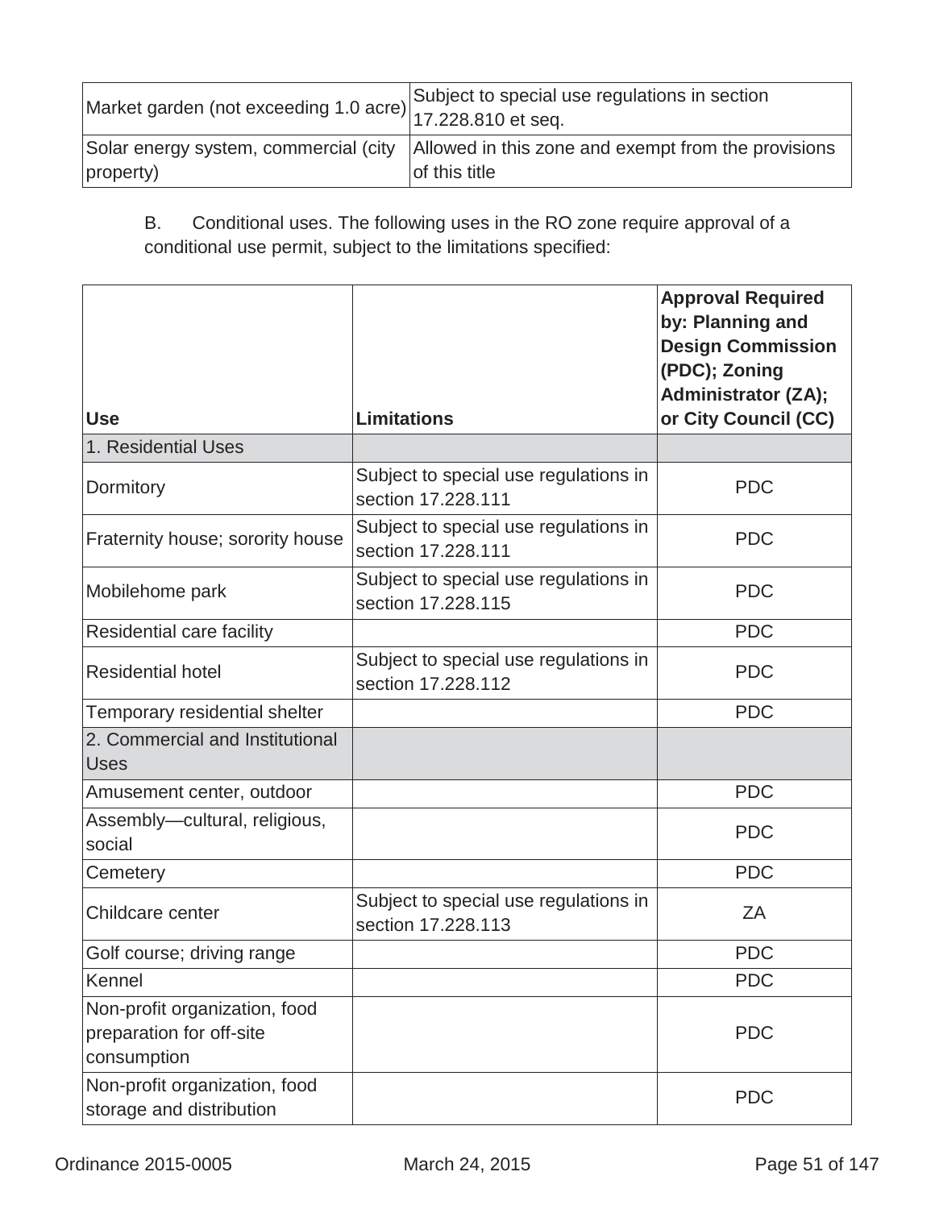| | |
|---|---|
| Market garden (not exceeding 1.0 acre) | Subject to special use regulations in section 17.228.810 et seq. |
| Solar energy system, commercial (city property) | Allowed in this zone and exempt from the provisions of this title |

B. Conditional uses. The following uses in the RO zone require approval of a conditional use permit, subject to the limitations specified:

| Use | Limitations | Approval Required by: Planning and Design Commission (PDC); Zoning Administrator (ZA); or City Council (CC) |
|---|---|---|
| 1. Residential Uses | | |
| Dormitory | Subject to special use regulations in section 17.228.111 | PDC |
| Fraternity house; sorority house | Subject to special use regulations in section 17.228.111 | PDC |
| Mobilehome park | Subject to special use regulations in section 17.228.115 | PDC |
| Residential care facility | | PDC |
| Residential hotel | Subject to special use regulations in section 17.228.112 | PDC |
| Temporary residential shelter | | PDC |
| 2. Commercial and Institutional Uses | | |
| Amusement center, outdoor | | PDC |
| Assembly—cultural, religious, social | | PDC |
| Cemetery | | PDC |
| Childcare center | Subject to special use regulations in section 17.228.113 | ZA |
| Golf course; driving range | | PDC |
| Kennel | | PDC |
| Non-profit organization, food preparation for off-site consumption | | PDC |
| Non-profit organization, food storage and distribution | | PDC |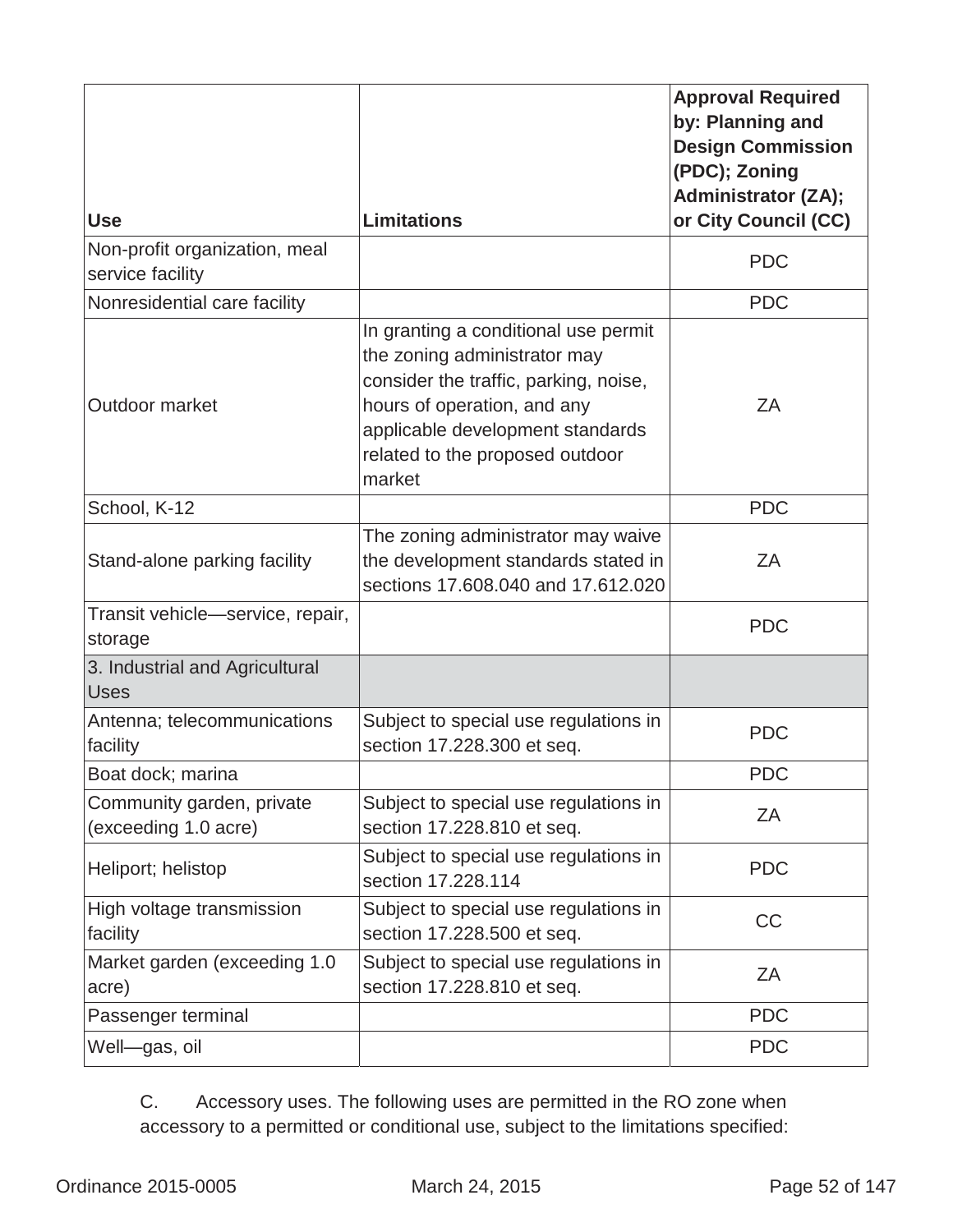| Use | Limitations | Approval Required by: Planning and Design Commission (PDC); Zoning Administrator (ZA); or City Council (CC) |
|---|---|---|
| Non-profit organization, meal service facility | | PDC |
| Nonresidential care facility | | PDC |
| Outdoor market | In granting a conditional use permit the zoning administrator may consider the traffic, parking, noise, hours of operation, and any applicable development standards related to the proposed outdoor market | ZA |
| School, K-12 | | PDC |
| Stand-alone parking facility | The zoning administrator may waive the development standards stated in sections 17.608.040 and 17.612.020 | ZA |
| Transit vehicle—service, repair, storage | | PDC |
| 3. Industrial and Agricultural Uses | | |
| Antenna; telecommunications facility | Subject to special use regulations in section 17.228.300 et seq. | PDC |
| Boat dock; marina | | PDC |
| Community garden, private (exceeding 1.0 acre) | Subject to special use regulations in section 17.228.810 et seq. | ZA |
| Heliport; helistop | Subject to special use regulations in section 17.228.114 | PDC |
| High voltage transmission facility | Subject to special use regulations in section 17.228.500 et seq. | CC |
| Market garden (exceeding 1.0 acre) | Subject to special use regulations in section 17.228.810 et seq. | ZA |
| Passenger terminal | | PDC |
| Well—gas, oil | | PDC |

C. Accessory uses. The following uses are permitted in the RO zone when accessory to a permitted or conditional use, subject to the limitations specified: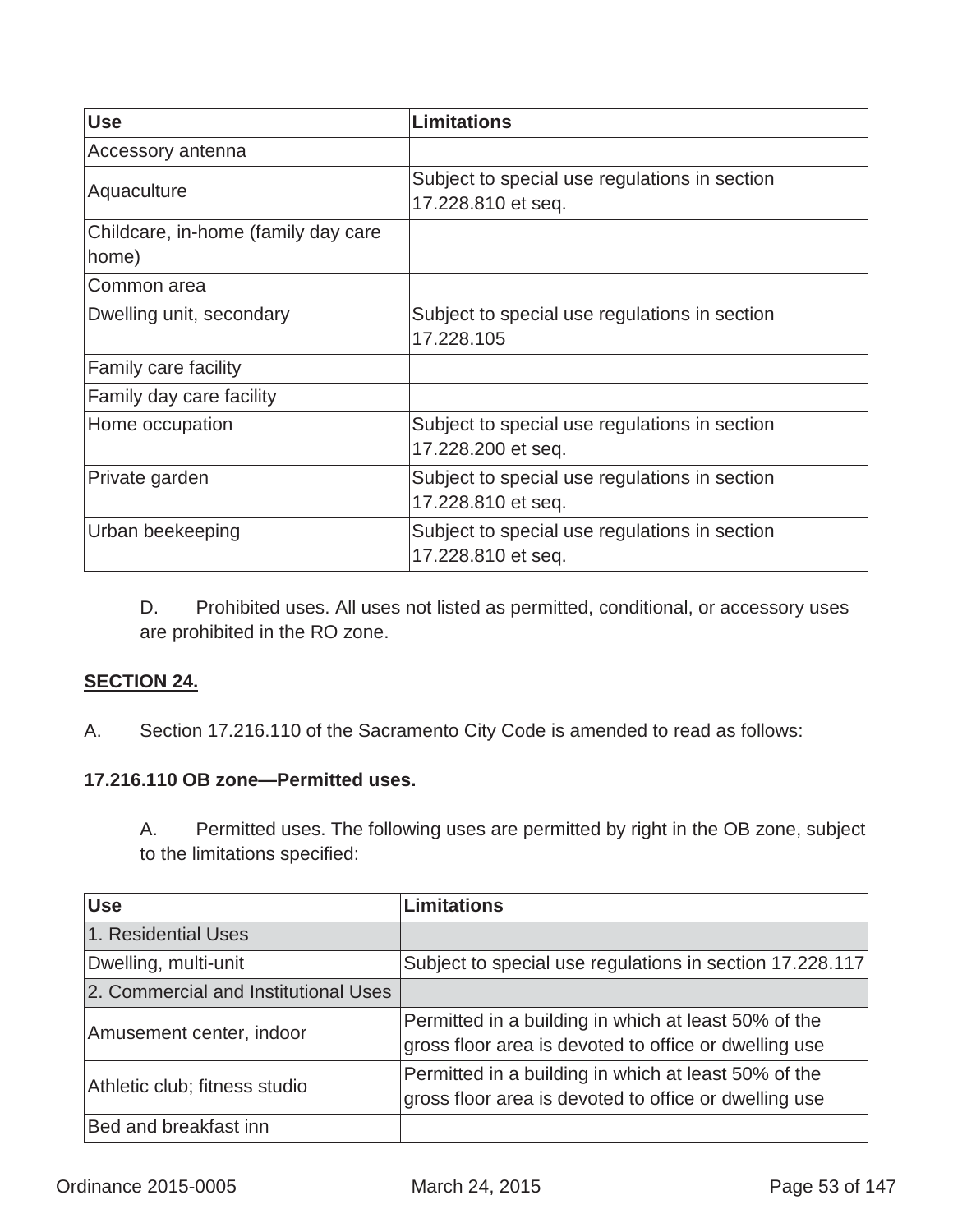| Use | Limitations |
|---|---|
| Accessory antenna | |
| Aquaculture | Subject to special use regulations in section 17.228.810 et seq. |
| Childcare, in-home (family day care home) | |
| Common area | |
| Dwelling unit, secondary | Subject to special use regulations in section 17.228.105 |
| Family care facility | |
| Family day care facility | |
| Home occupation | Subject to special use regulations in section 17.228.200 et seq. |
| Private garden | Subject to special use regulations in section 17.228.810 et seq. |
| Urban beekeeping | Subject to special use regulations in section 17.228.810 et seq. |

D. Prohibited uses. All uses not listed as permitted, conditional, or accessory uses are prohibited in the RO zone.

**SECTION 24.**

A. Section 17.216.110 of the Sacramento City Code is amended to read as follows:

**17.216.110 OB zone—Permitted uses.**

A. Permitted uses. The following uses are permitted by right in the OB zone, subject to the limitations specified:

| Use | Limitations |
|---|---|
| 1. Residential Uses | |
| Dwelling, multi-unit | Subject to special use regulations in section 17.228.117 |
| 2. Commercial and Institutional Uses | |
| Amusement center, indoor | Permitted in a building in which at least 50% of the gross floor area is devoted to office or dwelling use |
| Athletic club; fitness studio | Permitted in a building in which at least 50% of the gross floor area is devoted to office or dwelling use |
| Bed and breakfast inn | |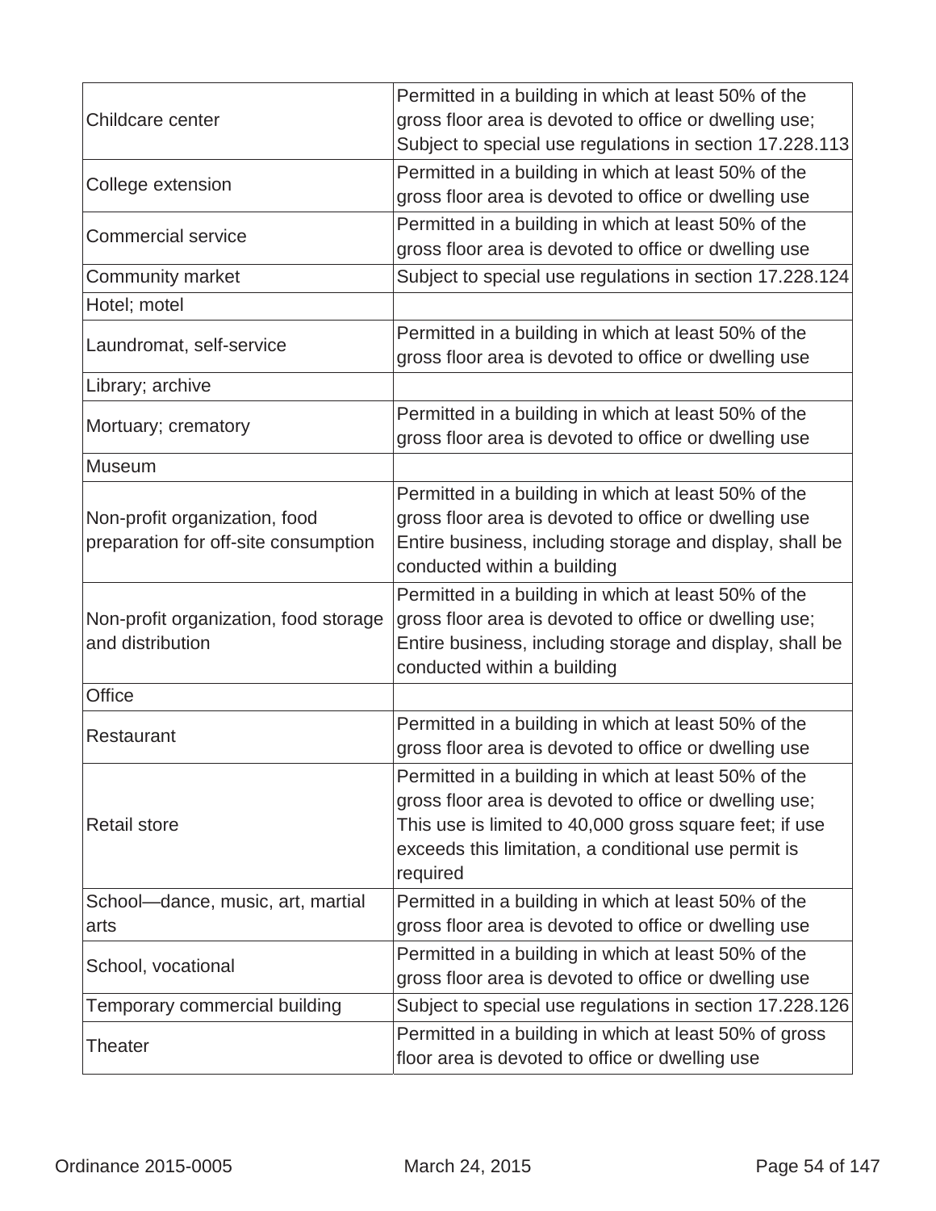| | |
|---|---|
| Childcare center | Permitted in a building in which at least 50% of the gross floor area is devoted to office or dwelling use; Subject to special use regulations in section 17.228.113 |
| College extension | Permitted in a building in which at least 50% of the gross floor area is devoted to office or dwelling use |
| Commercial service | Permitted in a building in which at least 50% of the gross floor area is devoted to office or dwelling use |
| Community market | Subject to special use regulations in section 17.228.124 |
| Hotel; motel | |
| Laundromat, self-service | Permitted in a building in which at least 50% of the gross floor area is devoted to office or dwelling use |
| Library; archive | |
| Mortuary; crematory | Permitted in a building in which at least 50% of the gross floor area is devoted to office or dwelling use |
| Museum | |
| Non-profit organization, food preparation for off-site consumption | Permitted in a building in which at least 50% of the gross floor area is devoted to office or dwelling use Entire business, including storage and display, shall be conducted within a building |
| Non-profit organization, food storage and distribution | Permitted in a building in which at least 50% of the gross floor area is devoted to office or dwelling use; Entire business, including storage and display, shall be conducted within a building |
| Office | |
| Restaurant | Permitted in a building in which at least 50% of the gross floor area is devoted to office or dwelling use |
| Retail store | Permitted in a building in which at least 50% of the gross floor area is devoted to office or dwelling use; This use is limited to 40,000 gross square feet; if use exceeds this limitation, a conditional use permit is required |
| School—dance, music, art, martial arts | Permitted in a building in which at least 50% of the gross floor area is devoted to office or dwelling use |
| School, vocational | Permitted in a building in which at least 50% of the gross floor area is devoted to office or dwelling use |
| Temporary commercial building | Subject to special use regulations in section 17.228.126 |
| Theater | Permitted in a building in which at least 50% of gross floor area is devoted to office or dwelling use |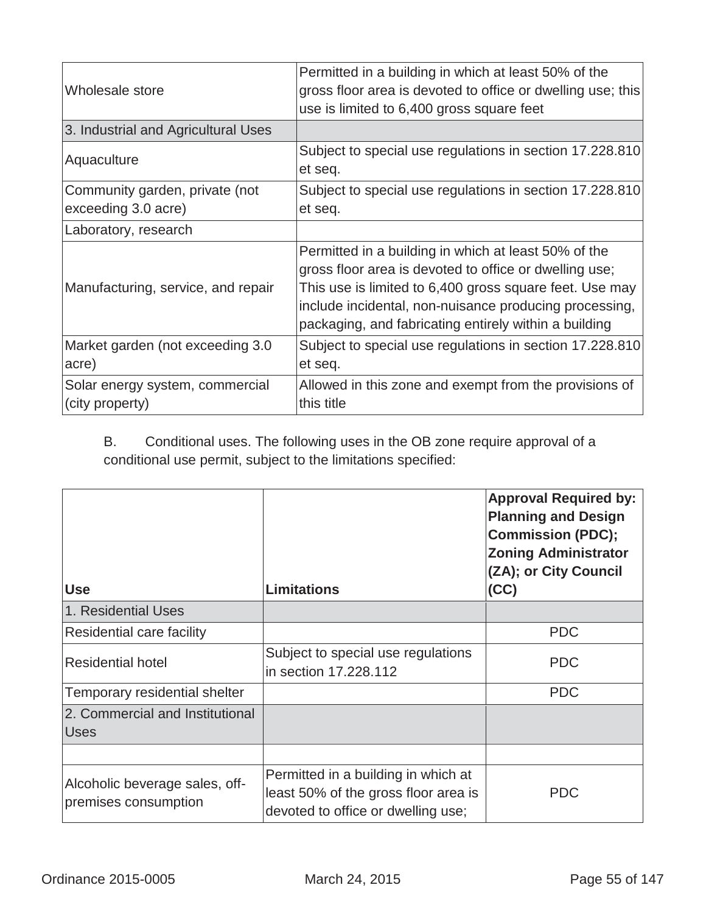| | |
|---|---|
| Wholesale store | Permitted in a building in which at least 50% of the gross floor area is devoted to office or dwelling use; this use is limited to 6,400 gross square feet |
| 3. Industrial and Agricultural Uses | |
| Aquaculture | Subject to special use regulations in section 17.228.810 et seq. |
| Community garden, private (not exceeding 3.0 acre) | Subject to special use regulations in section 17.228.810 et seq. |
| Laboratory, research | |
| Manufacturing, service, and repair | Permitted in a building in which at least 50% of the gross floor area is devoted to office or dwelling use; This use is limited to 6,400 gross square feet. Use may include incidental, non-nuisance producing processing, packaging, and fabricating entirely within a building |
| Market garden (not exceeding 3.0 acre) | Subject to special use regulations in section 17.228.810 et seq. |
| Solar energy system, commercial (city property) | Allowed in this zone and exempt from the provisions of this title |

B. Conditional uses. The following uses in the OB zone require approval of a conditional use permit, subject to the limitations specified:

| Use | Limitations | Approval Required by: Planning and Design Commission (PDC); Zoning Administrator (ZA); or City Council (CC) |
|---|---|---|
| 1. Residential Uses | | |
| Residential care facility | | PDC |
| Residential hotel | Subject to special use regulations in section 17.228.112 | PDC |
| Temporary residential shelter | | PDC |
| 2. Commercial and Institutional Uses | | |
| | | |
| Alcoholic beverage sales, off-premises consumption | Permitted in a building in which at least 50% of the gross floor area is devoted to office or dwelling use; | PDC |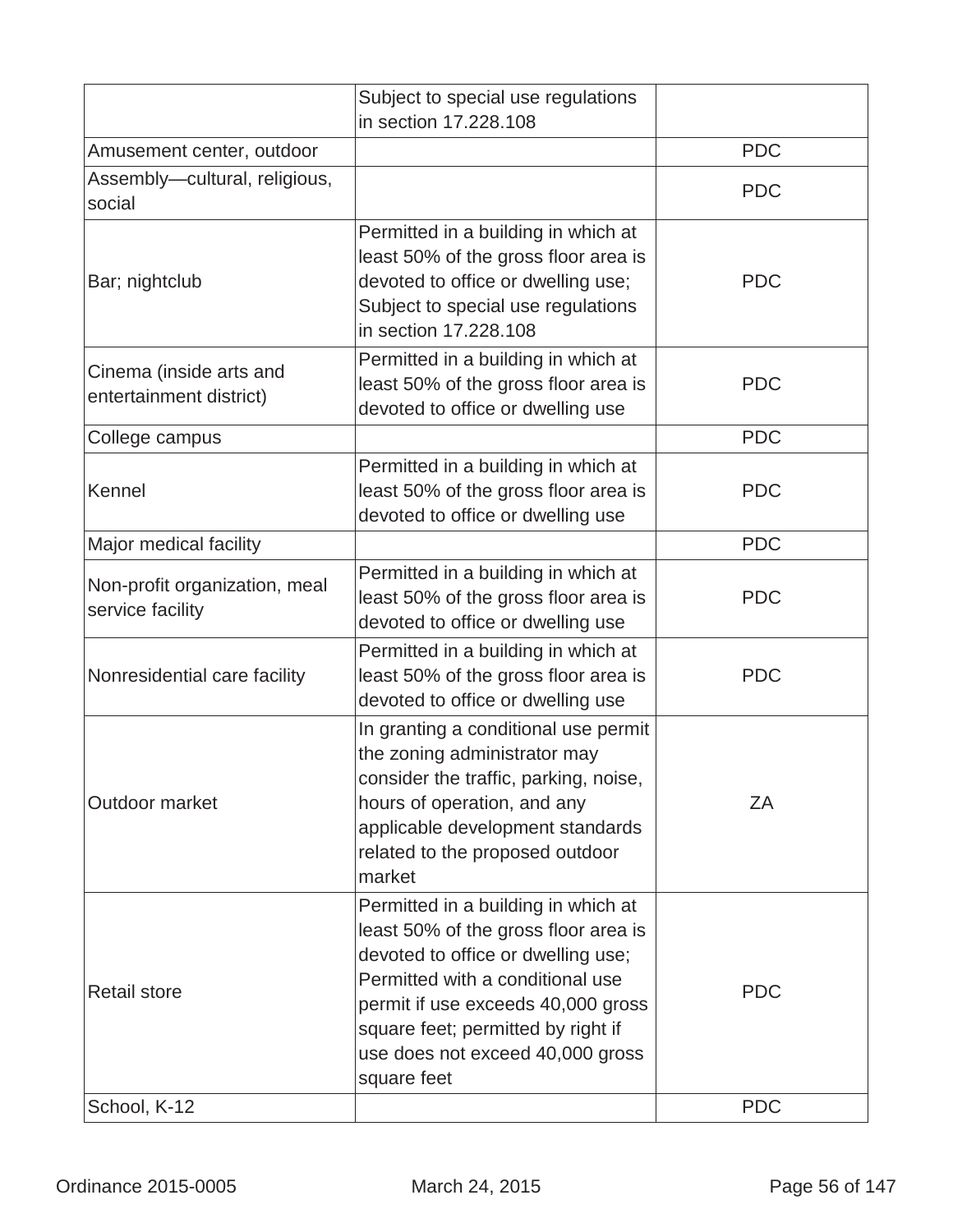| | | |
|---|---|---|
| | Subject to special use regulations in section 17.228.108 | |
| Amusement center, outdoor | | PDC |
| Assembly—cultural, religious, social | | PDC |
| Bar; nightclub | Permitted in a building in which at least 50% of the gross floor area is devoted to office or dwelling use; Subject to special use regulations in section 17.228.108 | PDC |
| Cinema (inside arts and entertainment district) | Permitted in a building in which at least 50% of the gross floor area is devoted to office or dwelling use | PDC |
| College campus | | PDC |
| Kennel | Permitted in a building in which at least 50% of the gross floor area is devoted to office or dwelling use | PDC |
| Major medical facility | | PDC |
| Non-profit organization, meal service facility | Permitted in a building in which at least 50% of the gross floor area is devoted to office or dwelling use | PDC |
| Nonresidential care facility | Permitted in a building in which at least 50% of the gross floor area is devoted to office or dwelling use | PDC |
| Outdoor market | In granting a conditional use permit the zoning administrator may consider the traffic, parking, noise, hours of operation, and any applicable development standards related to the proposed outdoor market | ZA |
| Retail store | Permitted in a building in which at least 50% of the gross floor area is devoted to office or dwelling use; Permitted with a conditional use permit if use exceeds 40,000 gross square feet; permitted by right if use does not exceed 40,000 gross square feet | PDC |
| School, K-12 | | PDC |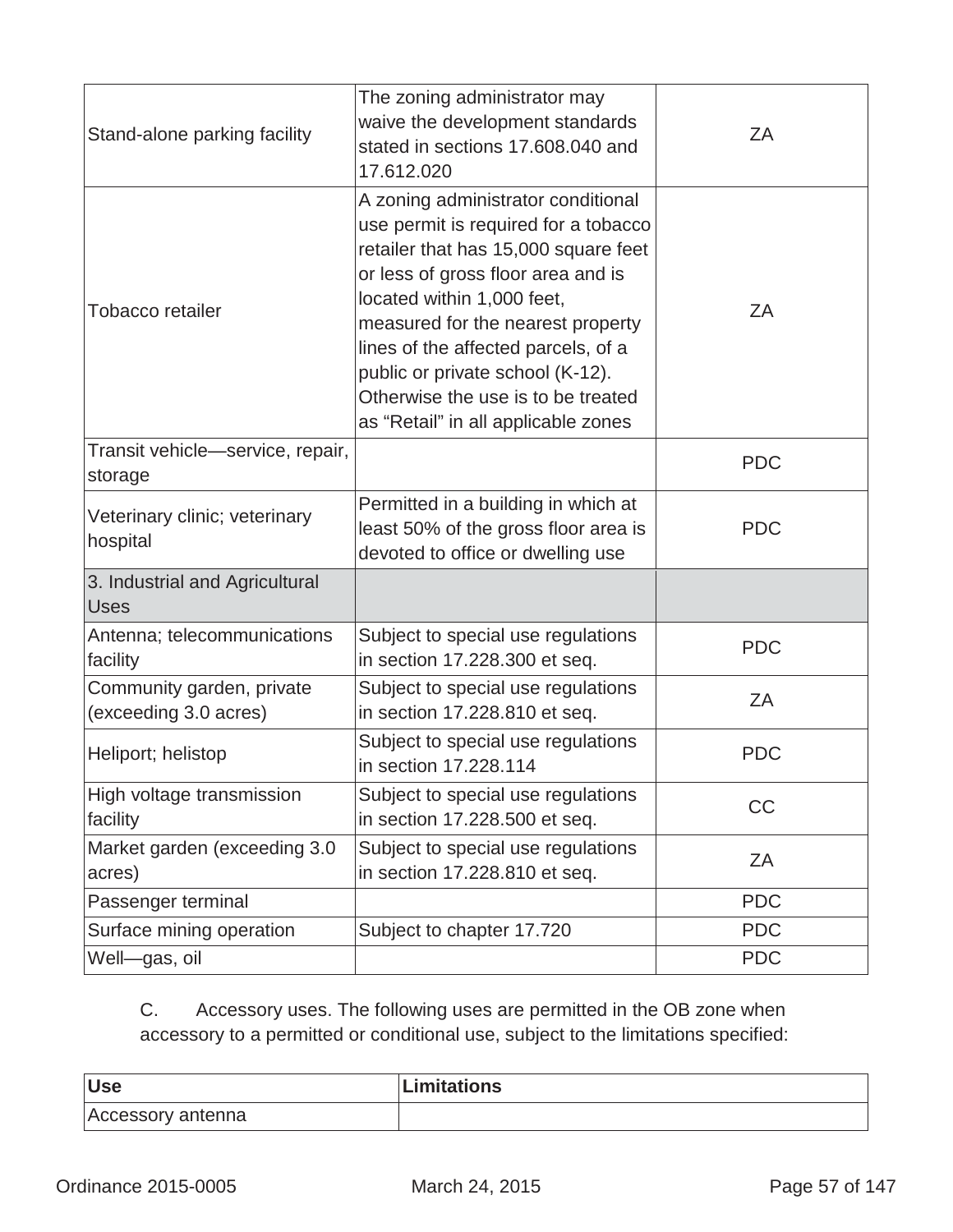| | | |
|---|---|---|
| Stand-alone parking facility | The zoning administrator may waive the development standards stated in sections 17.608.040 and 17.612.020 | ZA |
| Tobacco retailer | A zoning administrator conditional use permit is required for a tobacco retailer that has 15,000 square feet or less of gross floor area and is located within 1,000 feet, measured for the nearest property lines of the affected parcels, of a public or private school (K-12). Otherwise the use is to be treated as "Retail" in all applicable zones | ZA |
| Transit vehicle—service, repair, storage | | PDC |
| Veterinary clinic; veterinary hospital | Permitted in a building in which at least 50% of the gross floor area is devoted to office or dwelling use | PDC |
| 3. Industrial and Agricultural Uses | | |
| Antenna; telecommunications facility | Subject to special use regulations in section 17.228.300 et seq. | PDC |
| Community garden, private (exceeding 3.0 acres) | Subject to special use regulations in section 17.228.810 et seq. | ZA |
| Heliport; helistop | Subject to special use regulations in section 17.228.114 | PDC |
| High voltage transmission facility | Subject to special use regulations in section 17.228.500 et seq. | CC |
| Market garden (exceeding 3.0 acres) | Subject to special use regulations in section 17.228.810 et seq. | ZA |
| Passenger terminal | | PDC |
| Surface mining operation | Subject to chapter 17.720 | PDC |
| Well—gas, oil | | PDC |

C. Accessory uses. The following uses are permitted in the OB zone when accessory to a permitted or conditional use, subject to the limitations specified:

| **Use** | **Limitations** |
|---|---|
| Accessory antenna | |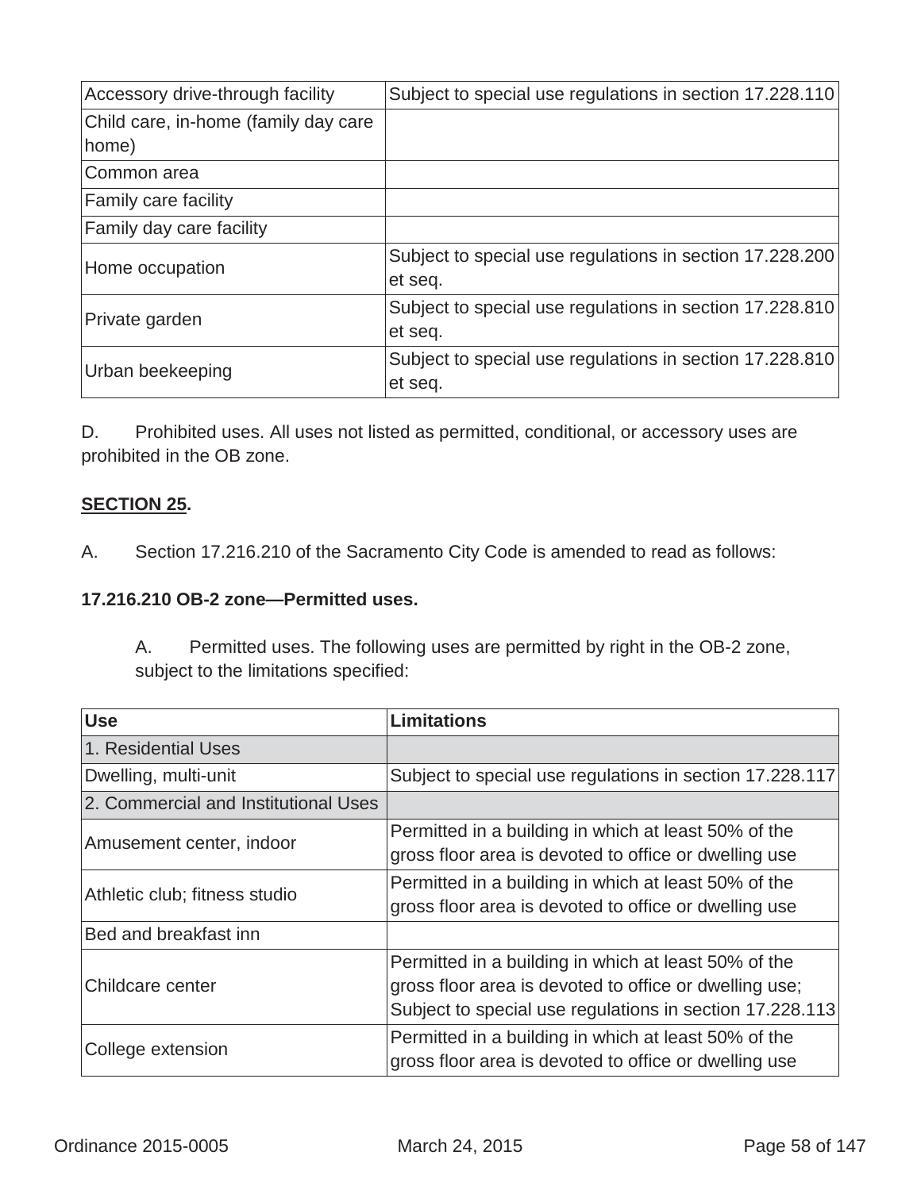| | |
|---|---|
| Accessory drive-through facility | Subject to special use regulations in section 17.228.110 |
| Child care, in-home (family day care home) | |
| Common area | |
| Family care facility | |
| Family day care facility | |
| Home occupation | Subject to special use regulations in section 17.228.200 et seq. |
| Private garden | Subject to special use regulations in section 17.228.810 et seq. |
| Urban beekeeping | Subject to special use regulations in section 17.228.810 et seq. |

D. Prohibited uses. All uses not listed as permitted, conditional, or accessory uses are prohibited in the OB zone.

**SECTION 25.**

A. Section 17.216.210 of the Sacramento City Code is amended to read as follows:

**17.216.210 OB-2 zone—Permitted uses.**

A. Permitted uses. The following uses are permitted by right in the OB-2 zone, subject to the limitations specified:

| Use | Limitations |
|---|---|
| 1. Residential Uses | |
| Dwelling, multi-unit | Subject to special use regulations in section 17.228.117 |
| 2. Commercial and Institutional Uses | |
| Amusement center, indoor | Permitted in a building in which at least 50% of the gross floor area is devoted to office or dwelling use |
| Athletic club; fitness studio | Permitted in a building in which at least 50% of the gross floor area is devoted to office or dwelling use |
| Bed and breakfast inn | |
| Childcare center | Permitted in a building in which at least 50% of the gross floor area is devoted to office or dwelling use; Subject to special use regulations in section 17.228.113 |
| College extension | Permitted in a building in which at least 50% of the gross floor area is devoted to office or dwelling use |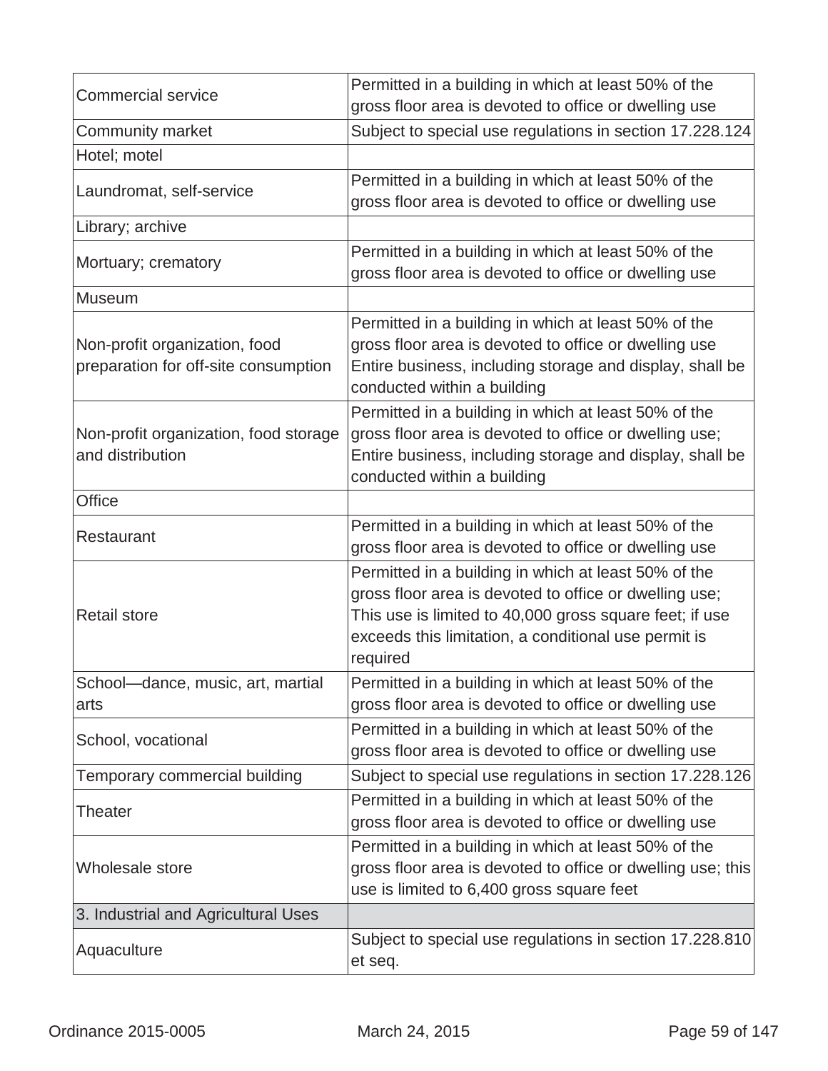| | |
|---|---|
| Commercial service | Permitted in a building in which at least 50% of the gross floor area is devoted to office or dwelling use |
| Community market | Subject to special use regulations in section 17.228.124 |
| Hotel; motel | |
| Laundromat, self-service | Permitted in a building in which at least 50% of the gross floor area is devoted to office or dwelling use |
| Library; archive | |
| Mortuary; crematory | Permitted in a building in which at least 50% of the gross floor area is devoted to office or dwelling use |
| Museum | |
| Non-profit organization, food preparation for off-site consumption | Permitted in a building in which at least 50% of the gross floor area is devoted to office or dwelling use Entire business, including storage and display, shall be conducted within a building |
| Non-profit organization, food storage and distribution | Permitted in a building in which at least 50% of the gross floor area is devoted to office or dwelling use; Entire business, including storage and display, shall be conducted within a building |
| Office | |
| Restaurant | Permitted in a building in which at least 50% of the gross floor area is devoted to office or dwelling use |
| Retail store | Permitted in a building in which at least 50% of the gross floor area is devoted to office or dwelling use; This use is limited to 40,000 gross square feet; if use exceeds this limitation, a conditional use permit is required |
| School—dance, music, art, martial arts | Permitted in a building in which at least 50% of the gross floor area is devoted to office or dwelling use |
| School, vocational | Permitted in a building in which at least 50% of the gross floor area is devoted to office or dwelling use |
| Temporary commercial building | Subject to special use regulations in section 17.228.126 |
| Theater | Permitted in a building in which at least 50% of the gross floor area is devoted to office or dwelling use |
| Wholesale store | Permitted in a building in which at least 50% of the gross floor area is devoted to office or dwelling use; this use is limited to 6,400 gross square feet |
| 3. Industrial and Agricultural Uses | |
| Aquaculture | Subject to special use regulations in section 17.228.810 et seq. |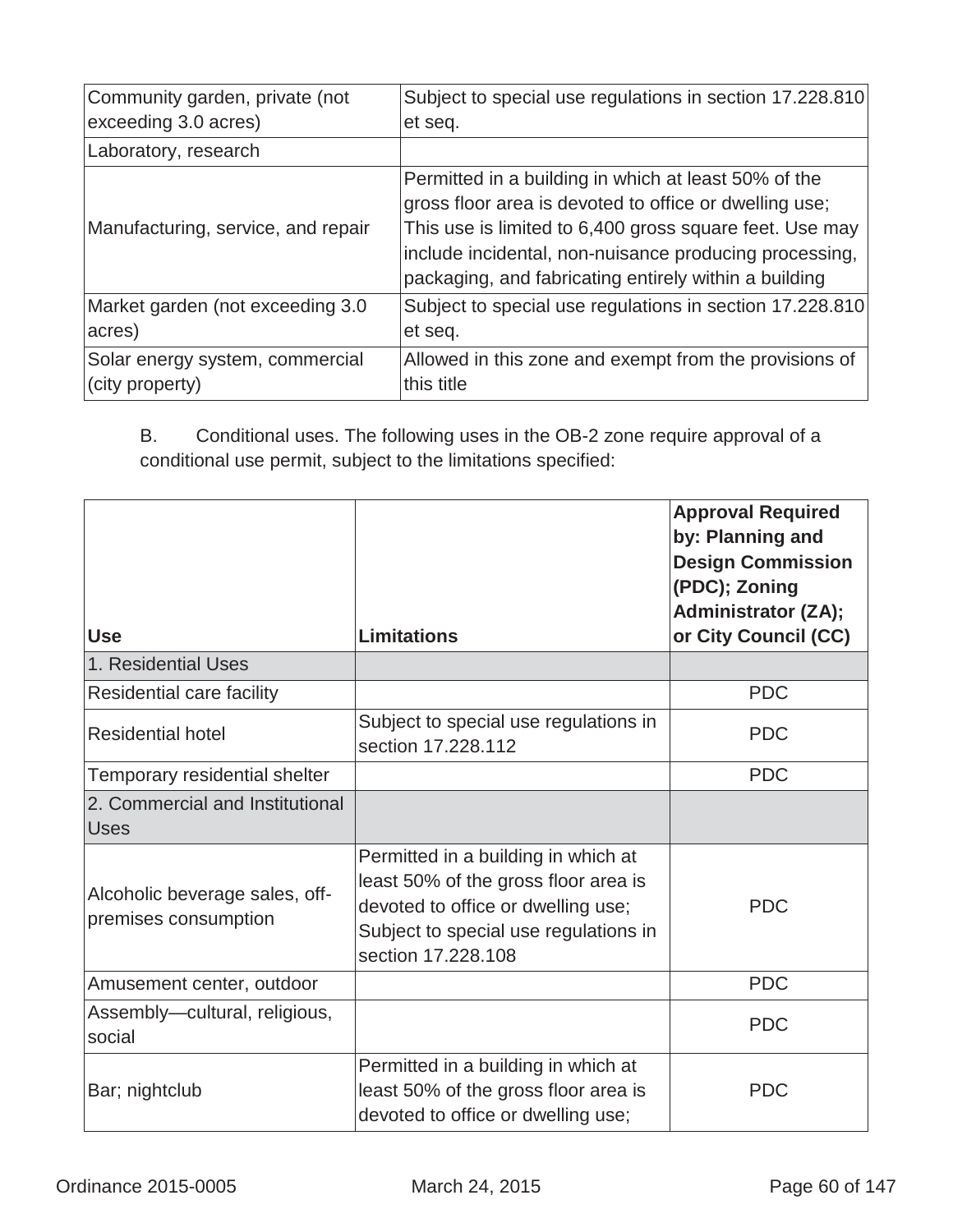| | |
|---|---|
| Community garden, private (not exceeding 3.0 acres) | Subject to special use regulations in section 17.228.810 et seq. |
| Laboratory, research | |
| Manufacturing, service, and repair | Permitted in a building in which at least 50% of the gross floor area is devoted to office or dwelling use; This use is limited to 6,400 gross square feet. Use may include incidental, non-nuisance producing processing, packaging, and fabricating entirely within a building |
| Market garden (not exceeding 3.0 acres) | Subject to special use regulations in section 17.228.810 et seq. |
| Solar energy system, commercial (city property) | Allowed in this zone and exempt from the provisions of this title |

B. Conditional uses. The following uses in the OB-2 zone require approval of a conditional use permit, subject to the limitations specified:

| Use | Limitations | Approval Required by: Planning and Design Commission (PDC); Zoning Administrator (ZA); or City Council (CC) |
|---|---|---|
| 1. Residential Uses | | |
| Residential care facility | | PDC |
| Residential hotel | Subject to special use regulations in section 17.228.112 | PDC |
| Temporary residential shelter | | PDC |
| 2. Commercial and Institutional Uses | | |
| Alcoholic beverage sales, off-premises consumption | Permitted in a building in which at least 50% of the gross floor area is devoted to office or dwelling use; Subject to special use regulations in section 17.228.108 | PDC |
| Amusement center, outdoor | | PDC |
| Assembly—cultural, religious, social | | PDC |
| Bar; nightclub | Permitted in a building in which at least 50% of the gross floor area is devoted to office or dwelling use; | PDC |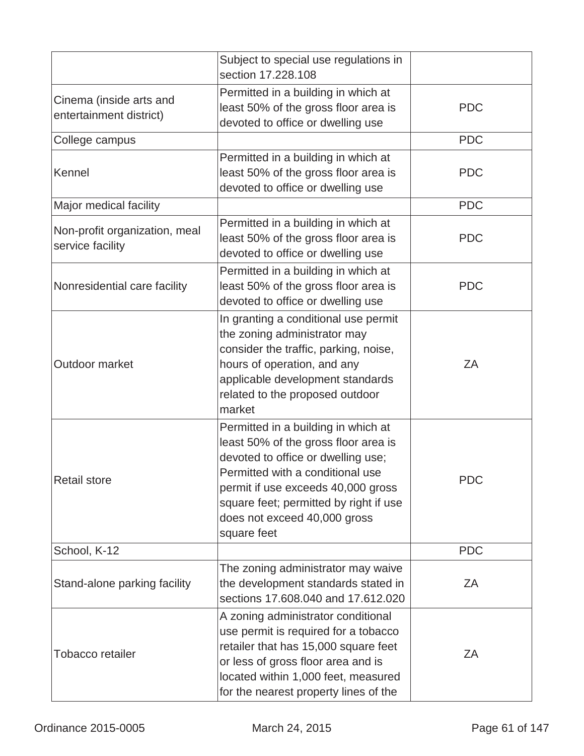|  |  |  |
|---|---|---|
|  | Subject to special use regulations in section 17.228.108 |  |
| Cinema (inside arts and entertainment district) | Permitted in a building in which at least 50% of the gross floor area is devoted to office or dwelling use | PDC |
| College campus |  | PDC |
| Kennel | Permitted in a building in which at least 50% of the gross floor area is devoted to office or dwelling use | PDC |
| Major medical facility |  | PDC |
| Non-profit organization, meal service facility | Permitted in a building in which at least 50% of the gross floor area is devoted to office or dwelling use | PDC |
| Nonresidential care facility | Permitted in a building in which at least 50% of the gross floor area is devoted to office or dwelling use | PDC |
| Outdoor market | In granting a conditional use permit the zoning administrator may consider the traffic, parking, noise, hours of operation, and any applicable development standards related to the proposed outdoor market | ZA |
| Retail store | Permitted in a building in which at least 50% of the gross floor area is devoted to office or dwelling use; Permitted with a conditional use permit if use exceeds 40,000 gross square feet; permitted by right if use does not exceed 40,000 gross square feet | PDC |
| School, K-12 |  | PDC |
| Stand-alone parking facility | The zoning administrator may waive the development standards stated in sections 17.608.040 and 17.612.020 | ZA |
| Tobacco retailer | A zoning administrator conditional use permit is required for a tobacco retailer that has 15,000 square feet or less of gross floor area and is located within 1,000 feet, measured for the nearest property lines of the | ZA |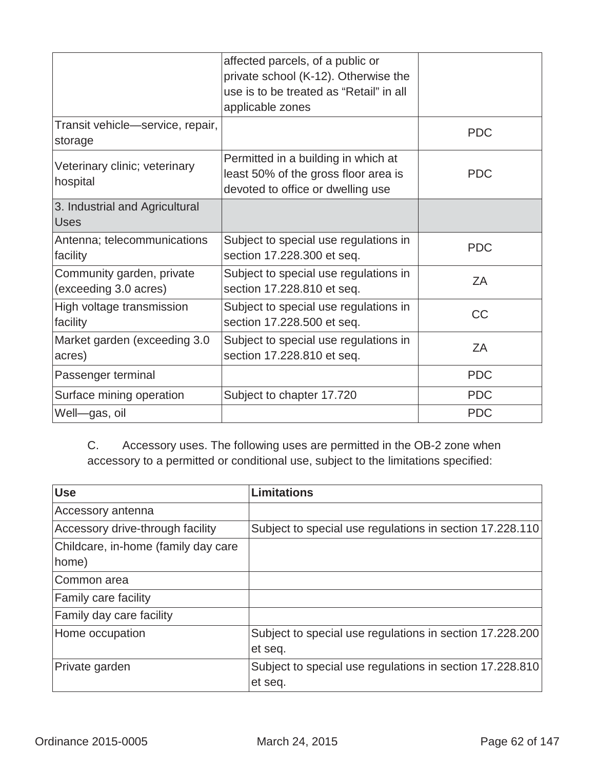| | | |
|---|---|---|
| | affected parcels, of a public or private school (K-12). Otherwise the use is to be treated as “Retail” in all applicable zones | |
| Transit vehicle—service, repair, storage | | PDC |
| Veterinary clinic; veterinary hospital | Permitted in a building in which at least 50% of the gross floor area is devoted to office or dwelling use | PDC |
| 3. Industrial and Agricultural Uses | | |
| Antenna; telecommunications facility | Subject to special use regulations in section 17.228.300 et seq. | PDC |
| Community garden, private (exceeding 3.0 acres) | Subject to special use regulations in section 17.228.810 et seq. | ZA |
| High voltage transmission facility | Subject to special use regulations in section 17.228.500 et seq. | CC |
| Market garden (exceeding 3.0 acres) | Subject to special use regulations in section 17.228.810 et seq. | ZA |
| Passenger terminal | | PDC |
| Surface mining operation | Subject to chapter 17.720 | PDC |
| Well—gas, oil | | PDC |

C. Accessory uses. The following uses are permitted in the OB-2 zone when accessory to a permitted or conditional use, subject to the limitations specified:

| Use | Limitations |
|---|---|
| Accessory antenna | |
| Accessory drive-through facility | Subject to special use regulations in section 17.228.110 |
| Childcare, in-home (family day care home) | |
| Common area | |
| Family care facility | |
| Family day care facility | |
| Home occupation | Subject to special use regulations in section 17.228.200 et seq. |
| Private garden | Subject to special use regulations in section 17.228.810 et seq. |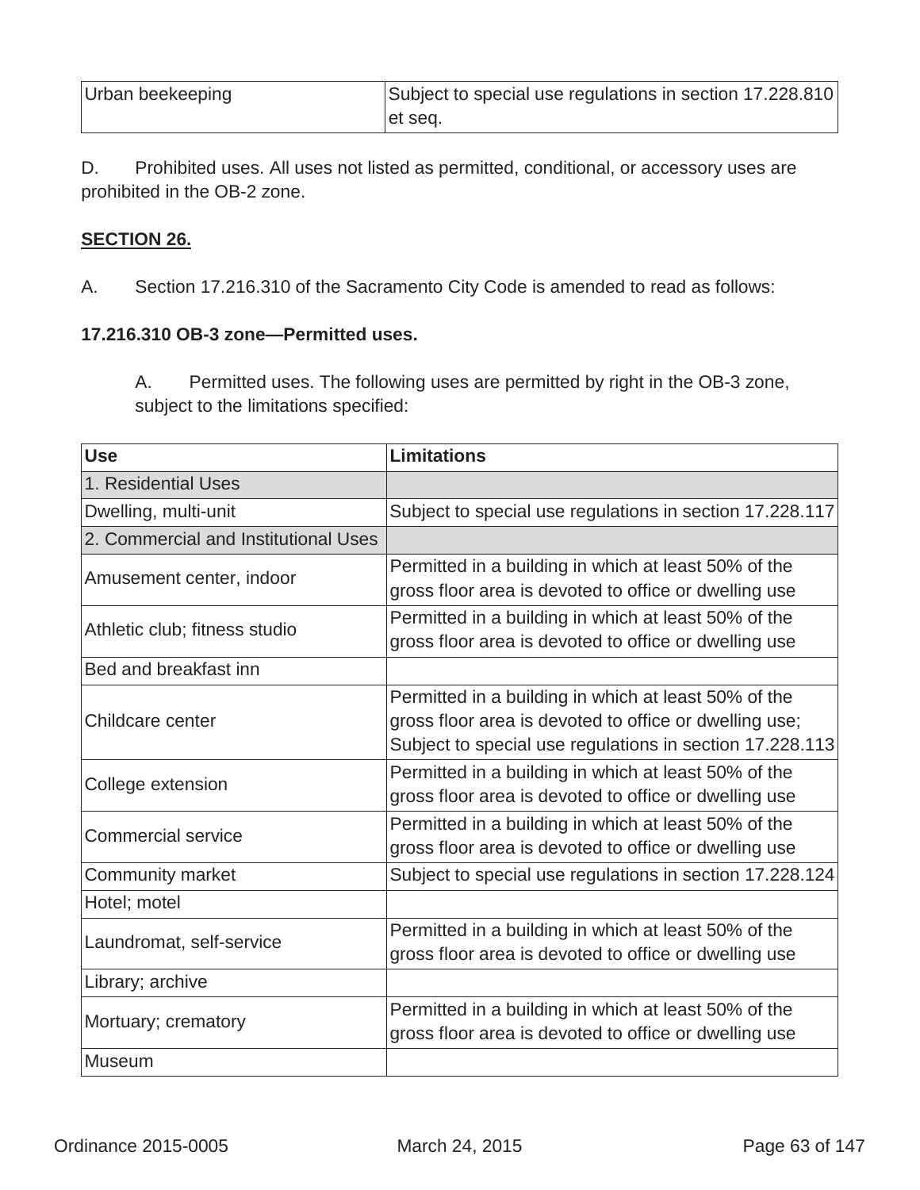| | |
|---|---|
| Urban beekeeping | Subject to special use regulations in section 17.228.810 et seq. |

D. Prohibited uses. All uses not listed as permitted, conditional, or accessory uses are prohibited in the OB-2 zone.

**SECTION 26.**

A. Section 17.216.310 of the Sacramento City Code is amended to read as follows:

**17.216.310 OB-3 zone—Permitted uses.**

A. Permitted uses. The following uses are permitted by right in the OB-3 zone, subject to the limitations specified:

| Use | Limitations |
|---|---|
| 1. Residential Uses | |
| Dwelling, multi-unit | Subject to special use regulations in section 17.228.117 |
| 2. Commercial and Institutional Uses | |
| Amusement center, indoor | Permitted in a building in which at least 50% of the gross floor area is devoted to office or dwelling use |
| Athletic club; fitness studio | Permitted in a building in which at least 50% of the gross floor area is devoted to office or dwelling use |
| Bed and breakfast inn | |
| Childcare center | Permitted in a building in which at least 50% of the gross floor area is devoted to office or dwelling use; Subject to special use regulations in section 17.228.113 |
| College extension | Permitted in a building in which at least 50% of the gross floor area is devoted to office or dwelling use |
| Commercial service | Permitted in a building in which at least 50% of the gross floor area is devoted to office or dwelling use |
| Community market | Subject to special use regulations in section 17.228.124 |
| Hotel; motel | |
| Laundromat, self-service | Permitted in a building in which at least 50% of the gross floor area is devoted to office or dwelling use |
| Library; archive | |
| Mortuary; crematory | Permitted in a building in which at least 50% of the gross floor area is devoted to office or dwelling use |
| Museum | |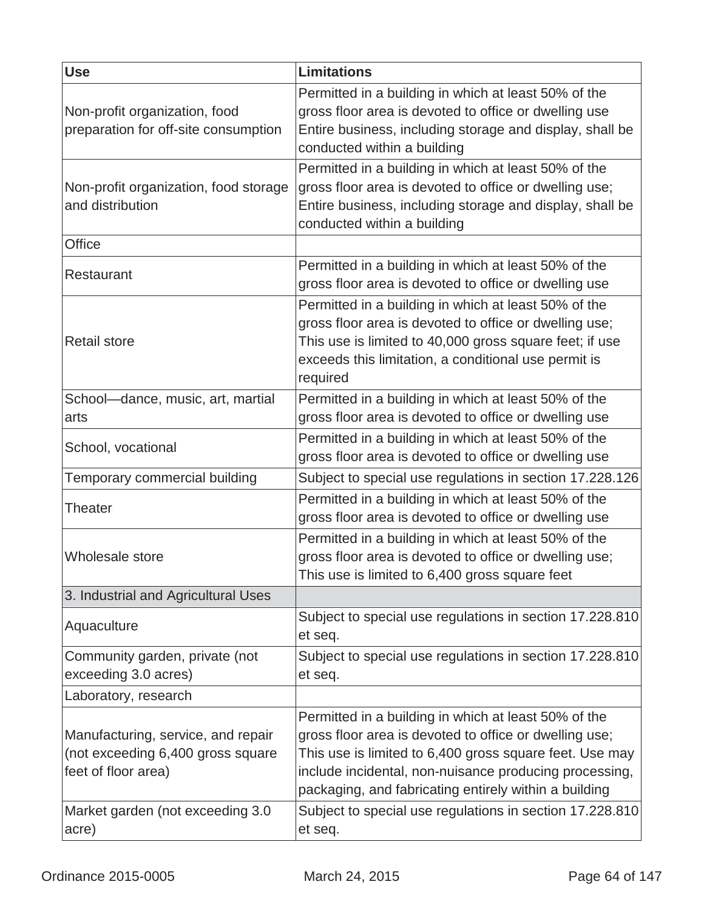| Use | Limitations |
|---|---|
| Non-profit organization, food preparation for off-site consumption | Permitted in a building in which at least 50% of the gross floor area is devoted to office or dwelling use Entire business, including storage and display, shall be conducted within a building |
| Non-profit organization, food storage and distribution | Permitted in a building in which at least 50% of the gross floor area is devoted to office or dwelling use; Entire business, including storage and display, shall be conducted within a building |
| Office | |
| Restaurant | Permitted in a building in which at least 50% of the gross floor area is devoted to office or dwelling use |
| Retail store | Permitted in a building in which at least 50% of the gross floor area is devoted to office or dwelling use; This use is limited to 40,000 gross square feet; if use exceeds this limitation, a conditional use permit is required |
| School—dance, music, art, martial arts | Permitted in a building in which at least 50% of the gross floor area is devoted to office or dwelling use |
| School, vocational | Permitted in a building in which at least 50% of the gross floor area is devoted to office or dwelling use |
| Temporary commercial building | Subject to special use regulations in section 17.228.126 |
| Theater | Permitted in a building in which at least 50% of the gross floor area is devoted to office or dwelling use |
| Wholesale store | Permitted in a building in which at least 50% of the gross floor area is devoted to office or dwelling use; This use is limited to 6,400 gross square feet |
| 3. Industrial and Agricultural Uses | |
| Aquaculture | Subject to special use regulations in section 17.228.810 et seq. |
| Community garden, private (not exceeding 3.0 acres) | Subject to special use regulations in section 17.228.810 et seq. |
| Laboratory, research | |
| Manufacturing, service, and repair (not exceeding 6,400 gross square feet of floor area) | Permitted in a building in which at least 50% of the gross floor area is devoted to office or dwelling use; This use is limited to 6,400 gross square feet. Use may include incidental, non-nuisance producing processing, packaging, and fabricating entirely within a building |
| Market garden (not exceeding 3.0 acre) | Subject to special use regulations in section 17.228.810 et seq. |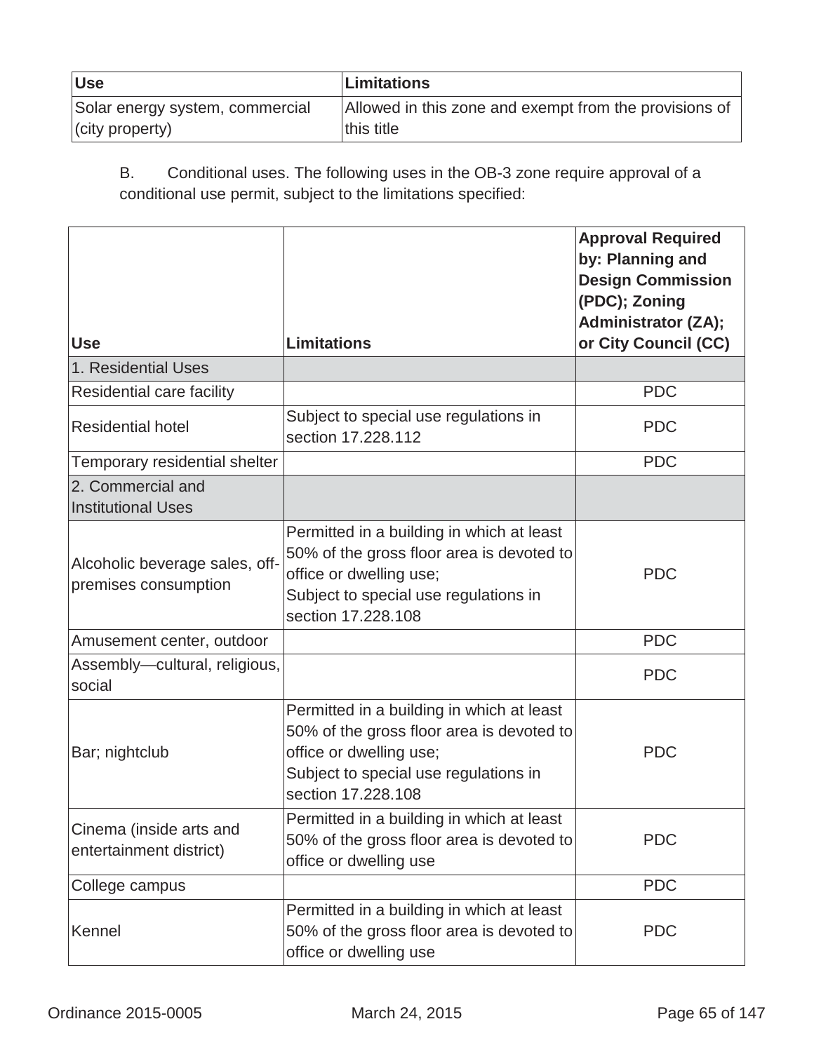| Use | Limitations |
|---|---|
| Solar energy system, commercial (city property) | Allowed in this zone and exempt from the provisions of this title |

B. Conditional uses. The following uses in the OB-3 zone require approval of a conditional use permit, subject to the limitations specified:

| Use | Limitations | Approval Required by: Planning and Design Commission (PDC); Zoning Administrator (ZA); or City Council (CC) |
|---|---|---|
| 1. Residential Uses | | |
| Residential care facility | | PDC |
| Residential hotel | Subject to special use regulations in section 17.228.112 | PDC |
| Temporary residential shelter | | PDC |
| 2. Commercial and Institutional Uses | | |
| Alcoholic beverage sales, off-premises consumption | Permitted in a building in which at least 50% of the gross floor area is devoted to office or dwelling use;<br>Subject to special use regulations in section 17.228.108 | PDC |
| Amusement center, outdoor | | PDC |
| Assembly—cultural, religious, social | | PDC |
| Bar; nightclub | Permitted in a building in which at least 50% of the gross floor area is devoted to office or dwelling use;<br>Subject to special use regulations in section 17.228.108 | PDC |
| Cinema (inside arts and entertainment district) | Permitted in a building in which at least 50% of the gross floor area is devoted to office or dwelling use | PDC |
| College campus | | PDC |
| Kennel | Permitted in a building in which at least 50% of the gross floor area is devoted to office or dwelling use | PDC |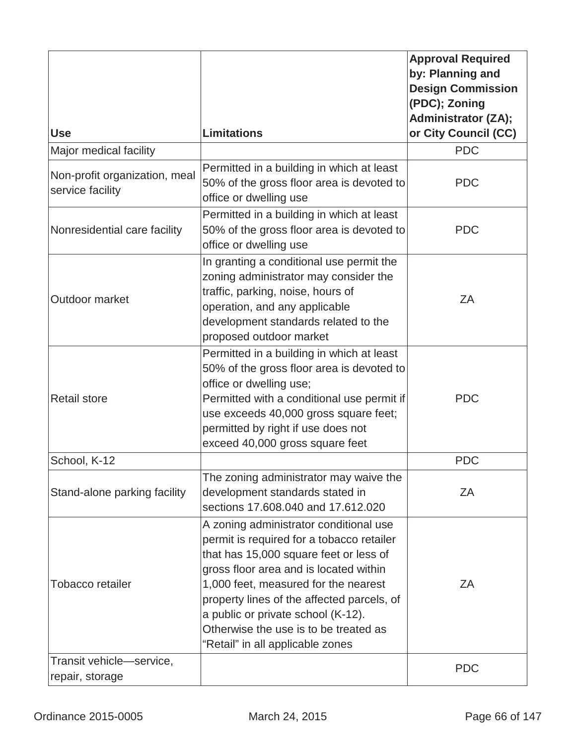| Use | Limitations | Approval Required by: Planning and Design Commission (PDC); Zoning Administrator (ZA); or City Council (CC) |
|---|---|---|
| Major medical facility | | PDC |
| Non-profit organization, meal service facility | Permitted in a building in which at least 50% of the gross floor area is devoted to office or dwelling use | PDC |
| Nonresidential care facility | Permitted in a building in which at least 50% of the gross floor area is devoted to office or dwelling use | PDC |
| Outdoor market | In granting a conditional use permit the zoning administrator may consider the traffic, parking, noise, hours of operation, and any applicable development standards related to the proposed outdoor market | ZA |
| Retail store | Permitted in a building in which at least 50% of the gross floor area is devoted to office or dwelling use;<br>Permitted with a conditional use permit if use exceeds 40,000 gross square feet; permitted by right if use does not exceed 40,000 gross square feet | PDC |
| School, K-12 | | PDC |
| Stand-alone parking facility | The zoning administrator may waive the development standards stated in sections 17.608.040 and 17.612.020 | ZA |
| Tobacco retailer | A zoning administrator conditional use permit is required for a tobacco retailer that has 15,000 square feet or less of gross floor area and is located within 1,000 feet, measured for the nearest property lines of the affected parcels, of a public or private school (K-12). Otherwise the use is to be treated as "Retail" in all applicable zones | ZA |
| Transit vehicle—service, repair, storage | | PDC |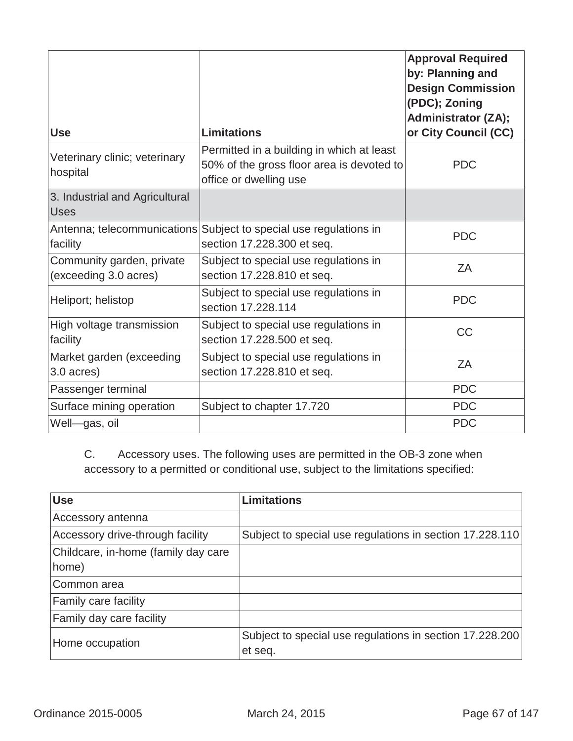| Use | Limitations | Approval Required by: Planning and Design Commission (PDC); Zoning Administrator (ZA); or City Council (CC) |
|---|---|---|
| Veterinary clinic; veterinary hospital | Permitted in a building in which at least 50% of the gross floor area is devoted to office or dwelling use | PDC |
| 3. Industrial and Agricultural Uses | | |
| Antenna; telecommunications facility | Subject to special use regulations in section 17.228.300 et seq. | PDC |
| Community garden, private (exceeding 3.0 acres) | Subject to special use regulations in section 17.228.810 et seq. | ZA |
| Heliport; helistop | Subject to special use regulations in section 17.228.114 | PDC |
| High voltage transmission facility | Subject to special use regulations in section 17.228.500 et seq. | CC |
| Market garden (exceeding 3.0 acres) | Subject to special use regulations in section 17.228.810 et seq. | ZA |
| Passenger terminal | | PDC |
| Surface mining operation | Subject to chapter 17.720 | PDC |
| Well—gas, oil | | PDC |

C. Accessory uses. The following uses are permitted in the OB-3 zone when accessory to a permitted or conditional use, subject to the limitations specified:

| Use | Limitations |
|---|---|
| Accessory antenna | |
| Accessory drive-through facility | Subject to special use regulations in section 17.228.110 |
| Childcare, in-home (family day care home) | |
| Common area | |
| Family care facility | |
| Family day care facility | |
| Home occupation | Subject to special use regulations in section 17.228.200 et seq. |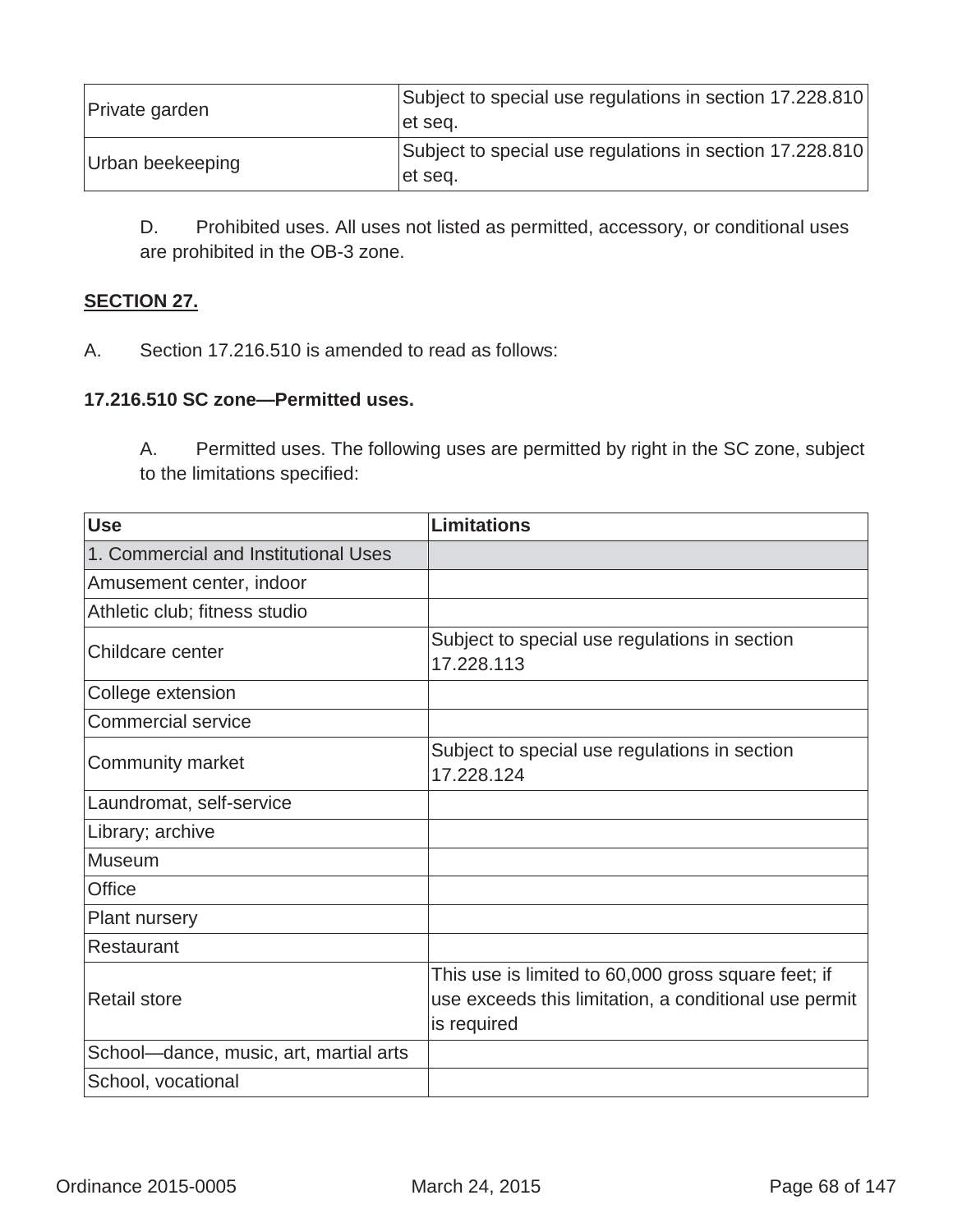| | |
|---|---|
| Private garden | Subject to special use regulations in section 17.228.810 et seq. |
| Urban beekeeping | Subject to special use regulations in section 17.228.810 et seq. |

D. Prohibited uses. All uses not listed as permitted, accessory, or conditional uses are prohibited in the OB-3 zone.

**SECTION 27.**

A. Section 17.216.510 is amended to read as follows:

**17.216.510 SC zone—Permitted uses.**

A. Permitted uses. The following uses are permitted by right in the SC zone, subject to the limitations specified:

| Use | Limitations |
|---|---|
| 1. Commercial and Institutional Uses | |
| Amusement center, indoor | |
| Athletic club; fitness studio | |
| Childcare center | Subject to special use regulations in section 17.228.113 |
| College extension | |
| Commercial service | |
| Community market | Subject to special use regulations in section 17.228.124 |
| Laundromat, self-service | |
| Library; archive | |
| Museum | |
| Office | |
| Plant nursery | |
| Restaurant | |
| Retail store | This use is limited to 60,000 gross square feet; if use exceeds this limitation, a conditional use permit is required |
| School—dance, music, art, martial arts | |
| School, vocational | |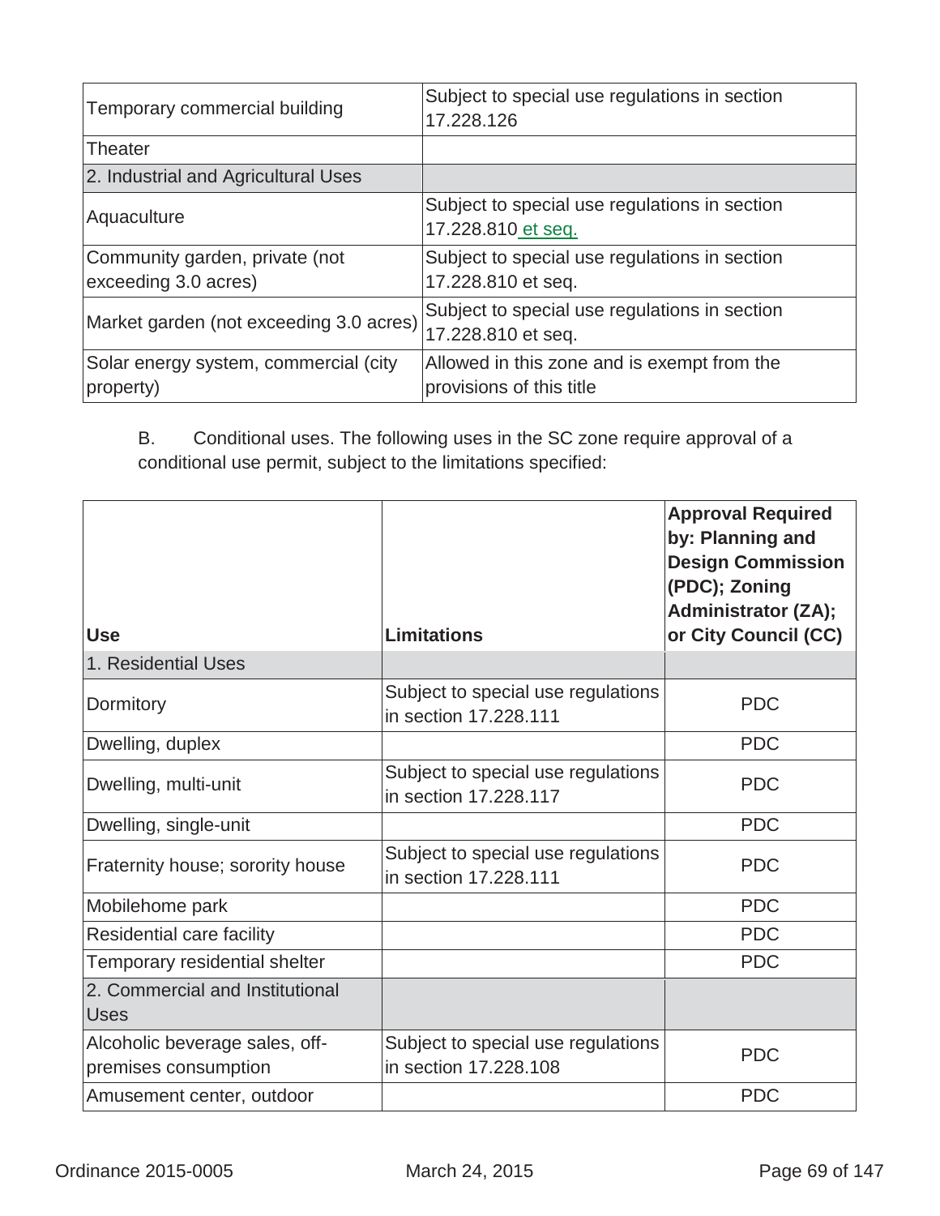| | |
|---|---|
| Temporary commercial building | Subject to special use regulations in section 17.228.126 |
| Theater | |
| 2. Industrial and Agricultural Uses | |
| Aquaculture | Subject to special use regulations in section 17.228.810 et seq. |
| Community garden, private (not exceeding 3.0 acres) | Subject to special use regulations in section 17.228.810 et seq. |
| Market garden (not exceeding 3.0 acres) | Subject to special use regulations in section 17.228.810 et seq. |
| Solar energy system, commercial (city property) | Allowed in this zone and is exempt from the provisions of this title |

B. Conditional uses. The following uses in the SC zone require approval of a conditional use permit, subject to the limitations specified:

| **Use** | **Limitations** | **Approval Required by: Planning and Design Commission (PDC); Zoning Administrator (ZA); or City Council (CC)** |
|---|---|---|
| 1. Residential Uses | | |
| Dormitory | Subject to special use regulations in section 17.228.111 | PDC |
| Dwelling, duplex | | PDC |
| Dwelling, multi-unit | Subject to special use regulations in section 17.228.117 | PDC |
| Dwelling, single-unit | | PDC |
| Fraternity house; sorority house | Subject to special use regulations in section 17.228.111 | PDC |
| Mobilehome park | | PDC |
| Residential care facility | | PDC |
| Temporary residential shelter | | PDC |
| 2. Commercial and Institutional Uses | | |
| Alcoholic beverage sales, off-premises consumption | Subject to special use regulations in section 17.228.108 | PDC |
| Amusement center, outdoor | | PDC |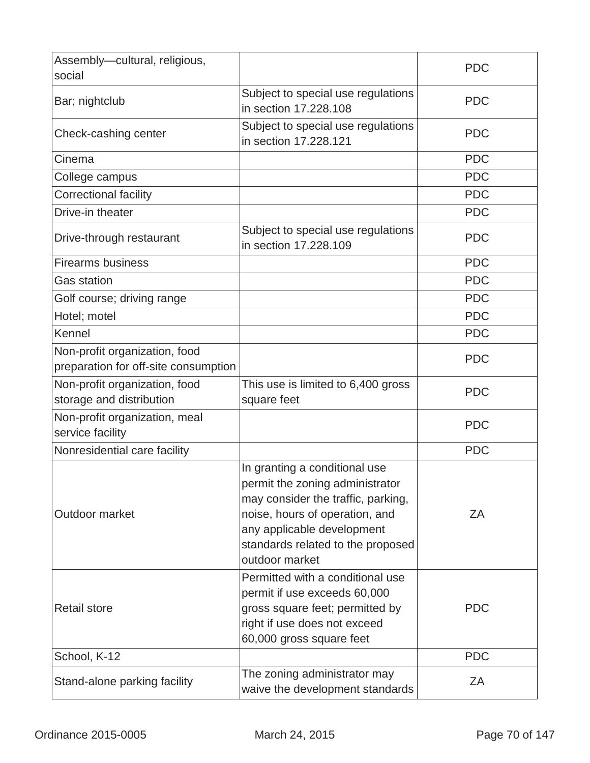| | | |
|---|---|---|
| Assembly—cultural, religious, social | | PDC |
| Bar; nightclub | Subject to special use regulations in section 17.228.108 | PDC |
| Check-cashing center | Subject to special use regulations in section 17.228.121 | PDC |
| Cinema | | PDC |
| College campus | | PDC |
| Correctional facility | | PDC |
| Drive-in theater | | PDC |
| Drive-through restaurant | Subject to special use regulations in section 17.228.109 | PDC |
| Firearms business | | PDC |
| Gas station | | PDC |
| Golf course; driving range | | PDC |
| Hotel; motel | | PDC |
| Kennel | | PDC |
| Non-profit organization, food preparation for off-site consumption | | PDC |
| Non-profit organization, food storage and distribution | This use is limited to 6,400 gross square feet | PDC |
| Non-profit organization, meal service facility | | PDC |
| Nonresidential care facility | | PDC |
| Outdoor market | In granting a conditional use permit the zoning administrator may consider the traffic, parking, noise, hours of operation, and any applicable development standards related to the proposed outdoor market | ZA |
| Retail store | Permitted with a conditional use permit if use exceeds 60,000 gross square feet; permitted by right if use does not exceed 60,000 gross square feet | PDC |
| School, K-12 | | PDC |
| Stand-alone parking facility | The zoning administrator may waive the development standards | ZA |

Ordinance 2015-0005 March 24, 2015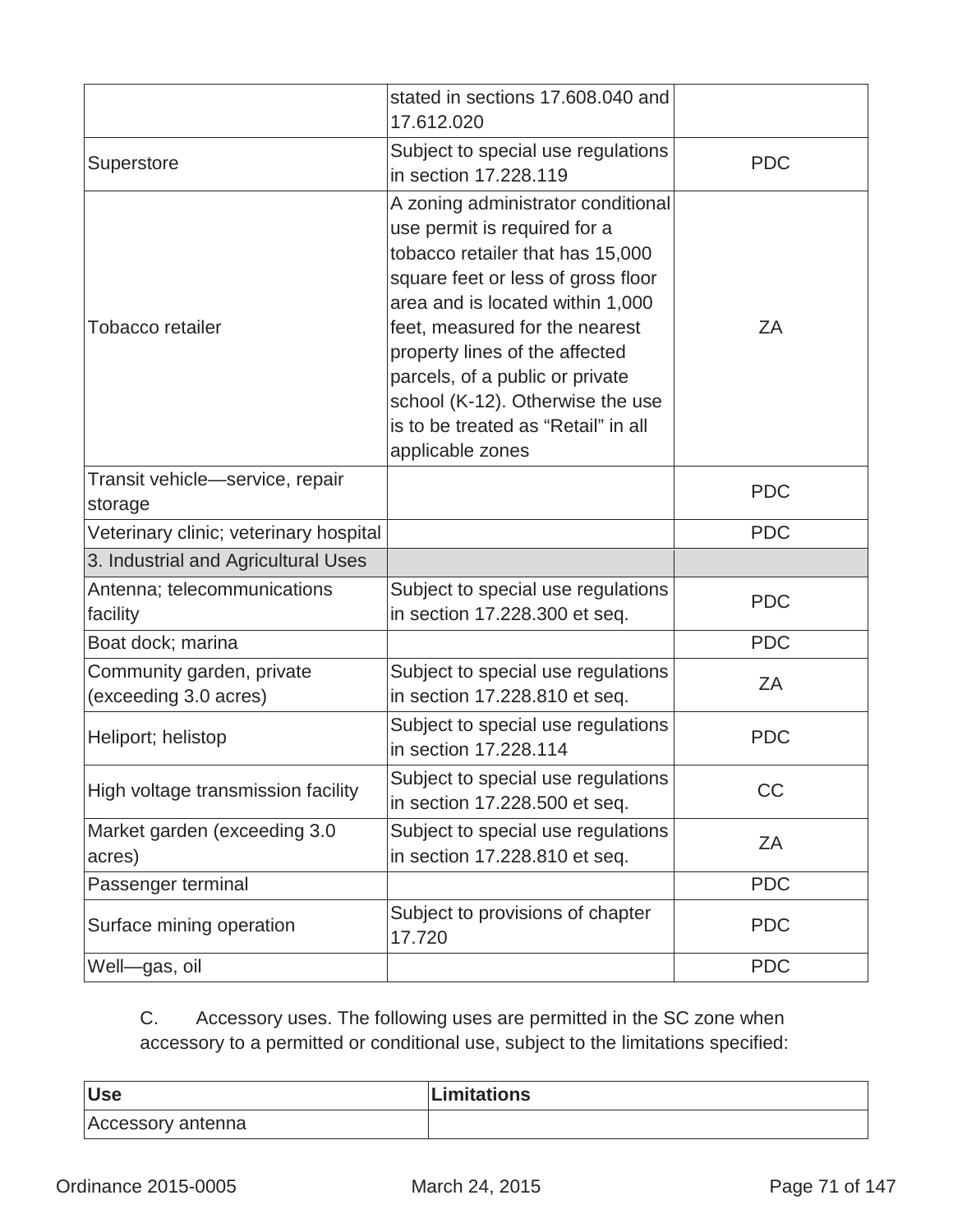| | | |
|---|---|---|
| | stated in sections 17.608.040 and 17.612.020 | |
| Superstore | Subject to special use regulations in section 17.228.119 | PDC |
| Tobacco retailer | A zoning administrator conditional use permit is required for a tobacco retailer that has 15,000 square feet or less of gross floor area and is located within 1,000 feet, measured for the nearest property lines of the affected parcels, of a public or private school (K-12). Otherwise the use is to be treated as “Retail” in all applicable zones | ZA |
| Transit vehicle—service, repair storage | | PDC |
| Veterinary clinic; veterinary hospital | | PDC |
| 3. Industrial and Agricultural Uses | | |
| Antenna; telecommunications facility | Subject to special use regulations in section 17.228.300 et seq. | PDC |
| Boat dock; marina | | PDC |
| Community garden, private (exceeding 3.0 acres) | Subject to special use regulations in section 17.228.810 et seq. | ZA |
| Heliport; helistop | Subject to special use regulations in section 17.228.114 | PDC |
| High voltage transmission facility | Subject to special use regulations in section 17.228.500 et seq. | CC |
| Market garden (exceeding 3.0 acres) | Subject to special use regulations in section 17.228.810 et seq. | ZA |
| Passenger terminal | | PDC |
| Surface mining operation | Subject to provisions of chapter 17.720 | PDC |
| Well—gas, oil | | PDC |

C. Accessory uses. The following uses are permitted in the SC zone when accessory to a permitted or conditional use, subject to the limitations specified:

| **Use** | **Limitations** |
|---|---|
| Accessory antenna | |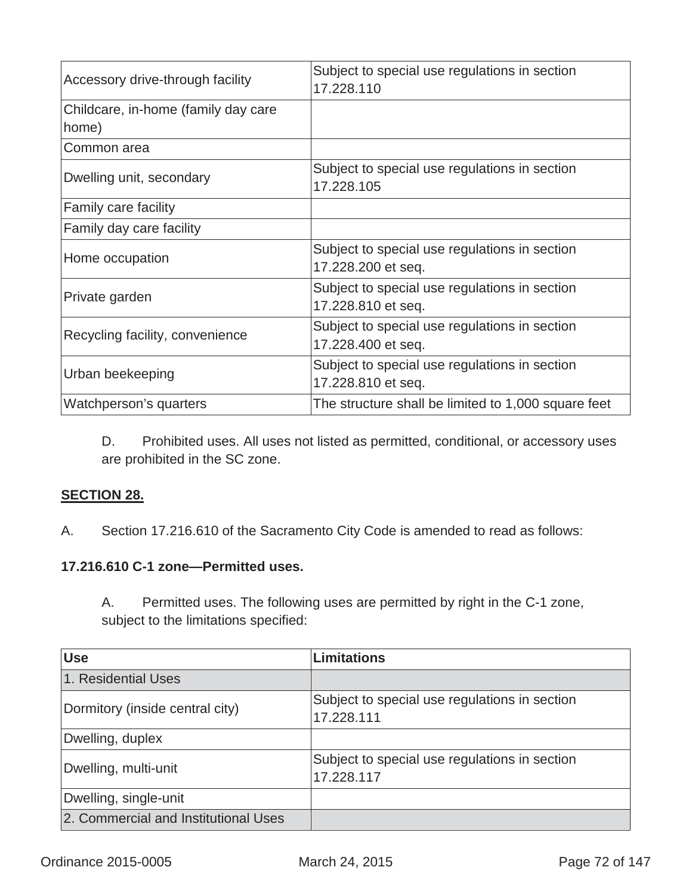| | |
|---|---|
| Accessory drive-through facility | Subject to special use regulations in section 17.228.110 |
| Childcare, in-home (family day care home) | |
| Common area | |
| Dwelling unit, secondary | Subject to special use regulations in section 17.228.105 |
| Family care facility | |
| Family day care facility | |
| Home occupation | Subject to special use regulations in section 17.228.200 et seq. |
| Private garden | Subject to special use regulations in section 17.228.810 et seq. |
| Recycling facility, convenience | Subject to special use regulations in section 17.228.400 et seq. |
| Urban beekeeping | Subject to special use regulations in section 17.228.810 et seq. |
| Watchperson's quarters | The structure shall be limited to 1,000 square feet |

D. Prohibited uses. All uses not listed as permitted, conditional, or accessory uses are prohibited in the SC zone.

**SECTION 28.**

A. Section 17.216.610 of the Sacramento City Code is amended to read as follows:

**17.216.610 C-1 zone—Permitted uses.**

A. Permitted uses. The following uses are permitted by right in the C-1 zone, subject to the limitations specified:

| Use | Limitations |
|---|---|
| 1. Residential Uses | |
| Dormitory (inside central city) | Subject to special use regulations in section 17.228.111 |
| Dwelling, duplex | |
| Dwelling, multi-unit | Subject to special use regulations in section 17.228.117 |
| Dwelling, single-unit | |
| 2. Commercial and Institutional Uses | |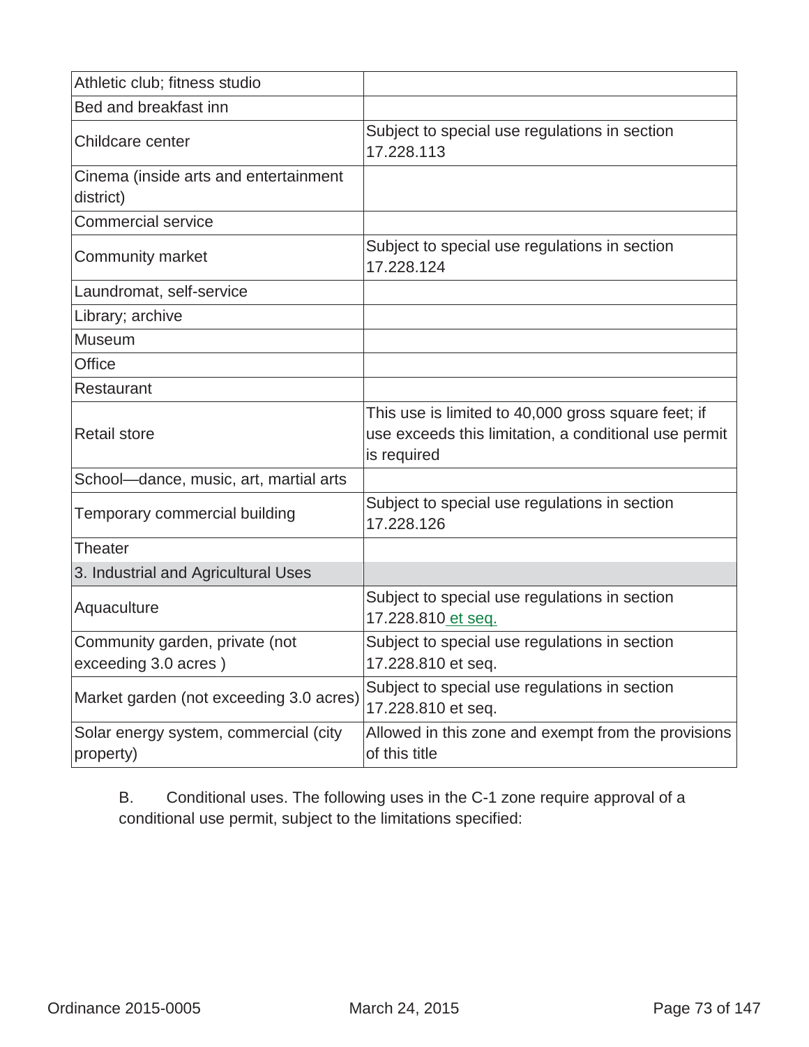| | |
|---|---|
| Athletic club; fitness studio | |
| Bed and breakfast inn | |
| Childcare center | Subject to special use regulations in section 17.228.113 |
| Cinema (inside arts and entertainment district) | |
| Commercial service | |
| Community market | Subject to special use regulations in section 17.228.124 |
| Laundromat, self-service | |
| Library; archive | |
| Museum | |
| Office | |
| Restaurant | |
| Retail store | This use is limited to 40,000 gross square feet; if use exceeds this limitation, a conditional use permit is required |
| School—dance, music, art, martial arts | |
| Temporary commercial building | Subject to special use regulations in section 17.228.126 |
| Theater | |
| 3. Industrial and Agricultural Uses | |
| Aquaculture | Subject to special use regulations in section 17.228.810 et seq. |
| Community garden, private (not exceeding 3.0 acres ) | Subject to special use regulations in section 17.228.810 et seq. |
| Market garden (not exceeding 3.0 acres) | Subject to special use regulations in section 17.228.810 et seq. |
| Solar energy system, commercial (city property) | Allowed in this zone and exempt from the provisions of this title |

B. Conditional uses. The following uses in the C-1 zone require approval of a conditional use permit, subject to the limitations specified: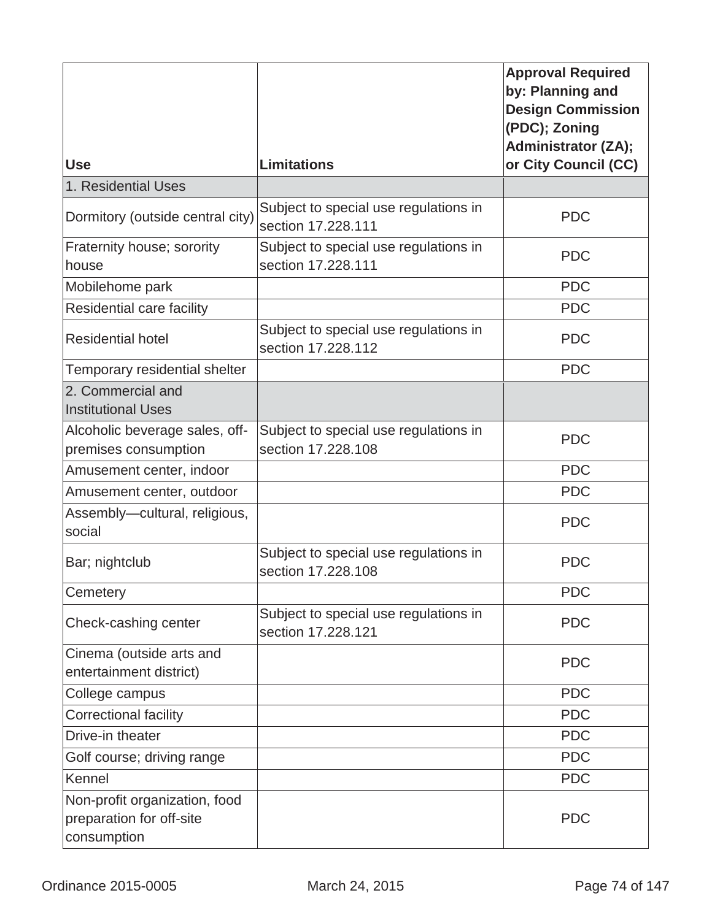| Use | Limitations | Approval Required by: Planning and Design Commission (PDC); Zoning Administrator (ZA); or City Council (CC) |
|---|---|---|
| 1. Residential Uses | | |
| Dormitory (outside central city) | Subject to special use regulations in section 17.228.111 | PDC |
| Fraternity house; sorority house | Subject to special use regulations in section 17.228.111 | PDC |
| Mobilehome park | | PDC |
| Residential care facility | | PDC |
| Residential hotel | Subject to special use regulations in section 17.228.112 | PDC |
| Temporary residential shelter | | PDC |
| 2. Commercial and Institutional Uses | | |
| Alcoholic beverage sales, off-premises consumption | Subject to special use regulations in section 17.228.108 | PDC |
| Amusement center, indoor | | PDC |
| Amusement center, outdoor | | PDC |
| Assembly—cultural, religious, social | | PDC |
| Bar; nightclub | Subject to special use regulations in section 17.228.108 | PDC |
| Cemetery | | PDC |
| Check-cashing center | Subject to special use regulations in section 17.228.121 | PDC |
| Cinema (outside arts and entertainment district) | | PDC |
| College campus | | PDC |
| Correctional facility | | PDC |
| Drive-in theater | | PDC |
| Golf course; driving range | | PDC |
| Kennel | | PDC |
| Non-profit organization, food preparation for off-site consumption | | PDC |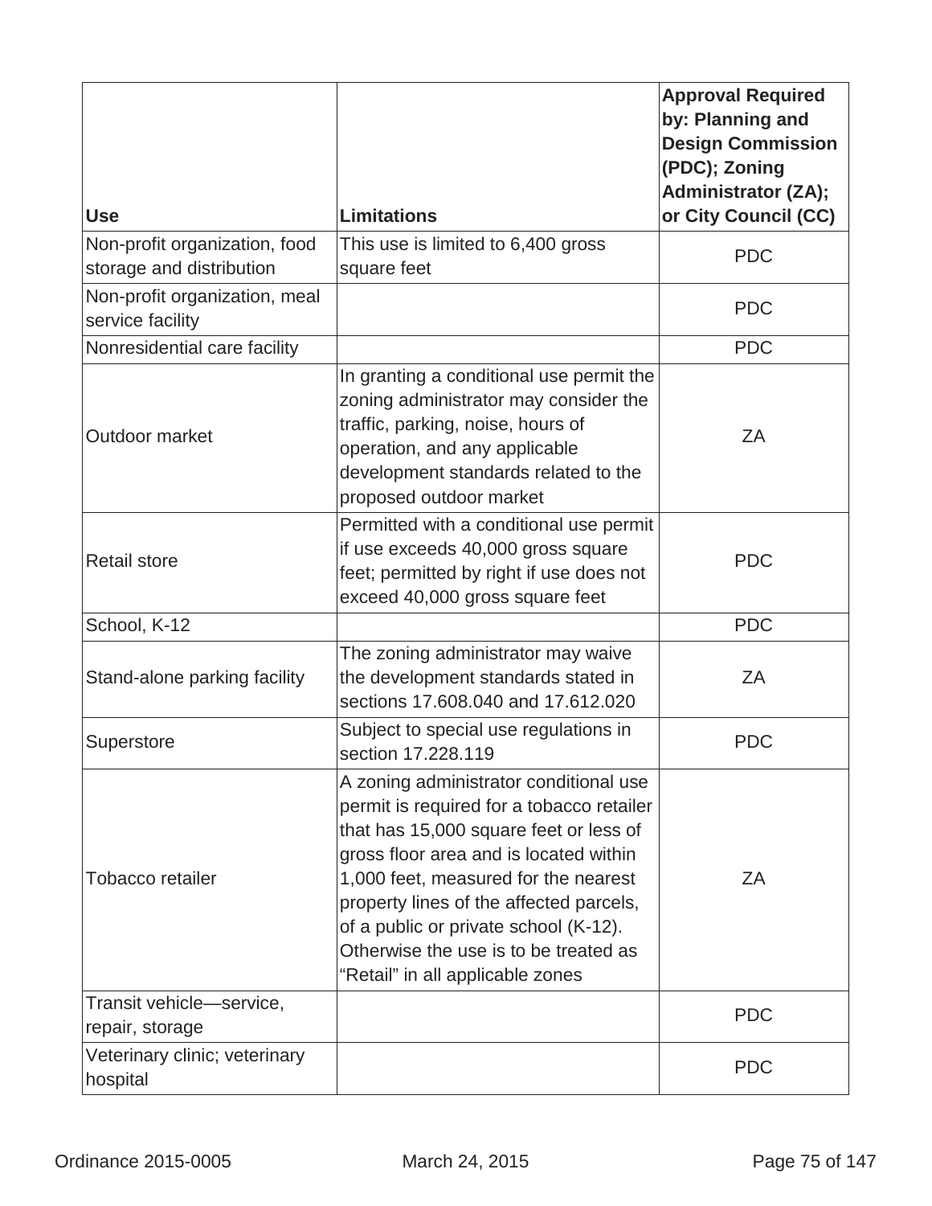| Use | Limitations | Approval Required by: Planning and Design Commission (PDC); Zoning Administrator (ZA); or City Council (CC) |
|---|---|---|
| Non-profit organization, food storage and distribution | This use is limited to 6,400 gross square feet | PDC |
| Non-profit organization, meal service facility | | PDC |
| Nonresidential care facility | | PDC |
| Outdoor market | In granting a conditional use permit the zoning administrator may consider the traffic, parking, noise, hours of operation, and any applicable development standards related to the proposed outdoor market | ZA |
| Retail store | Permitted with a conditional use permit if use exceeds 40,000 gross square feet; permitted by right if use does not exceed 40,000 gross square feet | PDC |
| School, K-12 | | PDC |
| Stand-alone parking facility | The zoning administrator may waive the development standards stated in sections 17.608.040 and 17.612.020 | ZA |
| Superstore | Subject to special use regulations in section 17.228.119 | PDC |
| Tobacco retailer | A zoning administrator conditional use permit is required for a tobacco retailer that has 15,000 square feet or less of gross floor area and is located within 1,000 feet, measured for the nearest property lines of the affected parcels, of a public or private school (K-12). Otherwise the use is to be treated as "Retail" in all applicable zones | ZA |
| Transit vehicle—service, repair, storage | | PDC |
| Veterinary clinic; veterinary hospital | | PDC |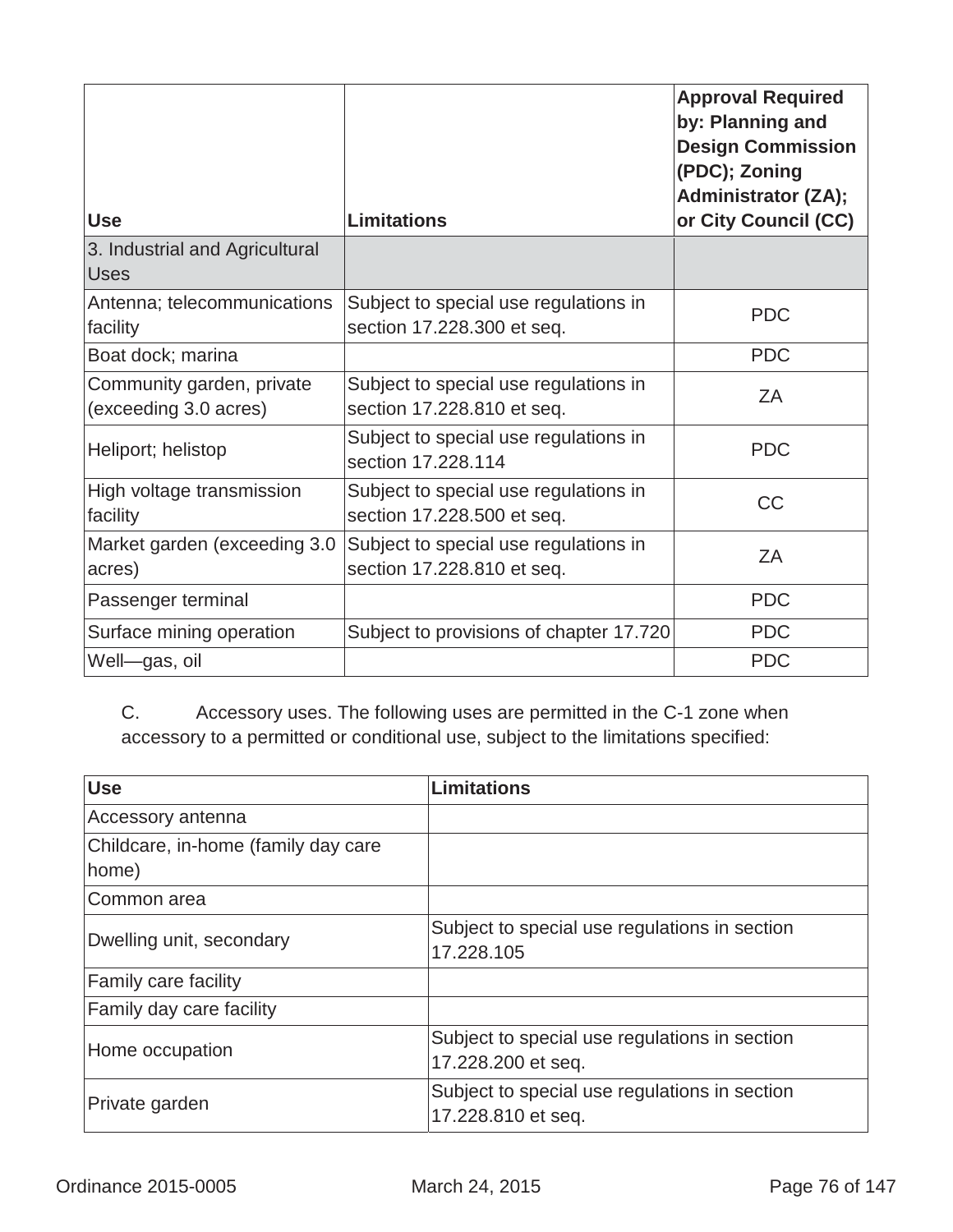| Use | Limitations | Approval Required by: Planning and Design Commission (PDC); Zoning Administrator (ZA); or City Council (CC) |
|---|---|---|
| 3. Industrial and Agricultural Uses | | |
| Antenna; telecommunications facility | Subject to special use regulations in section 17.228.300 et seq. | PDC |
| Boat dock; marina | | PDC |
| Community garden, private (exceeding 3.0 acres) | Subject to special use regulations in section 17.228.810 et seq. | ZA |
| Heliport; helistop | Subject to special use regulations in section 17.228.114 | PDC |
| High voltage transmission facility | Subject to special use regulations in section 17.228.500 et seq. | CC |
| Market garden (exceeding 3.0 acres) | Subject to special use regulations in section 17.228.810 et seq. | ZA |
| Passenger terminal | | PDC |
| Surface mining operation | Subject to provisions of chapter 17.720 | PDC |
| Well—gas, oil | | PDC |

C. Accessory uses. The following uses are permitted in the C-1 zone when accessory to a permitted or conditional use, subject to the limitations specified:

| Use | Limitations |
|---|---|
| Accessory antenna | |
| Childcare, in-home (family day care home) | |
| Common area | |
| Dwelling unit, secondary | Subject to special use regulations in section 17.228.105 |
| Family care facility | |
| Family day care facility | |
| Home occupation | Subject to special use regulations in section 17.228.200 et seq. |
| Private garden | Subject to special use regulations in section 17.228.810 et seq. |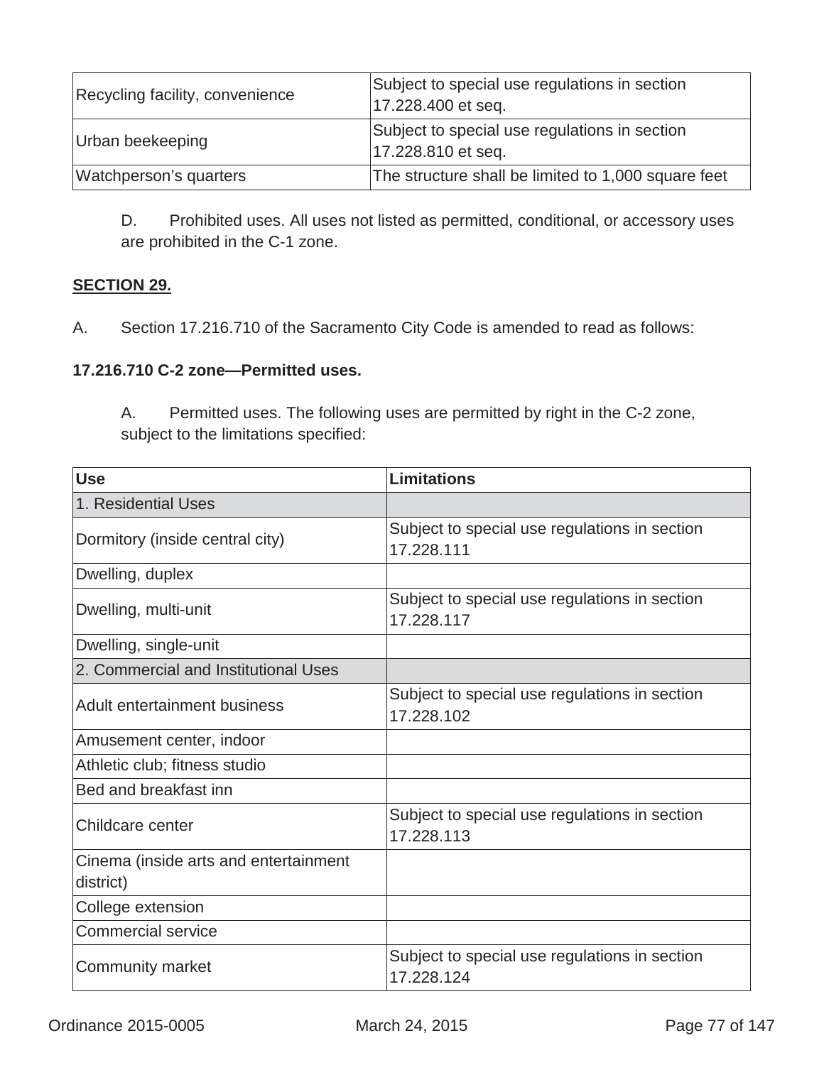| | |
|---|---|
| Recycling facility, convenience | Subject to special use regulations in section 17.228.400 et seq. |
| Urban beekeeping | Subject to special use regulations in section 17.228.810 et seq. |
| Watchperson's quarters | The structure shall be limited to 1,000 square feet |

D. Prohibited uses. All uses not listed as permitted, conditional, or accessory uses are prohibited in the C-1 zone.

**SECTION 29.**

A. Section 17.216.710 of the Sacramento City Code is amended to read as follows:

**17.216.710 C-2 zone—Permitted uses.**

A. Permitted uses. The following uses are permitted by right in the C-2 zone, subject to the limitations specified:

| Use | Limitations |
|---|---|
| 1. Residential Uses | |
| Dormitory (inside central city) | Subject to special use regulations in section 17.228.111 |
| Dwelling, duplex | |
| Dwelling, multi-unit | Subject to special use regulations in section 17.228.117 |
| Dwelling, single-unit | |
| 2. Commercial and Institutional Uses | |
| Adult entertainment business | Subject to special use regulations in section 17.228.102 |
| Amusement center, indoor | |
| Athletic club; fitness studio | |
| Bed and breakfast inn | |
| Childcare center | Subject to special use regulations in section 17.228.113 |
| Cinema (inside arts and entertainment district) | |
| College extension | |
| Commercial service | |
| Community market | Subject to special use regulations in section 17.228.124 |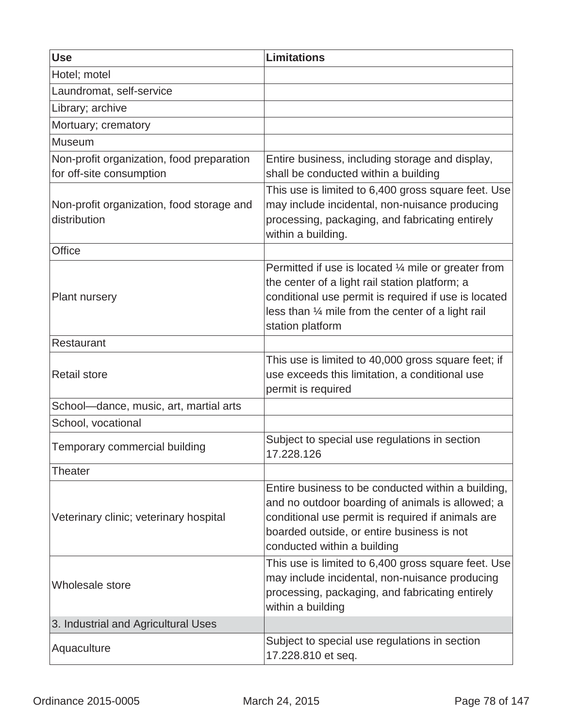| Use | Limitations |
| --- | --- |
| Hotel; motel | |
| Laundromat, self-service | |
| Library; archive | |
| Mortuary; crematory | |
| Museum | |
| Non-profit organization, food preparation for off-site consumption | Entire business, including storage and display, shall be conducted within a building |
| Non-profit organization, food storage and distribution | This use is limited to 6,400 gross square feet. Use may include incidental, non-nuisance producing processing, packaging, and fabricating entirely within a building. |
| Office | |
| Plant nursery | Permitted if use is located ¼ mile or greater from the center of a light rail station platform; a conditional use permit is required if use is located less than ¼ mile from the center of a light rail station platform |
| Restaurant | |
| Retail store | This use is limited to 40,000 gross square feet; if use exceeds this limitation, a conditional use permit is required |
| School—dance, music, art, martial arts | |
| School, vocational | |
| Temporary commercial building | Subject to special use regulations in section 17.228.126 |
| Theater | |
| Veterinary clinic; veterinary hospital | Entire business to be conducted within a building, and no outdoor boarding of animals is allowed; a conditional use permit is required if animals are boarded outside, or entire business is not conducted within a building |
| Wholesale store | This use is limited to 6,400 gross square feet. Use may include incidental, non-nuisance producing processing, packaging, and fabricating entirely within a building |
| 3. Industrial and Agricultural Uses | |
| Aquaculture | Subject to special use regulations in section 17.228.810 et seq. |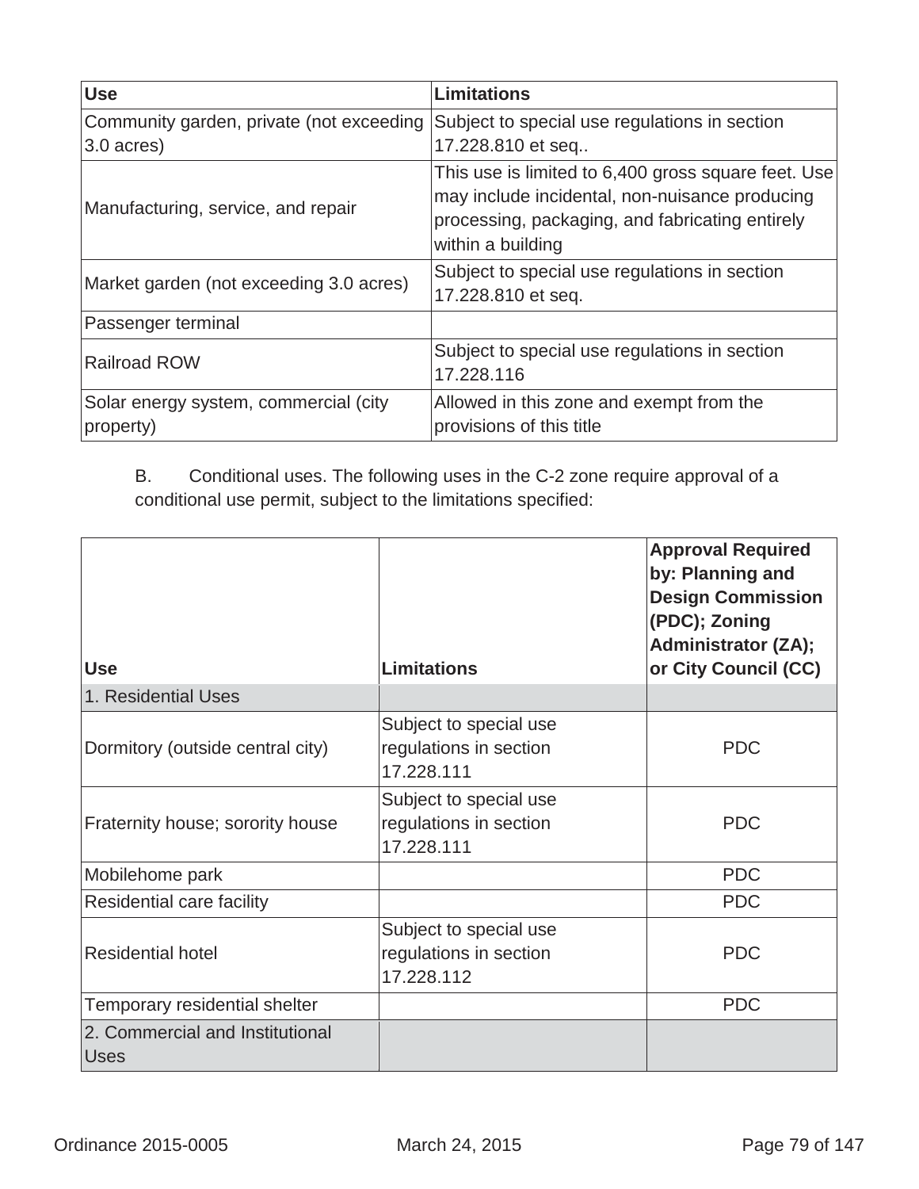| Use | Limitations |
|---|---|
| Community garden, private (not exceeding 3.0 acres) | Subject to special use regulations in section 17.228.810 et seq.. |
| Manufacturing, service, and repair | This use is limited to 6,400 gross square feet. Use may include incidental, non-nuisance producing processing, packaging, and fabricating entirely within a building |
| Market garden (not exceeding 3.0 acres) | Subject to special use regulations in section 17.228.810 et seq. |
| Passenger terminal | |
| Railroad ROW | Subject to special use regulations in section 17.228.116 |
| Solar energy system, commercial (city property) | Allowed in this zone and exempt from the provisions of this title |

B. Conditional uses. The following uses in the C-2 zone require approval of a conditional use permit, subject to the limitations specified:

| Use | Limitations | Approval Required by: Planning and Design Commission (PDC); Zoning Administrator (ZA); or City Council (CC) |
|---|---|---|
| 1. Residential Uses | | |
| Dormitory (outside central city) | Subject to special use regulations in section 17.228.111 | PDC |
| Fraternity house; sorority house | Subject to special use regulations in section 17.228.111 | PDC |
| Mobilehome park | | PDC |
| Residential care facility | | PDC |
| Residential hotel | Subject to special use regulations in section 17.228.112 | PDC |
| Temporary residential shelter | | PDC |
| 2. Commercial and Institutional Uses | | |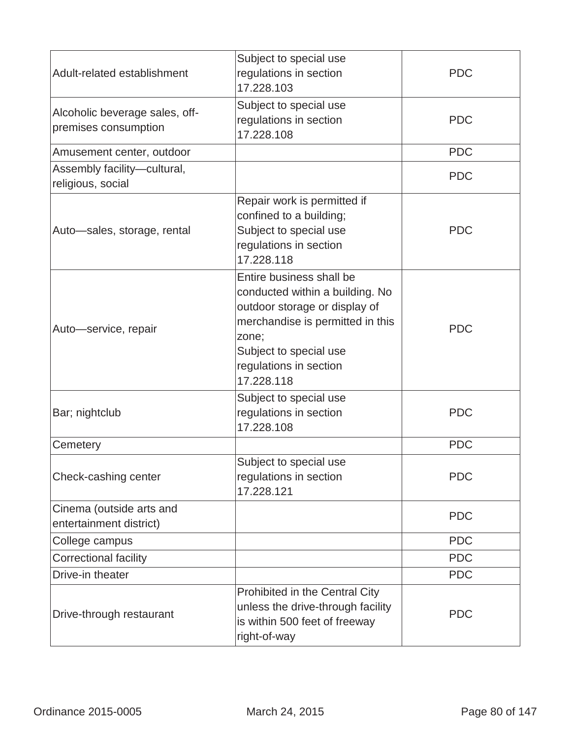| | | |
|---|---|---|
| Adult-related establishment | Subject to special use regulations in section 17.228.103 | PDC |
| Alcoholic beverage sales, off-premises consumption | Subject to special use regulations in section 17.228.108 | PDC |
| Amusement center, outdoor | | PDC |
| Assembly facility—cultural, religious, social | | PDC |
| Auto—sales, storage, rental | Repair work is permitted if confined to a building;<br>Subject to special use regulations in section 17.228.118 | PDC |
| Auto—service, repair | Entire business shall be conducted within a building. No outdoor storage or display of merchandise is permitted in this zone;<br>Subject to special use regulations in section 17.228.118 | PDC |
| Bar; nightclub | Subject to special use regulations in section 17.228.108 | PDC |
| Cemetery | | PDC |
| Check-cashing center | Subject to special use regulations in section 17.228.121 | PDC |
| Cinema (outside arts and entertainment district) | | PDC |
| College campus | | PDC |
| Correctional facility | | PDC |
| Drive-in theater | | PDC |
| Drive-through restaurant | Prohibited in the Central City unless the drive-through facility is within 500 feet of freeway right-of-way | PDC |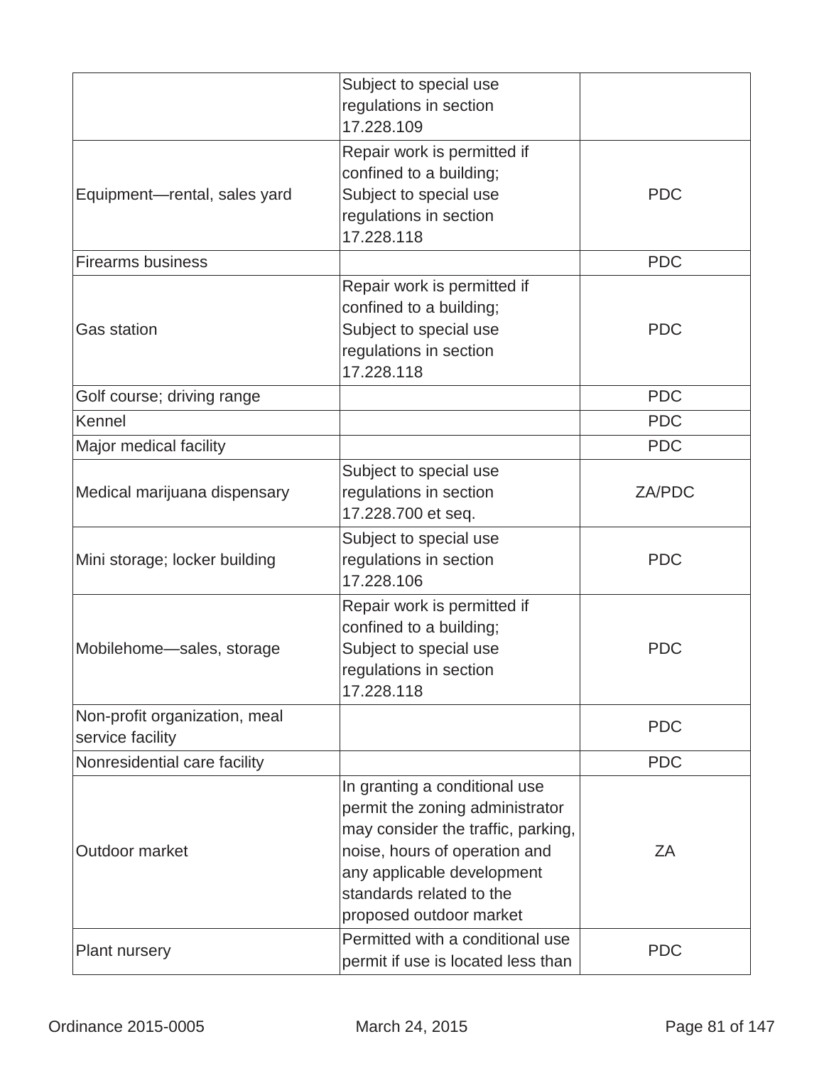| | | |
|---|---|---|
| | Subject to special use regulations in section 17.228.109 | |
| Equipment—rental, sales yard | Repair work is permitted if confined to a building; Subject to special use regulations in section 17.228.118 | PDC |
| Firearms business | | PDC |
| Gas station | Repair work is permitted if confined to a building; Subject to special use regulations in section 17.228.118 | PDC |
| Golf course; driving range | | PDC |
| Kennel | | PDC |
| Major medical facility | | PDC |
| Medical marijuana dispensary | Subject to special use regulations in section 17.228.700 et seq. | ZA/PDC |
| Mini storage; locker building | Subject to special use regulations in section 17.228.106 | PDC |
| Mobilehome—sales, storage | Repair work is permitted if confined to a building; Subject to special use regulations in section 17.228.118 | PDC |
| Non-profit organization, meal service facility | | PDC |
| Nonresidential care facility | | PDC |
| Outdoor market | In granting a conditional use permit the zoning administrator may consider the traffic, parking, noise, hours of operation and any applicable development standards related to the proposed outdoor market | ZA |
| Plant nursery | Permitted with a conditional use permit if use is located less than | PDC |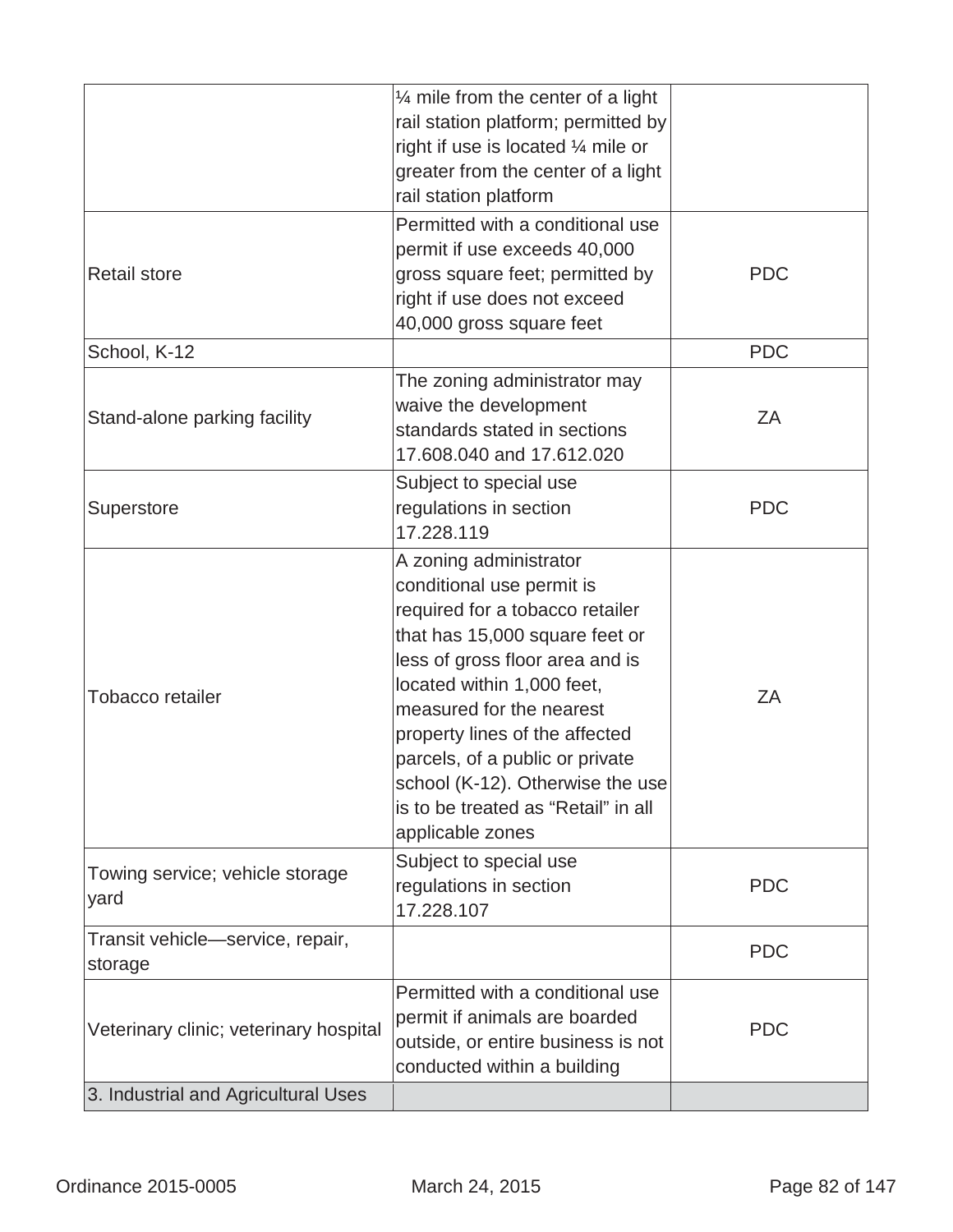| | | |
|---|---|---|
| | ¼ mile from the center of a light rail station platform; permitted by right if use is located ¼ mile or greater from the center of a light rail station platform | |
| Retail store | Permitted with a conditional use permit if use exceeds 40,000 gross square feet; permitted by right if use does not exceed 40,000 gross square feet | PDC |
| School, K-12 | | PDC |
| Stand-alone parking facility | The zoning administrator may waive the development standards stated in sections 17.608.040 and 17.612.020 | ZA |
| Superstore | Subject to special use regulations in section 17.228.119 | PDC |
| Tobacco retailer | A zoning administrator conditional use permit is required for a tobacco retailer that has 15,000 square feet or less of gross floor area and is located within 1,000 feet, measured for the nearest property lines of the affected parcels, of a public or private school (K-12). Otherwise the use is to be treated as "Retail" in all applicable zones | ZA |
| Towing service; vehicle storage yard | Subject to special use regulations in section 17.228.107 | PDC |
| Transit vehicle—service, repair, storage | | PDC |
| Veterinary clinic; veterinary hospital | Permitted with a conditional use permit if animals are boarded outside, or entire business is not conducted within a building | PDC |
| 3. Industrial and Agricultural Uses | | |

Ordinance 2015-0005 March 24, 2015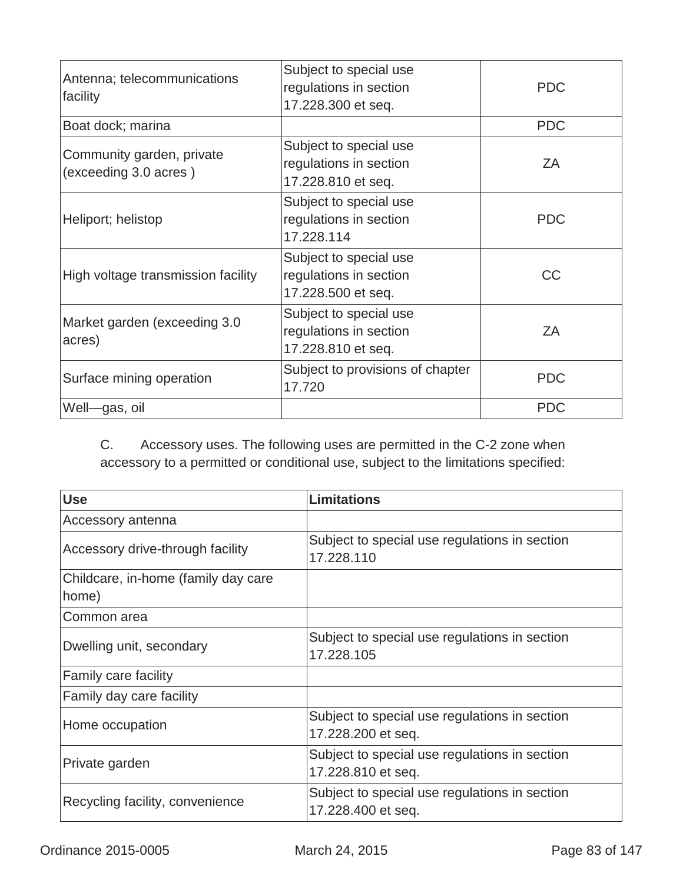| Antenna; telecommunications facility | Subject to special use regulations in section 17.228.300 et seq. | PDC |
|---|---|---|
| Boat dock; marina | | PDC |
| Community garden, private (exceeding 3.0 acres ) | Subject to special use regulations in section 17.228.810 et seq. | ZA |
| Heliport; helistop | Subject to special use regulations in section 17.228.114 | PDC |
| High voltage transmission facility | Subject to special use regulations in section 17.228.500 et seq. | CC |
| Market garden (exceeding 3.0 acres) | Subject to special use regulations in section 17.228.810 et seq. | ZA |
| Surface mining operation | Subject to provisions of chapter 17.720 | PDC |
| Well—gas, oil | | PDC |

C. Accessory uses. The following uses are permitted in the C-2 zone when accessory to a permitted or conditional use, subject to the limitations specified:

| Use | Limitations |
|---|---|
| Accessory antenna | |
| Accessory drive-through facility | Subject to special use regulations in section 17.228.110 |
| Childcare, in-home (family day care home) | |
| Common area | |
| Dwelling unit, secondary | Subject to special use regulations in section 17.228.105 |
| Family care facility | |
| Family day care facility | |
| Home occupation | Subject to special use regulations in section 17.228.200 et seq. |
| Private garden | Subject to special use regulations in section 17.228.810 et seq. |
| Recycling facility, convenience | Subject to special use regulations in section 17.228.400 et seq. |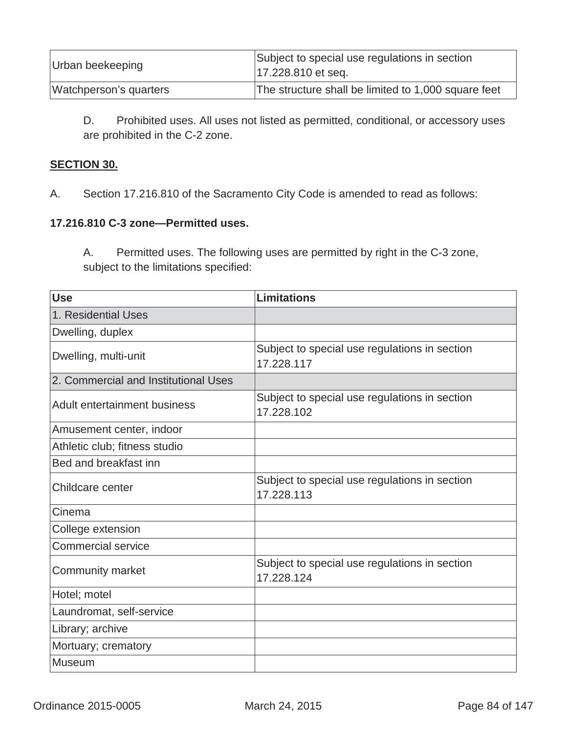| | |
|---|---|
| Urban beekeeping | Subject to special use regulations in section 17.228.810 et seq. |
| Watchperson's quarters | The structure shall be limited to 1,000 square feet |

D. Prohibited uses. All uses not listed as permitted, conditional, or accessory uses are prohibited in the C-2 zone.

**SECTION 30.**

A. Section 17.216.810 of the Sacramento City Code is amended to read as follows:

**17.216.810 C-3 zone—Permitted uses.**

A. Permitted uses. The following uses are permitted by right in the C-3 zone, subject to the limitations specified:

| Use | Limitations |
|---|---|
| 1. Residential Uses | |
| Dwelling, duplex | |
| Dwelling, multi-unit | Subject to special use regulations in section 17.228.117 |
| 2. Commercial and Institutional Uses | |
| Adult entertainment business | Subject to special use regulations in section 17.228.102 |
| Amusement center, indoor | |
| Athletic club; fitness studio | |
| Bed and breakfast inn | |
| Childcare center | Subject to special use regulations in section 17.228.113 |
| Cinema | |
| College extension | |
| Commercial service | |
| Community market | Subject to special use regulations in section 17.228.124 |
| Hotel; motel | |
| Laundromat, self-service | |
| Library; archive | |
| Mortuary; crematory | |
| Museum | |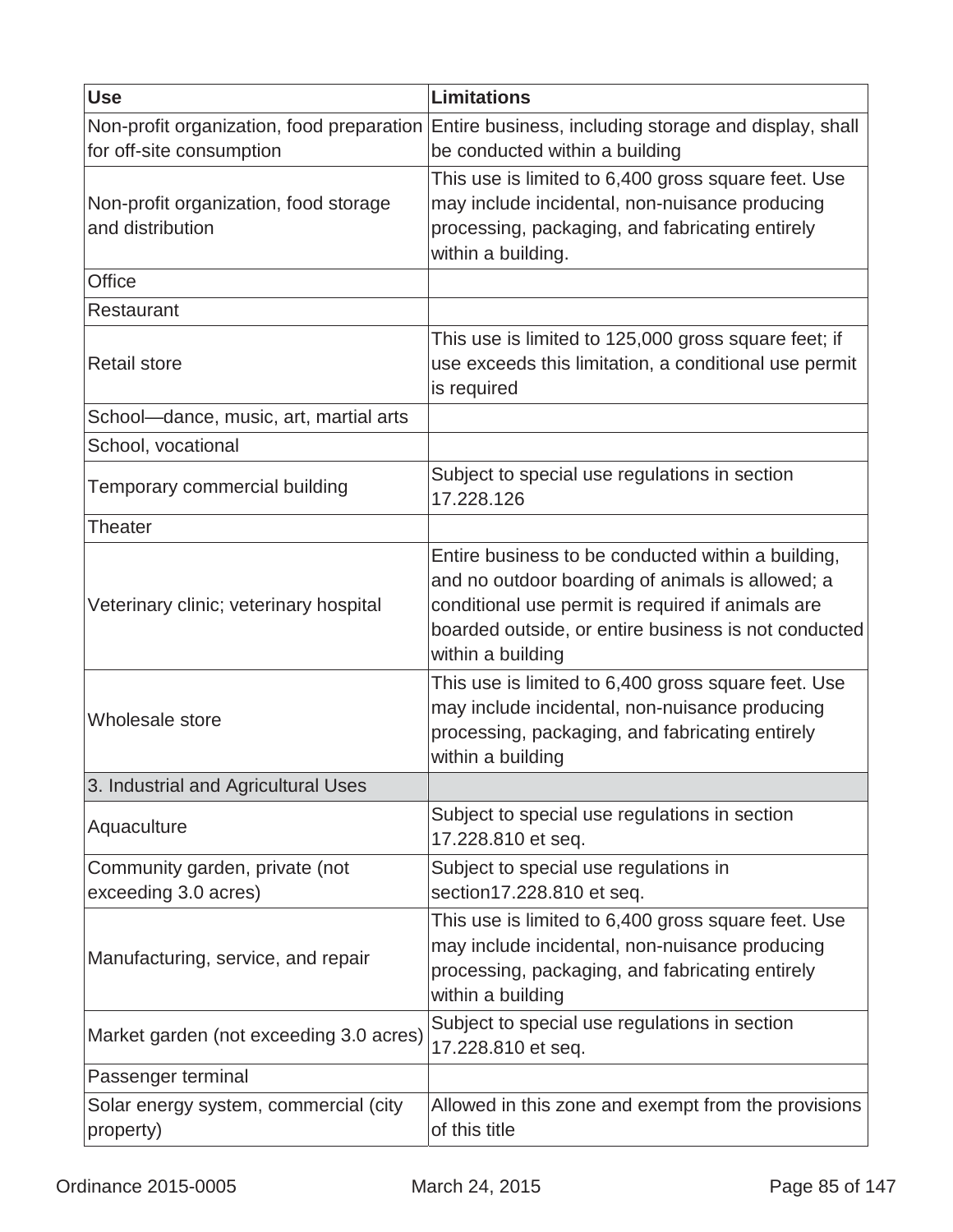| Use | Limitations |
|---|---|
| Non-profit organization, food preparation for off-site consumption | Entire business, including storage and display, shall be conducted within a building |
| Non-profit organization, food storage and distribution | This use is limited to 6,400 gross square feet. Use may include incidental, non-nuisance producing processing, packaging, and fabricating entirely within a building. |
| Office | |
| Restaurant | |
| Retail store | This use is limited to 125,000 gross square feet; if use exceeds this limitation, a conditional use permit is required |
| School—dance, music, art, martial arts | |
| School, vocational | |
| Temporary commercial building | Subject to special use regulations in section 17.228.126 |
| Theater | |
| Veterinary clinic; veterinary hospital | Entire business to be conducted within a building, and no outdoor boarding of animals is allowed; a conditional use permit is required if animals are boarded outside, or entire business is not conducted within a building |
| Wholesale store | This use is limited to 6,400 gross square feet. Use may include incidental, non-nuisance producing processing, packaging, and fabricating entirely within a building |
| 3. Industrial and Agricultural Uses | |
| Aquaculture | Subject to special use regulations in section 17.228.810 et seq. |
| Community garden, private (not exceeding 3.0 acres) | Subject to special use regulations in section17.228.810 et seq. |
| Manufacturing, service, and repair | This use is limited to 6,400 gross square feet. Use may include incidental, non-nuisance producing processing, packaging, and fabricating entirely within a building |
| Market garden (not exceeding 3.0 acres) | Subject to special use regulations in section 17.228.810 et seq. |
| Passenger terminal | |
| Solar energy system, commercial (city property) | Allowed in this zone and exempt from the provisions of this title |

Ordinance 2015-0005 March 24, 2015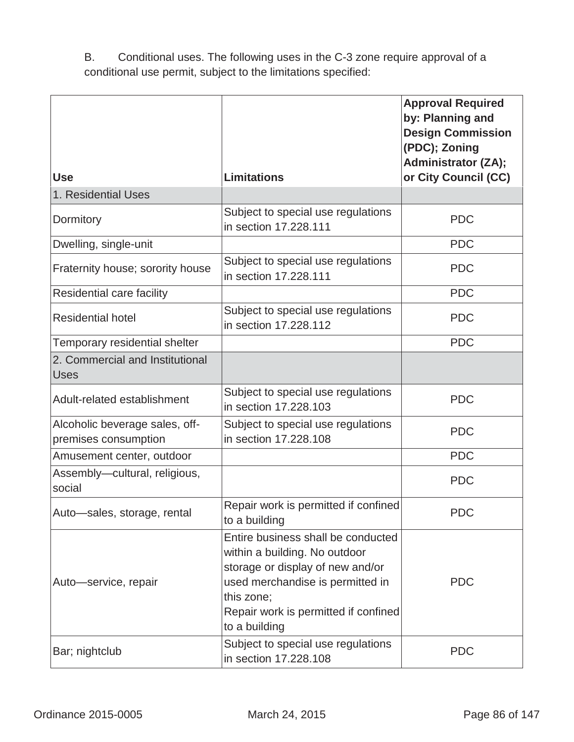B. Conditional uses. The following uses in the C-3 zone require approval of a conditional use permit, subject to the limitations specified:

| Use | Limitations | Approval Required by: Planning and Design Commission (PDC); Zoning Administrator (ZA); or City Council (CC) |
|---|---|---|
| 1. Residential Uses | | |
| Dormitory | Subject to special use regulations in section 17.228.111 | PDC |
| Dwelling, single-unit | | PDC |
| Fraternity house; sorority house | Subject to special use regulations in section 17.228.111 | PDC |
| Residential care facility | | PDC |
| Residential hotel | Subject to special use regulations in section 17.228.112 | PDC |
| Temporary residential shelter | | PDC |
| 2. Commercial and Institutional Uses | | |
| Adult-related establishment | Subject to special use regulations in section 17.228.103 | PDC |
| Alcoholic beverage sales, off-premises consumption | Subject to special use regulations in section 17.228.108 | PDC |
| Amusement center, outdoor | | PDC |
| Assembly—cultural, religious, social | | PDC |
| Auto—sales, storage, rental | Repair work is permitted if confined to a building | PDC |
| Auto—service, repair | Entire business shall be conducted within a building. No outdoor storage or display of new and/or used merchandise is permitted in this zone;<br>Repair work is permitted if confined to a building | PDC |
| Bar; nightclub | Subject to special use regulations in section 17.228.108 | PDC |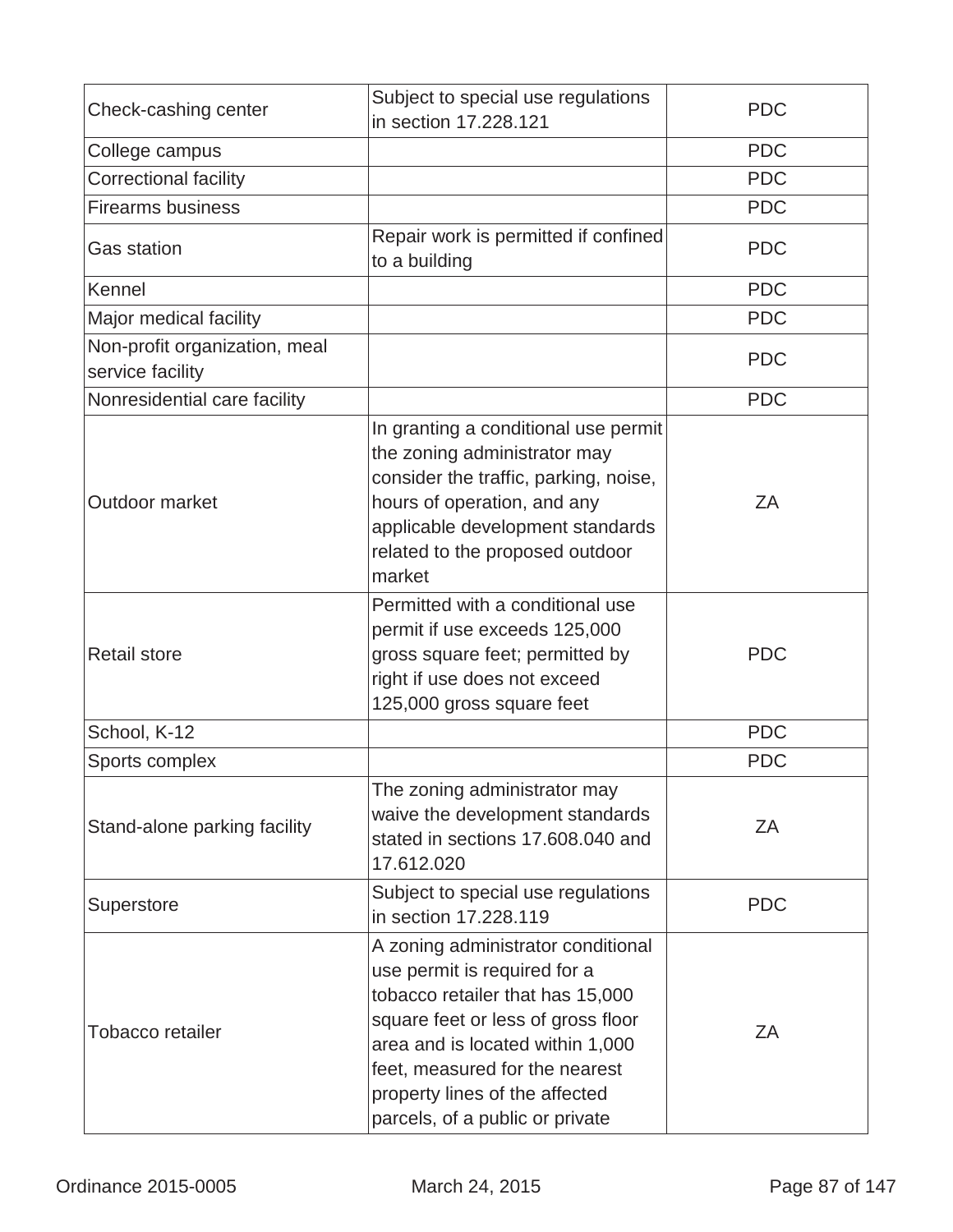| | | |
|---|---|---|
| Check-cashing center | Subject to special use regulations in section 17.228.121 | PDC |
| College campus | | PDC |
| Correctional facility | | PDC |
| Firearms business | | PDC |
| Gas station | Repair work is permitted if confined to a building | PDC |
| Kennel | | PDC |
| Major medical facility | | PDC |
| Non-profit organization, meal service facility | | PDC |
| Nonresidential care facility | | PDC |
| Outdoor market | In granting a conditional use permit the zoning administrator may consider the traffic, parking, noise, hours of operation, and any applicable development standards related to the proposed outdoor market | ZA |
| Retail store | Permitted with a conditional use permit if use exceeds 125,000 gross square feet; permitted by right if use does not exceed 125,000 gross square feet | PDC |
| School, K-12 | | PDC |
| Sports complex | | PDC |
| Stand-alone parking facility | The zoning administrator may waive the development standards stated in sections 17.608.040 and 17.612.020 | ZA |
| Superstore | Subject to special use regulations in section 17.228.119 | PDC |
| Tobacco retailer | A zoning administrator conditional use permit is required for a tobacco retailer that has 15,000 square feet or less of gross floor area and is located within 1,000 feet, measured for the nearest property lines of the affected parcels, of a public or private | ZA |

Ordinance 2015-0005 March 24, 2015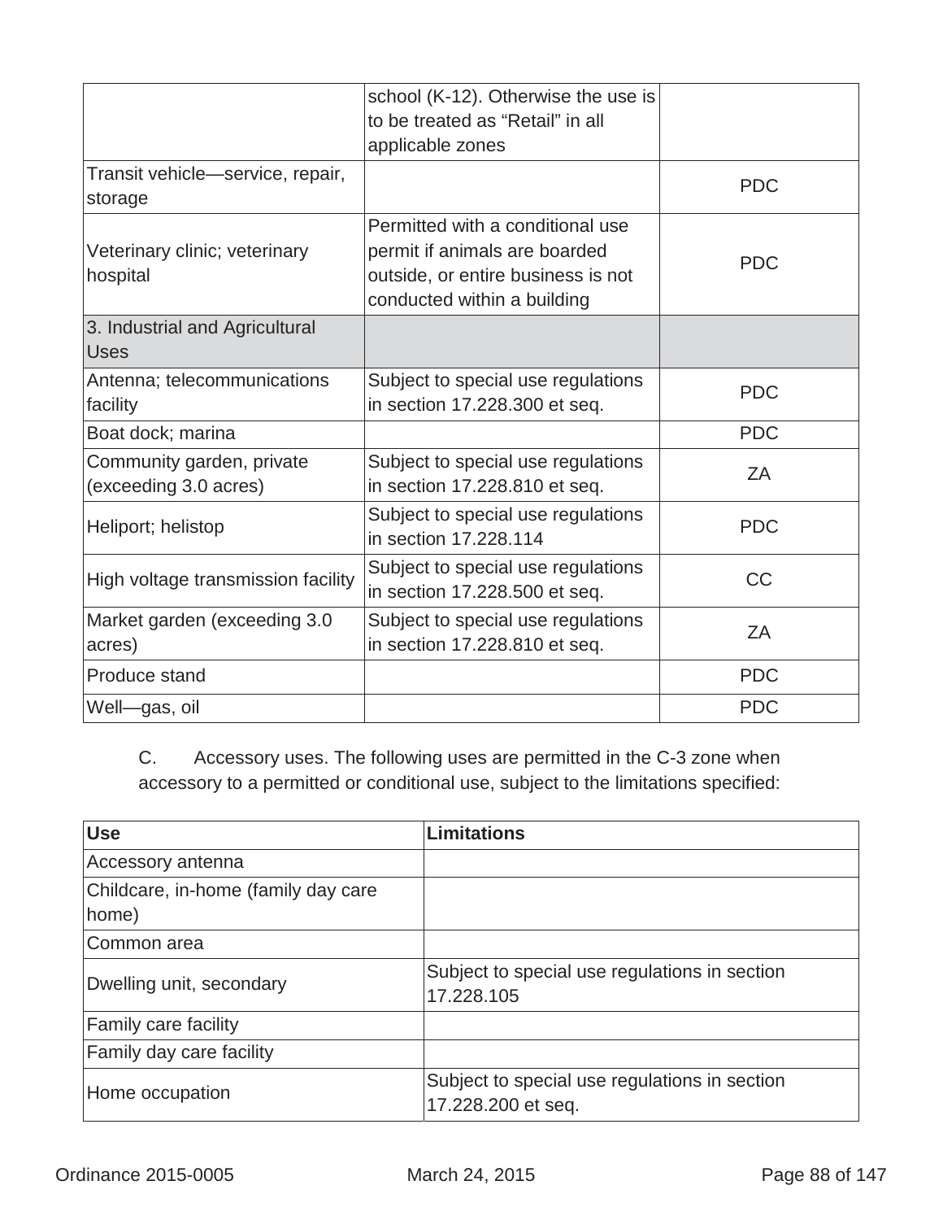| | | |
|---|---|---|
| | school (K-12). Otherwise the use is to be treated as "Retail" in all applicable zones | |
| Transit vehicle—service, repair, storage | | PDC |
| Veterinary clinic; veterinary hospital | Permitted with a conditional use permit if animals are boarded outside, or entire business is not conducted within a building | PDC |
| 3. Industrial and Agricultural Uses | | |
| Antenna; telecommunications facility | Subject to special use regulations in section 17.228.300 et seq. | PDC |
| Boat dock; marina | | PDC |
| Community garden, private (exceeding 3.0 acres) | Subject to special use regulations in section 17.228.810 et seq. | ZA |
| Heliport; helistop | Subject to special use regulations in section 17.228.114 | PDC |
| High voltage transmission facility | Subject to special use regulations in section 17.228.500 et seq. | CC |
| Market garden (exceeding 3.0 acres) | Subject to special use regulations in section 17.228.810 et seq. | ZA |
| Produce stand | | PDC |
| Well—gas, oil | | PDC |

C. Accessory uses. The following uses are permitted in the C-3 zone when accessory to a permitted or conditional use, subject to the limitations specified:

| Use | Limitations |
|---|---|
| Accessory antenna | |
| Childcare, in-home (family day care home) | |
| Common area | |
| Dwelling unit, secondary | Subject to special use regulations in section 17.228.105 |
| Family care facility | |
| Family day care facility | |
| Home occupation | Subject to special use regulations in section 17.228.200 et seq. |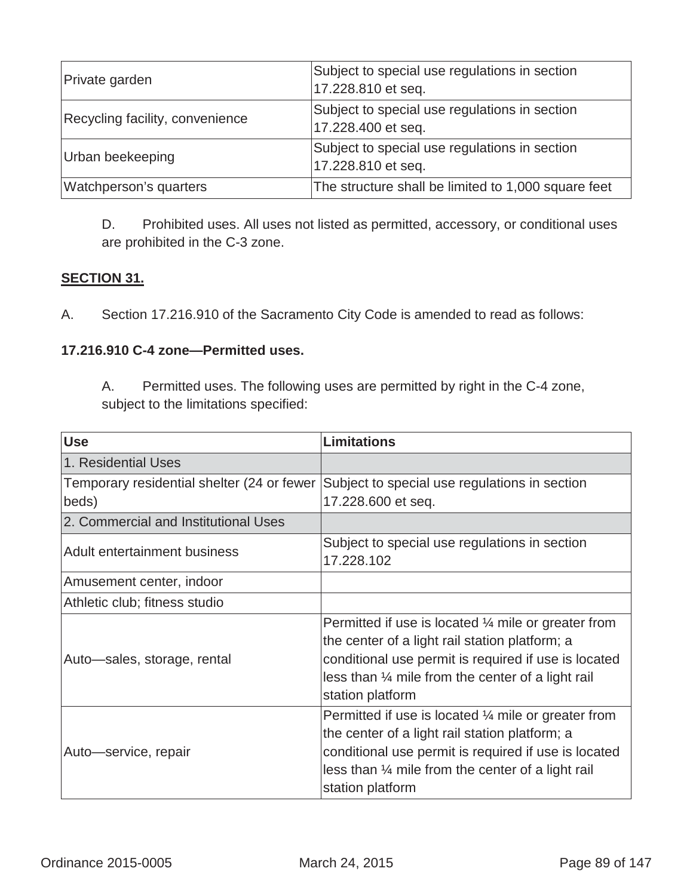| Private garden | Subject to special use regulations in section 17.228.810 et seq. |
|---|---|
| Recycling facility, convenience | Subject to special use regulations in section 17.228.400 et seq. |
| Urban beekeeping | Subject to special use regulations in section 17.228.810 et seq. |
| Watchperson's quarters | The structure shall be limited to 1,000 square feet |

D. Prohibited uses. All uses not listed as permitted, accessory, or conditional uses are prohibited in the C-3 zone.

**SECTION 31.**

A. Section 17.216.910 of the Sacramento City Code is amended to read as follows:

**17.216.910 C-4 zone—Permitted uses.**

A. Permitted uses. The following uses are permitted by right in the C-4 zone, subject to the limitations specified:

| Use | Limitations |
|---|---|
| 1. Residential Uses | |
| Temporary residential shelter (24 or fewer beds) | Subject to special use regulations in section 17.228.600 et seq. |
| 2. Commercial and Institutional Uses | |
| Adult entertainment business | Subject to special use regulations in section 17.228.102 |
| Amusement center, indoor | |
| Athletic club; fitness studio | |
| Auto—sales, storage, rental | Permitted if use is located ¼ mile or greater from the center of a light rail station platform; a conditional use permit is required if use is located less than ¼ mile from the center of a light rail station platform |
| Auto—service, repair | Permitted if use is located ¼ mile or greater from the center of a light rail station platform; a conditional use permit is required if use is located less than ¼ mile from the center of a light rail station platform |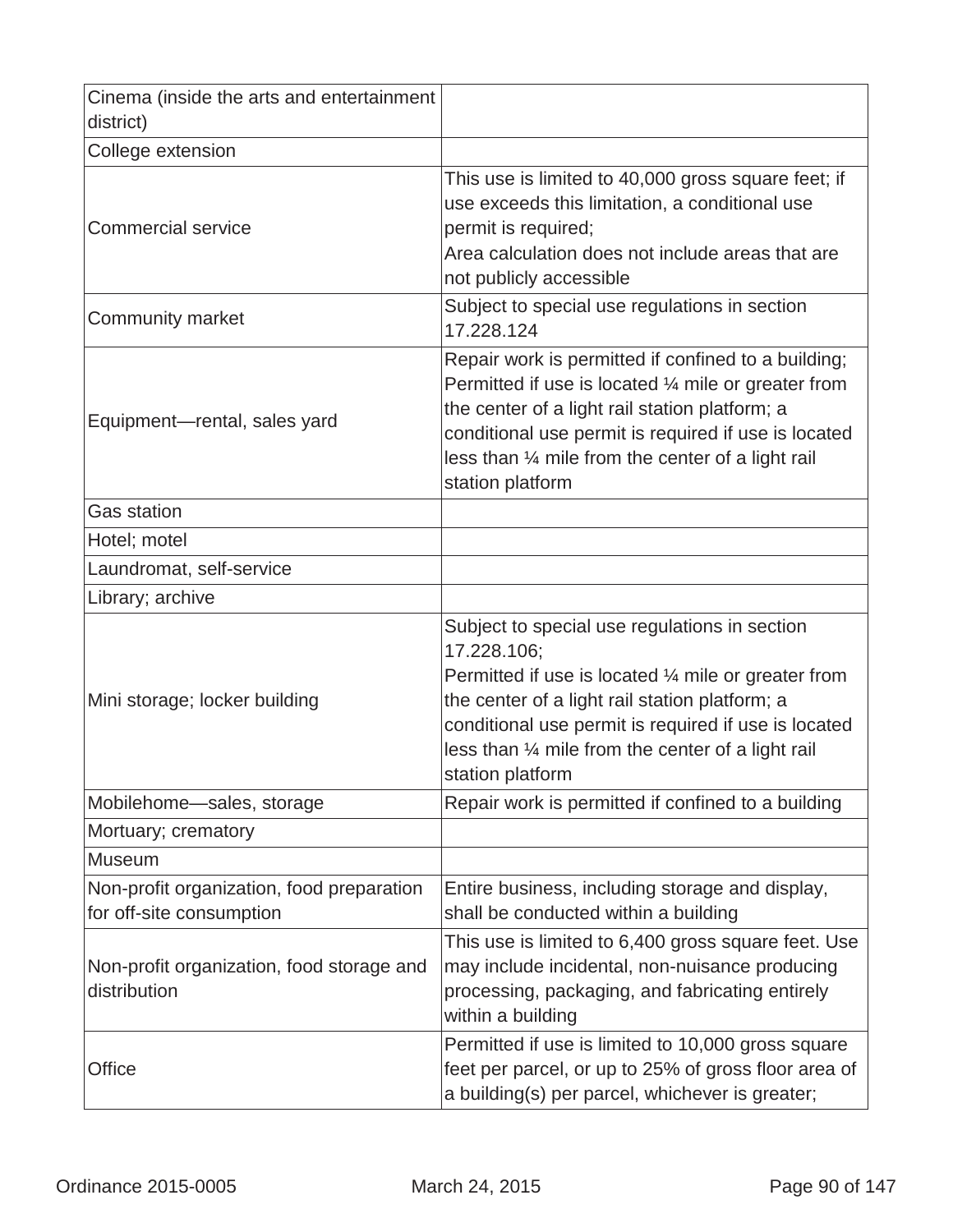| | |
|---|---|
| Cinema (inside the arts and entertainment district) | |
| College extension | |
| Commercial service | This use is limited to 40,000 gross square feet; if use exceeds this limitation, a conditional use permit is required;<br>Area calculation does not include areas that are not publicly accessible |
| Community market | Subject to special use regulations in section 17.228.124 |
| Equipment—rental, sales yard | Repair work is permitted if confined to a building;<br>Permitted if use is located ¼ mile or greater from the center of a light rail station platform; a conditional use permit is required if use is located less than ¼ mile from the center of a light rail station platform |
| Gas station | |
| Hotel; motel | |
| Laundromat, self-service | |
| Library; archive | |
| Mini storage; locker building | Subject to special use regulations in section 17.228.106;<br>Permitted if use is located ¼ mile or greater from the center of a light rail station platform; a conditional use permit is required if use is located less than ¼ mile from the center of a light rail station platform |
| Mobilehome—sales, storage | Repair work is permitted if confined to a building |
| Mortuary; crematory | |
| Museum | |
| Non-profit organization, food preparation for off-site consumption | Entire business, including storage and display, shall be conducted within a building |
| Non-profit organization, food storage and distribution | This use is limited to 6,400 gross square feet. Use may include incidental, non-nuisance producing processing, packaging, and fabricating entirely within a building |
| Office | Permitted if use is limited to 10,000 gross square feet per parcel, or up to 25% of gross floor area of a building(s) per parcel, whichever is greater; |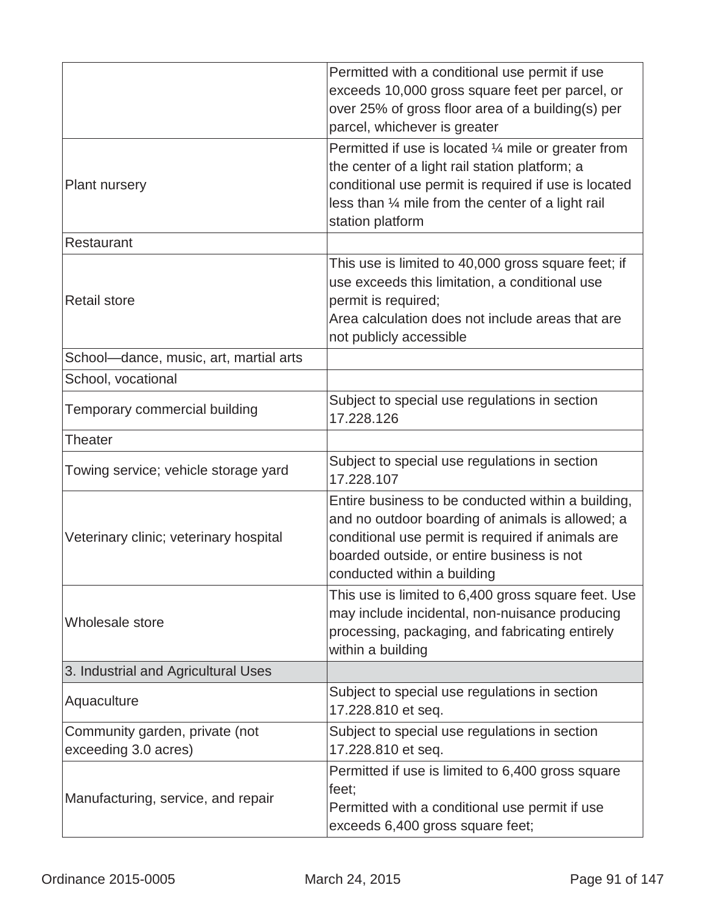| | |
|---|---|
| | Permitted with a conditional use permit if use exceeds 10,000 gross square feet per parcel, or over 25% of gross floor area of a building(s) per parcel, whichever is greater |
| Plant nursery | Permitted if use is located ¼ mile or greater from the center of a light rail station platform; a conditional use permit is required if use is located less than ¼ mile from the center of a light rail station platform |
| Restaurant | |
| Retail store | This use is limited to 40,000 gross square feet; if use exceeds this limitation, a conditional use permit is required;<br>Area calculation does not include areas that are not publicly accessible |
| School—dance, music, art, martial arts | |
| School, vocational | |
| Temporary commercial building | Subject to special use regulations in section 17.228.126 |
| Theater | |
| Towing service; vehicle storage yard | Subject to special use regulations in section 17.228.107 |
| Veterinary clinic; veterinary hospital | Entire business to be conducted within a building, and no outdoor boarding of animals is allowed; a conditional use permit is required if animals are boarded outside, or entire business is not conducted within a building |
| Wholesale store | This use is limited to 6,400 gross square feet. Use may include incidental, non-nuisance producing processing, packaging, and fabricating entirely within a building |
| 3. Industrial and Agricultural Uses | |
| Aquaculture | Subject to special use regulations in section 17.228.810 et seq. |
| Community garden, private (not exceeding 3.0 acres) | Subject to special use regulations in section 17.228.810 et seq. |
| Manufacturing, service, and repair | Permitted if use is limited to 6,400 gross square feet;<br>Permitted with a conditional use permit if use exceeds 6,400 gross square feet; |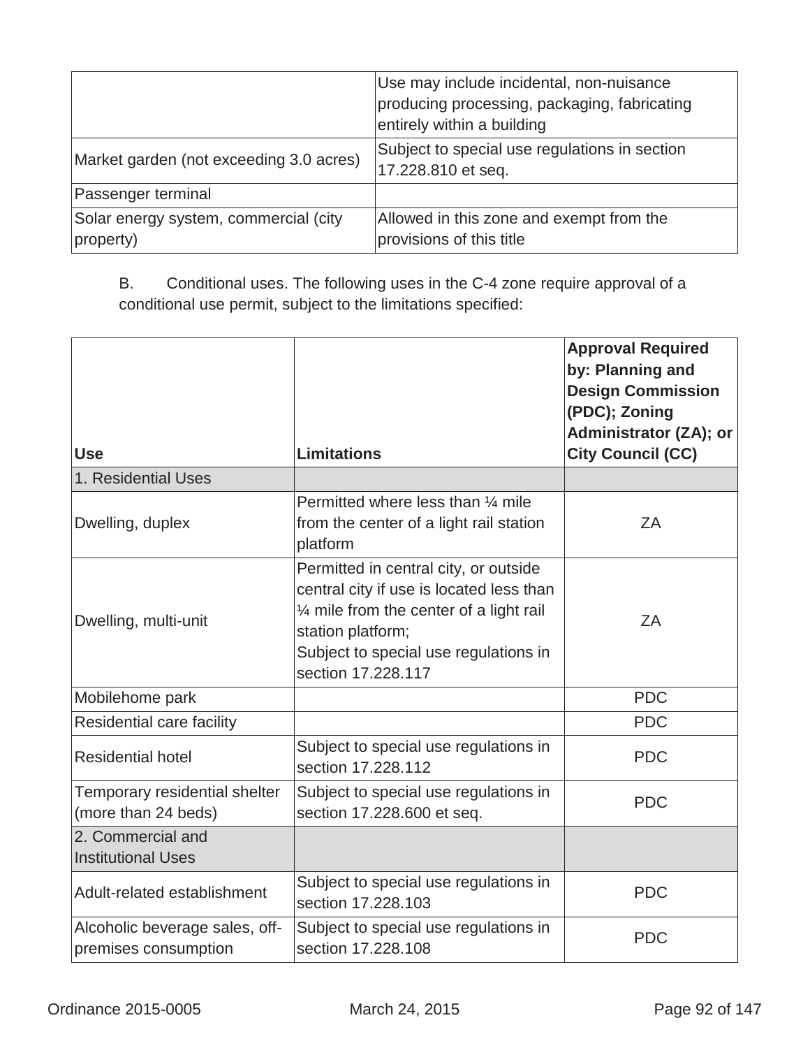| | |
|---|---|
| | Use may include incidental, non-nuisance producing processing, packaging, fabricating entirely within a building |
| Market garden (not exceeding 3.0 acres) | Subject to special use regulations in section 17.228.810 et seq. |
| Passenger terminal | |
| Solar energy system, commercial (city property) | Allowed in this zone and exempt from the provisions of this title |

B. Conditional uses. The following uses in the C-4 zone require approval of a conditional use permit, subject to the limitations specified:

| Use | Limitations | Approval Required by: Planning and Design Commission (PDC); Zoning Administrator (ZA); or City Council (CC) |
|---|---|---|
| 1. Residential Uses | | |
| Dwelling, duplex | Permitted where less than ¼ mile from the center of a light rail station platform | ZA |
| Dwelling, multi-unit | Permitted in central city, or outside central city if use is located less than ¼ mile from the center of a light rail station platform;<br>Subject to special use regulations in section 17.228.117 | ZA |
| Mobilehome park | | PDC |
| Residential care facility | | PDC |
| Residential hotel | Subject to special use regulations in section 17.228.112 | PDC |
| Temporary residential shelter (more than 24 beds) | Subject to special use regulations in section 17.228.600 et seq. | PDC |
| 2. Commercial and Institutional Uses | | |
| Adult-related establishment | Subject to special use regulations in section 17.228.103 | PDC |
| Alcoholic beverage sales, off-premises consumption | Subject to special use regulations in section 17.228.108 | PDC |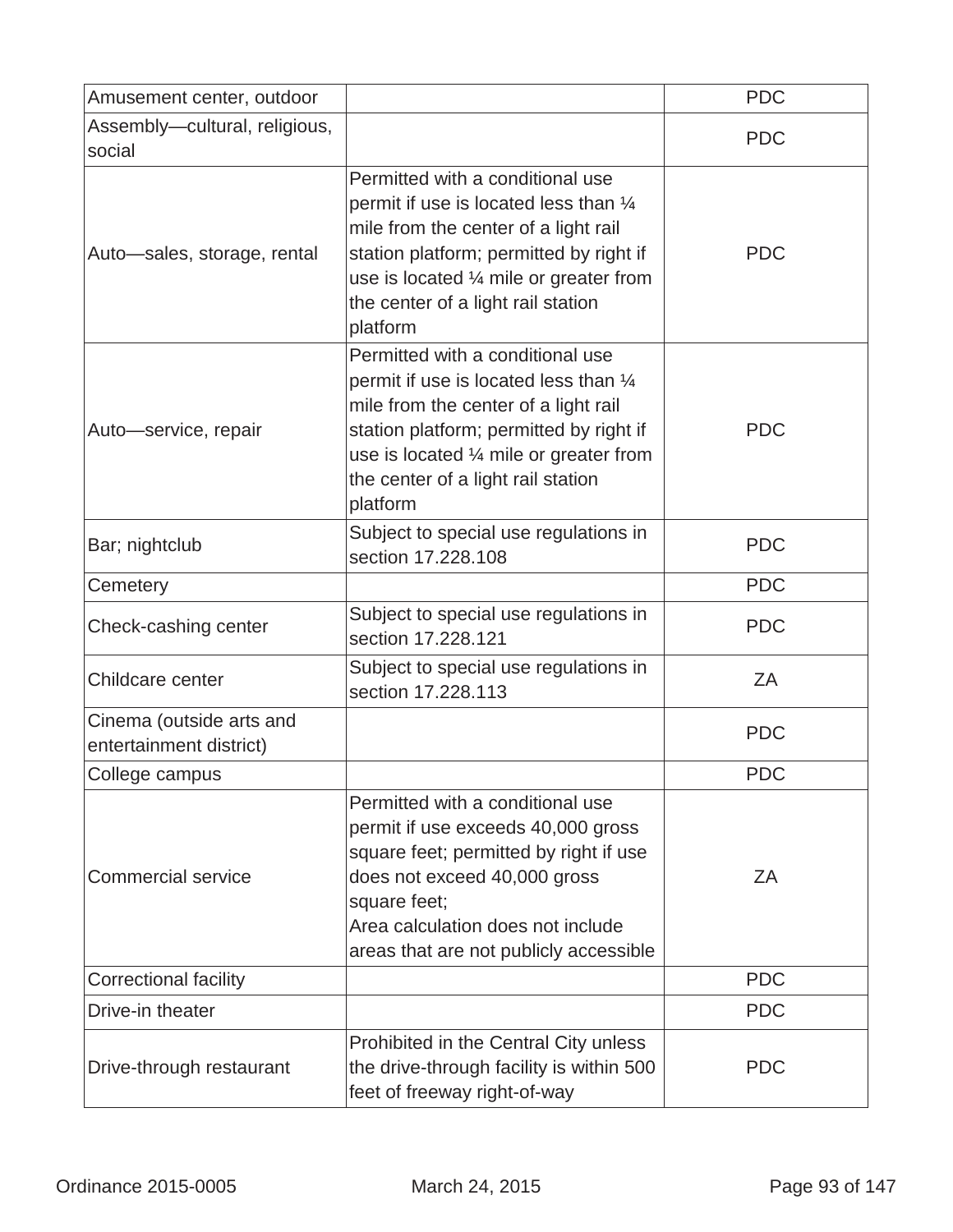| | | |
|---|---|---|
| Amusement center, outdoor | | PDC |
| Assembly—cultural, religious, social | | PDC |
| Auto—sales, storage, rental | Permitted with a conditional use permit if use is located less than ¼ mile from the center of a light rail station platform; permitted by right if use is located ¼ mile or greater from the center of a light rail station platform | PDC |
| Auto—service, repair | Permitted with a conditional use permit if use is located less than ¼ mile from the center of a light rail station platform; permitted by right if use is located ¼ mile or greater from the center of a light rail station platform | PDC |
| Bar; nightclub | Subject to special use regulations in section 17.228.108 | PDC |
| Cemetery | | PDC |
| Check-cashing center | Subject to special use regulations in section 17.228.121 | PDC |
| Childcare center | Subject to special use regulations in section 17.228.113 | ZA |
| Cinema (outside arts and entertainment district) | | PDC |
| College campus | | PDC |
| Commercial service | Permitted with a conditional use permit if use exceeds 40,000 gross square feet; permitted by right if use does not exceed 40,000 gross square feet;<br>Area calculation does not include areas that are not publicly accessible | ZA |
| Correctional facility | | PDC |
| Drive-in theater | | PDC |
| Drive-through restaurant | Prohibited in the Central City unless the drive-through facility is within 500 feet of freeway right-of-way | PDC |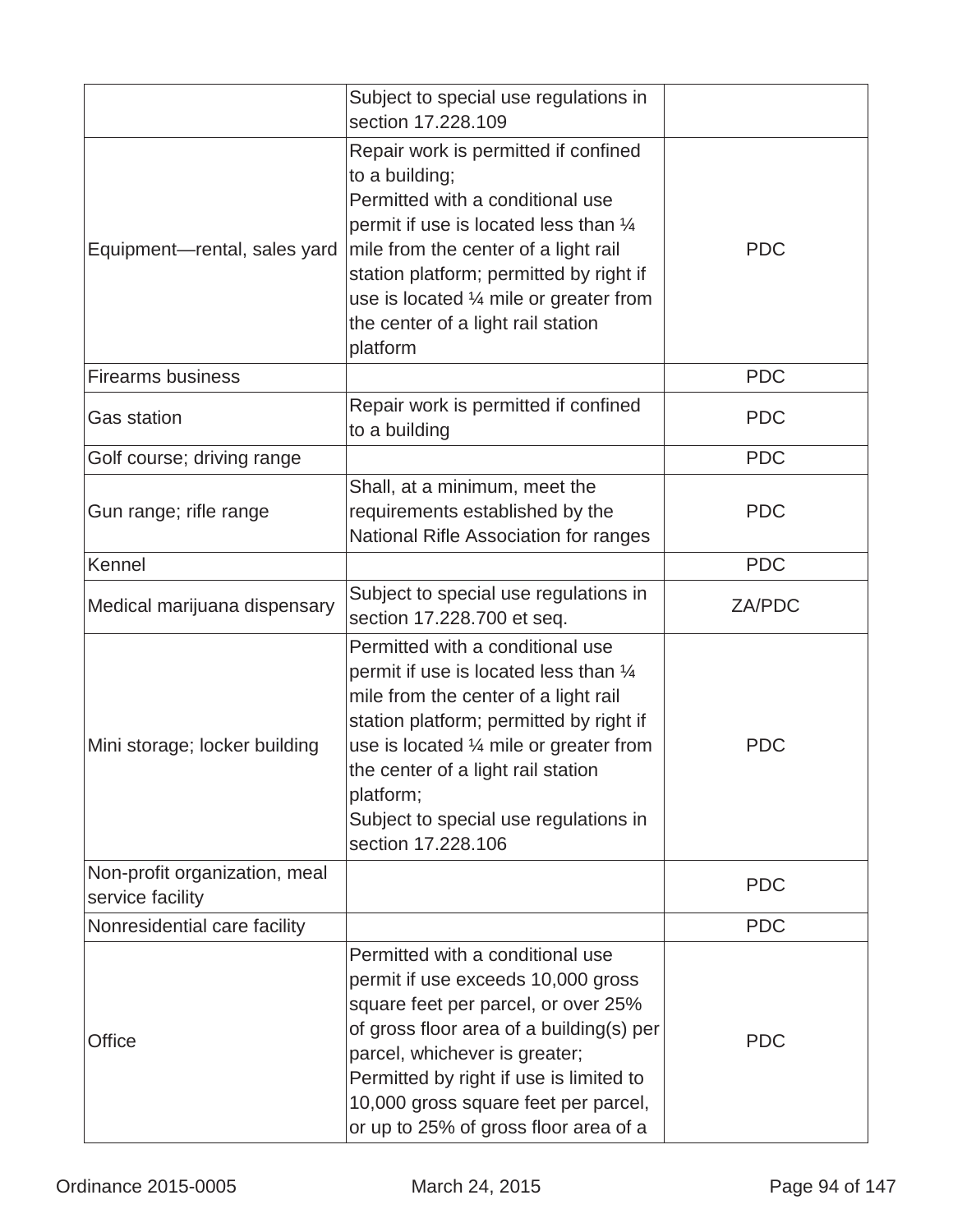| | | |
|---|---|---|
| | Subject to special use regulations in section 17.228.109 | |
| Equipment—rental, sales yard | Repair work is permitted if confined to a building;<br>Permitted with a conditional use permit if use is located less than ¼ mile from the center of a light rail station platform; permitted by right if use is located ¼ mile or greater from the center of a light rail station platform | PDC |
| Firearms business | | PDC |
| Gas station | Repair work is permitted if confined to a building | PDC |
| Golf course; driving range | | PDC |
| Gun range; rifle range | Shall, at a minimum, meet the requirements established by the National Rifle Association for ranges | PDC |
| Kennel | | PDC |
| Medical marijuana dispensary | Subject to special use regulations in section 17.228.700 et seq. | ZA/PDC |
| Mini storage; locker building | Permitted with a conditional use permit if use is located less than ¼ mile from the center of a light rail station platform; permitted by right if use is located ¼ mile or greater from the center of a light rail station platform;<br>Subject to special use regulations in section 17.228.106 | PDC |
| Non-profit organization, meal service facility | | PDC |
| Nonresidential care facility | | PDC |
| Office | Permitted with a conditional use permit if use exceeds 10,000 gross square feet per parcel, or over 25% of gross floor area of a building(s) per parcel, whichever is greater;<br>Permitted by right if use is limited to 10,000 gross square feet per parcel, or up to 25% of gross floor area of a | PDC |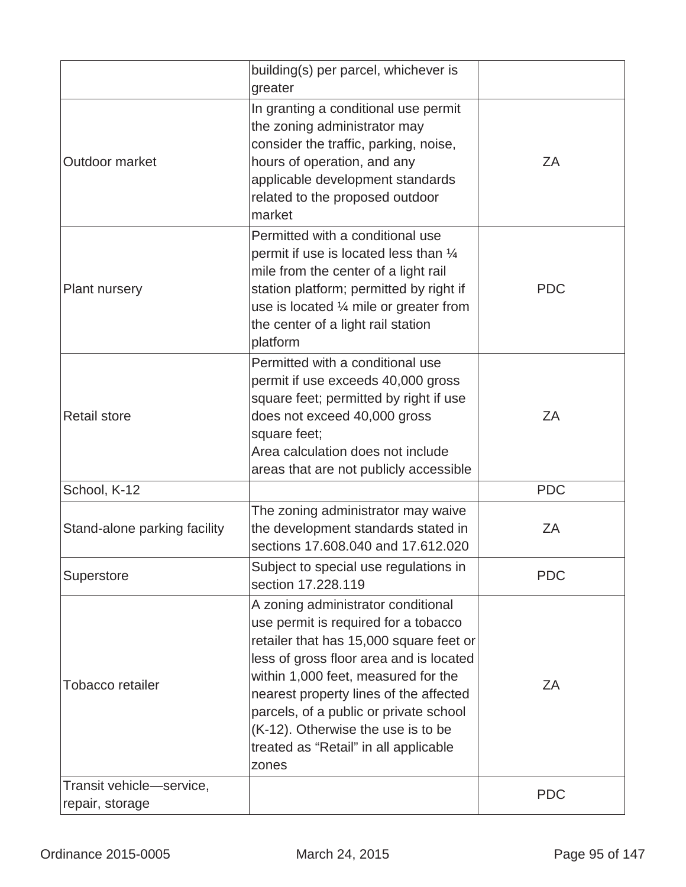| | | |
|---|---|---|
| | building(s) per parcel, whichever is greater | |
| Outdoor market | In granting a conditional use permit the zoning administrator may consider the traffic, parking, noise, hours of operation, and any applicable development standards related to the proposed outdoor market | ZA |
| Plant nursery | Permitted with a conditional use permit if use is located less than ¼ mile from the center of a light rail station platform; permitted by right if use is located ¼ mile or greater from the center of a light rail station platform | PDC |
| Retail store | Permitted with a conditional use permit if use exceeds 40,000 gross square feet; permitted by right if use does not exceed 40,000 gross square feet;<br>Area calculation does not include areas that are not publicly accessible | ZA |
| School, K-12 | | PDC |
| Stand-alone parking facility | The zoning administrator may waive the development standards stated in sections 17.608.040 and 17.612.020 | ZA |
| Superstore | Subject to special use regulations in section 17.228.119 | PDC |
| Tobacco retailer | A zoning administrator conditional use permit is required for a tobacco retailer that has 15,000 square feet or less of gross floor area and is located within 1,000 feet, measured for the nearest property lines of the affected parcels, of a public or private school (K-12). Otherwise the use is to be treated as "Retail" in all applicable zones | ZA |
| Transit vehicle—service, repair, storage | | PDC |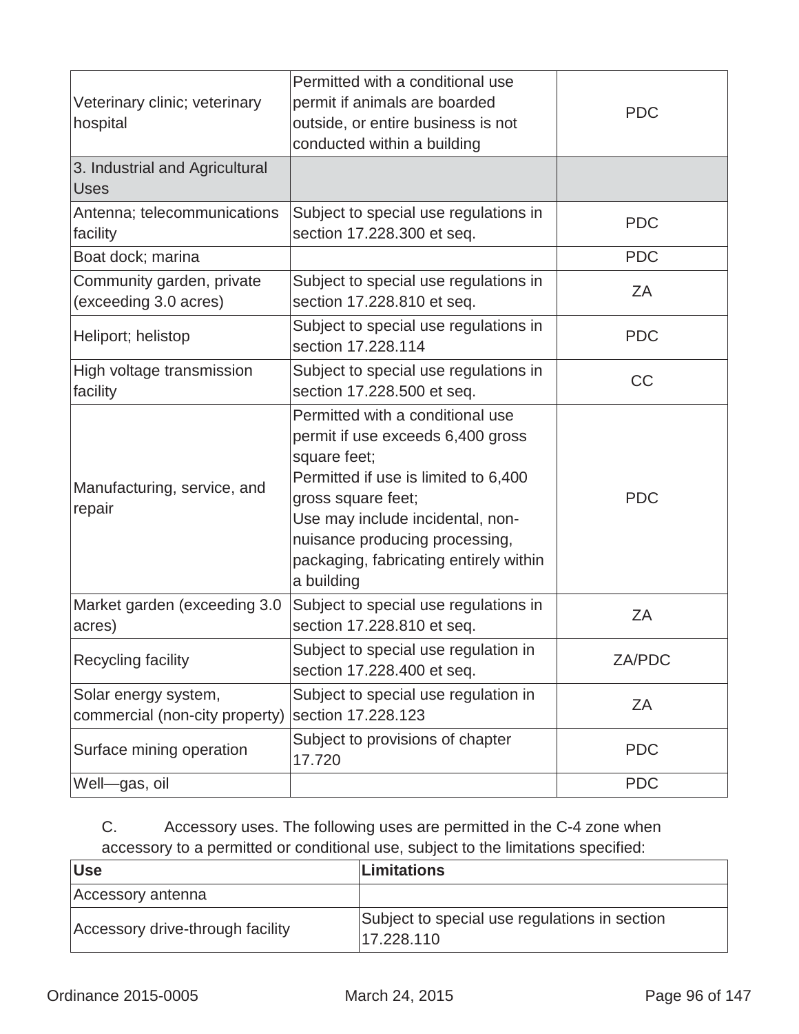| | | |
|---|---|---|
| Veterinary clinic; veterinary hospital | Permitted with a conditional use permit if animals are boarded outside, or entire business is not conducted within a building | PDC |
| 3. Industrial and Agricultural Uses | | |
| Antenna; telecommunications facility | Subject to special use regulations in section 17.228.300 et seq. | PDC |
| Boat dock; marina | | PDC |
| Community garden, private (exceeding 3.0 acres) | Subject to special use regulations in section 17.228.810 et seq. | ZA |
| Heliport; helistop | Subject to special use regulations in section 17.228.114 | PDC |
| High voltage transmission facility | Subject to special use regulations in section 17.228.500 et seq. | CC |
| Manufacturing, service, and repair | Permitted with a conditional use permit if use exceeds 6,400 gross square feet;<br>Permitted if use is limited to 6,400 gross square feet;<br>Use may include incidental, non-nuisance producing processing, packaging, fabricating entirely within a building | PDC |
| Market garden (exceeding 3.0 acres) | Subject to special use regulations in section 17.228.810 et seq. | ZA |
| Recycling facility | Subject to special use regulation in section 17.228.400 et seq. | ZA/PDC |
| Solar energy system, commercial (non-city property) | Subject to special use regulation in section 17.228.123 | ZA |
| Surface mining operation | Subject to provisions of chapter 17.720 | PDC |
| Well—gas, oil | | PDC |

C. Accessory uses. The following uses are permitted in the C-4 zone when accessory to a permitted or conditional use, subject to the limitations specified:

| Use | Limitations |
|---|---|
| Accessory antenna | |
| Accessory drive-through facility | Subject to special use regulations in section 17.228.110 |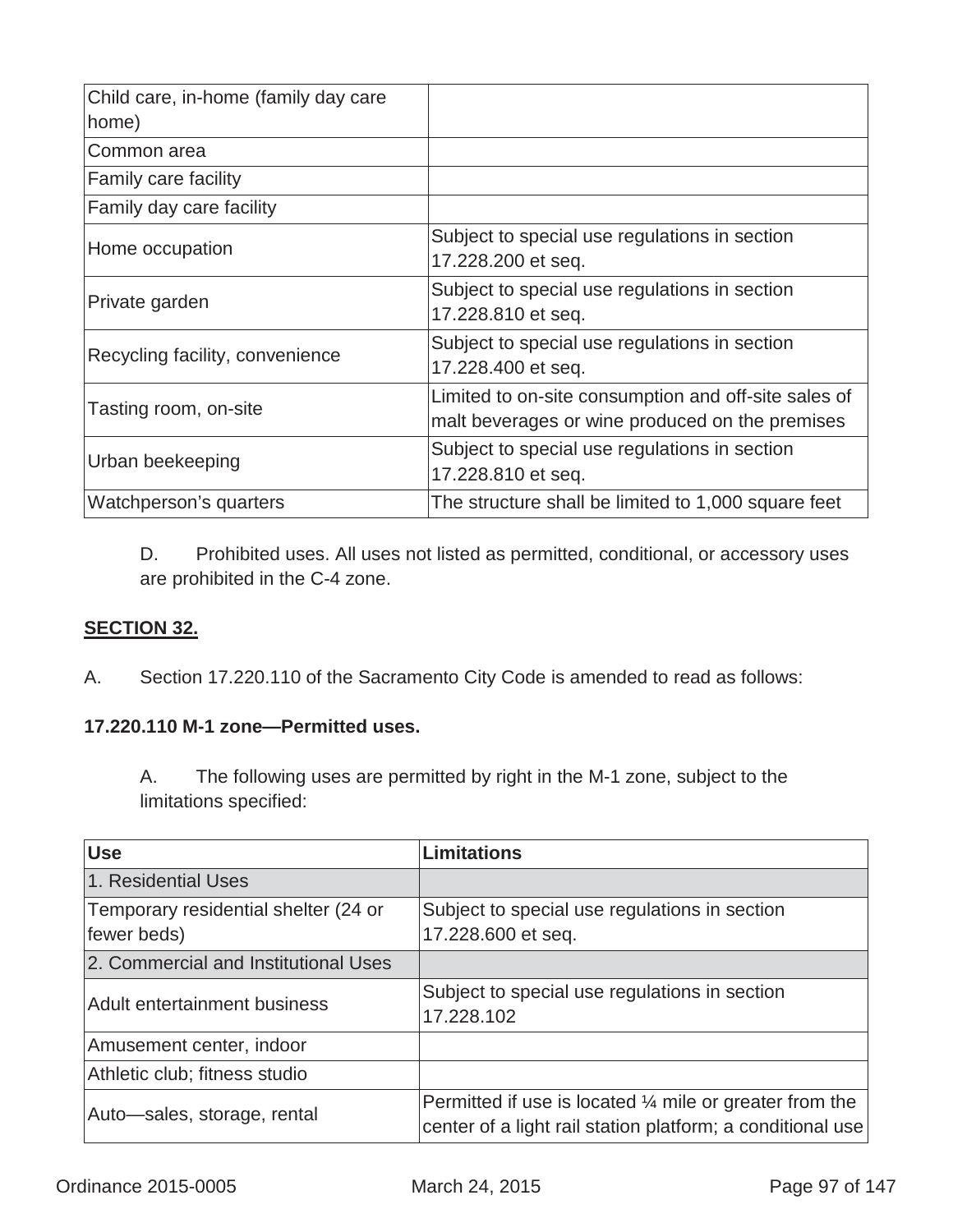| | |
|---|---|
| Child care, in-home (family day care home) | |
| Common area | |
| Family care facility | |
| Family day care facility | |
| Home occupation | Subject to special use regulations in section 17.228.200 et seq. |
| Private garden | Subject to special use regulations in section 17.228.810 et seq. |
| Recycling facility, convenience | Subject to special use regulations in section 17.228.400 et seq. |
| Tasting room, on-site | Limited to on-site consumption and off-site sales of malt beverages or wine produced on the premises |
| Urban beekeeping | Subject to special use regulations in section 17.228.810 et seq. |
| Watchperson's quarters | The structure shall be limited to 1,000 square feet |

D. Prohibited uses. All uses not listed as permitted, conditional, or accessory uses are prohibited in the C-4 zone.

**SECTION 32.**

A. Section 17.220.110 of the Sacramento City Code is amended to read as follows:

**17.220.110 M-1 zone—Permitted uses.**

A. The following uses are permitted by right in the M-1 zone, subject to the limitations specified:

| Use | Limitations |
|---|---|
| 1. Residential Uses | |
| Temporary residential shelter (24 or fewer beds) | Subject to special use regulations in section 17.228.600 et seq. |
| 2. Commercial and Institutional Uses | |
| Adult entertainment business | Subject to special use regulations in section 17.228.102 |
| Amusement center, indoor | |
| Athletic club; fitness studio | |
| Auto—sales, storage, rental | Permitted if use is located ¼ mile or greater from the center of a light rail station platform; a conditional use |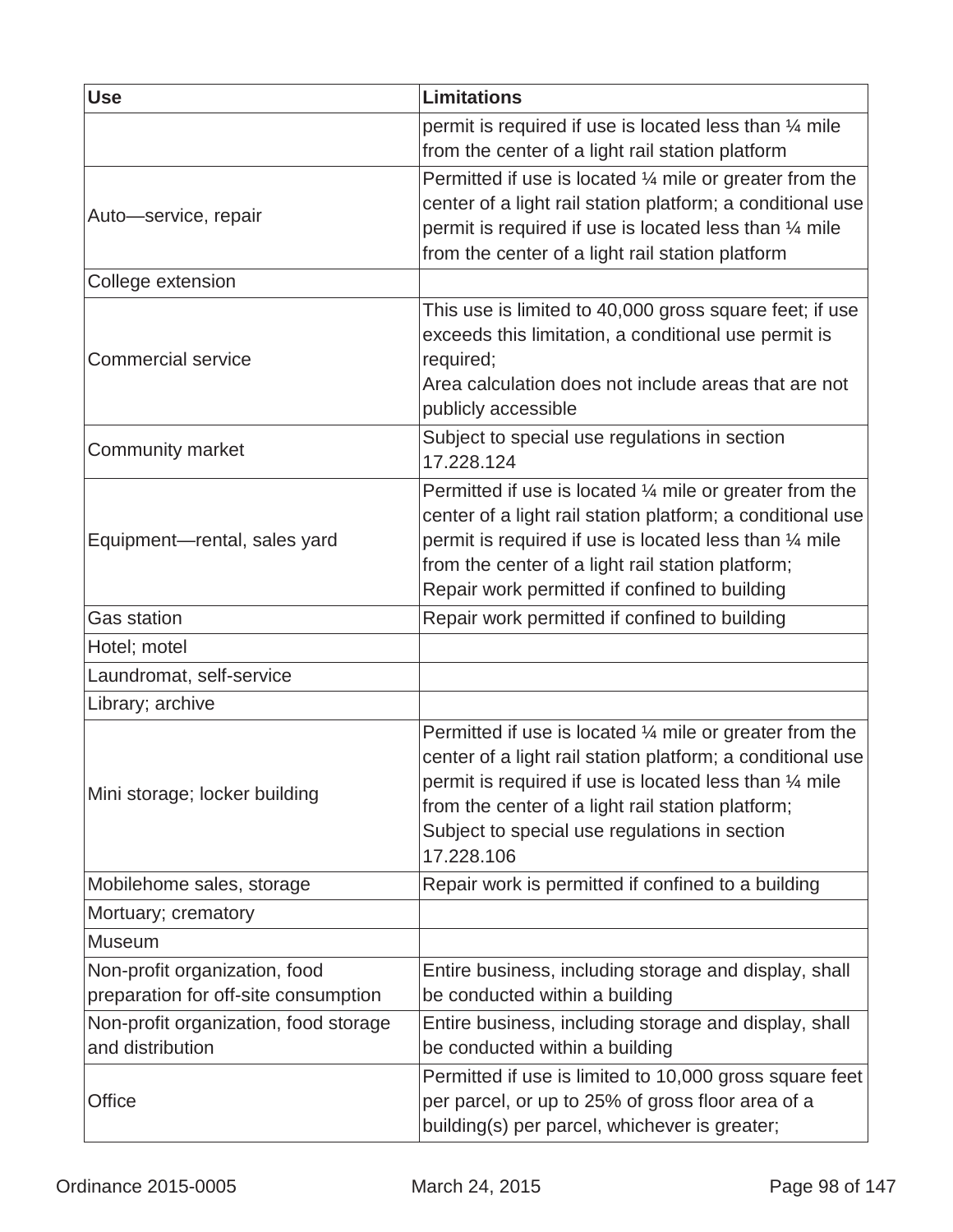| Use | Limitations |
|---|---|
| | permit is required if use is located less than ¼ mile from the center of a light rail station platform |
| Auto—service, repair | Permitted if use is located ¼ mile or greater from the center of a light rail station platform; a conditional use permit is required if use is located less than ¼ mile from the center of a light rail station platform |
| College extension | |
| Commercial service | This use is limited to 40,000 gross square feet; if use exceeds this limitation, a conditional use permit is required;<br>Area calculation does not include areas that are not publicly accessible |
| Community market | Subject to special use regulations in section 17.228.124 |
| Equipment—rental, sales yard | Permitted if use is located ¼ mile or greater from the center of a light rail station platform; a conditional use permit is required if use is located less than ¼ mile from the center of a light rail station platform;<br>Repair work permitted if confined to building |
| Gas station | Repair work permitted if confined to building |
| Hotel; motel | |
| Laundromat, self-service | |
| Library; archive | |
| Mini storage; locker building | Permitted if use is located ¼ mile or greater from the center of a light rail station platform; a conditional use permit is required if use is located less than ¼ mile from the center of a light rail station platform;<br>Subject to special use regulations in section 17.228.106 |
| Mobilehome sales, storage | Repair work is permitted if confined to a building |
| Mortuary; crematory | |
| Museum | |
| Non-profit organization, food preparation for off-site consumption | Entire business, including storage and display, shall be conducted within a building |
| Non-profit organization, food storage and distribution | Entire business, including storage and display, shall be conducted within a building |
| Office | Permitted if use is limited to 10,000 gross square feet per parcel, or up to 25% of gross floor area of a building(s) per parcel, whichever is greater; |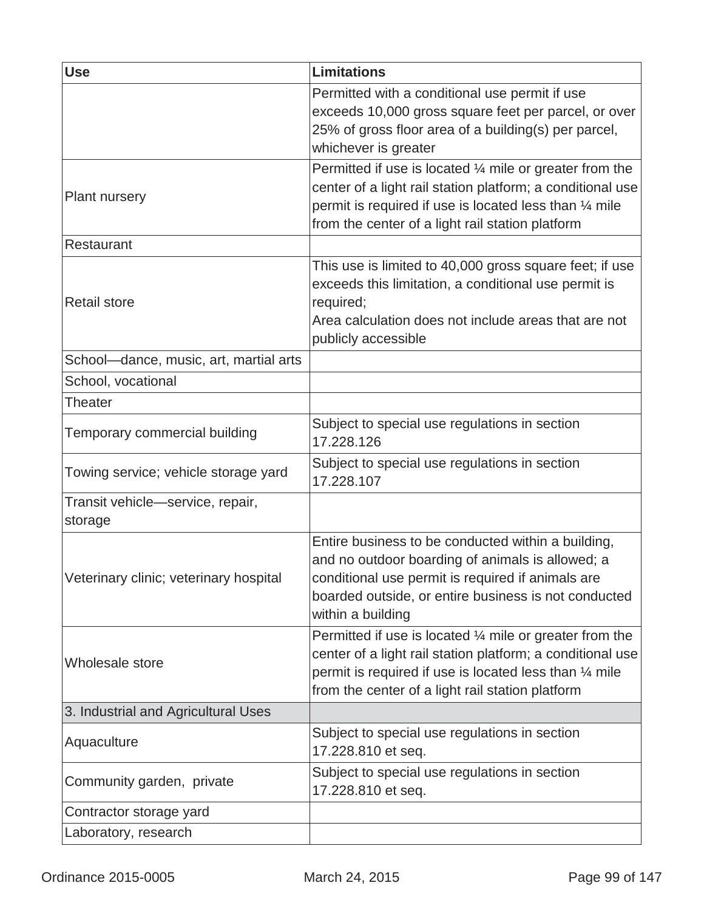| Use | Limitations |
| --- | --- |
| | Permitted with a conditional use permit if use exceeds 10,000 gross square feet per parcel, or over 25% of gross floor area of a building(s) per parcel, whichever is greater |
| Plant nursery | Permitted if use is located ¼ mile or greater from the center of a light rail station platform; a conditional use permit is required if use is located less than ¼ mile from the center of a light rail station platform |
| Restaurant | |
| Retail store | This use is limited to 40,000 gross square feet; if use exceeds this limitation, a conditional use permit is required;<br>Area calculation does not include areas that are not publicly accessible |
| School—dance, music, art, martial arts | |
| School, vocational | |
| Theater | |
| Temporary commercial building | Subject to special use regulations in section 17.228.126 |
| Towing service; vehicle storage yard | Subject to special use regulations in section 17.228.107 |
| Transit vehicle—service, repair, storage | |
| Veterinary clinic; veterinary hospital | Entire business to be conducted within a building, and no outdoor boarding of animals is allowed; a conditional use permit is required if animals are boarded outside, or entire business is not conducted within a building |
| Wholesale store | Permitted if use is located ¼ mile or greater from the center of a light rail station platform; a conditional use permit is required if use is located less than ¼ mile from the center of a light rail station platform |
| 3. Industrial and Agricultural Uses | |
| Aquaculture | Subject to special use regulations in section 17.228.810 et seq. |
| Community garden, private | Subject to special use regulations in section 17.228.810 et seq. |
| Contractor storage yard | |
| Laboratory, research | |

Ordinance 2015-0005 March 24, 2015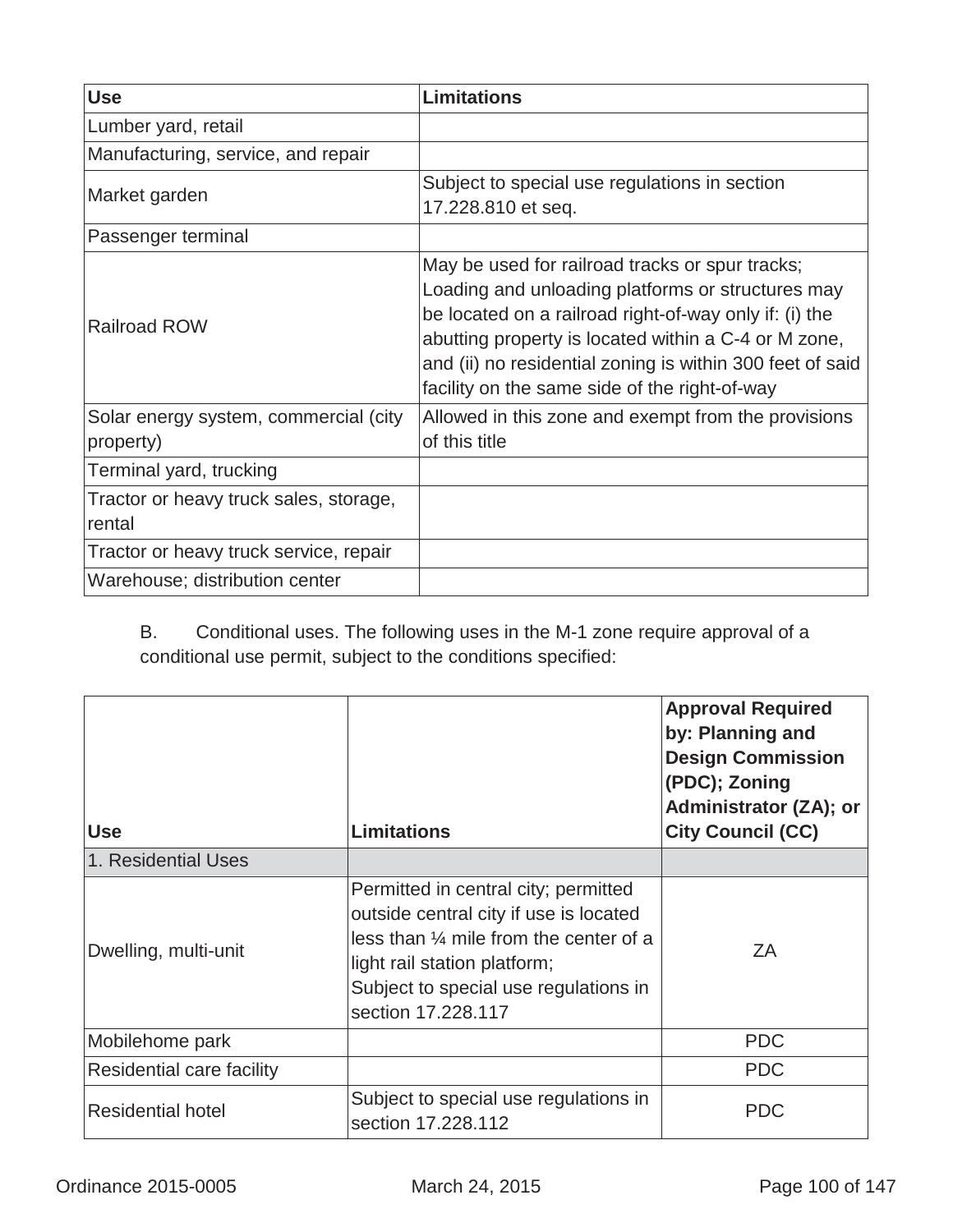| Use | Limitations |
| --- | --- |
| Lumber yard, retail | |
| Manufacturing, service, and repair | |
| Market garden | Subject to special use regulations in section 17.228.810 et seq. |
| Passenger terminal | |
| Railroad ROW | May be used for railroad tracks or spur tracks; Loading and unloading platforms or structures may be located on a railroad right-of-way only if: (i) the abutting property is located within a C-4 or M zone, and (ii) no residential zoning is within 300 feet of said facility on the same side of the right-of-way |
| Solar energy system, commercial (city property) | Allowed in this zone and exempt from the provisions of this title |
| Terminal yard, trucking | |
| Tractor or heavy truck sales, storage, rental | |
| Tractor or heavy truck service, repair | |
| Warehouse; distribution center | |

B. Conditional uses. The following uses in the M-1 zone require approval of a conditional use permit, subject to the conditions specified:

| Use | Limitations | Approval Required by: Planning and Design Commission (PDC); Zoning Administrator (ZA); or City Council (CC) |
| --- | --- | --- |
| 1. Residential Uses | | |
| Dwelling, multi-unit | Permitted in central city; permitted outside central city if use is located less than ¼ mile from the center of a light rail station platform; Subject to special use regulations in section 17.228.117 | ZA |
| Mobilehome park | | PDC |
| Residential care facility | | PDC |
| Residential hotel | Subject to special use regulations in section 17.228.112 | PDC |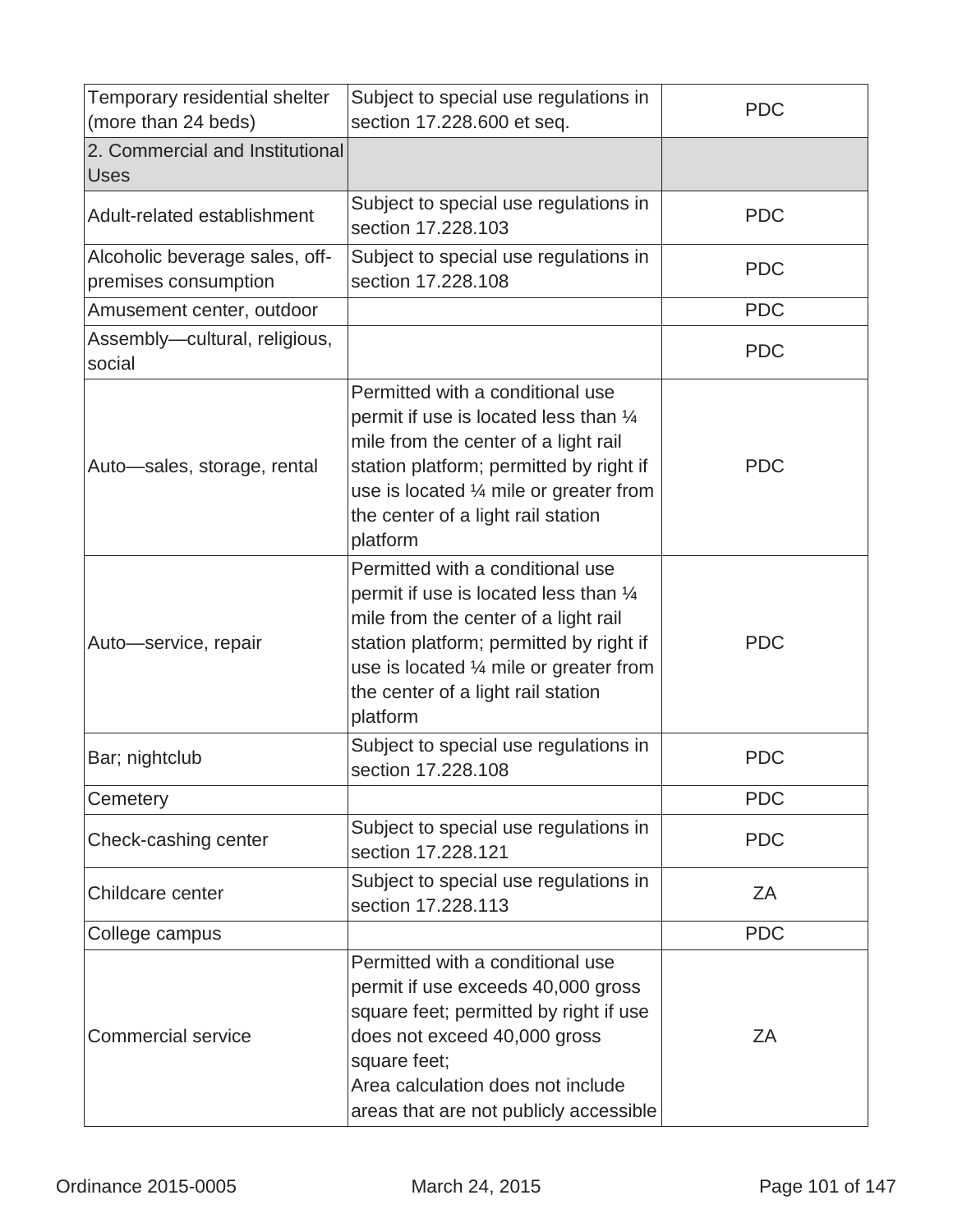| | | |
|---|---|---|
| Temporary residential shelter (more than 24 beds) | Subject to special use regulations in section 17.228.600 et seq. | PDC |
| 2. Commercial and Institutional Uses | | |
| Adult-related establishment | Subject to special use regulations in section 17.228.103 | PDC |
| Alcoholic beverage sales, off-premises consumption | Subject to special use regulations in section 17.228.108 | PDC |
| Amusement center, outdoor | | PDC |
| Assembly—cultural, religious, social | | PDC |
| Auto—sales, storage, rental | Permitted with a conditional use permit if use is located less than ¼ mile from the center of a light rail station platform; permitted by right if use is located ¼ mile or greater from the center of a light rail station platform | PDC |
| Auto—service, repair | Permitted with a conditional use permit if use is located less than ¼ mile from the center of a light rail station platform; permitted by right if use is located ¼ mile or greater from the center of a light rail station platform | PDC |
| Bar; nightclub | Subject to special use regulations in section 17.228.108 | PDC |
| Cemetery | | PDC |
| Check-cashing center | Subject to special use regulations in section 17.228.121 | PDC |
| Childcare center | Subject to special use regulations in section 17.228.113 | ZA |
| College campus | | PDC |
| Commercial service | Permitted with a conditional use permit if use exceeds 40,000 gross square feet; permitted by right if use does not exceed 40,000 gross square feet;<br>Area calculation does not include areas that are not publicly accessible | ZA |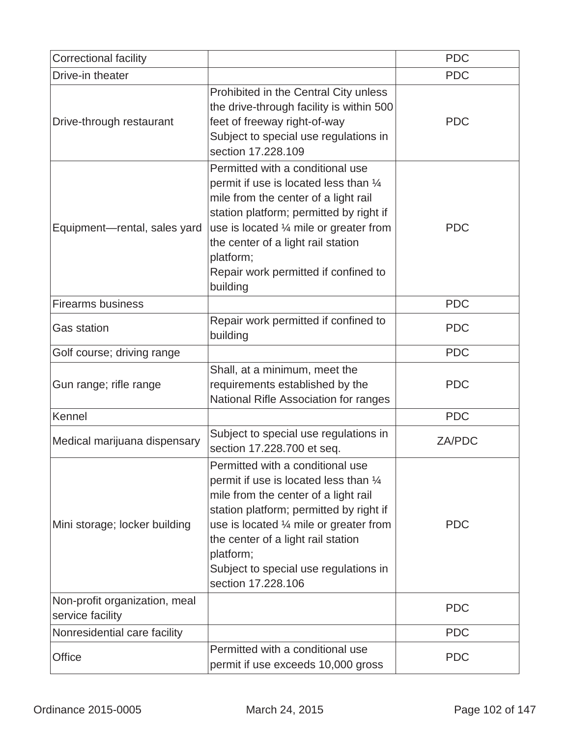| | | |
|---|---|---|
| Correctional facility | | PDC |
| Drive-in theater | | PDC |
| Drive-through restaurant | Prohibited in the Central City unless the drive-through facility is within 500 feet of freeway right-of-way<br>Subject to special use regulations in section 17.228.109 | PDC |
| Equipment—rental, sales yard | Permitted with a conditional use permit if use is located less than ¼ mile from the center of a light rail station platform; permitted by right if use is located ¼ mile or greater from the center of a light rail station platform;<br>Repair work permitted if confined to building | PDC |
| Firearms business | | PDC |
| Gas station | Repair work permitted if confined to building | PDC |
| Golf course; driving range | | PDC |
| Gun range; rifle range | Shall, at a minimum, meet the requirements established by the National Rifle Association for ranges | PDC |
| Kennel | | PDC |
| Medical marijuana dispensary | Subject to special use regulations in section 17.228.700 et seq. | ZA/PDC |
| Mini storage; locker building | Permitted with a conditional use permit if use is located less than ¼ mile from the center of a light rail station platform; permitted by right if use is located ¼ mile or greater from the center of a light rail station platform;<br>Subject to special use regulations in section 17.228.106 | PDC |
| Non-profit organization, meal service facility | | PDC |
| Nonresidential care facility | | PDC |
| Office | Permitted with a conditional use permit if use exceeds 10,000 gross | PDC |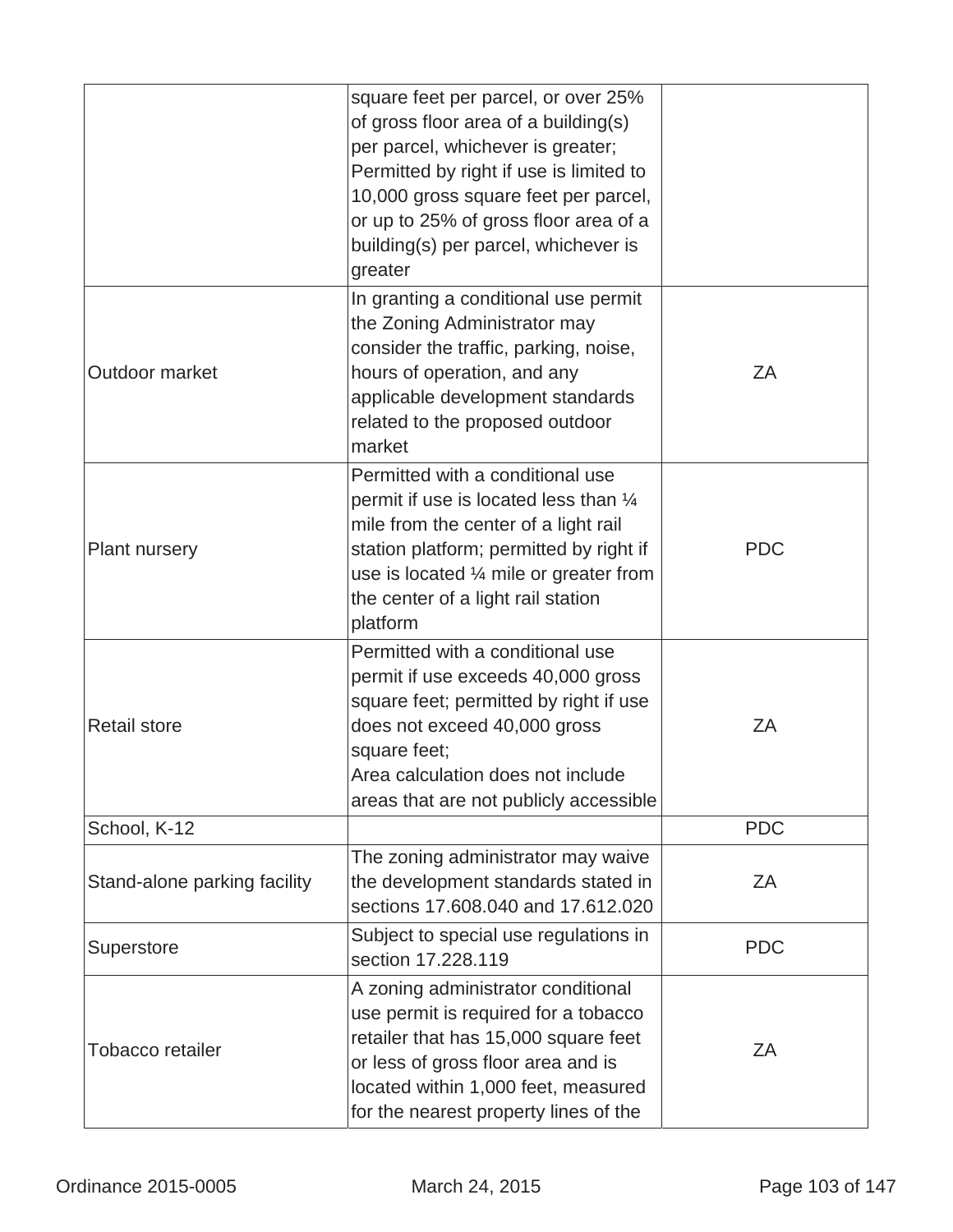| | | |
|---|---|---|
| | square feet per parcel, or over 25% of gross floor area of a building(s) per parcel, whichever is greater; Permitted by right if use is limited to 10,000 gross square feet per parcel, or up to 25% of gross floor area of a building(s) per parcel, whichever is greater | |
| Outdoor market | In granting a conditional use permit the Zoning Administrator may consider the traffic, parking, noise, hours of operation, and any applicable development standards related to the proposed outdoor market | ZA |
| Plant nursery | Permitted with a conditional use permit if use is located less than ¼ mile from the center of a light rail station platform; permitted by right if use is located ¼ mile or greater from the center of a light rail station platform | PDC |
| Retail store | Permitted with a conditional use permit if use exceeds 40,000 gross square feet; permitted by right if use does not exceed 40,000 gross square feet;<br>Area calculation does not include areas that are not publicly accessible | ZA |
| School, K-12 | | PDC |
| Stand-alone parking facility | The zoning administrator may waive the development standards stated in sections 17.608.040 and 17.612.020 | ZA |
| Superstore | Subject to special use regulations in section 17.228.119 | PDC |
| Tobacco retailer | A zoning administrator conditional use permit is required for a tobacco retailer that has 15,000 square feet or less of gross floor area and is located within 1,000 feet, measured for the nearest property lines of the | ZA |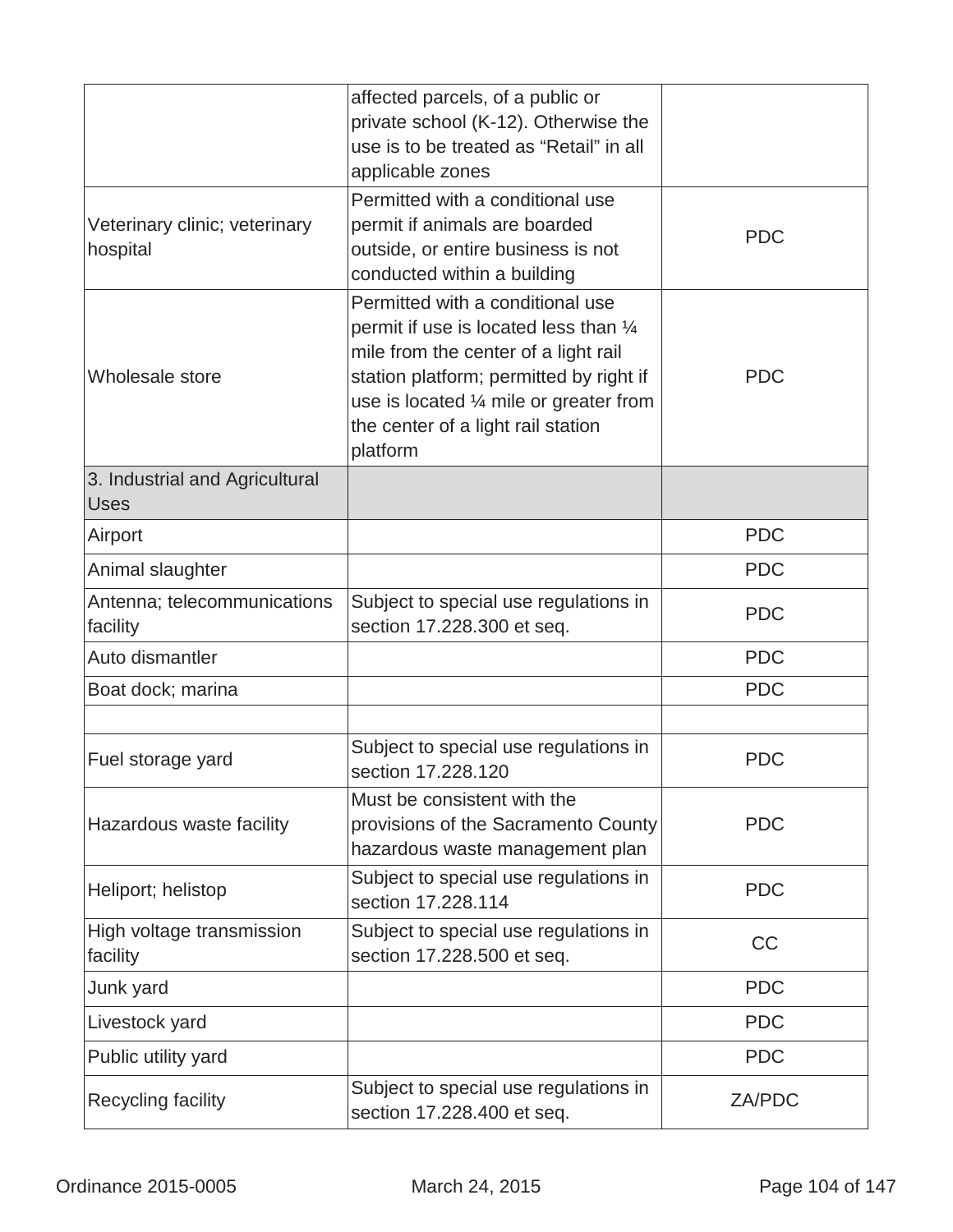| | | |
|---|---|---|
| | affected parcels, of a public or private school (K-12). Otherwise the use is to be treated as "Retail" in all applicable zones | |
| Veterinary clinic; veterinary hospital | Permitted with a conditional use permit if animals are boarded outside, or entire business is not conducted within a building | PDC |
| Wholesale store | Permitted with a conditional use permit if use is located less than ¼ mile from the center of a light rail station platform; permitted by right if use is located ¼ mile or greater from the center of a light rail station platform | PDC |
| 3. Industrial and Agricultural Uses | | |
| Airport | | PDC |
| Animal slaughter | | PDC |
| Antenna; telecommunications facility | Subject to special use regulations in section 17.228.300 et seq. | PDC |
| Auto dismantler | | PDC |
| Boat dock; marina | | PDC |
| | | |
| Fuel storage yard | Subject to special use regulations in section 17.228.120 | PDC |
| Hazardous waste facility | Must be consistent with the provisions of the Sacramento County hazardous waste management plan | PDC |
| Heliport; helistop | Subject to special use regulations in section 17.228.114 | PDC |
| High voltage transmission facility | Subject to special use regulations in section 17.228.500 et seq. | CC |
| Junk yard | | PDC |
| Livestock yard | | PDC |
| Public utility yard | | PDC |
| Recycling facility | Subject to special use regulations in section 17.228.400 et seq. | ZA/PDC |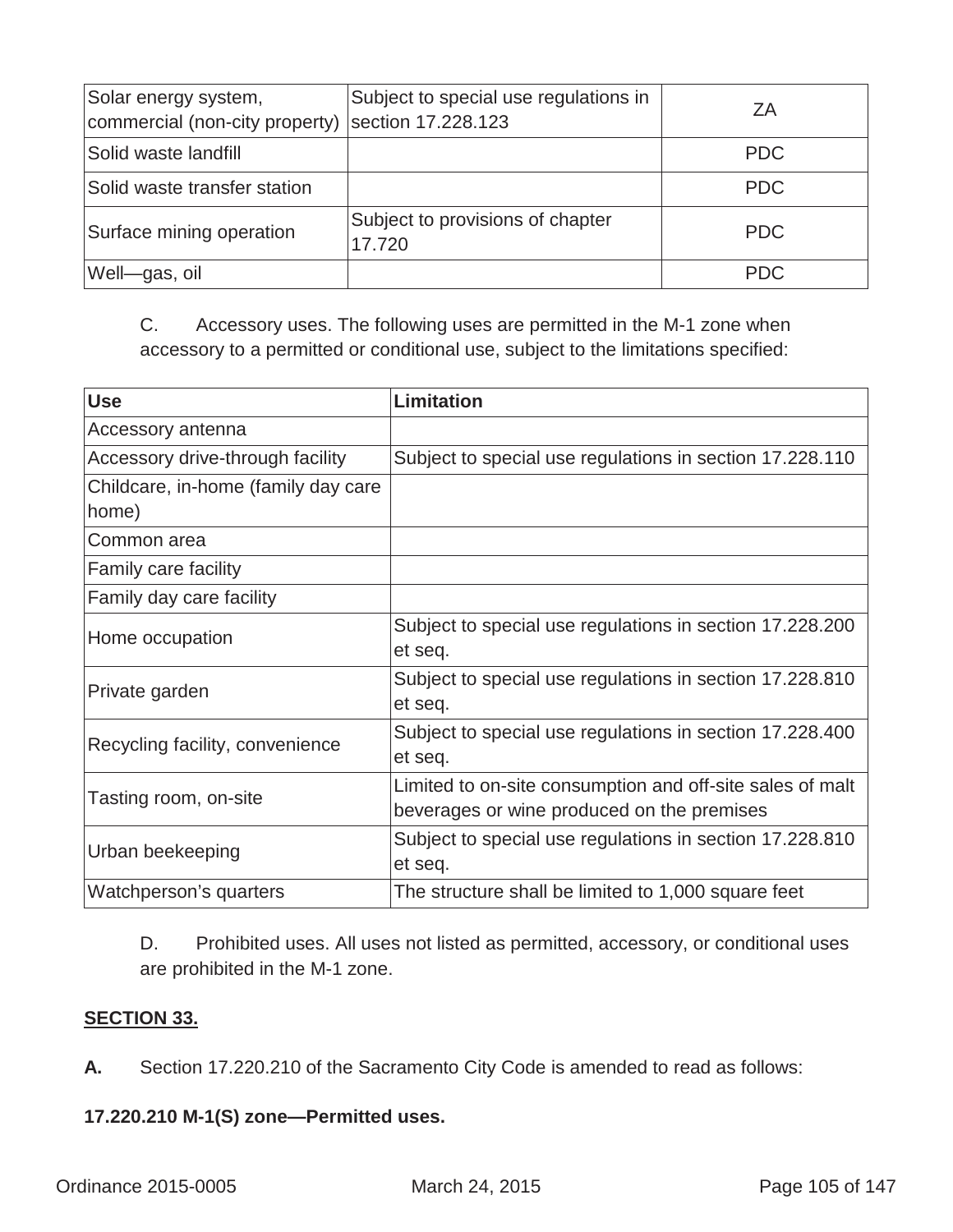| | | |
|---|---|---|
| Solar energy system, commercial (non-city property) | Subject to special use regulations in section 17.228.123 | ZA |
| Solid waste landfill | | PDC |
| Solid waste transfer station | | PDC |
| Surface mining operation | Subject to provisions of chapter 17.720 | PDC |
| Well—gas, oil | | PDC |

C. Accessory uses. The following uses are permitted in the M-1 zone when accessory to a permitted or conditional use, subject to the limitations specified:

| Use | Limitation |
|---|---|
| Accessory antenna | |
| Accessory drive-through facility | Subject to special use regulations in section 17.228.110 |
| Childcare, in-home (family day care home) | |
| Common area | |
| Family care facility | |
| Family day care facility | |
| Home occupation | Subject to special use regulations in section 17.228.200 et seq. |
| Private garden | Subject to special use regulations in section 17.228.810 et seq. |
| Recycling facility, convenience | Subject to special use regulations in section 17.228.400 et seq. |
| Tasting room, on-site | Limited to on-site consumption and off-site sales of malt beverages or wine produced on the premises |
| Urban beekeeping | Subject to special use regulations in section 17.228.810 et seq. |
| Watchperson's quarters | The structure shall be limited to 1,000 square feet |

D. Prohibited uses. All uses not listed as permitted, accessory, or conditional uses are prohibited in the M-1 zone.

**SECTION 33.**

**A.** Section 17.220.210 of the Sacramento City Code is amended to read as follows:

**17.220.210 M-1(S) zone—Permitted uses.**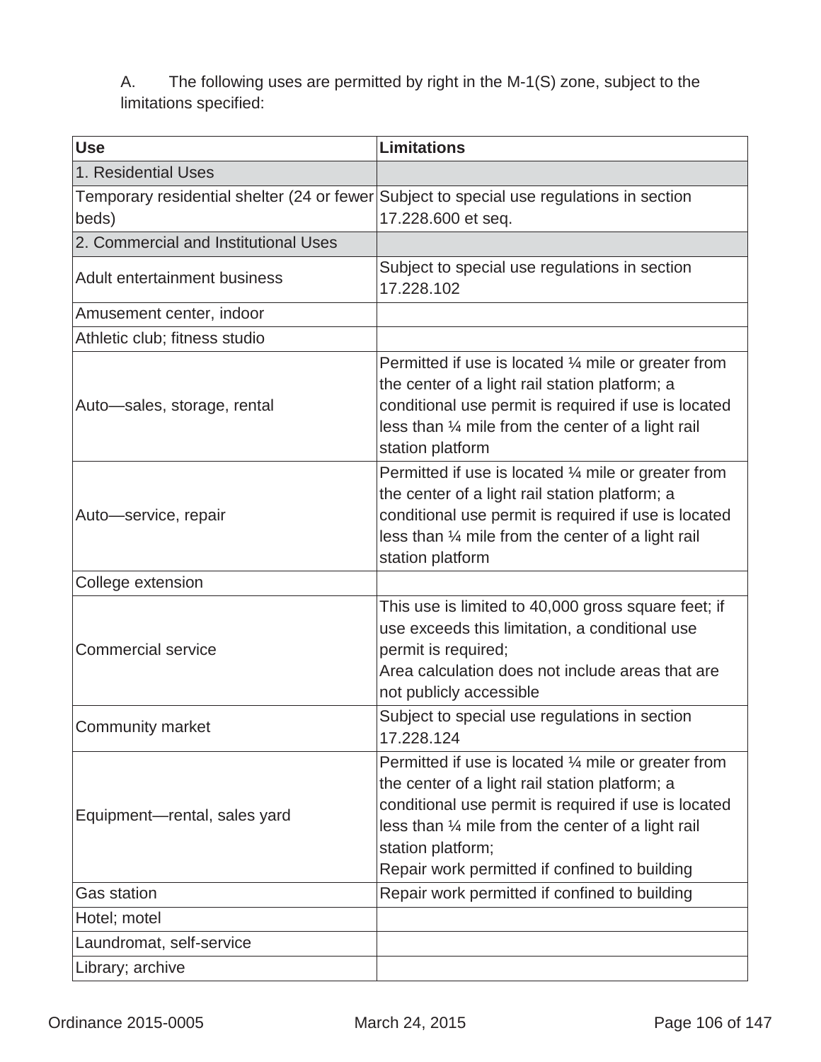A. The following uses are permitted by right in the M-1(S) zone, subject to the limitations specified:

| Use | Limitations |
|---|---|
| 1. Residential Uses | |
| Temporary residential shelter (24 or fewer beds) | Subject to special use regulations in section 17.228.600 et seq. |
| 2. Commercial and Institutional Uses | |
| Adult entertainment business | Subject to special use regulations in section 17.228.102 |
| Amusement center, indoor | |
| Athletic club; fitness studio | |
| Auto—sales, storage, rental | Permitted if use is located ¼ mile or greater from the center of a light rail station platform; a conditional use permit is required if use is located less than ¼ mile from the center of a light rail station platform |
| Auto—service, repair | Permitted if use is located ¼ mile or greater from the center of a light rail station platform; a conditional use permit is required if use is located less than ¼ mile from the center of a light rail station platform |
| College extension | |
| Commercial service | This use is limited to 40,000 gross square feet; if use exceeds this limitation, a conditional use permit is required;<br>Area calculation does not include areas that are not publicly accessible |
| Community market | Subject to special use regulations in section 17.228.124 |
| Equipment—rental, sales yard | Permitted if use is located ¼ mile or greater from the center of a light rail station platform; a conditional use permit is required if use is located less than ¼ mile from the center of a light rail station platform;<br>Repair work permitted if confined to building |
| Gas station | Repair work permitted if confined to building |
| Hotel; motel | |
| Laundromat, self-service | |
| Library; archive | |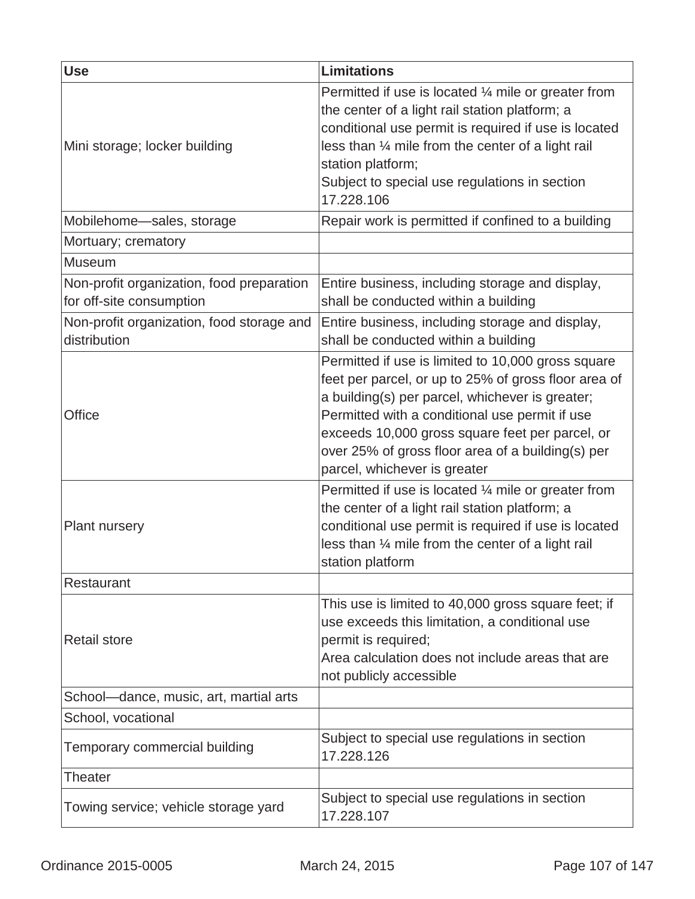| Use | Limitations |
| --- | --- |
| Mini storage; locker building | Permitted if use is located ¼ mile or greater from the center of a light rail station platform; a conditional use permit is required if use is located less than ¼ mile from the center of a light rail station platform;<br>Subject to special use regulations in section 17.228.106 |
| Mobilehome—sales, storage | Repair work is permitted if confined to a building |
| Mortuary; crematory | |
| Museum | |
| Non-profit organization, food preparation for off-site consumption | Entire business, including storage and display, shall be conducted within a building |
| Non-profit organization, food storage and distribution | Entire business, including storage and display, shall be conducted within a building |
| Office | Permitted if use is limited to 10,000 gross square feet per parcel, or up to 25% of gross floor area of a building(s) per parcel, whichever is greater;<br>Permitted with a conditional use permit if use exceeds 10,000 gross square feet per parcel, or over 25% of gross floor area of a building(s) per parcel, whichever is greater |
| Plant nursery | Permitted if use is located ¼ mile or greater from the center of a light rail station platform; a conditional use permit is required if use is located less than ¼ mile from the center of a light rail station platform |
| Restaurant | |
| Retail store | This use is limited to 40,000 gross square feet; if use exceeds this limitation, a conditional use permit is required;<br>Area calculation does not include areas that are not publicly accessible |
| School—dance, music, art, martial arts | |
| School, vocational | |
| Temporary commercial building | Subject to special use regulations in section 17.228.126 |
| Theater | |
| Towing service; vehicle storage yard | Subject to special use regulations in section 17.228.107 |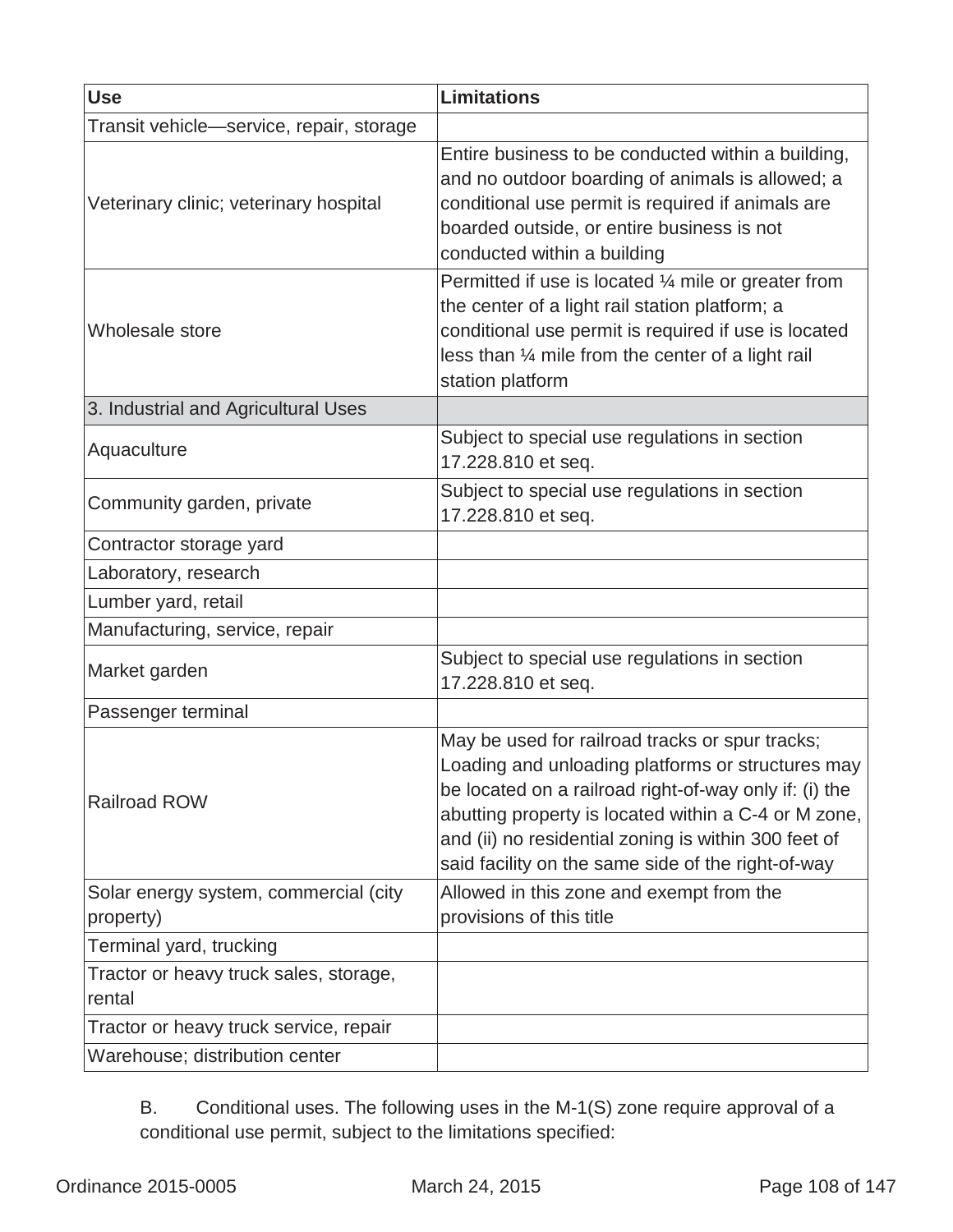| Use | Limitations |
|---|---|
| Transit vehicle—service, repair, storage | |
| Veterinary clinic; veterinary hospital | Entire business to be conducted within a building, and no outdoor boarding of animals is allowed; a conditional use permit is required if animals are boarded outside, or entire business is not conducted within a building |
| Wholesale store | Permitted if use is located ¼ mile or greater from the center of a light rail station platform; a conditional use permit is required if use is located less than ¼ mile from the center of a light rail station platform |
| 3. Industrial and Agricultural Uses | |
| Aquaculture | Subject to special use regulations in section 17.228.810 et seq. |
| Community garden, private | Subject to special use regulations in section 17.228.810 et seq. |
| Contractor storage yard | |
| Laboratory, research | |
| Lumber yard, retail | |
| Manufacturing, service, repair | |
| Market garden | Subject to special use regulations in section 17.228.810 et seq. |
| Passenger terminal | |
| Railroad ROW | May be used for railroad tracks or spur tracks; Loading and unloading platforms or structures may be located on a railroad right-of-way only if: (i) the abutting property is located within a C-4 or M zone, and (ii) no residential zoning is within 300 feet of said facility on the same side of the right-of-way |
| Solar energy system, commercial (city property) | Allowed in this zone and exempt from the provisions of this title |
| Terminal yard, trucking | |
| Tractor or heavy truck sales, storage, rental | |
| Tractor or heavy truck service, repair | |
| Warehouse; distribution center | |

B. Conditional uses. The following uses in the M-1(S) zone require approval of a conditional use permit, subject to the limitations specified: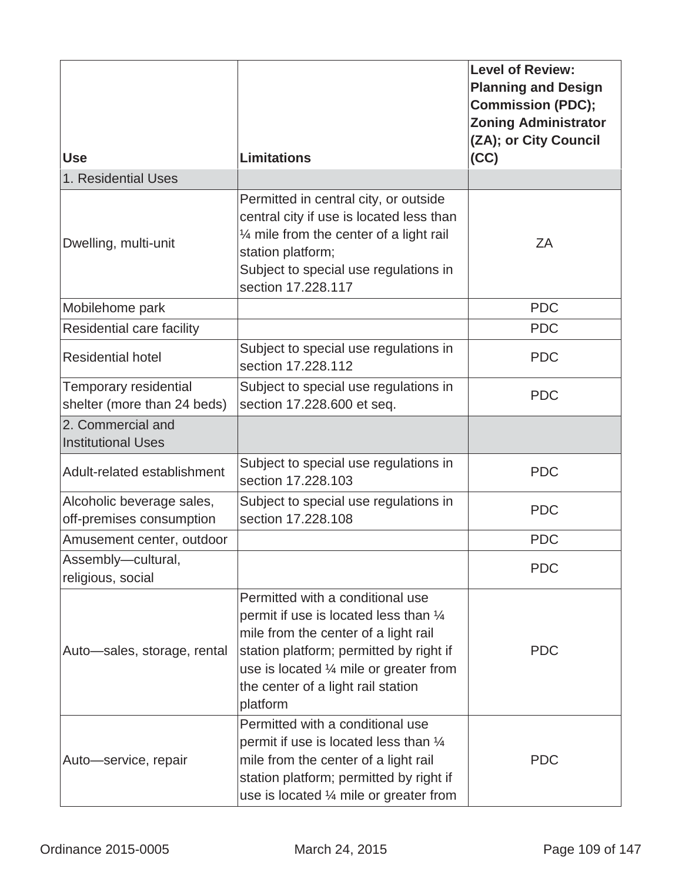| Use | Limitations | Level of Review: Planning and Design Commission (PDC); Zoning Administrator (ZA); or City Council (CC) |
|---|---|---|
| 1. Residential Uses | | |
| Dwelling, multi-unit | Permitted in central city, or outside central city if use is located less than ¼ mile from the center of a light rail station platform;<br>Subject to special use regulations in section 17.228.117 | ZA |
| Mobilehome park | | PDC |
| Residential care facility | | PDC |
| Residential hotel | Subject to special use regulations in section 17.228.112 | PDC |
| Temporary residential shelter (more than 24 beds) | Subject to special use regulations in section 17.228.600 et seq. | PDC |
| 2. Commercial and Institutional Uses | | |
| Adult-related establishment | Subject to special use regulations in section 17.228.103 | PDC |
| Alcoholic beverage sales, off-premises consumption | Subject to special use regulations in section 17.228.108 | PDC |
| Amusement center, outdoor | | PDC |
| Assembly—cultural, religious, social | | PDC |
| Auto—sales, storage, rental | Permitted with a conditional use permit if use is located less than ¼ mile from the center of a light rail station platform; permitted by right if use is located ¼ mile or greater from the center of a light rail station platform | PDC |
| Auto—service, repair | Permitted with a conditional use permit if use is located less than ¼ mile from the center of a light rail station platform; permitted by right if use is located ¼ mile or greater from | PDC |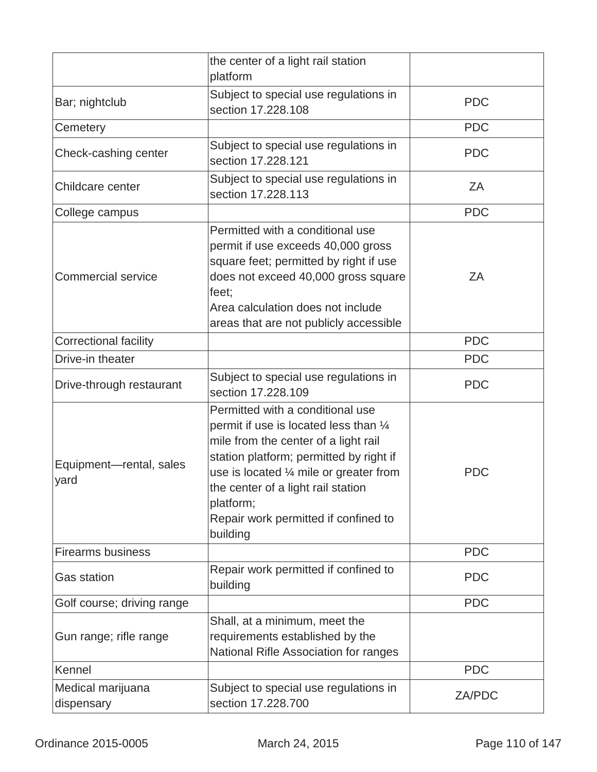| | | |
|---|---|---|
| | the center of a light rail station platform | |
| Bar; nightclub | Subject to special use regulations in section 17.228.108 | PDC |
| Cemetery | | PDC |
| Check-cashing center | Subject to special use regulations in section 17.228.121 | PDC |
| Childcare center | Subject to special use regulations in section 17.228.113 | ZA |
| College campus | | PDC |
| Commercial service | Permitted with a conditional use permit if use exceeds 40,000 gross square feet; permitted by right if use does not exceed 40,000 gross square feet;<br>Area calculation does not include areas that are not publicly accessible | ZA |
| Correctional facility | | PDC |
| Drive-in theater | | PDC |
| Drive-through restaurant | Subject to special use regulations in section 17.228.109 | PDC |
| Equipment—rental, sales yard | Permitted with a conditional use permit if use is located less than ¼ mile from the center of a light rail station platform; permitted by right if use is located ¼ mile or greater from the center of a light rail station platform;<br>Repair work permitted if confined to building | PDC |
| Firearms business | | PDC |
| Gas station | Repair work permitted if confined to building | PDC |
| Golf course; driving range | | PDC |
| Gun range; rifle range | Shall, at a minimum, meet the requirements established by the National Rifle Association for ranges | |
| Kennel | | PDC |
| Medical marijuana dispensary | Subject to special use regulations in section 17.228.700 | ZA/PDC |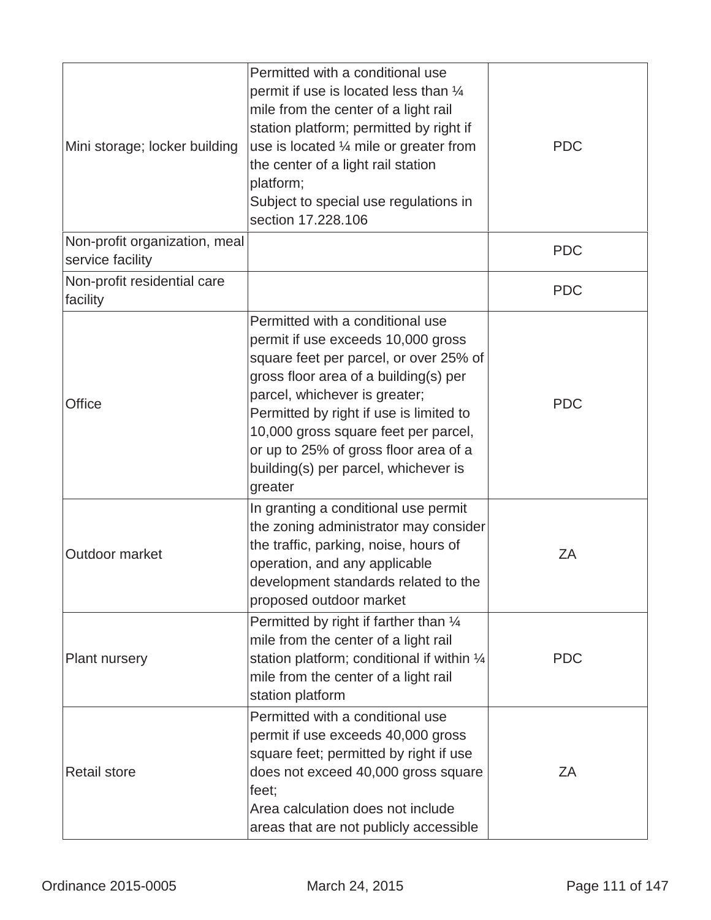| | | |
|---|---|---|
| Mini storage; locker building | Permitted with a conditional use permit if use is located less than ¼ mile from the center of a light rail station platform; permitted by right if use is located ¼ mile or greater from the center of a light rail station platform;<br>Subject to special use regulations in section 17.228.106 | PDC |
| Non-profit organization, meal service facility | | PDC |
| Non-profit residential care facility | | PDC |
| Office | Permitted with a conditional use permit if use exceeds 10,000 gross square feet per parcel, or over 25% of gross floor area of a building(s) per parcel, whichever is greater;<br>Permitted by right if use is limited to 10,000 gross square feet per parcel, or up to 25% of gross floor area of a building(s) per parcel, whichever is greater | PDC |
| Outdoor market | In granting a conditional use permit the zoning administrator may consider the traffic, parking, noise, hours of operation, and any applicable development standards related to the proposed outdoor market | ZA |
| Plant nursery | Permitted by right if farther than ¼ mile from the center of a light rail station platform; conditional if within ¼ mile from the center of a light rail station platform | PDC |
| Retail store | Permitted with a conditional use permit if use exceeds 40,000 gross square feet; permitted by right if use does not exceed 40,000 gross square feet;<br>Area calculation does not include areas that are not publicly accessible | ZA |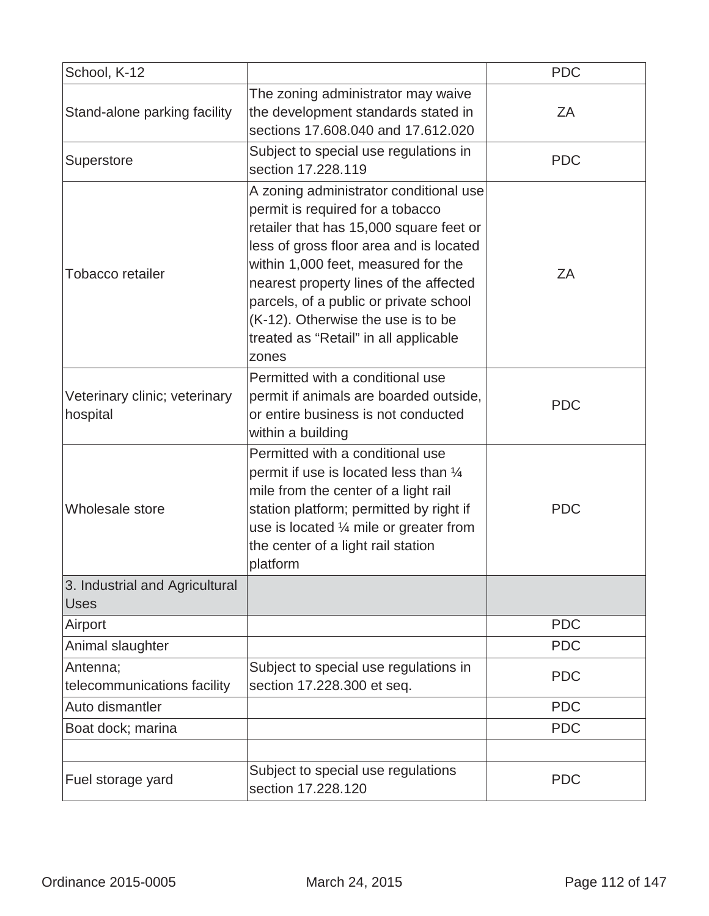| School, K-12 | | PDC |
|---|---|---|
| Stand-alone parking facility | The zoning administrator may waive the development standards stated in sections 17.608.040 and 17.612.020 | ZA |
| Superstore | Subject to special use regulations in section 17.228.119 | PDC |
| Tobacco retailer | A zoning administrator conditional use permit is required for a tobacco retailer that has 15,000 square feet or less of gross floor area and is located within 1,000 feet, measured for the nearest property lines of the affected parcels, of a public or private school (K-12). Otherwise the use is to be treated as “Retail” in all applicable zones | ZA |
| Veterinary clinic; veterinary hospital | Permitted with a conditional use permit if animals are boarded outside, or entire business is not conducted within a building | PDC |
| Wholesale store | Permitted with a conditional use permit if use is located less than ¼ mile from the center of a light rail station platform; permitted by right if use is located ¼ mile or greater from the center of a light rail station platform | PDC |
| 3. Industrial and Agricultural Uses | | |
| Airport | | PDC |
| Animal slaughter | | PDC |
| Antenna; telecommunications facility | Subject to special use regulations in section 17.228.300 et seq. | PDC |
| Auto dismantler | | PDC |
| Boat dock; marina | | PDC |
| | | |
| Fuel storage yard | Subject to special use regulations section 17.228.120 | PDC |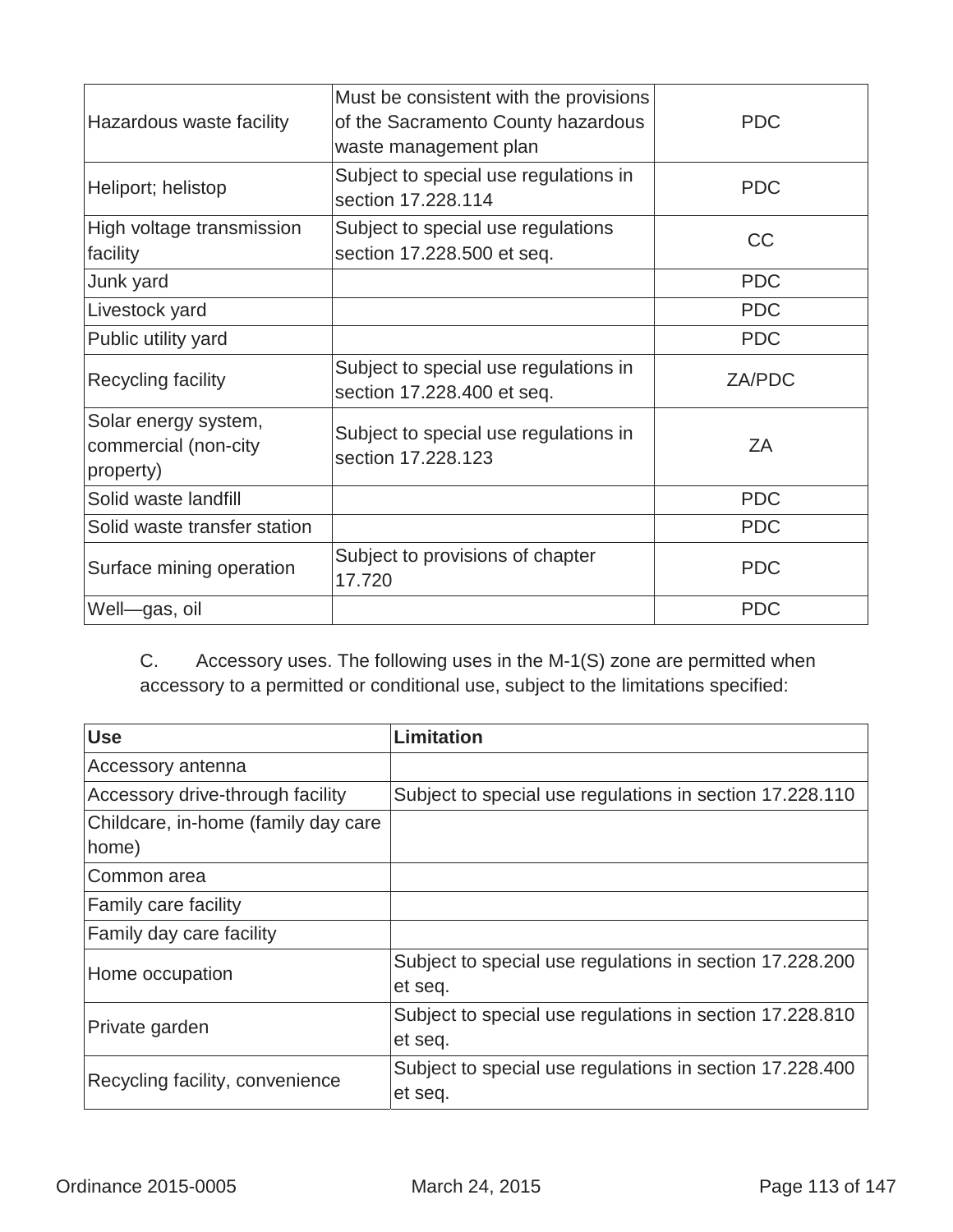| | | |
|---|---|---|
| Hazardous waste facility | Must be consistent with the provisions of the Sacramento County hazardous waste management plan | PDC |
| Heliport; helistop | Subject to special use regulations in section 17.228.114 | PDC |
| High voltage transmission facility | Subject to special use regulations section 17.228.500 et seq. | CC |
| Junk yard | | PDC |
| Livestock yard | | PDC |
| Public utility yard | | PDC |
| Recycling facility | Subject to special use regulations in section 17.228.400 et seq. | ZA/PDC |
| Solar energy system, commercial (non-city property) | Subject to special use regulations in section 17.228.123 | ZA |
| Solid waste landfill | | PDC |
| Solid waste transfer station | | PDC |
| Surface mining operation | Subject to provisions of chapter 17.720 | PDC |
| Well—gas, oil | | PDC |

C. Accessory uses. The following uses in the M-1(S) zone are permitted when accessory to a permitted or conditional use, subject to the limitations specified:

| **Use** | **Limitation** |
|---|---|
| Accessory antenna | |
| Accessory drive-through facility | Subject to special use regulations in section 17.228.110 |
| Childcare, in-home (family day care home) | |
| Common area | |
| Family care facility | |
| Family day care facility | |
| Home occupation | Subject to special use regulations in section 17.228.200 et seq. |
| Private garden | Subject to special use regulations in section 17.228.810 et seq. |
| Recycling facility, convenience | Subject to special use regulations in section 17.228.400 et seq. |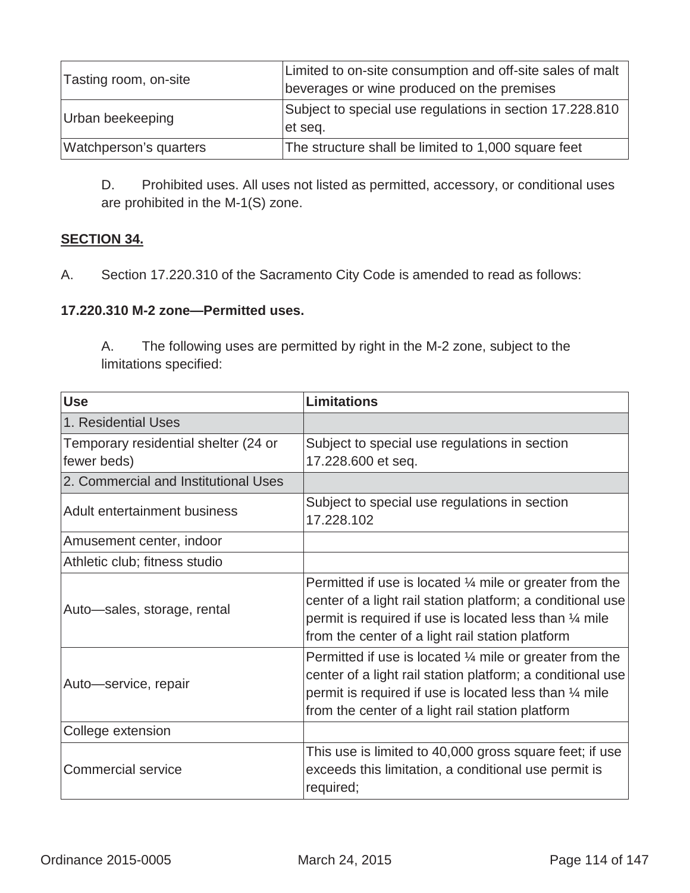| | |
|---|---|
| Tasting room, on-site | Limited to on-site consumption and off-site sales of malt beverages or wine produced on the premises |
| Urban beekeeping | Subject to special use regulations in section 17.228.810 et seq. |
| Watchperson's quarters | The structure shall be limited to 1,000 square feet |

D. Prohibited uses. All uses not listed as permitted, accessory, or conditional uses are prohibited in the M-1(S) zone.

**SECTION 34.**

A. Section 17.220.310 of the Sacramento City Code is amended to read as follows:

**17.220.310 M-2 zone—Permitted uses.**

A. The following uses are permitted by right in the M-2 zone, subject to the limitations specified:

| Use | Limitations |
|---|---|
| 1. Residential Uses | |
| Temporary residential shelter (24 or fewer beds) | Subject to special use regulations in section 17.228.600 et seq. |
| 2. Commercial and Institutional Uses | |
| Adult entertainment business | Subject to special use regulations in section 17.228.102 |
| Amusement center, indoor | |
| Athletic club; fitness studio | |
| Auto—sales, storage, rental | Permitted if use is located ¼ mile or greater from the center of a light rail station platform; a conditional use permit is required if use is located less than ¼ mile from the center of a light rail station platform |
| Auto—service, repair | Permitted if use is located ¼ mile or greater from the center of a light rail station platform; a conditional use permit is required if use is located less than ¼ mile from the center of a light rail station platform |
| College extension | |
| Commercial service | This use is limited to 40,000 gross square feet; if use exceeds this limitation, a conditional use permit is required; |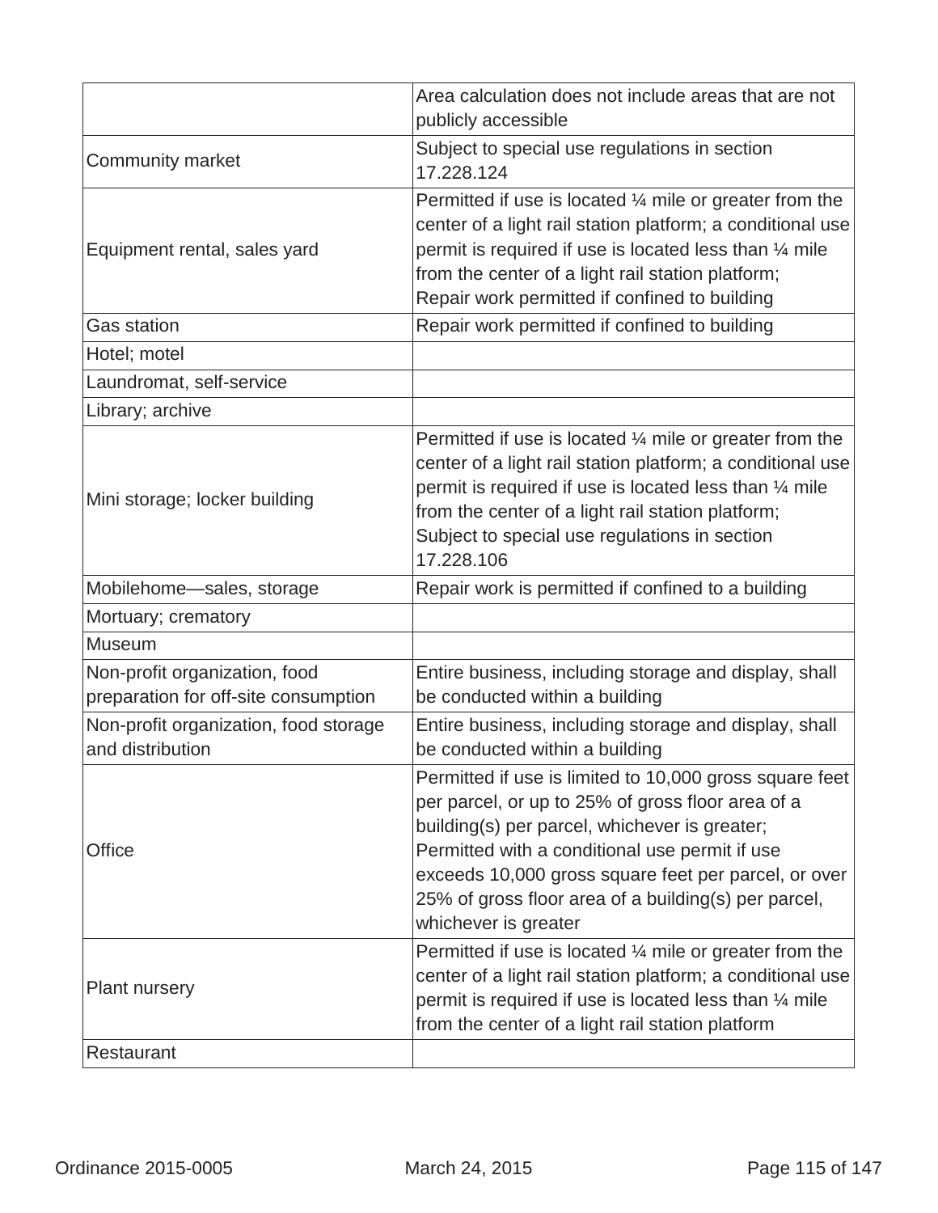| | |
|---|---|
| | Area calculation does not include areas that are not publicly accessible |
| Community market | Subject to special use regulations in section 17.228.124 |
| Equipment rental, sales yard | Permitted if use is located ¼ mile or greater from the center of a light rail station platform; a conditional use permit is required if use is located less than ¼ mile from the center of a light rail station platform; Repair work permitted if confined to building |
| Gas station | Repair work permitted if confined to building |
| Hotel; motel | |
| Laundromat, self-service | |
| Library; archive | |
| Mini storage; locker building | Permitted if use is located ¼ mile or greater from the center of a light rail station platform; a conditional use permit is required if use is located less than ¼ mile from the center of a light rail station platform; Subject to special use regulations in section 17.228.106 |
| Mobilehome—sales, storage | Repair work is permitted if confined to a building |
| Mortuary; crematory | |
| Museum | |
| Non-profit organization, food preparation for off-site consumption | Entire business, including storage and display, shall be conducted within a building |
| Non-profit organization, food storage and distribution | Entire business, including storage and display, shall be conducted within a building |
| Office | Permitted if use is limited to 10,000 gross square feet per parcel, or up to 25% of gross floor area of a building(s) per parcel, whichever is greater; Permitted with a conditional use permit if use exceeds 10,000 gross square feet per parcel, or over 25% of gross floor area of a building(s) per parcel, whichever is greater |
| Plant nursery | Permitted if use is located ¼ mile or greater from the center of a light rail station platform; a conditional use permit is required if use is located less than ¼ mile from the center of a light rail station platform |
| Restaurant | |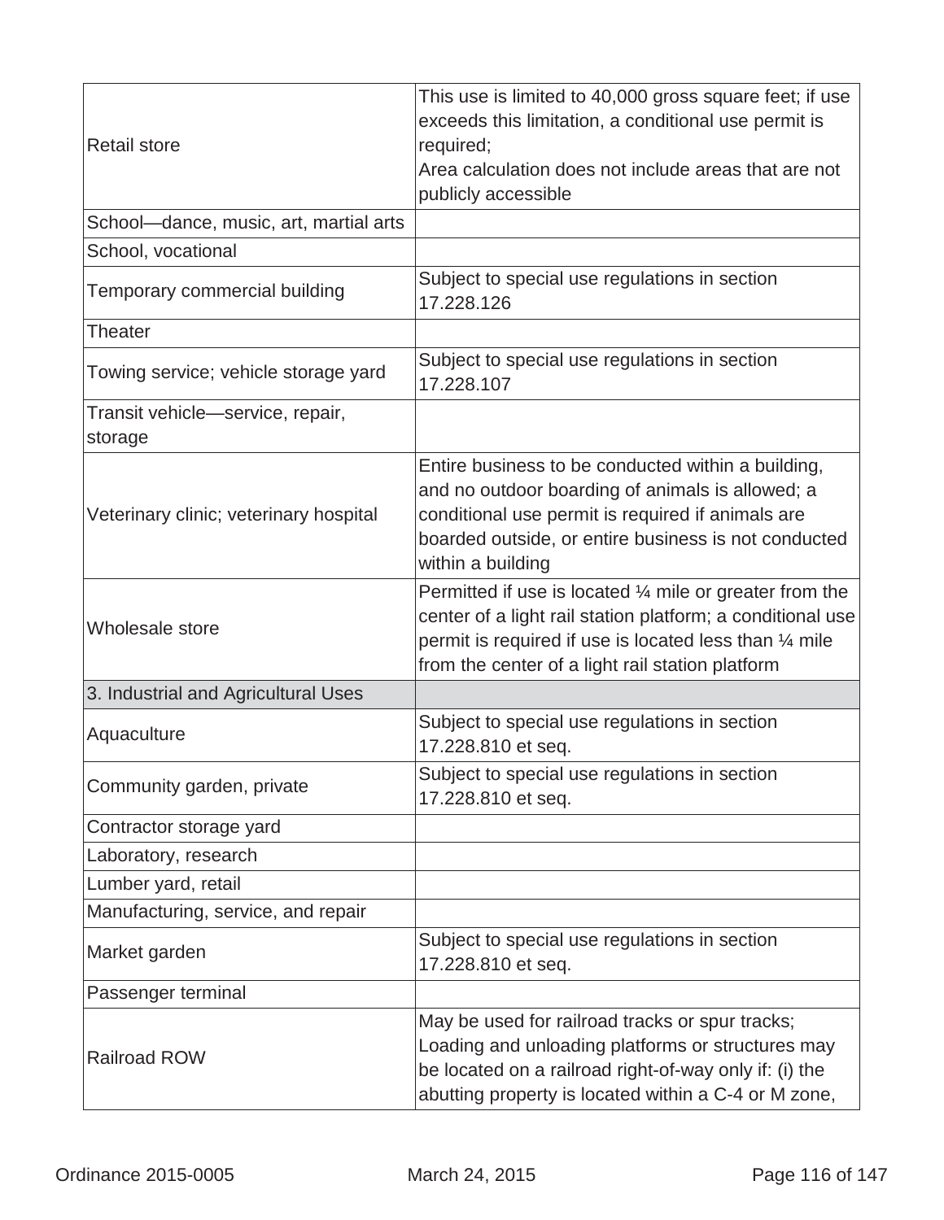| | |
|---|---|
| Retail store | This use is limited to 40,000 gross square feet; if use exceeds this limitation, a conditional use permit is required;<br>Area calculation does not include areas that are not publicly accessible |
| School—dance, music, art, martial arts | |
| School, vocational | |
| Temporary commercial building | Subject to special use regulations in section 17.228.126 |
| Theater | |
| Towing service; vehicle storage yard | Subject to special use regulations in section 17.228.107 |
| Transit vehicle—service, repair, storage | |
| Veterinary clinic; veterinary hospital | Entire business to be conducted within a building, and no outdoor boarding of animals is allowed; a conditional use permit is required if animals are boarded outside, or entire business is not conducted within a building |
| Wholesale store | Permitted if use is located ¼ mile or greater from the center of a light rail station platform; a conditional use permit is required if use is located less than ¼ mile from the center of a light rail station platform |
| 3. Industrial and Agricultural Uses | |
| Aquaculture | Subject to special use regulations in section 17.228.810 et seq. |
| Community garden, private | Subject to special use regulations in section 17.228.810 et seq. |
| Contractor storage yard | |
| Laboratory, research | |
| Lumber yard, retail | |
| Manufacturing, service, and repair | |
| Market garden | Subject to special use regulations in section 17.228.810 et seq. |
| Passenger terminal | |
| Railroad ROW | May be used for railroad tracks or spur tracks;<br>Loading and unloading platforms or structures may be located on a railroad right-of-way only if: (i) the abutting property is located within a C-4 or M zone, |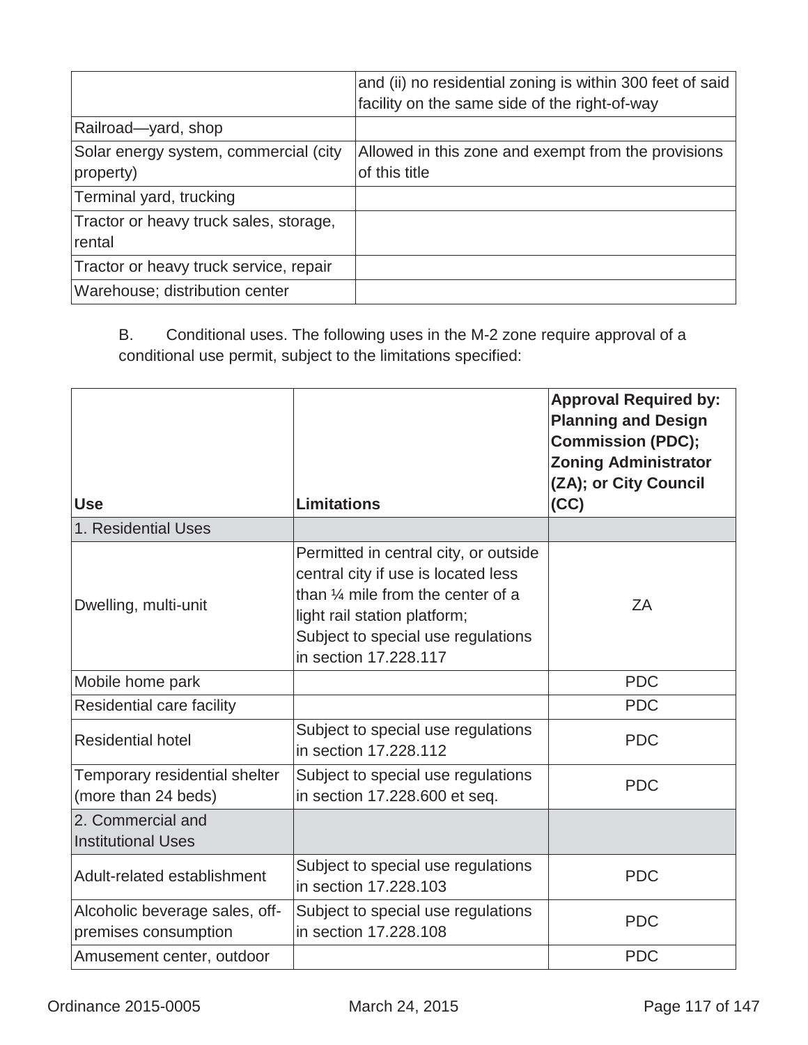|  |  |
|---|---|
|  | and (ii) no residential zoning is within 300 feet of said facility on the same side of the right-of-way |
| Railroad—yard, shop |  |
| Solar energy system, commercial (city property) | Allowed in this zone and exempt from the provisions of this title |
| Terminal yard, trucking |  |
| Tractor or heavy truck sales, storage, rental |  |
| Tractor or heavy truck service, repair |  |
| Warehouse; distribution center |  |

B. Conditional uses. The following uses in the M-2 zone require approval of a conditional use permit, subject to the limitations specified:

| **Use** | **Limitations** | **Approval Required by: Planning and Design Commission (PDC); Zoning Administrator (ZA); or City Council (CC)** |
|---|---|---|
| 1. Residential Uses |  |  |
| Dwelling, multi-unit | Permitted in central city, or outside central city if use is located less than ¼ mile from the center of a light rail station platform; Subject to special use regulations in section 17.228.117 | ZA |
| Mobile home park |  | PDC |
| Residential care facility |  | PDC |
| Residential hotel | Subject to special use regulations in section 17.228.112 | PDC |
| Temporary residential shelter (more than 24 beds) | Subject to special use regulations in section 17.228.600 et seq. | PDC |
| 2. Commercial and Institutional Uses |  |  |
| Adult-related establishment | Subject to special use regulations in section 17.228.103 | PDC |
| Alcoholic beverage sales, off-premises consumption | Subject to special use regulations in section 17.228.108 | PDC |
| Amusement center, outdoor |  | PDC |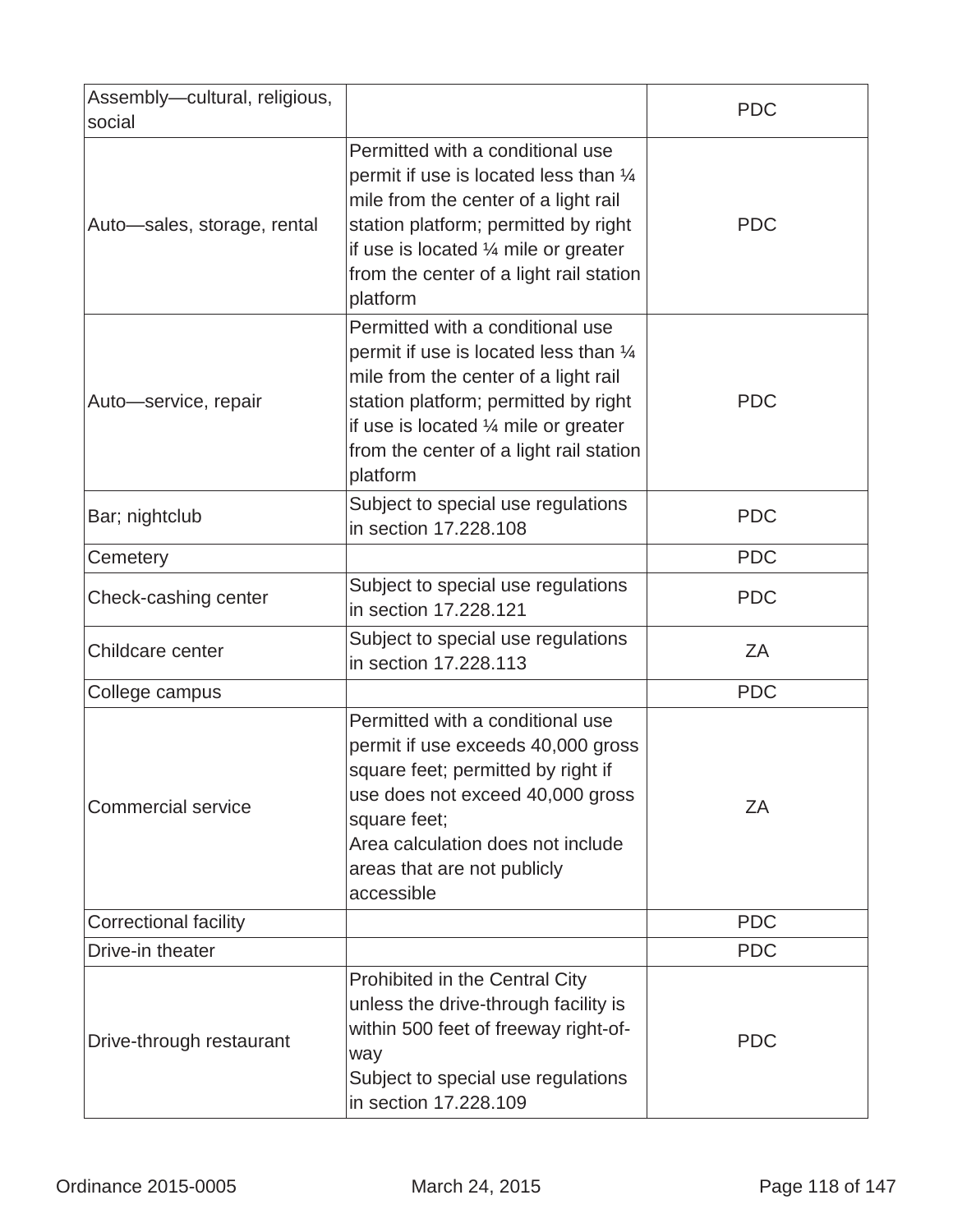| | | |
|---|---|---|
| Assembly—cultural, religious, social | | PDC |
| Auto—sales, storage, rental | Permitted with a conditional use permit if use is located less than ¼ mile from the center of a light rail station platform; permitted by right if use is located ¼ mile or greater from the center of a light rail station platform | PDC |
| Auto—service, repair | Permitted with a conditional use permit if use is located less than ¼ mile from the center of a light rail station platform; permitted by right if use is located ¼ mile or greater from the center of a light rail station platform | PDC |
| Bar; nightclub | Subject to special use regulations in section 17.228.108 | PDC |
| Cemetery | | PDC |
| Check-cashing center | Subject to special use regulations in section 17.228.121 | PDC |
| Childcare center | Subject to special use regulations in section 17.228.113 | ZA |
| College campus | | PDC |
| Commercial service | Permitted with a conditional use permit if use exceeds 40,000 gross square feet; permitted by right if use does not exceed 40,000 gross square feet;<br>Area calculation does not include areas that are not publicly accessible | ZA |
| Correctional facility | | PDC |
| Drive-in theater | | PDC |
| Drive-through restaurant | Prohibited in the Central City unless the drive-through facility is within 500 feet of freeway right-of-way<br>Subject to special use regulations in section 17.228.109 | PDC |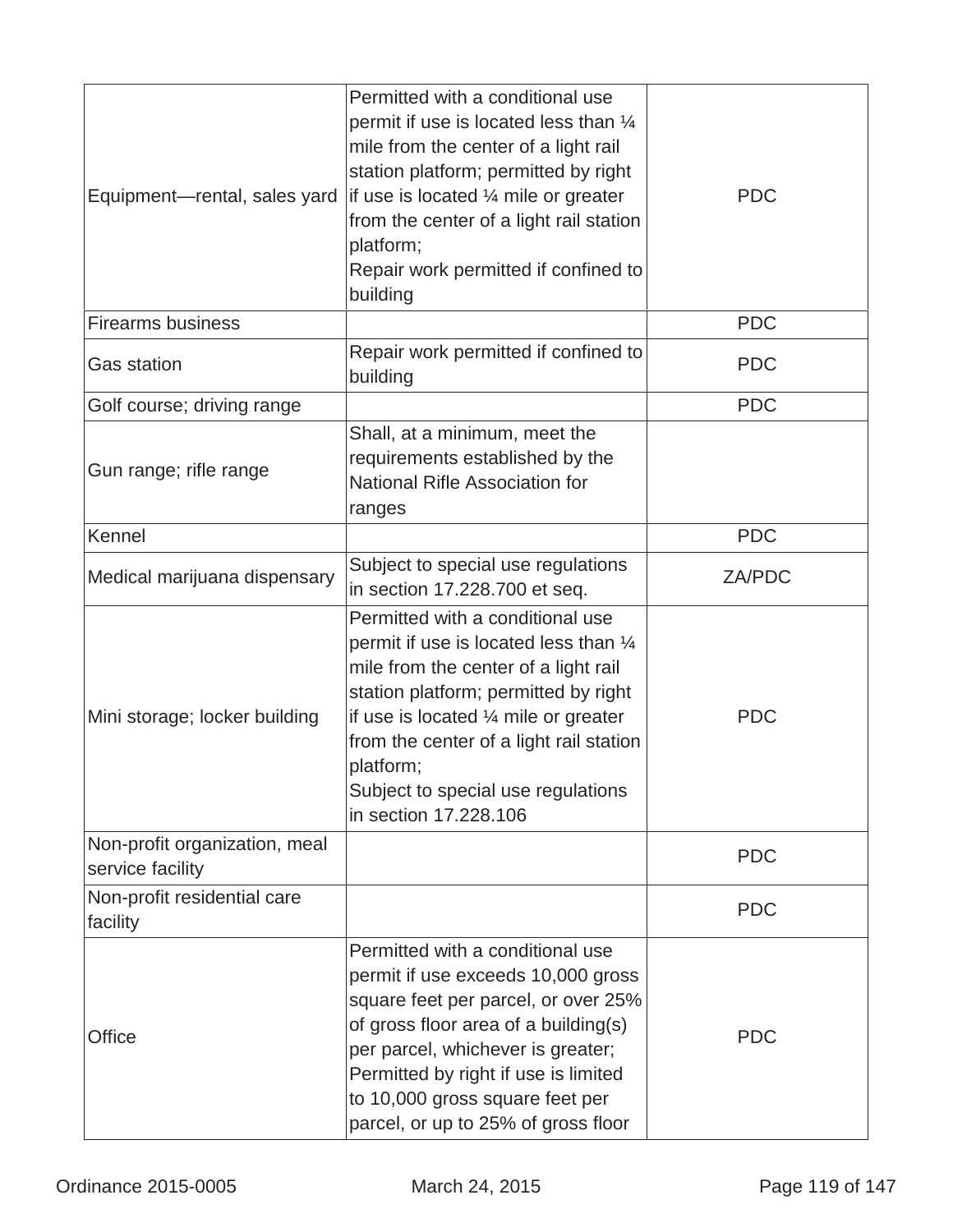| | | |
|---|---|---|
| Equipment—rental, sales yard | Permitted with a conditional use permit if use is located less than ¼ mile from the center of a light rail station platform; permitted by right if use is located ¼ mile or greater from the center of a light rail station platform;<br>Repair work permitted if confined to building | PDC |
| Firearms business | | PDC |
| Gas station | Repair work permitted if confined to building | PDC |
| Golf course; driving range | | PDC |
| Gun range; rifle range | Shall, at a minimum, meet the requirements established by the National Rifle Association for ranges | |
| Kennel | | PDC |
| Medical marijuana dispensary | Subject to special use regulations in section 17.228.700 et seq. | ZA/PDC |
| Mini storage; locker building | Permitted with a conditional use permit if use is located less than ¼ mile from the center of a light rail station platform; permitted by right if use is located ¼ mile or greater from the center of a light rail station platform;<br>Subject to special use regulations in section 17.228.106 | PDC |
| Non-profit organization, meal service facility | | PDC |
| Non-profit residential care facility | | PDC |
| Office | Permitted with a conditional use permit if use exceeds 10,000 gross square feet per parcel, or over 25% of gross floor area of a building(s) per parcel, whichever is greater;<br>Permitted by right if use is limited to 10,000 gross square feet per parcel, or up to 25% of gross floor | PDC |

Ordinance 2015-0005 March 24, 2015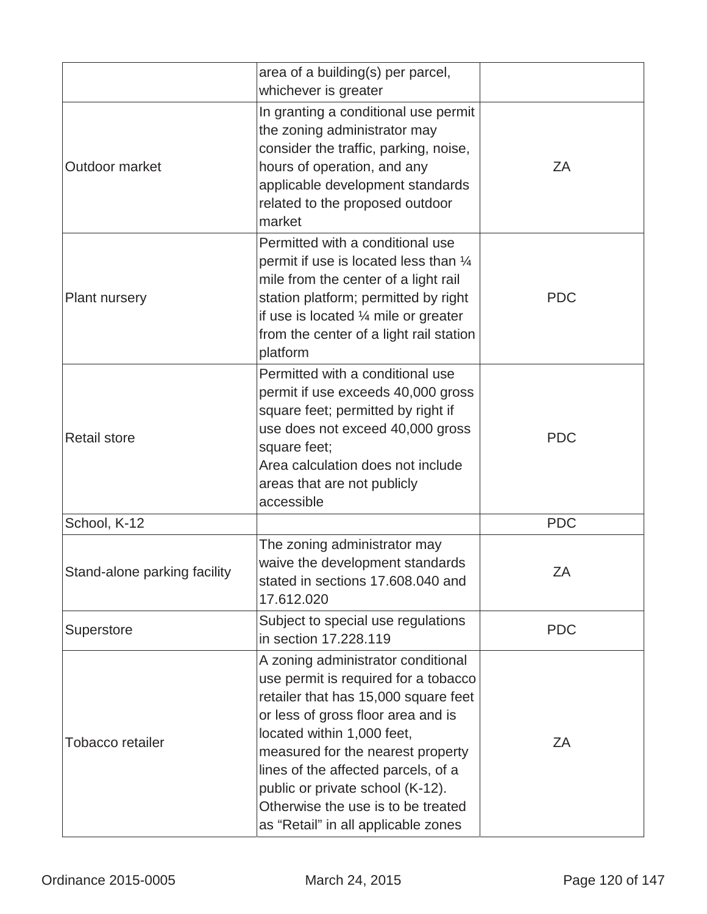| | | |
|---|---|---|
| | area of a building(s) per parcel, whichever is greater | |
| Outdoor market | In granting a conditional use permit the zoning administrator may consider the traffic, parking, noise, hours of operation, and any applicable development standards related to the proposed outdoor market | ZA |
| Plant nursery | Permitted with a conditional use permit if use is located less than ¼ mile from the center of a light rail station platform; permitted by right if use is located ¼ mile or greater from the center of a light rail station platform | PDC |
| Retail store | Permitted with a conditional use permit if use exceeds 40,000 gross square feet; permitted by right if use does not exceed 40,000 gross square feet;<br>Area calculation does not include areas that are not publicly accessible | PDC |
| School, K-12 | | PDC |
| Stand-alone parking facility | The zoning administrator may waive the development standards stated in sections 17.608.040 and 17.612.020 | ZA |
| Superstore | Subject to special use regulations in section 17.228.119 | PDC |
| Tobacco retailer | A zoning administrator conditional use permit is required for a tobacco retailer that has 15,000 square feet or less of gross floor area and is located within 1,000 feet, measured for the nearest property lines of the affected parcels, of a public or private school (K-12). Otherwise the use is to be treated as “Retail” in all applicable zones | ZA |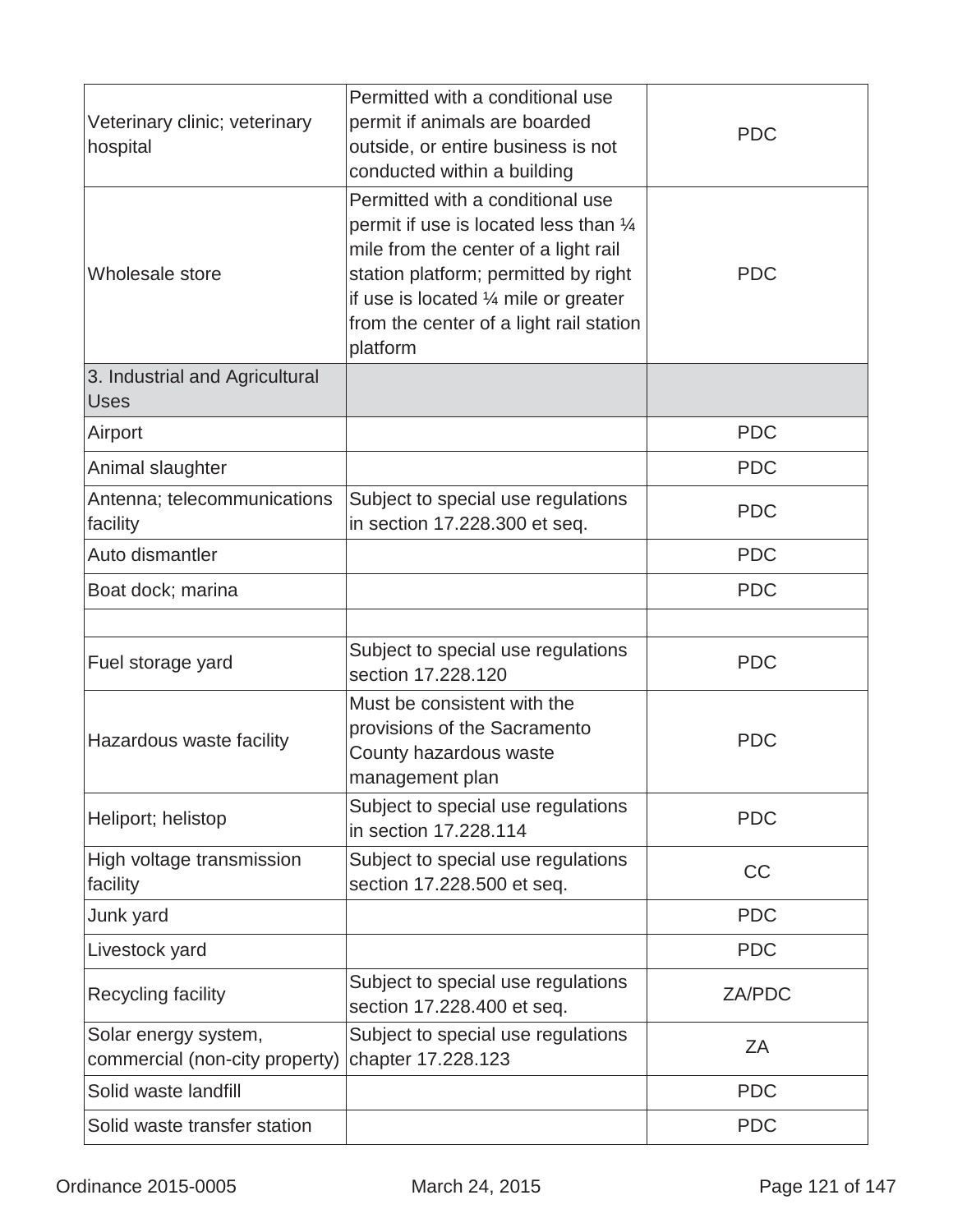| | | |
|---|---|---|
| Veterinary clinic; veterinary hospital | Permitted with a conditional use permit if animals are boarded outside, or entire business is not conducted within a building | PDC |
| Wholesale store | Permitted with a conditional use permit if use is located less than ¼ mile from the center of a light rail station platform; permitted by right if use is located ¼ mile or greater from the center of a light rail station platform | PDC |
| 3. Industrial and Agricultural Uses | | |
| Airport | | PDC |
| Animal slaughter | | PDC |
| Antenna; telecommunications facility | Subject to special use regulations in section 17.228.300 et seq. | PDC |
| Auto dismantler | | PDC |
| Boat dock; marina | | PDC |
| | | |
| Fuel storage yard | Subject to special use regulations section 17.228.120 | PDC |
| Hazardous waste facility | Must be consistent with the provisions of the Sacramento County hazardous waste management plan | PDC |
| Heliport; helistop | Subject to special use regulations in section 17.228.114 | PDC |
| High voltage transmission facility | Subject to special use regulations section 17.228.500 et seq. | CC |
| Junk yard | | PDC |
| Livestock yard | | PDC |
| Recycling facility | Subject to special use regulations section 17.228.400 et seq. | ZA/PDC |
| Solar energy system, commercial (non-city property) | Subject to special use regulations chapter 17.228.123 | ZA |
| Solid waste landfill | | PDC |
| Solid waste transfer station | | PDC |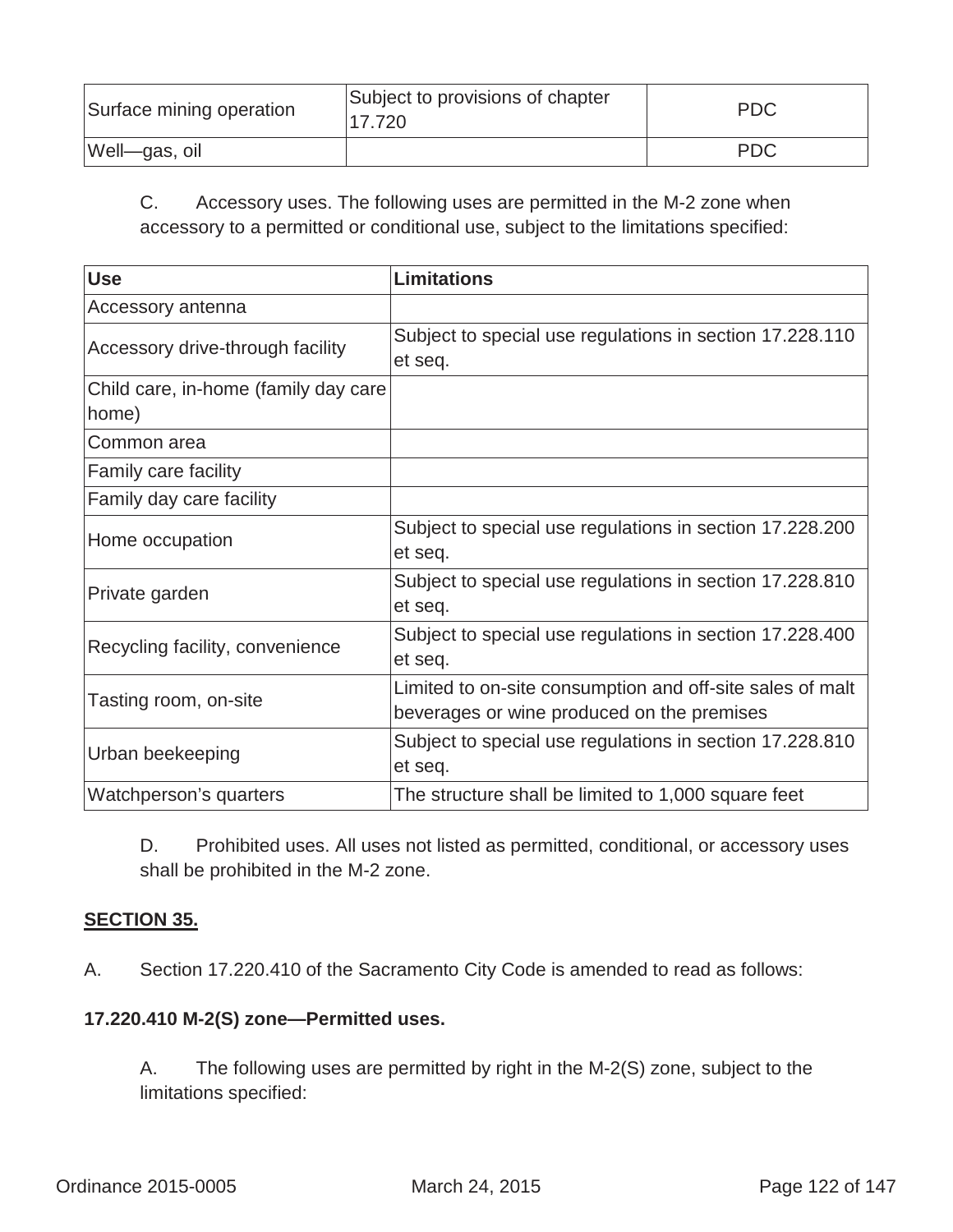| | | |
|---|---|---|
| Surface mining operation | Subject to provisions of chapter 17.720 | PDC |
| Well—gas, oil | | PDC |

C. Accessory uses. The following uses are permitted in the M-2 zone when accessory to a permitted or conditional use, subject to the limitations specified:

| Use | Limitations |
|---|---|
| Accessory antenna | |
| Accessory drive-through facility | Subject to special use regulations in section 17.228.110 et seq. |
| Child care, in-home (family day care home) | |
| Common area | |
| Family care facility | |
| Family day care facility | |
| Home occupation | Subject to special use regulations in section 17.228.200 et seq. |
| Private garden | Subject to special use regulations in section 17.228.810 et seq. |
| Recycling facility, convenience | Subject to special use regulations in section 17.228.400 et seq. |
| Tasting room, on-site | Limited to on-site consumption and off-site sales of malt beverages or wine produced on the premises |
| Urban beekeeping | Subject to special use regulations in section 17.228.810 et seq. |
| Watchperson's quarters | The structure shall be limited to 1,000 square feet |

D. Prohibited uses. All uses not listed as permitted, conditional, or accessory uses shall be prohibited in the M-2 zone.

**SECTION 35.**

A. Section 17.220.410 of the Sacramento City Code is amended to read as follows:

**17.220.410 M-2(S) zone—Permitted uses.**

A. The following uses are permitted by right in the M-2(S) zone, subject to the limitations specified: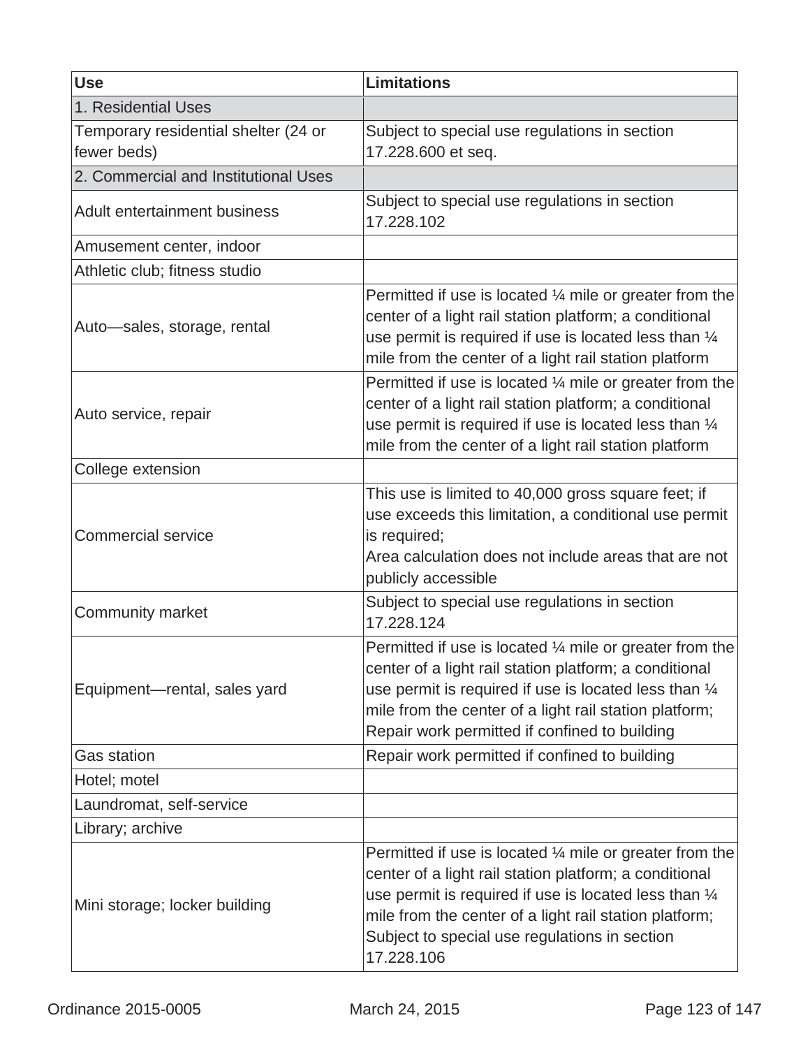| Use | Limitations |
| --- | --- |
| 1. Residential Uses | |
| Temporary residential shelter (24 or fewer beds) | Subject to special use regulations in section 17.228.600 et seq. |
| 2. Commercial and Institutional Uses | |
| Adult entertainment business | Subject to special use regulations in section 17.228.102 |
| Amusement center, indoor | |
| Athletic club; fitness studio | |
| Auto—sales, storage, rental | Permitted if use is located ¼ mile or greater from the center of a light rail station platform; a conditional use permit is required if use is located less than ¼ mile from the center of a light rail station platform |
| Auto service, repair | Permitted if use is located ¼ mile or greater from the center of a light rail station platform; a conditional use permit is required if use is located less than ¼ mile from the center of a light rail station platform |
| College extension | |
| Commercial service | This use is limited to 40,000 gross square feet; if use exceeds this limitation, a conditional use permit is required;<br>Area calculation does not include areas that are not publicly accessible |
| Community market | Subject to special use regulations in section 17.228.124 |
| Equipment—rental, sales yard | Permitted if use is located ¼ mile or greater from the center of a light rail station platform; a conditional use permit is required if use is located less than ¼ mile from the center of a light rail station platform;<br>Repair work permitted if confined to building |
| Gas station | Repair work permitted if confined to building |
| Hotel; motel | |
| Laundromat, self-service | |
| Library; archive | |
| Mini storage; locker building | Permitted if use is located ¼ mile or greater from the center of a light rail station platform; a conditional use permit is required if use is located less than ¼ mile from the center of a light rail station platform;<br>Subject to special use regulations in section 17.228.106 |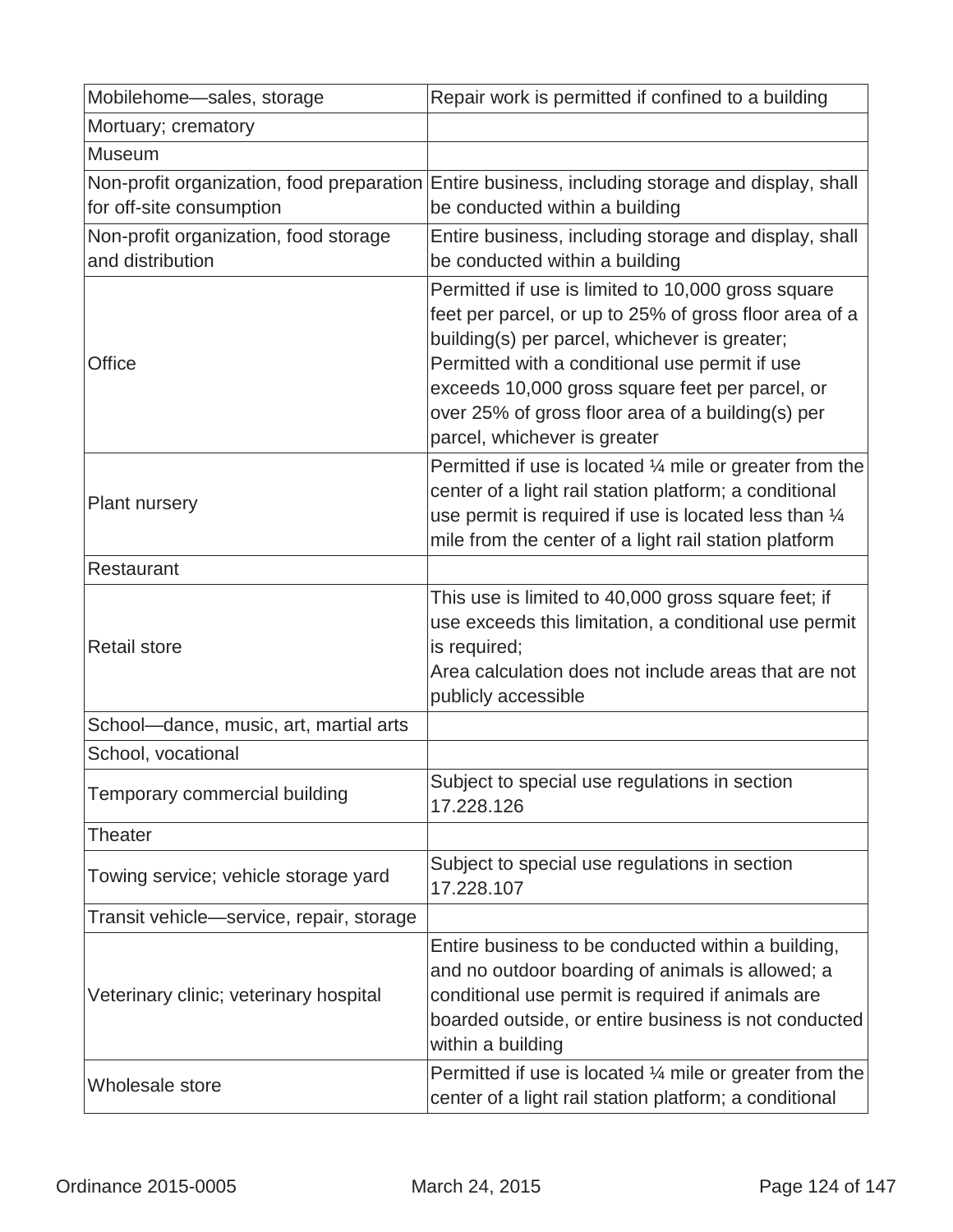| | |
|---|---|
| Mobilehome—sales, storage | Repair work is permitted if confined to a building |
| Mortuary; crematory | |
| Museum | |
| Non-profit organization, food preparation for off-site consumption | Entire business, including storage and display, shall be conducted within a building |
| Non-profit organization, food storage and distribution | Entire business, including storage and display, shall be conducted within a building |
| Office | Permitted if use is limited to 10,000 gross square feet per parcel, or up to 25% of gross floor area of a building(s) per parcel, whichever is greater; Permitted with a conditional use permit if use exceeds 10,000 gross square feet per parcel, or over 25% of gross floor area of a building(s) per parcel, whichever is greater |
| Plant nursery | Permitted if use is located ¼ mile or greater from the center of a light rail station platform; a conditional use permit is required if use is located less than ¼ mile from the center of a light rail station platform |
| Restaurant | |
| Retail store | This use is limited to 40,000 gross square feet; if use exceeds this limitation, a conditional use permit is required; Area calculation does not include areas that are not publicly accessible |
| School—dance, music, art, martial arts | |
| School, vocational | |
| Temporary commercial building | Subject to special use regulations in section 17.228.126 |
| Theater | |
| Towing service; vehicle storage yard | Subject to special use regulations in section 17.228.107 |
| Transit vehicle—service, repair, storage | |
| Veterinary clinic; veterinary hospital | Entire business to be conducted within a building, and no outdoor boarding of animals is allowed; a conditional use permit is required if animals are boarded outside, or entire business is not conducted within a building |
| Wholesale store | Permitted if use is located ¼ mile or greater from the center of a light rail station platform; a conditional |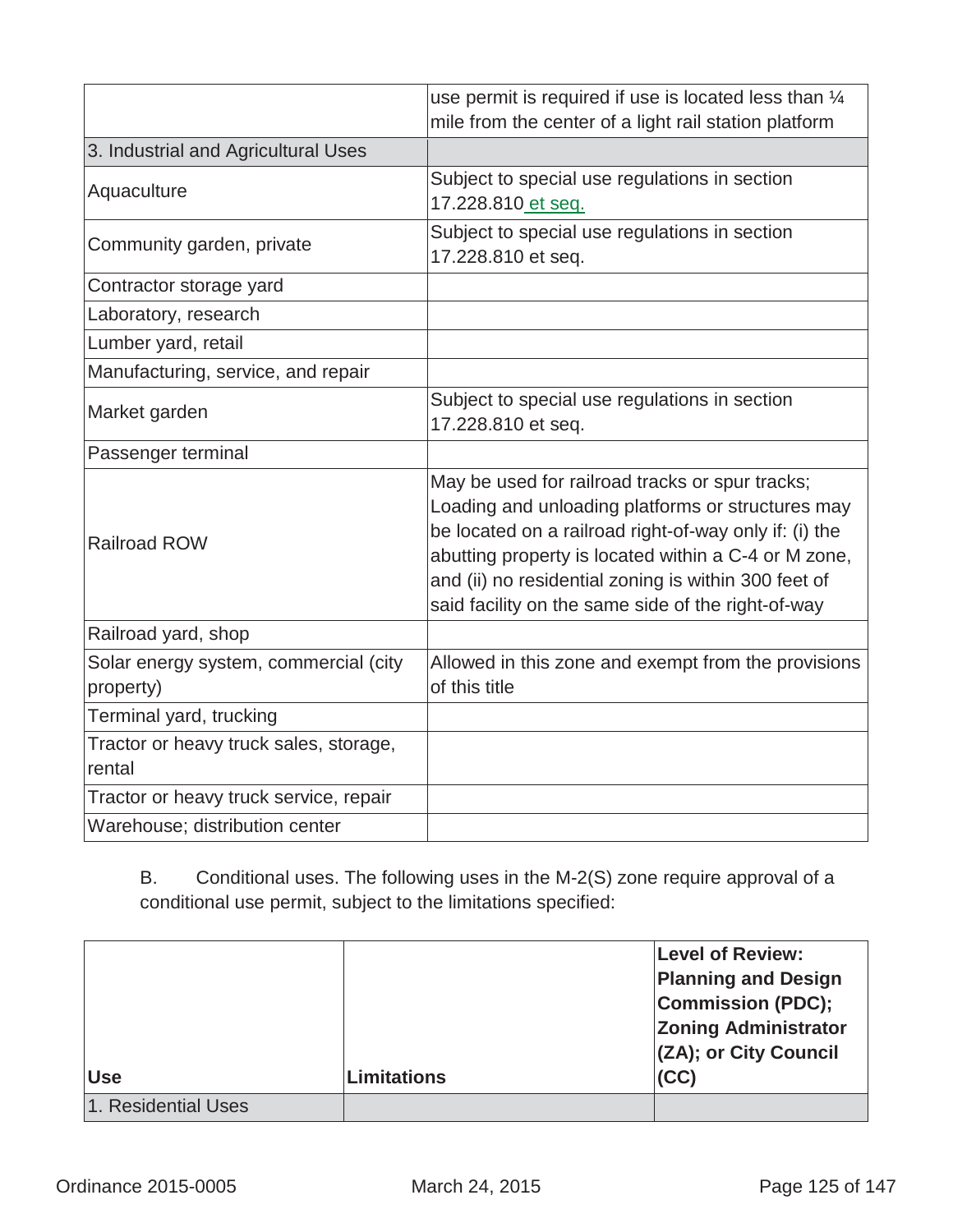| | |
|---|---|
| | use permit is required if use is located less than ¼ mile from the center of a light rail station platform |
| 3. Industrial and Agricultural Uses | |
| Aquaculture | Subject to special use regulations in section 17.228.810 et seq. |
| Community garden, private | Subject to special use regulations in section 17.228.810 et seq. |
| Contractor storage yard | |
| Laboratory, research | |
| Lumber yard, retail | |
| Manufacturing, service, and repair | |
| Market garden | Subject to special use regulations in section 17.228.810 et seq. |
| Passenger terminal | |
| Railroad ROW | May be used for railroad tracks or spur tracks; Loading and unloading platforms or structures may be located on a railroad right-of-way only if: (i) the abutting property is located within a C-4 or M zone, and (ii) no residential zoning is within 300 feet of said facility on the same side of the right-of-way |
| Railroad yard, shop | |
| Solar energy system, commercial (city property) | Allowed in this zone and exempt from the provisions of this title |
| Terminal yard, trucking | |
| Tractor or heavy truck sales, storage, rental | |
| Tractor or heavy truck service, repair | |
| Warehouse; distribution center | |

B. Conditional uses. The following uses in the M-2(S) zone require approval of a conditional use permit, subject to the limitations specified:

| Use | Limitations | Level of Review: Planning and Design Commission (PDC); Zoning Administrator (ZA); or City Council (CC) |
|---|---|---|
| 1. Residential Uses | | |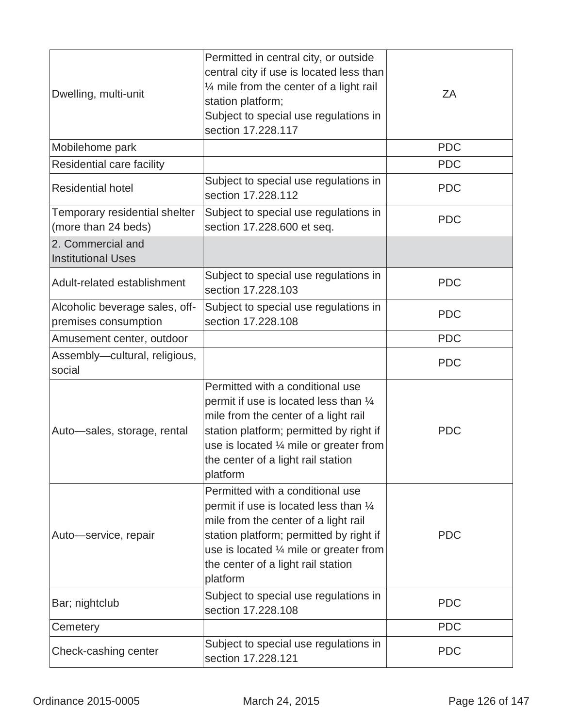| | | |
|---|---|---|
| Dwelling, multi-unit | Permitted in central city, or outside central city if use is located less than ¼ mile from the center of a light rail station platform;<br>Subject to special use regulations in section 17.228.117 | ZA |
| Mobilehome park | | PDC |
| Residential care facility | | PDC |
| Residential hotel | Subject to special use regulations in section 17.228.112 | PDC |
| Temporary residential shelter (more than 24 beds) | Subject to special use regulations in section 17.228.600 et seq. | PDC |
| 2. Commercial and Institutional Uses | | |
| Adult-related establishment | Subject to special use regulations in section 17.228.103 | PDC |
| Alcoholic beverage sales, off-premises consumption | Subject to special use regulations in section 17.228.108 | PDC |
| Amusement center, outdoor | | PDC |
| Assembly—cultural, religious, social | | PDC |
| Auto—sales, storage, rental | Permitted with a conditional use permit if use is located less than ¼ mile from the center of a light rail station platform; permitted by right if use is located ¼ mile or greater from the center of a light rail station platform | PDC |
| Auto—service, repair | Permitted with a conditional use permit if use is located less than ¼ mile from the center of a light rail station platform; permitted by right if use is located ¼ mile or greater from the center of a light rail station platform | PDC |
| Bar; nightclub | Subject to special use regulations in section 17.228.108 | PDC |
| Cemetery | | PDC |
| Check-cashing center | Subject to special use regulations in section 17.228.121 | PDC |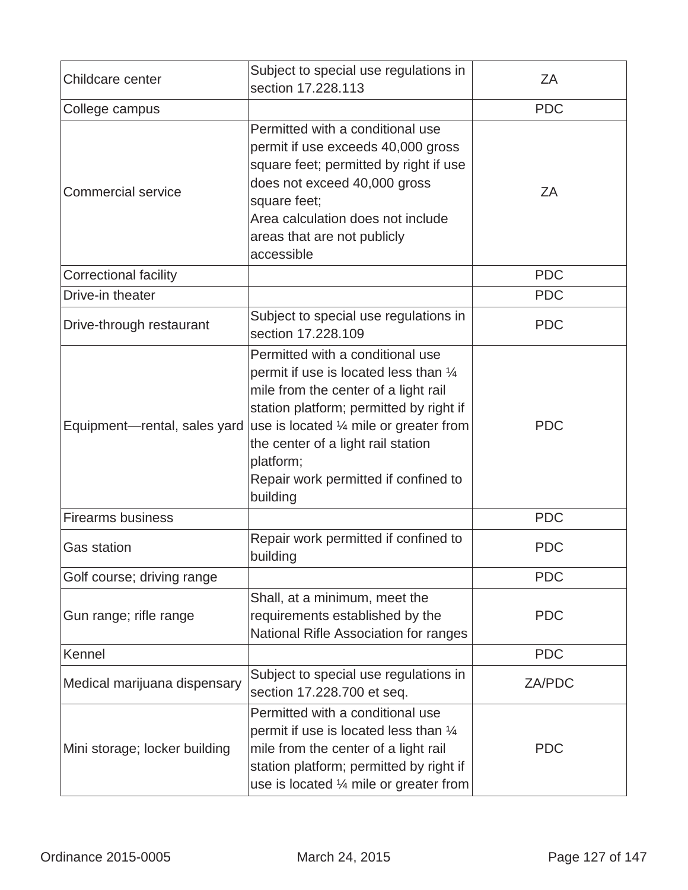| | | |
|---|---|---|
| Childcare center | Subject to special use regulations in section 17.228.113 | ZA |
| College campus | | PDC |
| Commercial service | Permitted with a conditional use permit if use exceeds 40,000 gross square feet; permitted by right if use does not exceed 40,000 gross square feet;<br>Area calculation does not include areas that are not publicly accessible | ZA |
| Correctional facility | | PDC |
| Drive-in theater | | PDC |
| Drive-through restaurant | Subject to special use regulations in section 17.228.109 | PDC |
| Equipment—rental, sales yard | Permitted with a conditional use permit if use is located less than ¼ mile from the center of a light rail station platform; permitted by right if use is located ¼ mile or greater from the center of a light rail station platform;<br>Repair work permitted if confined to building | PDC |
| Firearms business | | PDC |
| Gas station | Repair work permitted if confined to building | PDC |
| Golf course; driving range | | PDC |
| Gun range; rifle range | Shall, at a minimum, meet the requirements established by the National Rifle Association for ranges | PDC |
| Kennel | | PDC |
| Medical marijuana dispensary | Subject to special use regulations in section 17.228.700 et seq. | ZA/PDC |
| Mini storage; locker building | Permitted with a conditional use permit if use is located less than ¼ mile from the center of a light rail station platform; permitted by right if use is located ¼ mile or greater from | PDC |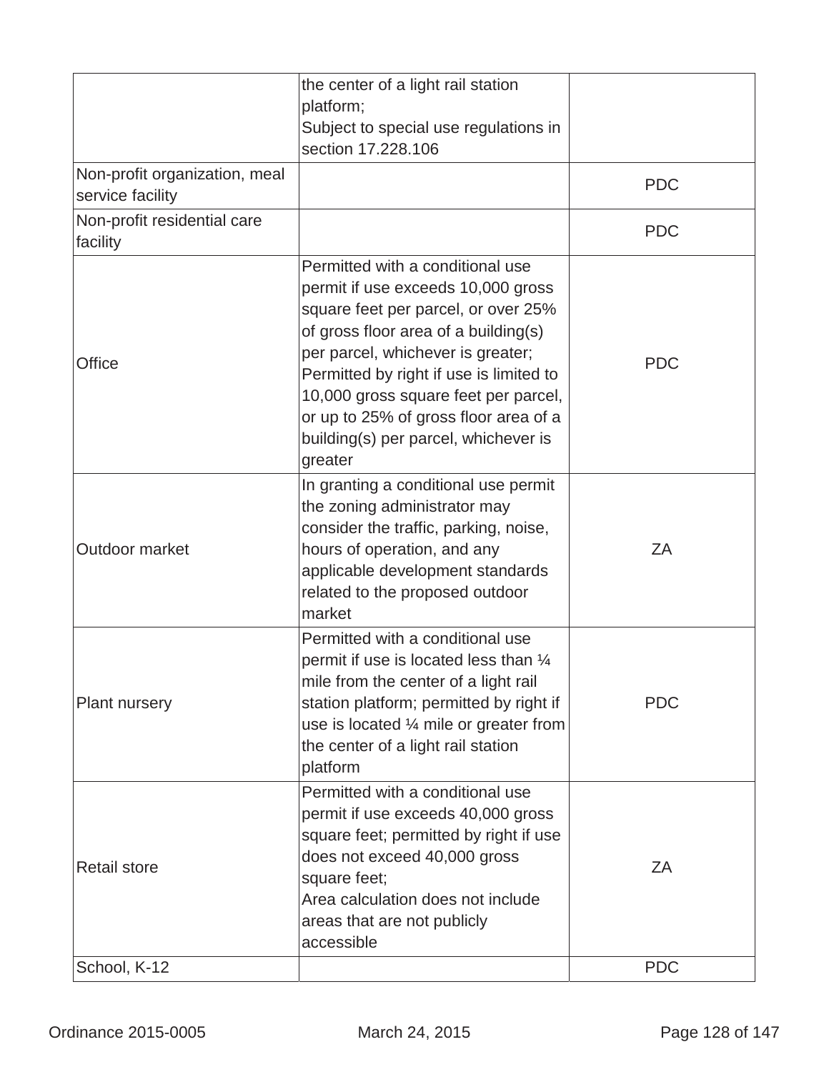| | | |
|---|---|---|
| | the center of a light rail station platform;<br>Subject to special use regulations in section 17.228.106 | |
| Non-profit organization, meal service facility | | PDC |
| Non-profit residential care facility | | PDC |
| Office | Permitted with a conditional use permit if use exceeds 10,000 gross square feet per parcel, or over 25% of gross floor area of a building(s) per parcel, whichever is greater;<br>Permitted by right if use is limited to 10,000 gross square feet per parcel, or up to 25% of gross floor area of a building(s) per parcel, whichever is greater | PDC |
| Outdoor market | In granting a conditional use permit the zoning administrator may consider the traffic, parking, noise, hours of operation, and any applicable development standards related to the proposed outdoor market | ZA |
| Plant nursery | Permitted with a conditional use permit if use is located less than ¼ mile from the center of a light rail station platform; permitted by right if use is located ¼ mile or greater from the center of a light rail station platform | PDC |
| Retail store | Permitted with a conditional use permit if use exceeds 40,000 gross square feet; permitted by right if use does not exceed 40,000 gross square feet;<br>Area calculation does not include areas that are not publicly accessible | ZA |
| School, K-12 | | PDC |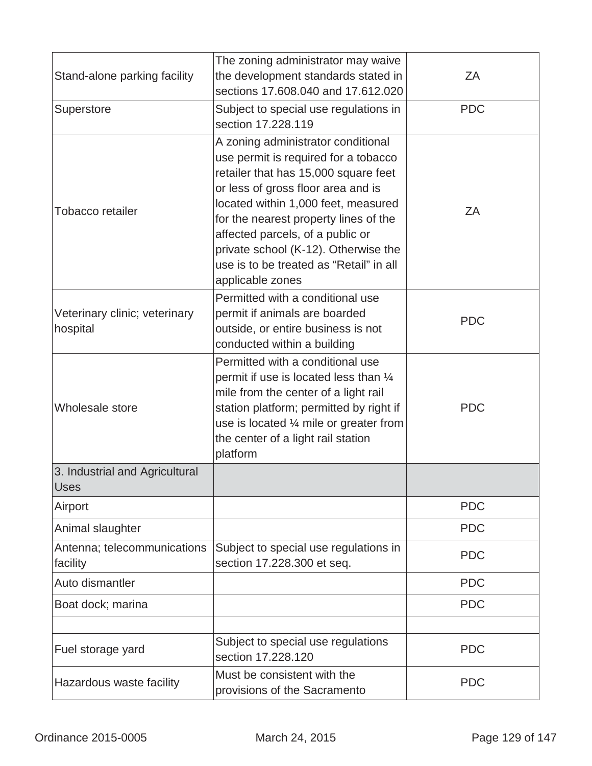| | | |
|---|---|---|
| Stand-alone parking facility | The zoning administrator may waive the development standards stated in sections 17.608.040 and 17.612.020 | ZA |
| Superstore | Subject to special use regulations in section 17.228.119 | PDC |
| Tobacco retailer | A zoning administrator conditional use permit is required for a tobacco retailer that has 15,000 square feet or less of gross floor area and is located within 1,000 feet, measured for the nearest property lines of the affected parcels, of a public or private school (K-12). Otherwise the use is to be treated as “Retail” in all applicable zones | ZA |
| Veterinary clinic; veterinary hospital | Permitted with a conditional use permit if animals are boarded outside, or entire business is not conducted within a building | PDC |
| Wholesale store | Permitted with a conditional use permit if use is located less than ¼ mile from the center of a light rail station platform; permitted by right if use is located ¼ mile or greater from the center of a light rail station platform | PDC |
| 3. Industrial and Agricultural Uses | | |
| Airport | | PDC |
| Animal slaughter | | PDC |
| Antenna; telecommunications facility | Subject to special use regulations in section 17.228.300 et seq. | PDC |
| Auto dismantler | | PDC |
| Boat dock; marina | | PDC |
| | | |
| Fuel storage yard | Subject to special use regulations section 17.228.120 | PDC |
| Hazardous waste facility | Must be consistent with the provisions of the Sacramento | PDC |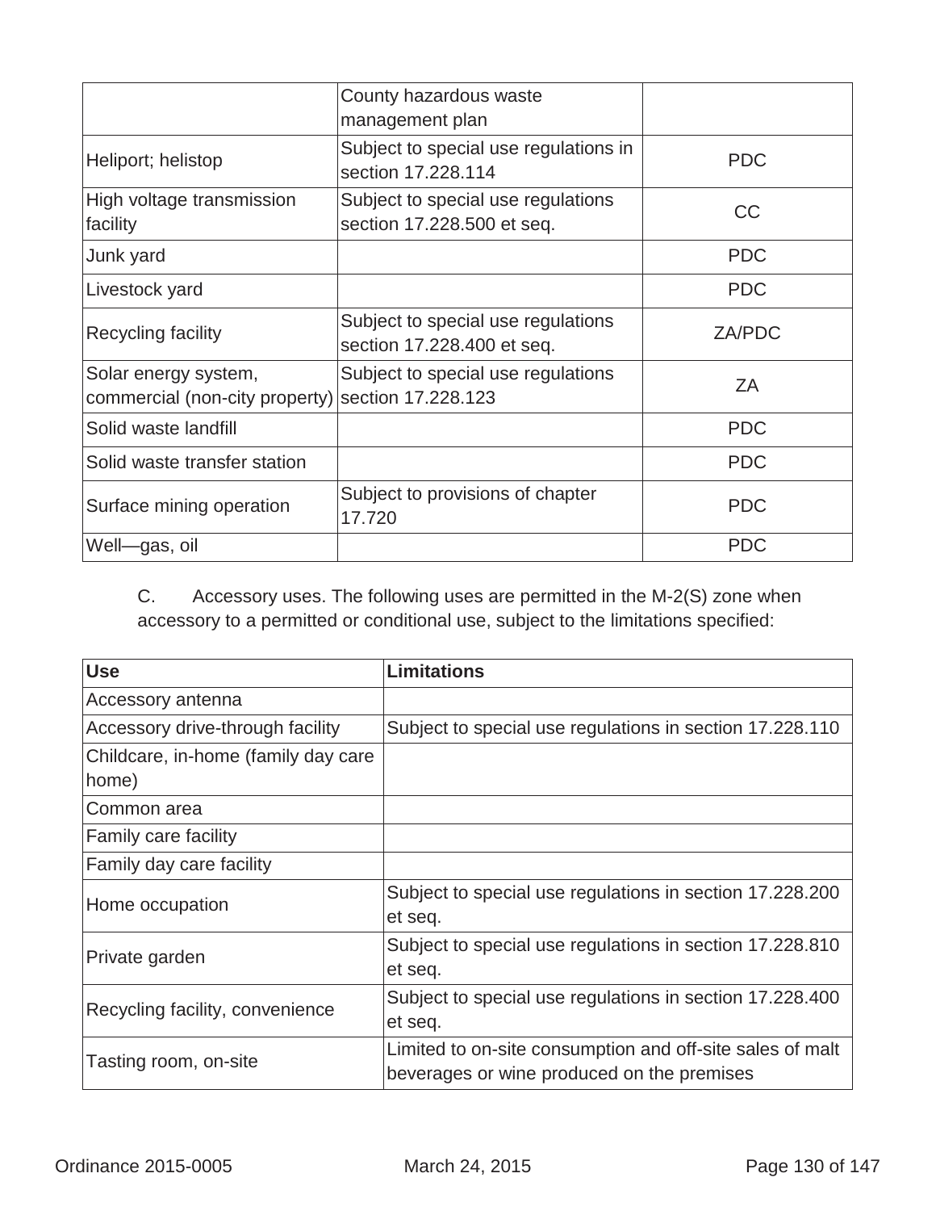| | | |
|---|---|---|
| | County hazardous waste management plan | |
| Heliport; helistop | Subject to special use regulations in section 17.228.114 | PDC |
| High voltage transmission facility | Subject to special use regulations section 17.228.500 et seq. | CC |
| Junk yard | | PDC |
| Livestock yard | | PDC |
| Recycling facility | Subject to special use regulations section 17.228.400 et seq. | ZA/PDC |
| Solar energy system, commercial (non-city property) | Subject to special use regulations section 17.228.123 | ZA |
| Solid waste landfill | | PDC |
| Solid waste transfer station | | PDC |
| Surface mining operation | Subject to provisions of chapter 17.720 | PDC |
| Well—gas, oil | | PDC |

C. Accessory uses. The following uses are permitted in the M-2(S) zone when accessory to a permitted or conditional use, subject to the limitations specified:

| Use | Limitations |
|---|---|
| Accessory antenna | |
| Accessory drive-through facility | Subject to special use regulations in section 17.228.110 |
| Childcare, in-home (family day care home) | |
| Common area | |
| Family care facility | |
| Family day care facility | |
| Home occupation | Subject to special use regulations in section 17.228.200 et seq. |
| Private garden | Subject to special use regulations in section 17.228.810 et seq. |
| Recycling facility, convenience | Subject to special use regulations in section 17.228.400 et seq. |
| Tasting room, on-site | Limited to on-site consumption and off-site sales of malt beverages or wine produced on the premises |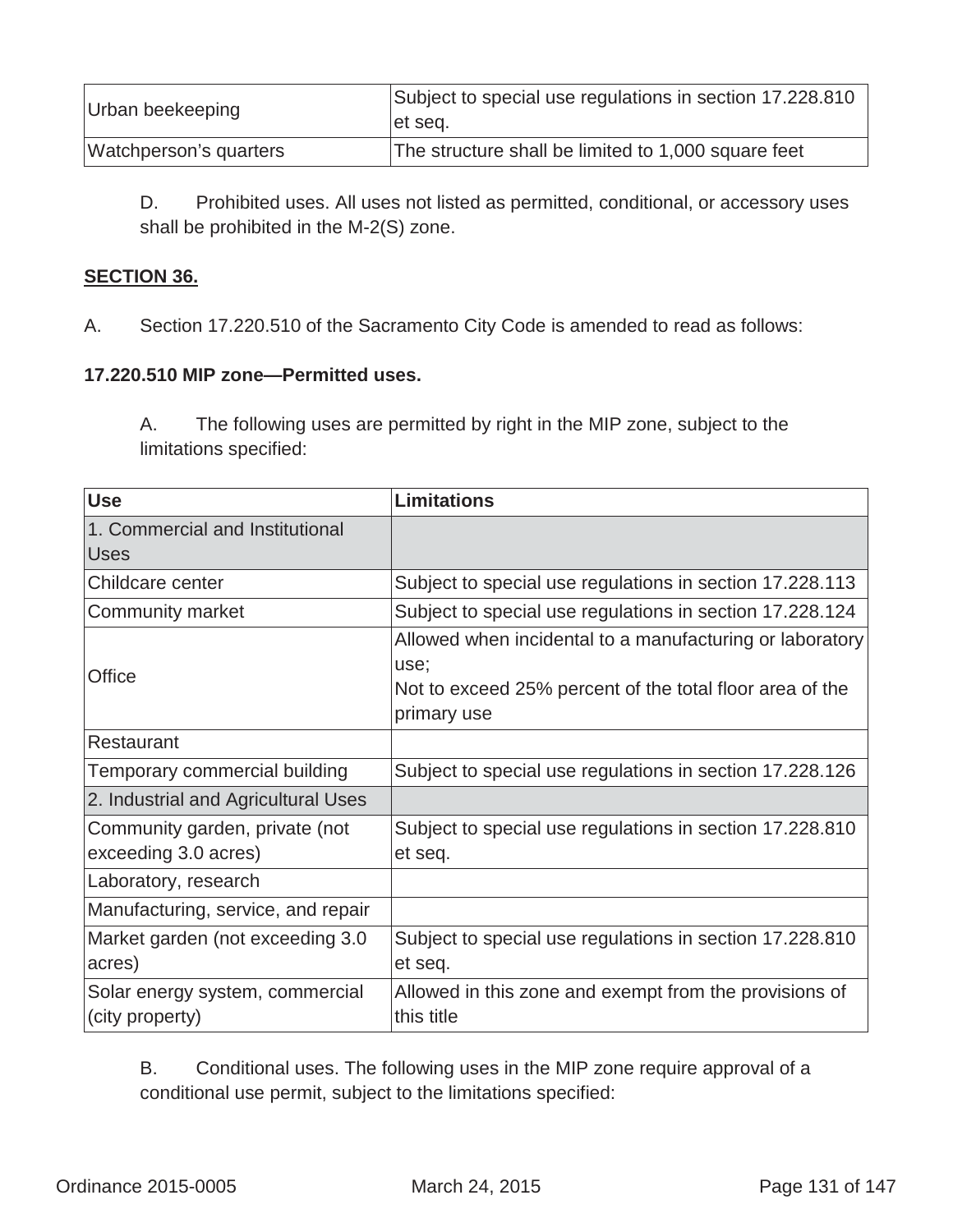| | |
|---|---|
| Urban beekeeping | Subject to special use regulations in section 17.228.810 et seq. |
| Watchperson's quarters | The structure shall be limited to 1,000 square feet |

D. Prohibited uses. All uses not listed as permitted, conditional, or accessory uses shall be prohibited in the M-2(S) zone.

**SECTION 36.**

A. Section 17.220.510 of the Sacramento City Code is amended to read as follows:

**17.220.510 MIP zone—Permitted uses.**

A. The following uses are permitted by right in the MIP zone, subject to the limitations specified:

| Use | Limitations |
|---|---|
| 1. Commercial and Institutional Uses | |
| Childcare center | Subject to special use regulations in section 17.228.113 |
| Community market | Subject to special use regulations in section 17.228.124 |
| Office | Allowed when incidental to a manufacturing or laboratory use;<br>Not to exceed 25% percent of the total floor area of the primary use |
| Restaurant | |
| Temporary commercial building | Subject to special use regulations in section 17.228.126 |
| 2. Industrial and Agricultural Uses | |
| Community garden, private (not exceeding 3.0 acres) | Subject to special use regulations in section 17.228.810 et seq. |
| Laboratory, research | |
| Manufacturing, service, and repair | |
| Market garden (not exceeding 3.0 acres) | Subject to special use regulations in section 17.228.810 et seq. |
| Solar energy system, commercial (city property) | Allowed in this zone and exempt from the provisions of this title |

B. Conditional uses. The following uses in the MIP zone require approval of a conditional use permit, subject to the limitations specified: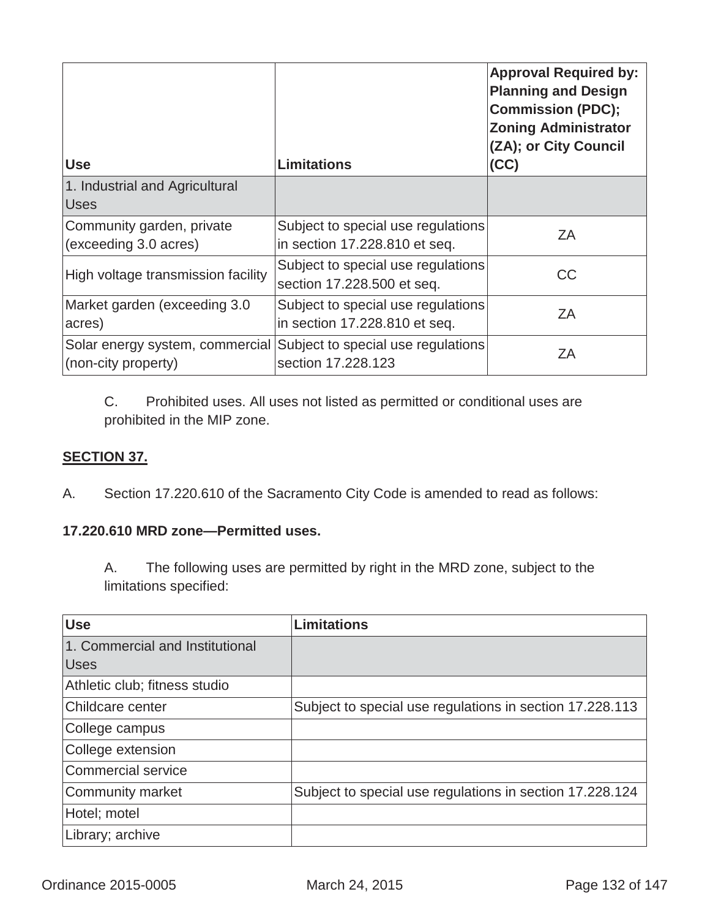| Use | Limitations | Approval Required by: Planning and Design Commission (PDC); Zoning Administrator (ZA); or City Council (CC) |
|---|---|---|
| 1. Industrial and Agricultural Uses | | |
| Community garden, private (exceeding 3.0 acres) | Subject to special use regulations in section 17.228.810 et seq. | ZA |
| High voltage transmission facility | Subject to special use regulations section 17.228.500 et seq. | CC |
| Market garden (exceeding 3.0 acres) | Subject to special use regulations in section 17.228.810 et seq. | ZA |
| Solar energy system, commercial (non-city property) | Subject to special use regulations section 17.228.123 | ZA |

C. Prohibited uses. All uses not listed as permitted or conditional uses are prohibited in the MIP zone.

**SECTION 37.**

A. Section 17.220.610 of the Sacramento City Code is amended to read as follows:

**17.220.610 MRD zone—Permitted uses.**

A. The following uses are permitted by right in the MRD zone, subject to the limitations specified:

| Use | Limitations |
|---|---|
| 1. Commercial and Institutional Uses | |
| Athletic club; fitness studio | |
| Childcare center | Subject to special use regulations in section 17.228.113 |
| College campus | |
| College extension | |
| Commercial service | |
| Community market | Subject to special use regulations in section 17.228.124 |
| Hotel; motel | |
| Library; archive | |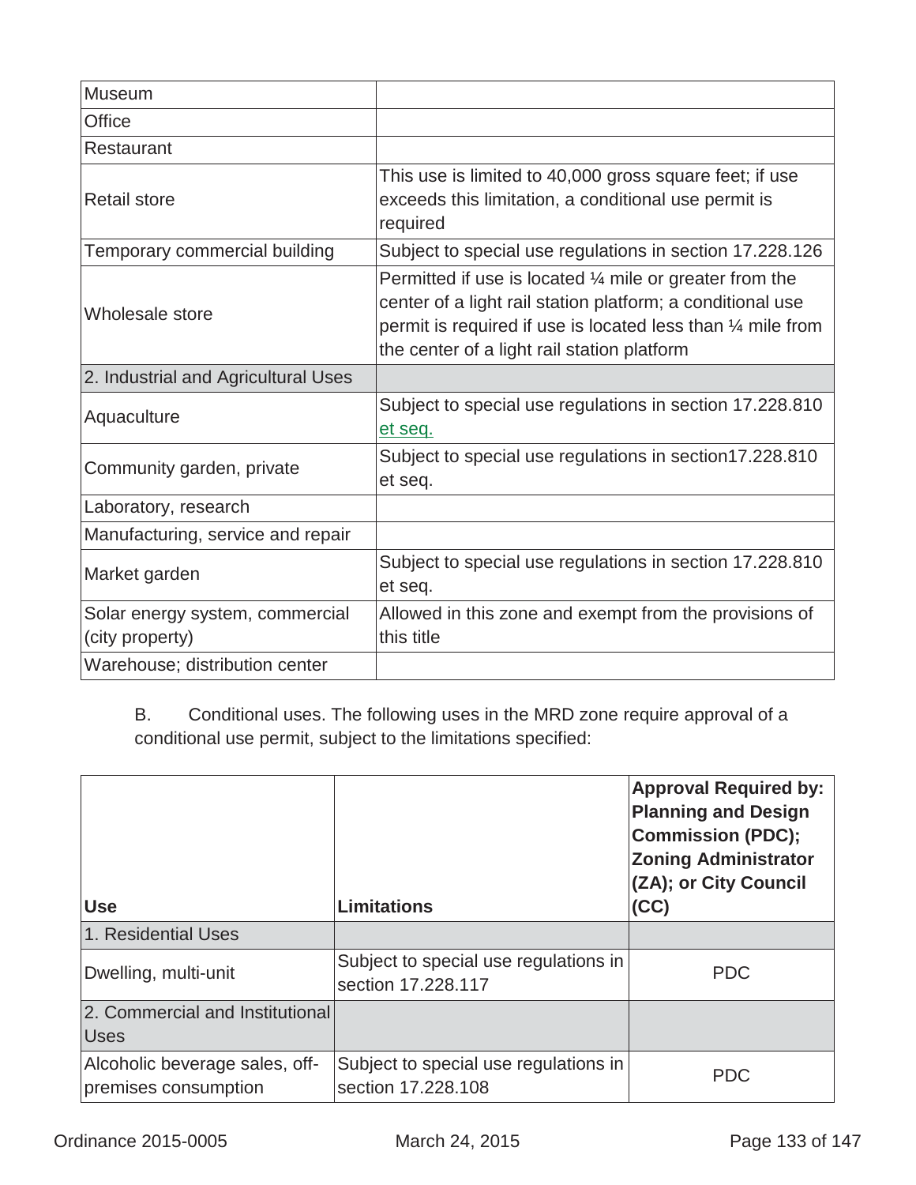| | |
|---|---|
| Museum | |
| Office | |
| Restaurant | |
| Retail store | This use is limited to 40,000 gross square feet; if use exceeds this limitation, a conditional use permit is required |
| Temporary commercial building | Subject to special use regulations in section 17.228.126 |
| Wholesale store | Permitted if use is located ¼ mile or greater from the center of a light rail station platform; a conditional use permit is required if use is located less than ¼ mile from the center of a light rail station platform |
| 2. Industrial and Agricultural Uses | |
| Aquaculture | Subject to special use regulations in section 17.228.810 et seq. |
| Community garden, private | Subject to special use regulations in section17.228.810 et seq. |
| Laboratory, research | |
| Manufacturing, service and repair | |
| Market garden | Subject to special use regulations in section 17.228.810 et seq. |
| Solar energy system, commercial (city property) | Allowed in this zone and exempt from the provisions of this title |
| Warehouse; distribution center | |

B. Conditional uses. The following uses in the MRD zone require approval of a conditional use permit, subject to the limitations specified:

| **Use** | **Limitations** | **Approval Required by: Planning and Design Commission (PDC); Zoning Administrator (ZA); or City Council (CC)** |
|---|---|---|
| 1. Residential Uses | | |
| Dwelling, multi-unit | Subject to special use regulations in section 17.228.117 | PDC |
| 2. Commercial and Institutional Uses | | |
| Alcoholic beverage sales, off-premises consumption | Subject to special use regulations in section 17.228.108 | PDC |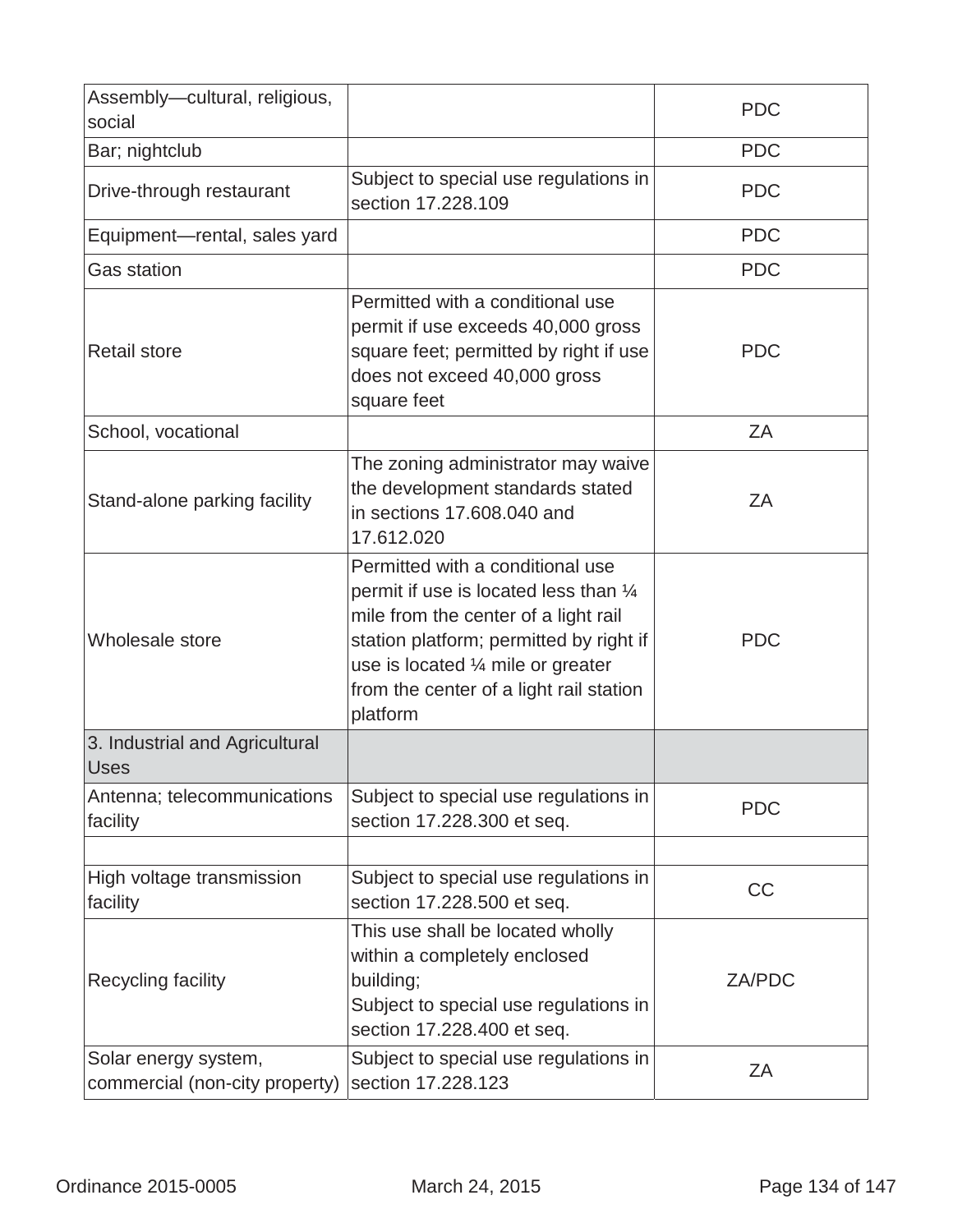| | | |
|---|---|---|
| Assembly—cultural, religious, social | | PDC |
| Bar; nightclub | | PDC |
| Drive-through restaurant | Subject to special use regulations in section 17.228.109 | PDC |
| Equipment—rental, sales yard | | PDC |
| Gas station | | PDC |
| Retail store | Permitted with a conditional use permit if use exceeds 40,000 gross square feet; permitted by right if use does not exceed 40,000 gross square feet | PDC |
| School, vocational | | ZA |
| Stand-alone parking facility | The zoning administrator may waive the development standards stated in sections 17.608.040 and 17.612.020 | ZA |
| Wholesale store | Permitted with a conditional use permit if use is located less than ¼ mile from the center of a light rail station platform; permitted by right if use is located ¼ mile or greater from the center of a light rail station platform | PDC |
| 3. Industrial and Agricultural Uses | | |
| Antenna; telecommunications facility | Subject to special use regulations in section 17.228.300 et seq. | PDC |
| | | |
| High voltage transmission facility | Subject to special use regulations in section 17.228.500 et seq. | CC |
| Recycling facility | This use shall be located wholly within a completely enclosed building; Subject to special use regulations in section 17.228.400 et seq. | ZA/PDC |
| Solar energy system, commercial (non-city property) | Subject to special use regulations in section 17.228.123 | ZA |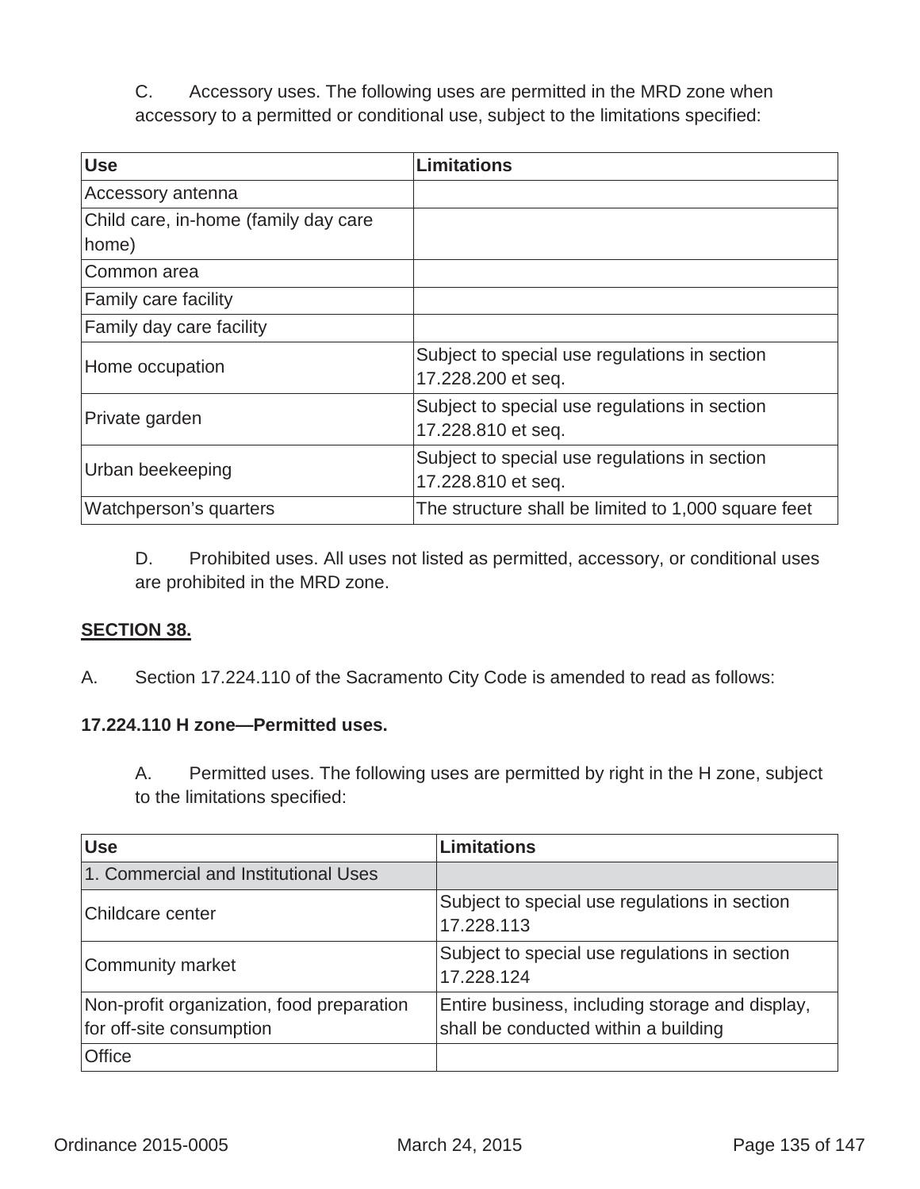C. Accessory uses. The following uses are permitted in the MRD zone when accessory to a permitted or conditional use, subject to the limitations specified:

| Use | Limitations |
|---|---|
| Accessory antenna | |
| Child care, in-home (family day care home) | |
| Common area | |
| Family care facility | |
| Family day care facility | |
| Home occupation | Subject to special use regulations in section 17.228.200 et seq. |
| Private garden | Subject to special use regulations in section 17.228.810 et seq. |
| Urban beekeeping | Subject to special use regulations in section 17.228.810 et seq. |
| Watchperson's quarters | The structure shall be limited to 1,000 square feet |

D. Prohibited uses. All uses not listed as permitted, accessory, or conditional uses are prohibited in the MRD zone.

**SECTION 38.**

A. Section 17.224.110 of the Sacramento City Code is amended to read as follows:

**17.224.110 H zone—Permitted uses.**

A. Permitted uses. The following uses are permitted by right in the H zone, subject to the limitations specified:

| Use | Limitations |
|---|---|
| 1. Commercial and Institutional Uses | |
| Childcare center | Subject to special use regulations in section 17.228.113 |
| Community market | Subject to special use regulations in section 17.228.124 |
| Non-profit organization, food preparation for off-site consumption | Entire business, including storage and display, shall be conducted within a building |
| Office | |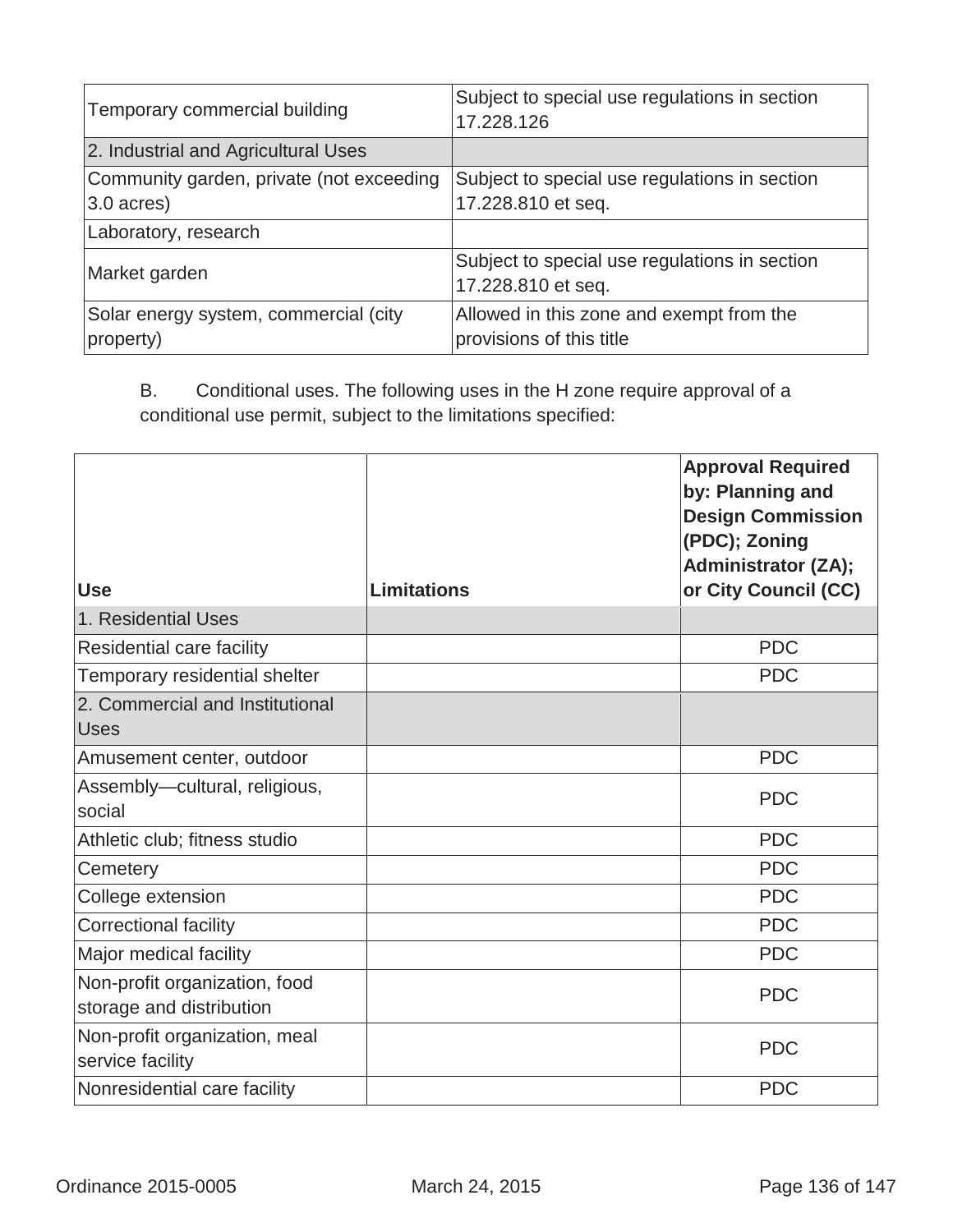| Temporary commercial building | Subject to special use regulations in section 17.228.126 |
|---|---|
| 2. Industrial and Agricultural Uses | |
| Community garden, private (not exceeding 3.0 acres) | Subject to special use regulations in section 17.228.810 et seq. |
| Laboratory, research | |
| Market garden | Subject to special use regulations in section 17.228.810 et seq. |
| Solar energy system, commercial (city property) | Allowed in this zone and exempt from the provisions of this title |

B. Conditional uses. The following uses in the H zone require approval of a conditional use permit, subject to the limitations specified:

| Use | Limitations | Approval Required by: Planning and Design Commission (PDC); Zoning Administrator (ZA); or City Council (CC) |
|---|---|---|
| 1. Residential Uses | | |
| Residential care facility | | PDC |
| Temporary residential shelter | | PDC |
| 2. Commercial and Institutional Uses | | |
| Amusement center, outdoor | | PDC |
| Assembly—cultural, religious, social | | PDC |
| Athletic club; fitness studio | | PDC |
| Cemetery | | PDC |
| College extension | | PDC |
| Correctional facility | | PDC |
| Major medical facility | | PDC |
| Non-profit organization, food storage and distribution | | PDC |
| Non-profit organization, meal service facility | | PDC |
| Nonresidential care facility | | PDC |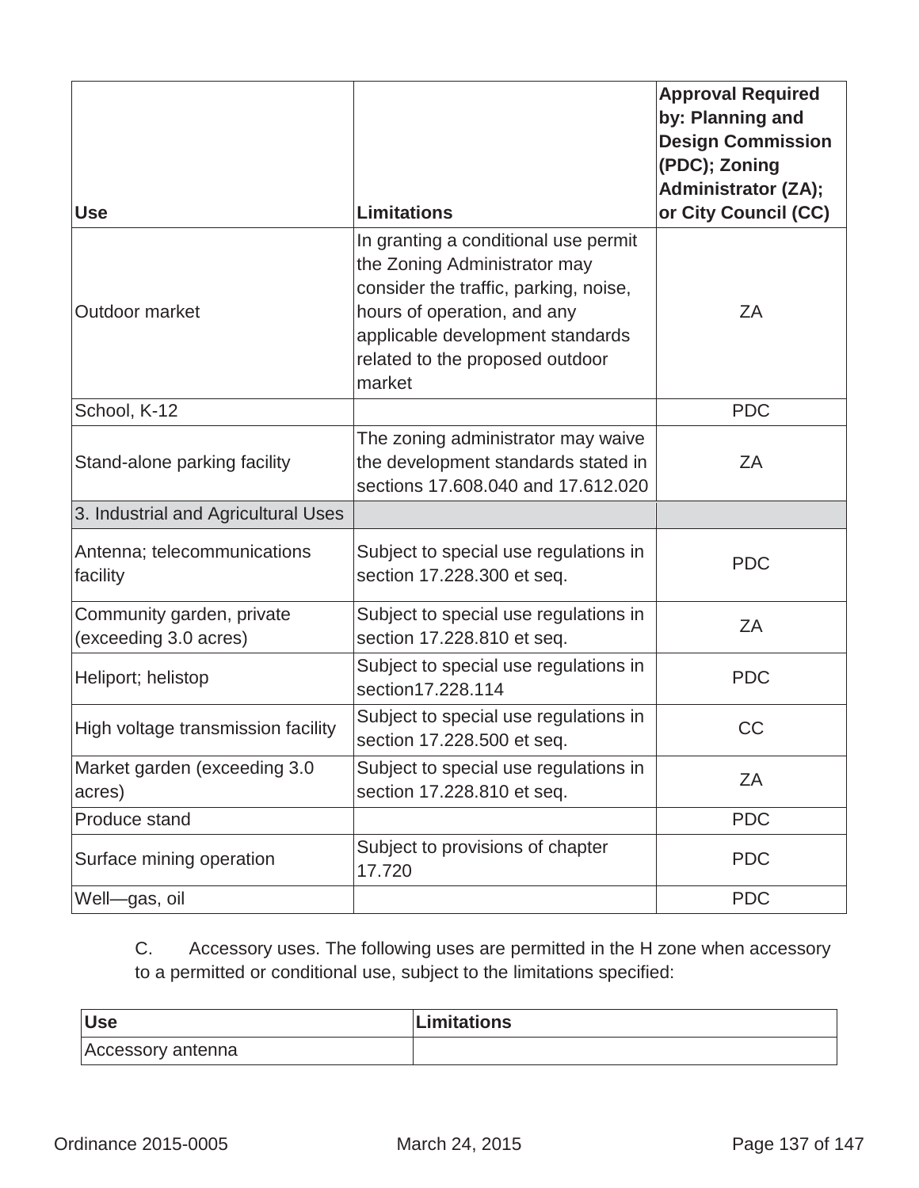| Use | Limitations | Approval Required by: Planning and Design Commission (PDC); Zoning Administrator (ZA); or City Council (CC) |
|---|---|---|
| Outdoor market | In granting a conditional use permit the Zoning Administrator may consider the traffic, parking, noise, hours of operation, and any applicable development standards related to the proposed outdoor market | ZA |
| School, K-12 | | PDC |
| Stand-alone parking facility | The zoning administrator may waive the development standards stated in sections 17.608.040 and 17.612.020 | ZA |
| 3. Industrial and Agricultural Uses | | |
| Antenna; telecommunications facility | Subject to special use regulations in section 17.228.300 et seq. | PDC |
| Community garden, private (exceeding 3.0 acres) | Subject to special use regulations in section 17.228.810 et seq. | ZA |
| Heliport; helistop | Subject to special use regulations in section17.228.114 | PDC |
| High voltage transmission facility | Subject to special use regulations in section 17.228.500 et seq. | CC |
| Market garden (exceeding 3.0 acres) | Subject to special use regulations in section 17.228.810 et seq. | ZA |
| Produce stand | | PDC |
| Surface mining operation | Subject to provisions of chapter 17.720 | PDC |
| Well—gas, oil | | PDC |

C. Accessory uses. The following uses are permitted in the H zone when accessory to a permitted or conditional use, subject to the limitations specified:

| Use | Limitations |
|---|---|
| Accessory antenna | |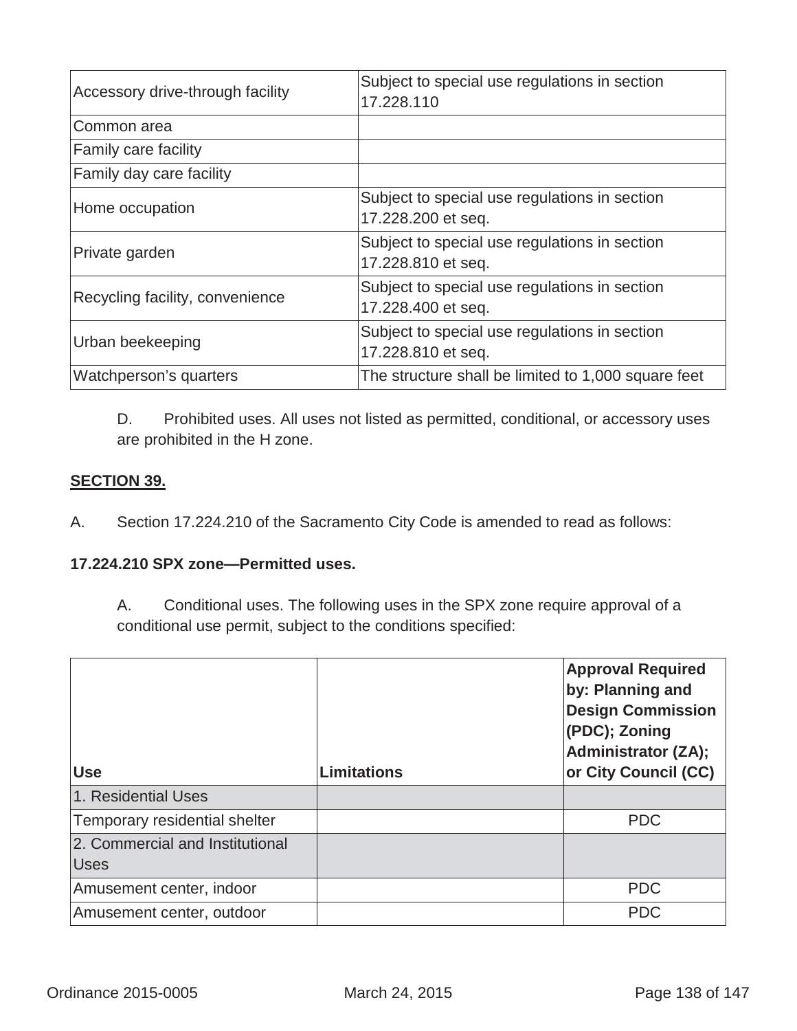| | |
|---|---|
| Accessory drive-through facility | Subject to special use regulations in section 17.228.110 |
| Common area | |
| Family care facility | |
| Family day care facility | |
| Home occupation | Subject to special use regulations in section 17.228.200 et seq. |
| Private garden | Subject to special use regulations in section 17.228.810 et seq. |
| Recycling facility, convenience | Subject to special use regulations in section 17.228.400 et seq. |
| Urban beekeeping | Subject to special use regulations in section 17.228.810 et seq. |
| Watchperson's quarters | The structure shall be limited to 1,000 square feet |

D. Prohibited uses. All uses not listed as permitted, conditional, or accessory uses are prohibited in the H zone.

**SECTION 39.**

A. Section 17.224.210 of the Sacramento City Code is amended to read as follows:

**17.224.210 SPX zone—Permitted uses.**

A. Conditional uses. The following uses in the SPX zone require approval of a conditional use permit, subject to the conditions specified:

| Use | Limitations | Approval Required by: Planning and Design Commission (PDC); Zoning Administrator (ZA); or City Council (CC) |
|---|---|---|
| 1. Residential Uses | | |
| Temporary residential shelter | | PDC |
| 2. Commercial and Institutional Uses | | |
| Amusement center, indoor | | PDC |
| Amusement center, outdoor | | PDC |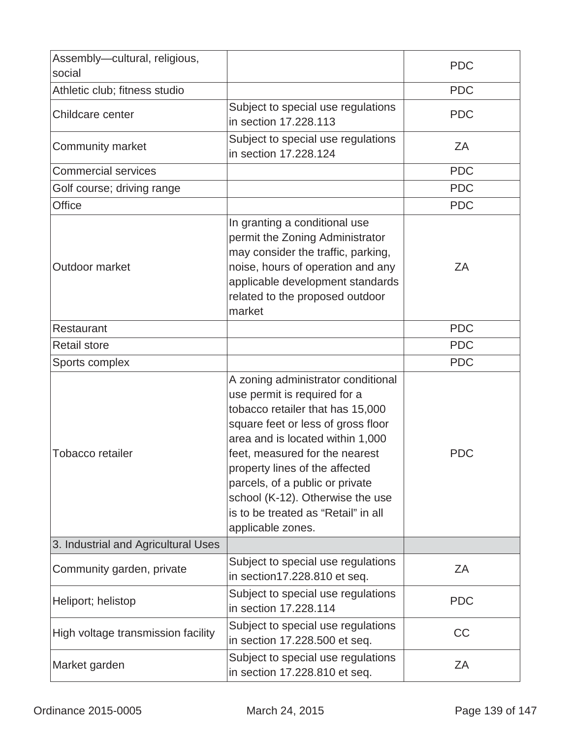| Assembly—cultural, religious, social | | PDC |
|---|---|---|
| Athletic club; fitness studio | | PDC |
| Childcare center | Subject to special use regulations in section 17.228.113 | PDC |
| Community market | Subject to special use regulations in section 17.228.124 | ZA |
| Commercial services | | PDC |
| Golf course; driving range | | PDC |
| Office | | PDC |
| Outdoor market | In granting a conditional use permit the Zoning Administrator may consider the traffic, parking, noise, hours of operation and any applicable development standards related to the proposed outdoor market | ZA |
| Restaurant | | PDC |
| Retail store | | PDC |
| Sports complex | | PDC |
| Tobacco retailer | A zoning administrator conditional use permit is required for a tobacco retailer that has 15,000 square feet or less of gross floor area and is located within 1,000 feet, measured for the nearest property lines of the affected parcels, of a public or private school (K-12). Otherwise the use is to be treated as "Retail" in all applicable zones. | PDC |
| 3. Industrial and Agricultural Uses | | |
| Community garden, private | Subject to special use regulations in section17.228.810 et seq. | ZA |
| Heliport; helistop | Subject to special use regulations in section 17.228.114 | PDC |
| High voltage transmission facility | Subject to special use regulations in section 17.228.500 et seq. | CC |
| Market garden | Subject to special use regulations in section 17.228.810 et seq. | ZA |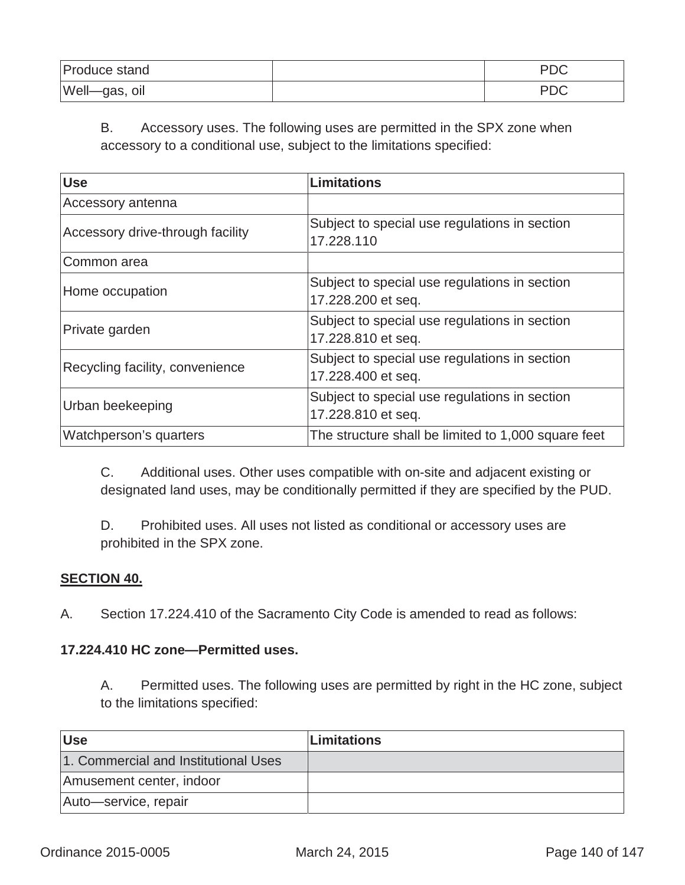| Produce stand | | PDC |
|---|---|---|
| Well—gas, oil | | PDC |

B. Accessory uses. The following uses are permitted in the SPX zone when accessory to a conditional use, subject to the limitations specified:

| Use | Limitations |
|---|---|
| Accessory antenna | |
| Accessory drive-through facility | Subject to special use regulations in section 17.228.110 |
| Common area | |
| Home occupation | Subject to special use regulations in section 17.228.200 et seq. |
| Private garden | Subject to special use regulations in section 17.228.810 et seq. |
| Recycling facility, convenience | Subject to special use regulations in section 17.228.400 et seq. |
| Urban beekeeping | Subject to special use regulations in section 17.228.810 et seq. |
| Watchperson's quarters | The structure shall be limited to 1,000 square feet |

C. Additional uses. Other uses compatible with on-site and adjacent existing or designated land uses, may be conditionally permitted if they are specified by the PUD.

D. Prohibited uses. All uses not listed as conditional or accessory uses are prohibited in the SPX zone.

**SECTION 40.**

A. Section 17.224.410 of the Sacramento City Code is amended to read as follows:

**17.224.410 HC zone—Permitted uses.**

A. Permitted uses. The following uses are permitted by right in the HC zone, subject to the limitations specified:

| Use | Limitations |
|---|---|
| 1. Commercial and Institutional Uses | |
| Amusement center, indoor | |
| Auto—service, repair | |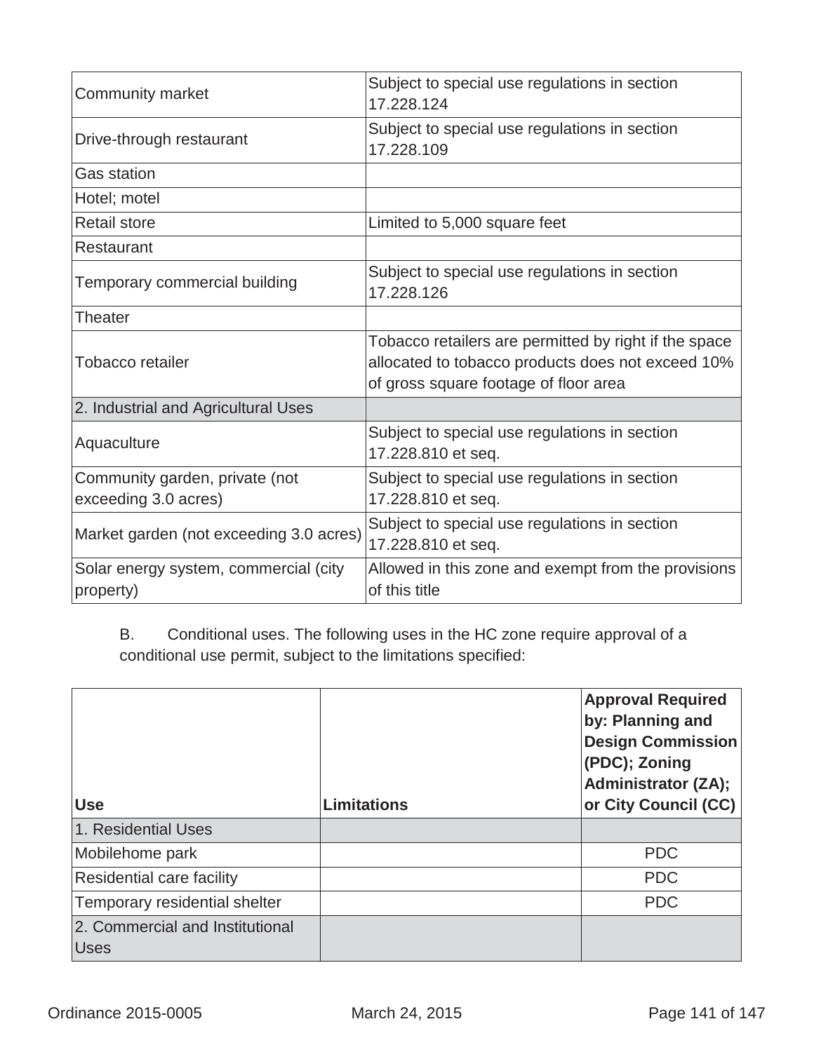| | |
|---|---|
| Community market | Subject to special use regulations in section 17.228.124 |
| Drive-through restaurant | Subject to special use regulations in section 17.228.109 |
| Gas station | |
| Hotel; motel | |
| Retail store | Limited to 5,000 square feet |
| Restaurant | |
| Temporary commercial building | Subject to special use regulations in section 17.228.126 |
| Theater | |
| Tobacco retailer | Tobacco retailers are permitted by right if the space allocated to tobacco products does not exceed 10% of gross square footage of floor area |
| 2. Industrial and Agricultural Uses | |
| Aquaculture | Subject to special use regulations in section 17.228.810 et seq. |
| Community garden, private (not exceeding 3.0 acres) | Subject to special use regulations in section 17.228.810 et seq. |
| Market garden (not exceeding 3.0 acres) | Subject to special use regulations in section 17.228.810 et seq. |
| Solar energy system, commercial (city property) | Allowed in this zone and exempt from the provisions of this title |

B. Conditional uses. The following uses in the HC zone require approval of a conditional use permit, subject to the limitations specified:

| **Use** | **Limitations** | **Approval Required by: Planning and Design Commission (PDC); Zoning Administrator (ZA); or City Council (CC)** |
|---|---|---|
| 1. Residential Uses | | |
| Mobilehome park | | PDC |
| Residential care facility | | PDC |
| Temporary residential shelter | | PDC |
| 2. Commercial and Institutional Uses | | |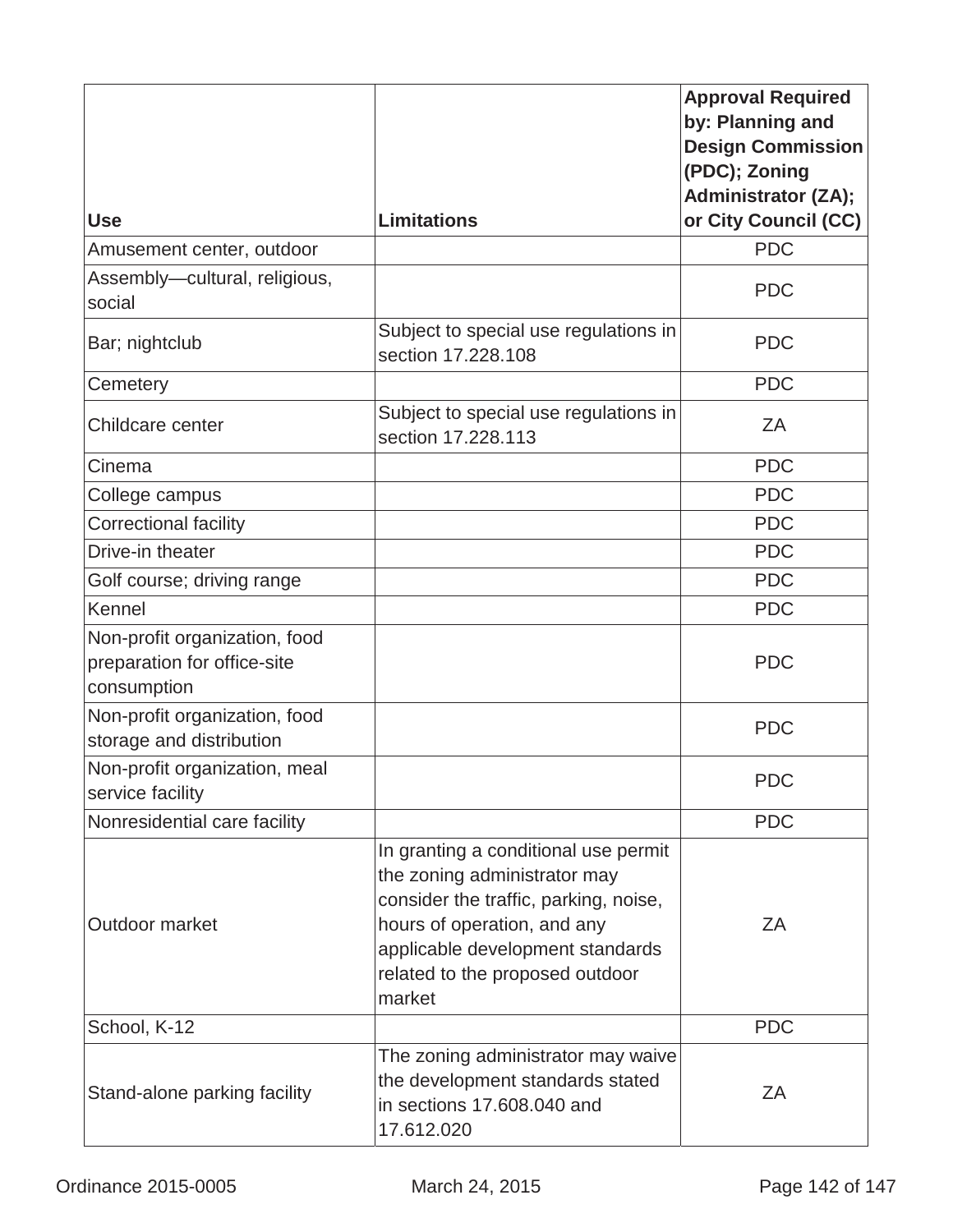| Use | Limitations | Approval Required by: Planning and Design Commission (PDC); Zoning Administrator (ZA); or City Council (CC) |
|---|---|---|
| Amusement center, outdoor | | PDC |
| Assembly—cultural, religious, social | | PDC |
| Bar; nightclub | Subject to special use regulations in section 17.228.108 | PDC |
| Cemetery | | PDC |
| Childcare center | Subject to special use regulations in section 17.228.113 | ZA |
| Cinema | | PDC |
| College campus | | PDC |
| Correctional facility | | PDC |
| Drive-in theater | | PDC |
| Golf course; driving range | | PDC |
| Kennel | | PDC |
| Non-profit organization, food preparation for office-site consumption | | PDC |
| Non-profit organization, food storage and distribution | | PDC |
| Non-profit organization, meal service facility | | PDC |
| Nonresidential care facility | | PDC |
| Outdoor market | In granting a conditional use permit the zoning administrator may consider the traffic, parking, noise, hours of operation, and any applicable development standards related to the proposed outdoor market | ZA |
| School, K-12 | | PDC |
| Stand-alone parking facility | The zoning administrator may waive the development standards stated in sections 17.608.040 and 17.612.020 | ZA |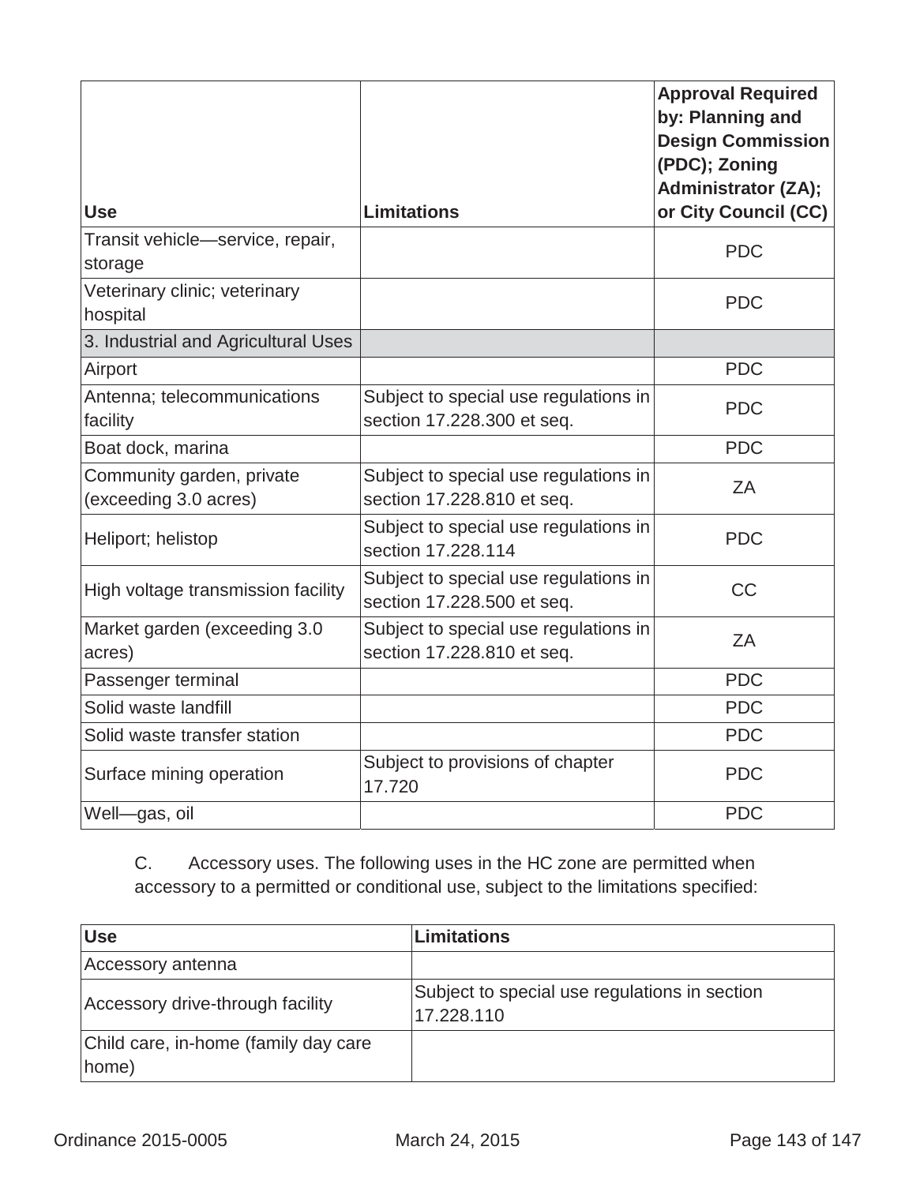| Use | Limitations | Approval Required by: Planning and Design Commission (PDC); Zoning Administrator (ZA); or City Council (CC) |
|---|---|---|
| Transit vehicle—service, repair, storage | | PDC |
| Veterinary clinic; veterinary hospital | | PDC |
| 3. Industrial and Agricultural Uses | | |
| Airport | | PDC |
| Antenna; telecommunications facility | Subject to special use regulations in section 17.228.300 et seq. | PDC |
| Boat dock, marina | | PDC |
| Community garden, private (exceeding 3.0 acres) | Subject to special use regulations in section 17.228.810 et seq. | ZA |
| Heliport; helistop | Subject to special use regulations in section 17.228.114 | PDC |
| High voltage transmission facility | Subject to special use regulations in section 17.228.500 et seq. | CC |
| Market garden (exceeding 3.0 acres) | Subject to special use regulations in section 17.228.810 et seq. | ZA |
| Passenger terminal | | PDC |
| Solid waste landfill | | PDC |
| Solid waste transfer station | | PDC |
| Surface mining operation | Subject to provisions of chapter 17.720 | PDC |
| Well—gas, oil | | PDC |

C. Accessory uses. The following uses in the HC zone are permitted when accessory to a permitted or conditional use, subject to the limitations specified:

| Use | Limitations |
|---|---|
| Accessory antenna | |
| Accessory drive-through facility | Subject to special use regulations in section 17.228.110 |
| Child care, in-home (family day care home) | |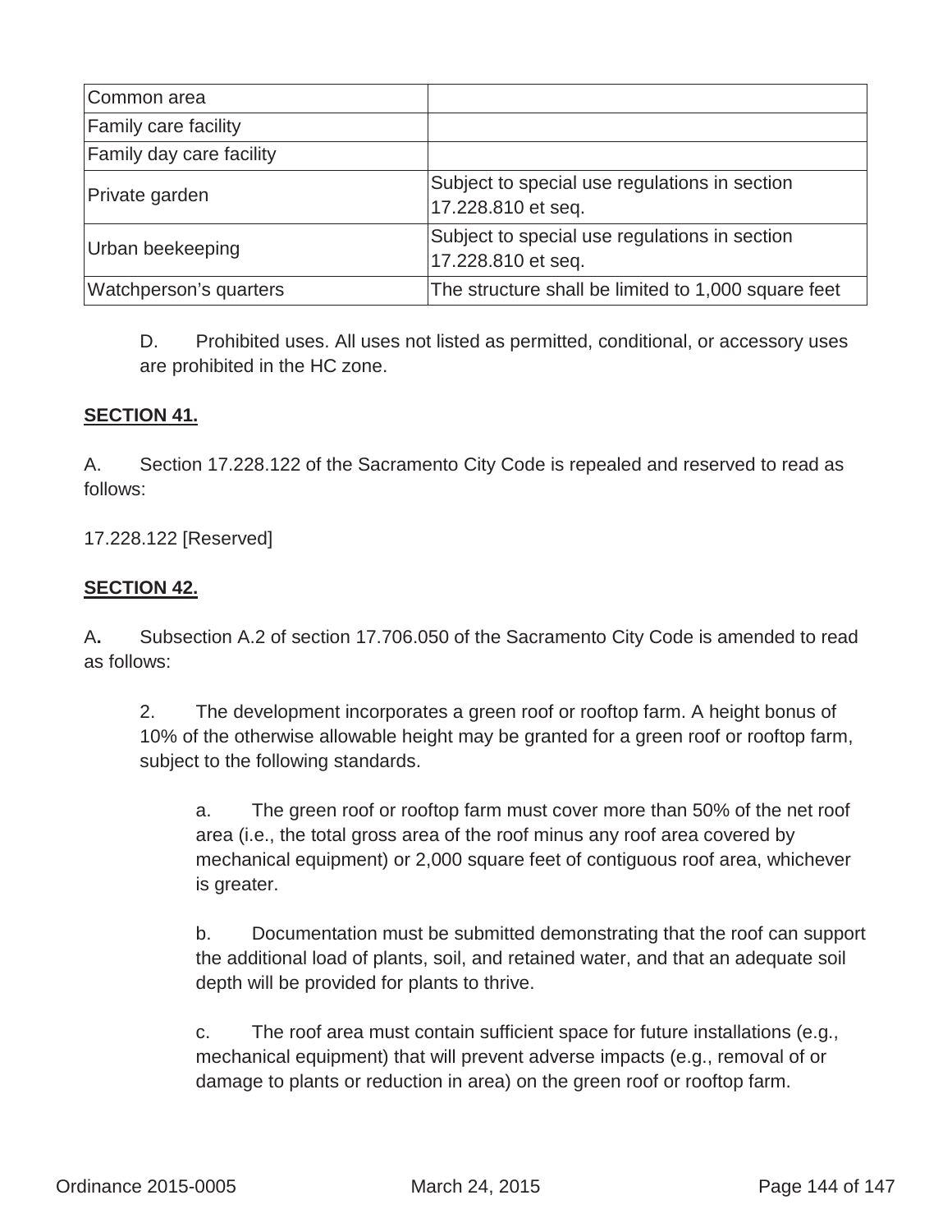| Common area | |
|---|---|
| Family care facility | |
| Family day care facility | |
| Private garden | Subject to special use regulations in section 17.228.810 et seq. |
| Urban beekeeping | Subject to special use regulations in section 17.228.810 et seq. |
| Watchperson's quarters | The structure shall be limited to 1,000 square feet |

D. Prohibited uses. All uses not listed as permitted, conditional, or accessory uses are prohibited in the HC zone.

**SECTION 41.**

A. Section 17.228.122 of the Sacramento City Code is repealed and reserved to read as follows:

17.228.122 [Reserved]

**SECTION 42.**

A**.** Subsection A.2 of section 17.706.050 of the Sacramento City Code is amended to read as follows:

2. The development incorporates a green roof or rooftop farm. A height bonus of 10% of the otherwise allowable height may be granted for a green roof or rooftop farm, subject to the following standards.

a. The green roof or rooftop farm must cover more than 50% of the net roof area (i.e., the total gross area of the roof minus any roof area covered by mechanical equipment) or 2,000 square feet of contiguous roof area, whichever is greater.

b. Documentation must be submitted demonstrating that the roof can support the additional load of plants, soil, and retained water, and that an adequate soil depth will be provided for plants to thrive.

c. The roof area must contain sufficient space for future installations (e.g., mechanical equipment) that will prevent adverse impacts (e.g., removal of or damage to plants or reduction in area) on the green roof or rooftop farm.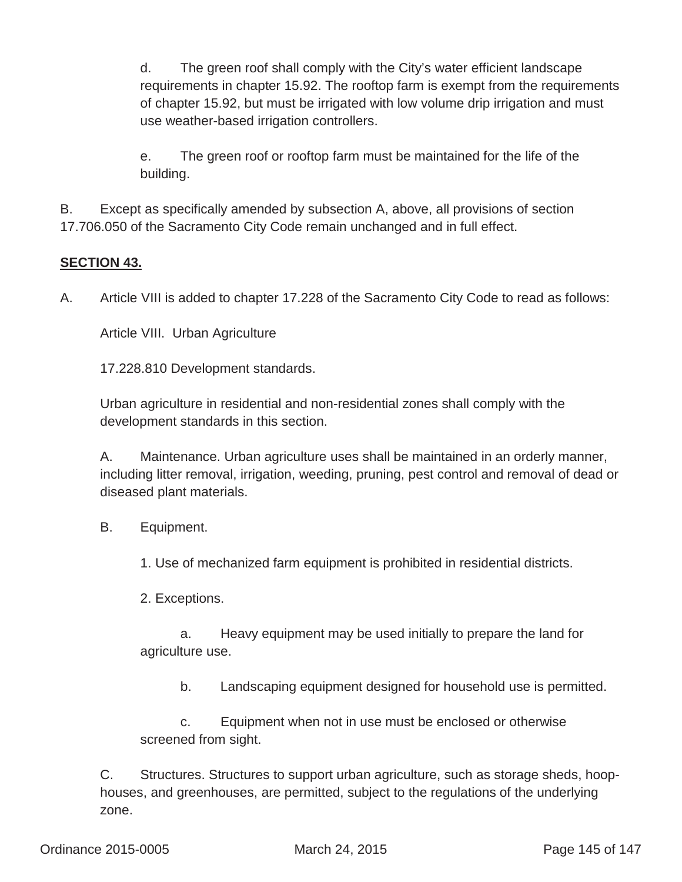d. The green roof shall comply with the City's water efficient landscape requirements in chapter 15.92. The rooftop farm is exempt from the requirements of chapter 15.92, but must be irrigated with low volume drip irrigation and must use weather-based irrigation controllers.

e. The green roof or rooftop farm must be maintained for the life of the building.

B. Except as specifically amended by subsection A, above, all provisions of section 17.706.050 of the Sacramento City Code remain unchanged and in full effect.

**SECTION 43.**

A. Article VIII is added to chapter 17.228 of the Sacramento City Code to read as follows:

Article VIII. Urban Agriculture

17.228.810 Development standards.

Urban agriculture in residential and non-residential zones shall comply with the development standards in this section.

A. Maintenance. Urban agriculture uses shall be maintained in an orderly manner, including litter removal, irrigation, weeding, pruning, pest control and removal of dead or diseased plant materials.

B. Equipment.

1. Use of mechanized farm equipment is prohibited in residential districts.

2. Exceptions.

a. Heavy equipment may be used initially to prepare the land for agriculture use.

b. Landscaping equipment designed for household use is permitted.

c. Equipment when not in use must be enclosed or otherwise screened from sight.

C. Structures. Structures to support urban agriculture, such as storage sheds, hoop-houses, and greenhouses, are permitted, subject to the regulations of the underlying zone.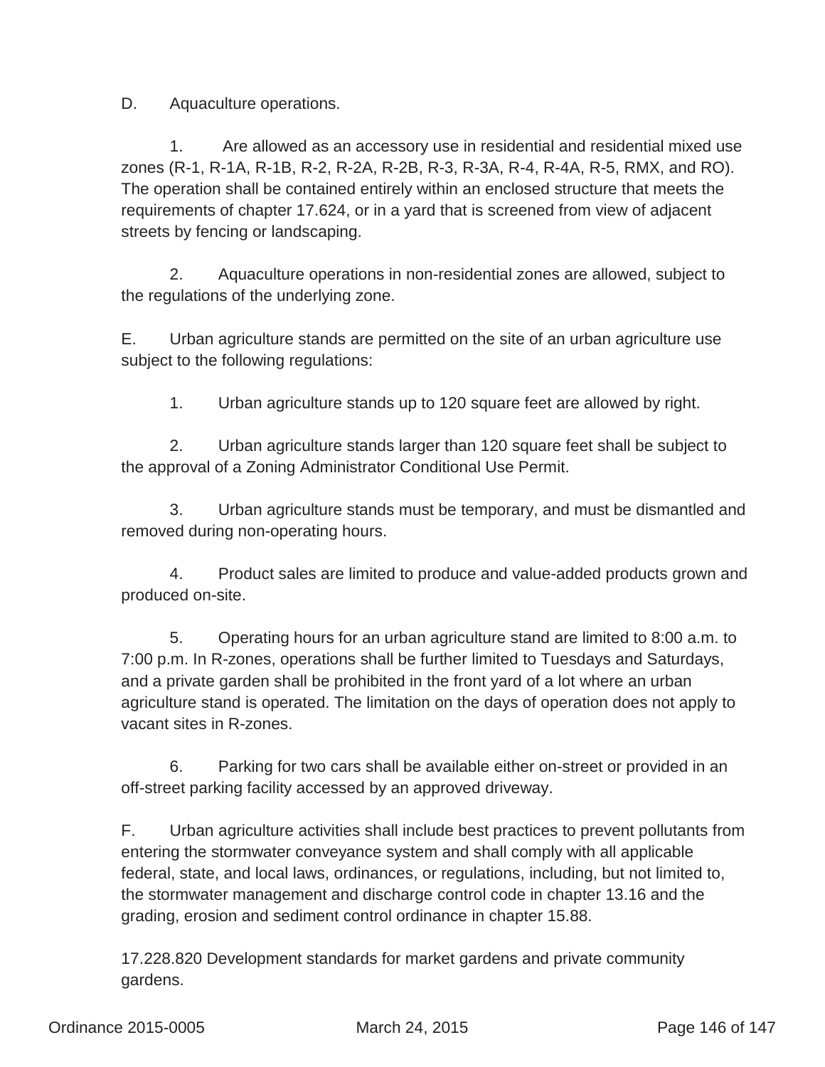D. Aquaculture operations.

1. Are allowed as an accessory use in residential and residential mixed use zones (R-1, R-1A, R-1B, R-2, R-2A, R-2B, R-3, R-3A, R-4, R-4A, R-5, RMX, and RO). The operation shall be contained entirely within an enclosed structure that meets the requirements of chapter 17.624, or in a yard that is screened from view of adjacent streets by fencing or landscaping.

2. Aquaculture operations in non-residential zones are allowed, subject to the regulations of the underlying zone.

E. Urban agriculture stands are permitted on the site of an urban agriculture use subject to the following regulations:

1. Urban agriculture stands up to 120 square feet are allowed by right.

2. Urban agriculture stands larger than 120 square feet shall be subject to the approval of a Zoning Administrator Conditional Use Permit.

3. Urban agriculture stands must be temporary, and must be dismantled and removed during non-operating hours.

4. Product sales are limited to produce and value-added products grown and produced on-site.

5. Operating hours for an urban agriculture stand are limited to 8:00 a.m. to 7:00 p.m. In R-zones, operations shall be further limited to Tuesdays and Saturdays, and a private garden shall be prohibited in the front yard of a lot where an urban agriculture stand is operated. The limitation on the days of operation does not apply to vacant sites in R-zones.

6. Parking for two cars shall be available either on-street or provided in an off-street parking facility accessed by an approved driveway.

F. Urban agriculture activities shall include best practices to prevent pollutants from entering the stormwater conveyance system and shall comply with all applicable federal, state, and local laws, ordinances, or regulations, including, but not limited to, the stormwater management and discharge control code in chapter 13.16 and the grading, erosion and sediment control ordinance in chapter 15.88.

17.228.820 Development standards for market gardens and private community gardens.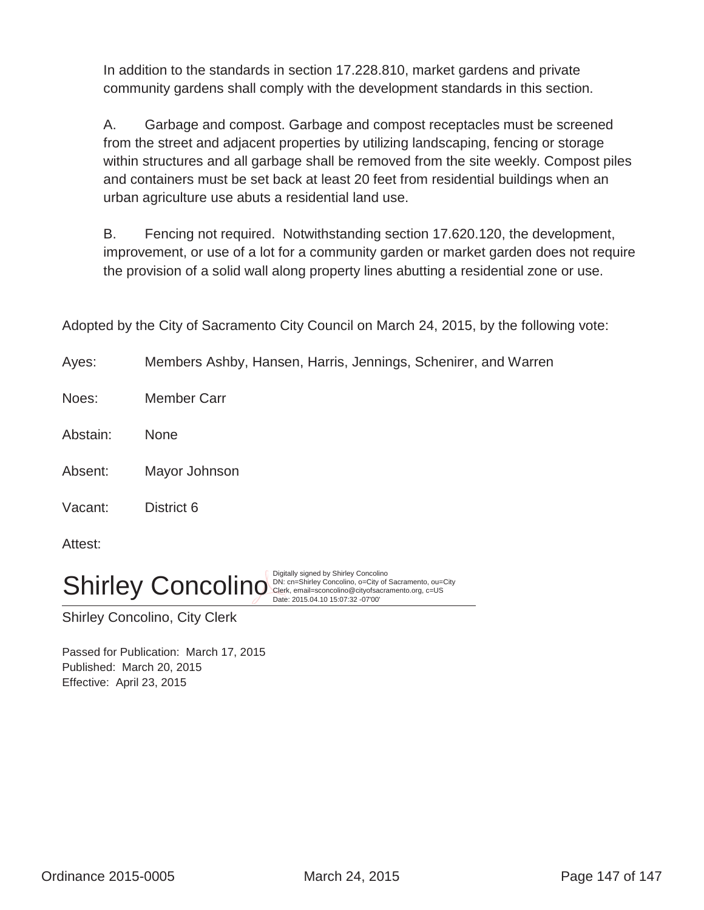In addition to the standards in section 17.228.810, market gardens and private community gardens shall comply with the development standards in this section.

A. Garbage and compost. Garbage and compost receptacles must be screened from the street and adjacent properties by utilizing landscaping, fencing or storage within structures and all garbage shall be removed from the site weekly. Compost piles and containers must be set back at least 20 feet from residential buildings when an urban agriculture use abuts a residential land use.

B. Fencing not required. Notwithstanding section 17.620.120, the development, improvement, or use of a lot for a community garden or market garden does not require the provision of a solid wall along property lines abutting a residential zone or use.

Adopted by the City of Sacramento City Council on March 24, 2015, by the following vote:

| | |
|---|---|
| Ayes: | Members Ashby, Hansen, Harris, Jennings, Schenirer, and Warren |
| Noes: | Member Carr |
| Abstain: | None |
| Absent: | Mayor Johnson |
| Vacant: | District 6 |

Attest:

Shirley Concolino

Digitally signed by Shirley Concolino
DN: cn=Shirley Concolino, o=City of Sacramento, ou=City Clerk, email=sconcolino@cityofsacramento.org, c=US
Date: 2015.04.10 15:07:32 -07'00'

Shirley Concolino, City Clerk

Passed for Publication: March 17, 2015
Published: March 20, 2015
Effective: April 23, 2015